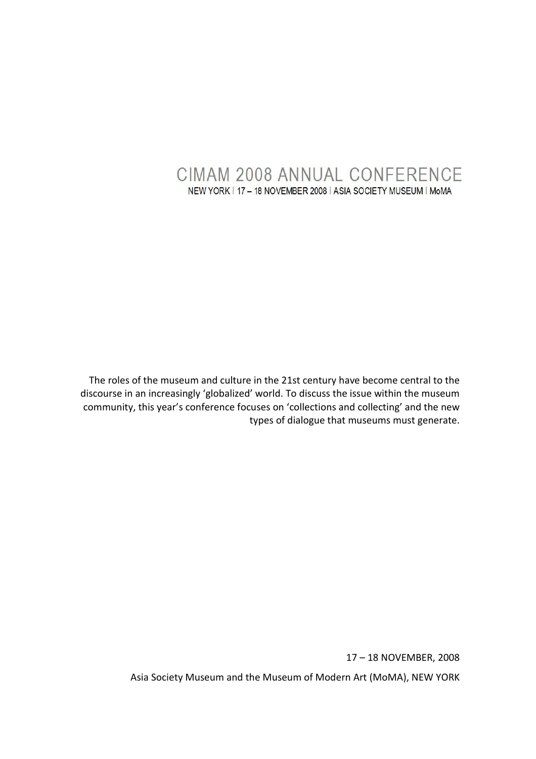# CIMAM 2008 ANNUAL CONFERENCE

NEW YORK | 17 – 18 NOVEMBER 2008 | ASIA SOCIETY MUSEUM | MoMA

The roles of the museum and culture in the 21st century have become central to the discourse in an increasingly 'globalized' world. To discuss the issue within the museum community, this year's conference focuses on 'collections and collecting' and the new types of dialogue that museums must generate.

17 – 18 NOVEMBER, 2008

Asia Society Museum and the Museum of Modern Art (MoMA), NEW YORK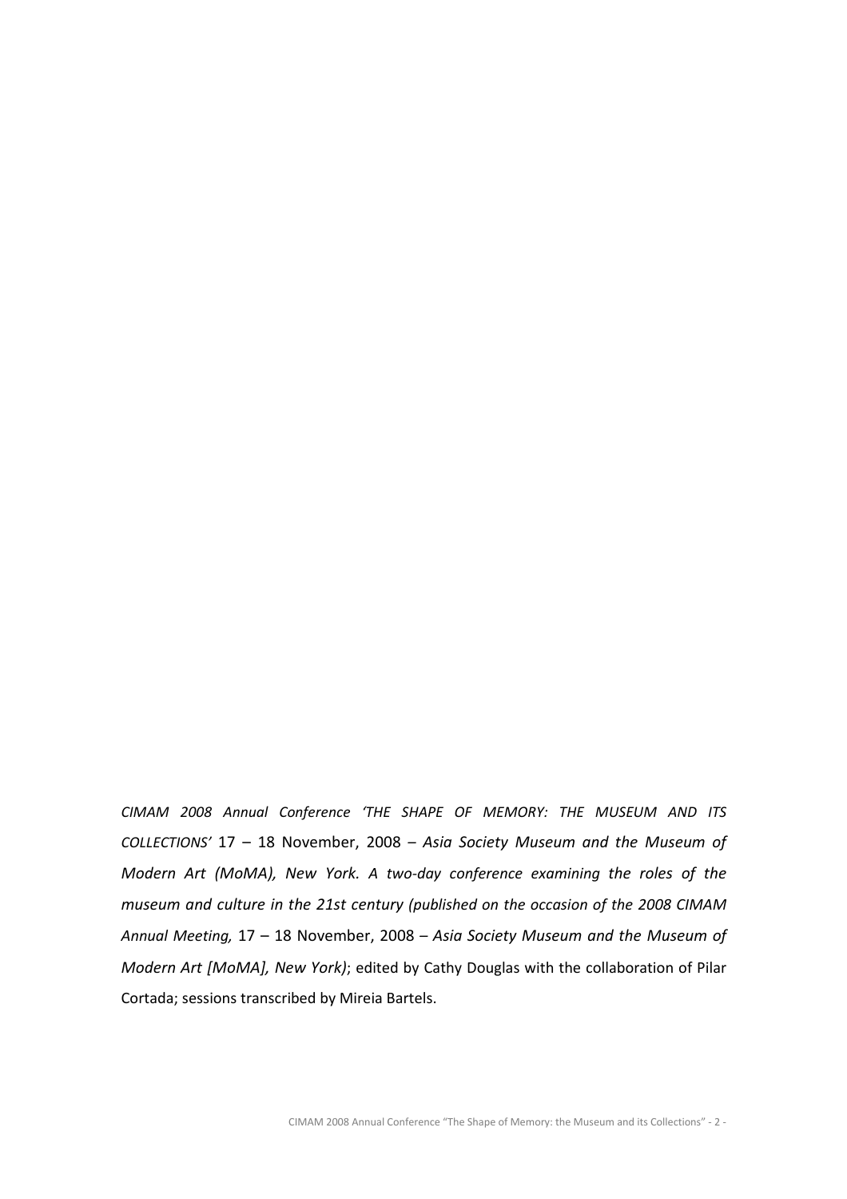*CIMAM 2008 Annual Conference 'THE SHAPE OF MEMORY: THE MUSEUM AND ITS COLLECTIONS'* 17 – 18 November, 2008 – *Asia Society Museum and the Museum of Modern Art (MoMA), New York. A two-day conference examining the roles of the museum and culture in the 21st century (published on the occasion of the 2008 CIMAM Annual Meeting,* 17 – 18 November, 2008 – *Asia Society Museum and the Museum of Modern Art [MoMA], New York)*; edited by Cathy Douglas with the collaboration of Pilar Cortada; sessions transcribed by Mireia Bartels.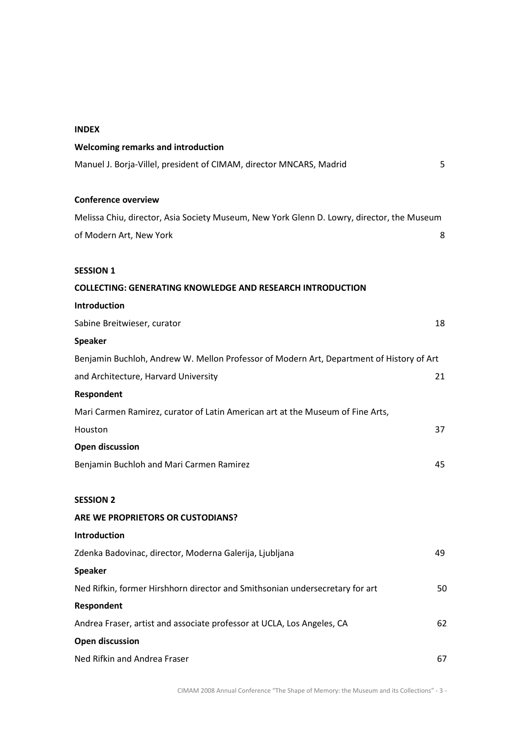**INDEX**

**Welcoming remarks and introduction**

Manuel J. Borja-Villel, president of CIMAM, director MNCARS, Madrid 5

**Conference overview**

Melissa Chiu, director, Asia Society Museum, New York Glenn D. Lowry, director, the Museum of Modern Art, New York 8

**SESSION 1**

**COLLECTING: GENERATING KNOWLEDGE AND RESEARCH INTRODUCTION**

**Introduction**

Sabine Breitwieser, curator 18

**Speaker**

Benjamin Buchloh, Andrew W. Mellon Professor of Modern Art, Department of History of Art and Architecture, Harvard University 21

**Respondent**

Mari Carmen Ramirez, curator of Latin American art at the Museum of Fine Arts, Houston 37

**Open discussion**

Benjamin Buchloh and Mari Carmen Ramirez 45

**SESSION 2**

**ARE WE PROPRIETORS OR CUSTODIANS?**

**Introduction**

Zdenka Badovinac, director, Moderna Galerija, Ljubljana 49

**Speaker**

Ned Rifkin, former Hirshhorn director and Smithsonian undersecretary for art 50

**Respondent**

Andrea Fraser, artist and associate professor at UCLA, Los Angeles, CA 62

**Open discussion**

Ned Rifkin and Andrea Fraser 67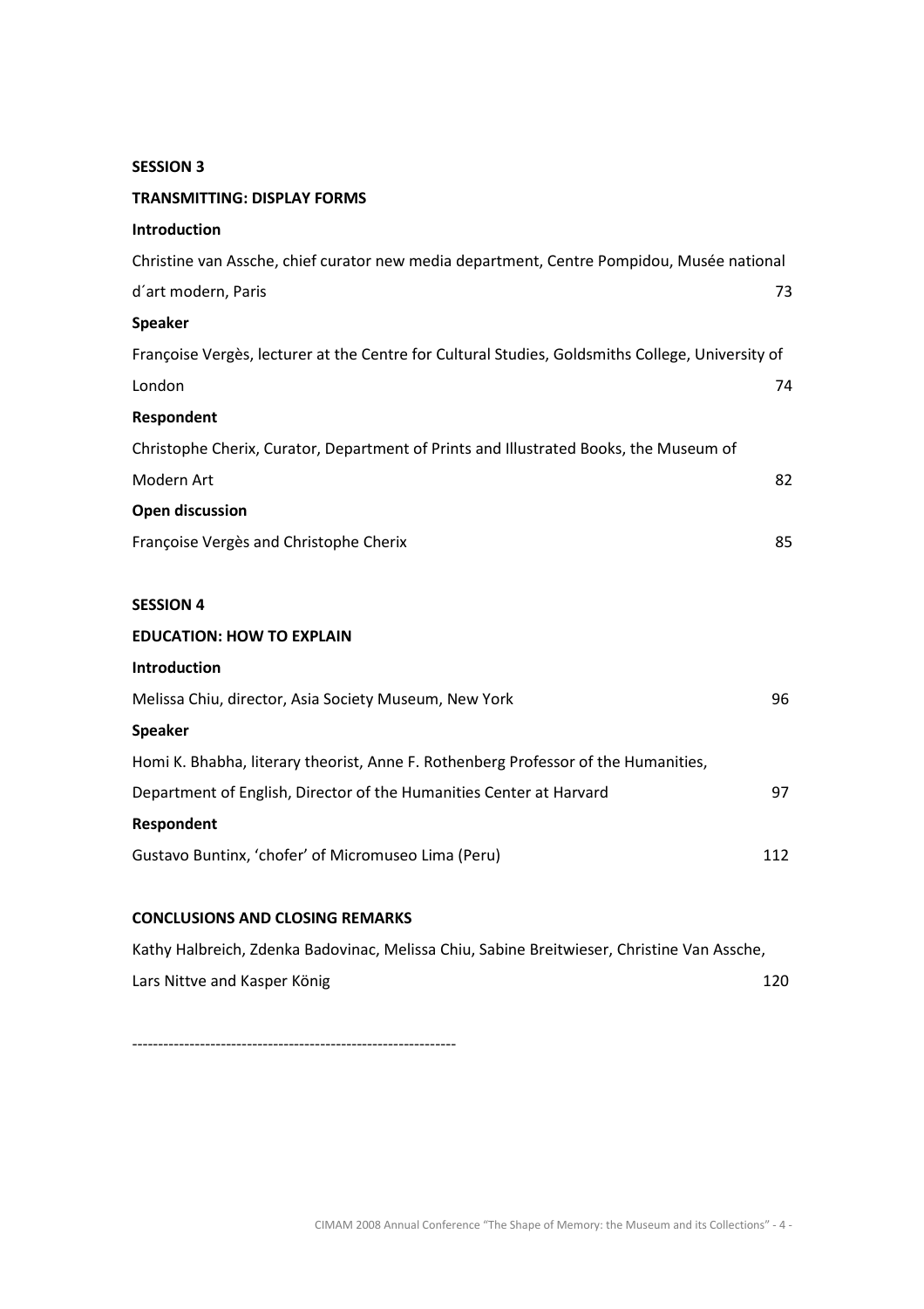**SESSION 3**

**TRANSMITTING: DISPLAY FORMS**

**Introduction**

Christine van Assche, chief curator new media department, Centre Pompidou, Musée national d´art modern, Paris 73

**Speaker**

Françoise Vergès, lecturer at the Centre for Cultural Studies, Goldsmiths College, University of London 74

**Respondent**

Christophe Cherix, Curator, Department of Prints and Illustrated Books, the Museum of Modern Art 82

**Open discussion**

Françoise Vergès and Christophe Cherix 85

**SESSION 4**

**EDUCATION: HOW TO EXPLAIN**

**Introduction**

Melissa Chiu, director, Asia Society Museum, New York 96

**Speaker**

Homi K. Bhabha, literary theorist, Anne F. Rothenberg Professor of the Humanities, Department of English, Director of the Humanities Center at Harvard 97

**Respondent**

Gustavo Buntinx, 'chofer' of Micromuseo Lima (Peru) 112

**CONCLUSIONS AND CLOSING REMARKS**

Kathy Halbreich, Zdenka Badovinac, Melissa Chiu, Sabine Breitwieser, Christine Van Assche, Lars Nittve and Kasper König 120

-------------------------------------------------------------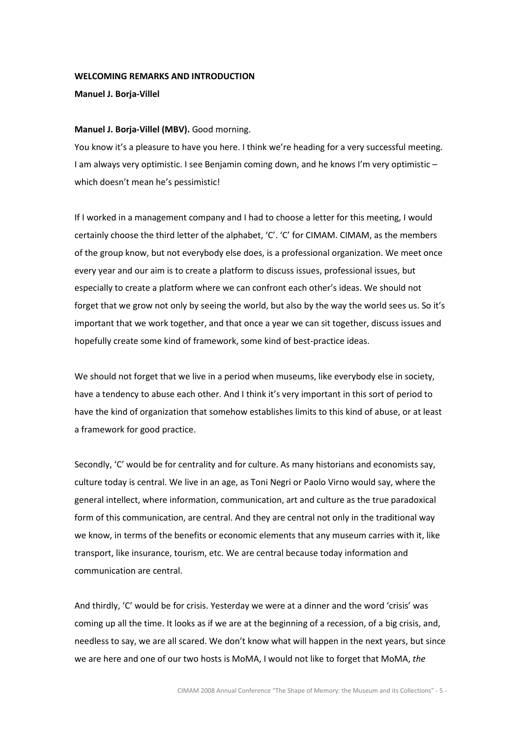## WELCOMING REMARKS AND INTRODUCTION

**Manuel J. Borja-Villel**

**Manuel J. Borja-Villel (MBV).** Good morning.

You know it's a pleasure to have you here. I think we're heading for a very successful meeting. I am always very optimistic. I see Benjamin coming down, and he knows I'm very optimistic – which doesn't mean he's pessimistic!

If I worked in a management company and I had to choose a letter for this meeting, I would certainly choose the third letter of the alphabet, 'C'. 'C' for CIMAM. CIMAM, as the members of the group know, but not everybody else does, is a professional organization. We meet once every year and our aim is to create a platform to discuss issues, professional issues, but especially to create a platform where we can confront each other's ideas. We should not forget that we grow not only by seeing the world, but also by the way the world sees us. So it's important that we work together, and that once a year we can sit together, discuss issues and hopefully create some kind of framework, some kind of best-practice ideas.

We should not forget that we live in a period when museums, like everybody else in society, have a tendency to abuse each other. And I think it's very important in this sort of period to have the kind of organization that somehow establishes limits to this kind of abuse, or at least a framework for good practice.

Secondly, 'C' would be for centrality and for culture. As many historians and economists say, culture today is central. We live in an age, as Toni Negri or Paolo Virno would say, where the general intellect, where information, communication, art and culture as the true paradoxical form of this communication, are central. And they are central not only in the traditional way we know, in terms of the benefits or economic elements that any museum carries with it, like transport, like insurance, tourism, etc. We are central because today information and communication are central.

And thirdly, 'C' would be for crisis. Yesterday we were at a dinner and the word 'crisis' was coming up all the time. It looks as if we are at the beginning of a recession, of a big crisis, and, needless to say, we are all scared. We don't know what will happen in the next years, but since we are here and one of our two hosts is MoMA, I would not like to forget that MoMA, *the*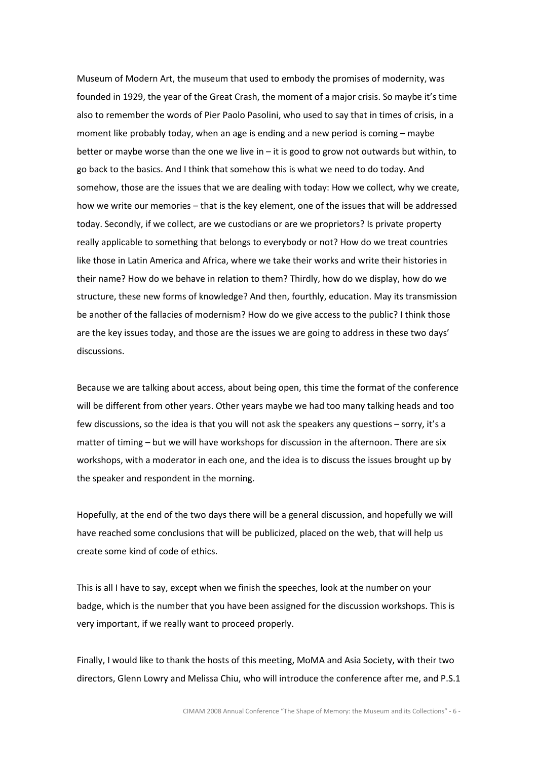Museum of Modern Art, the museum that used to embody the promises of modernity, was founded in 1929, the year of the Great Crash, the moment of a major crisis. So maybe it's time also to remember the words of Pier Paolo Pasolini, who used to say that in times of crisis, in a moment like probably today, when an age is ending and a new period is coming – maybe better or maybe worse than the one we live in – it is good to grow not outwards but within, to go back to the basics. And I think that somehow this is what we need to do today. And somehow, those are the issues that we are dealing with today: How we collect, why we create, how we write our memories – that is the key element, one of the issues that will be addressed today. Secondly, if we collect, are we custodians or are we proprietors? Is private property really applicable to something that belongs to everybody or not? How do we treat countries like those in Latin America and Africa, where we take their works and write their histories in their name? How do we behave in relation to them? Thirdly, how do we display, how do we structure, these new forms of knowledge? And then, fourthly, education. May its transmission be another of the fallacies of modernism? How do we give access to the public? I think those are the key issues today, and those are the issues we are going to address in these two days' discussions.

Because we are talking about access, about being open, this time the format of the conference will be different from other years. Other years maybe we had too many talking heads and too few discussions, so the idea is that you will not ask the speakers any questions – sorry, it's a matter of timing – but we will have workshops for discussion in the afternoon. There are six workshops, with a moderator in each one, and the idea is to discuss the issues brought up by the speaker and respondent in the morning.

Hopefully, at the end of the two days there will be a general discussion, and hopefully we will have reached some conclusions that will be publicized, placed on the web, that will help us create some kind of code of ethics.

This is all I have to say, except when we finish the speeches, look at the number on your badge, which is the number that you have been assigned for the discussion workshops. This is very important, if we really want to proceed properly.

Finally, I would like to thank the hosts of this meeting, MoMA and Asia Society, with their two directors, Glenn Lowry and Melissa Chiu, who will introduce the conference after me, and P.S.1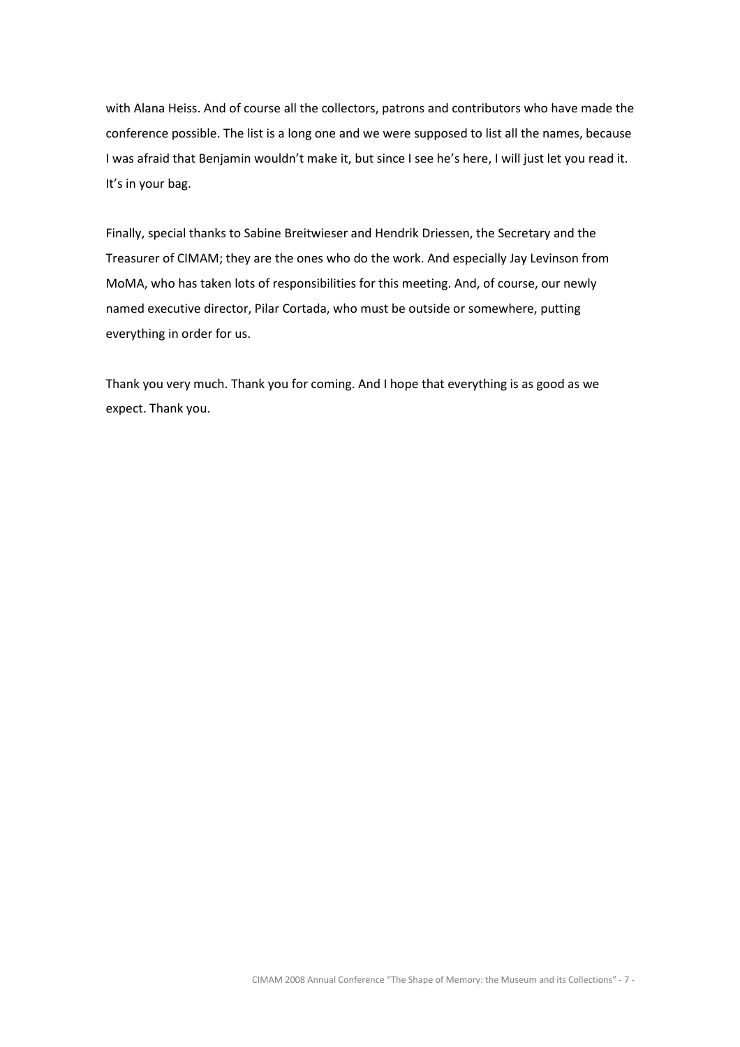with Alana Heiss. And of course all the collectors, patrons and contributors who have made the conference possible. The list is a long one and we were supposed to list all the names, because I was afraid that Benjamin wouldn't make it, but since I see he's here, I will just let you read it. It's in your bag.

Finally, special thanks to Sabine Breitwieser and Hendrik Driessen, the Secretary and the Treasurer of CIMAM; they are the ones who do the work. And especially Jay Levinson from MoMA, who has taken lots of responsibilities for this meeting. And, of course, our newly named executive director, Pilar Cortada, who must be outside or somewhere, putting everything in order for us.

Thank you very much. Thank you for coming. And I hope that everything is as good as we expect. Thank you.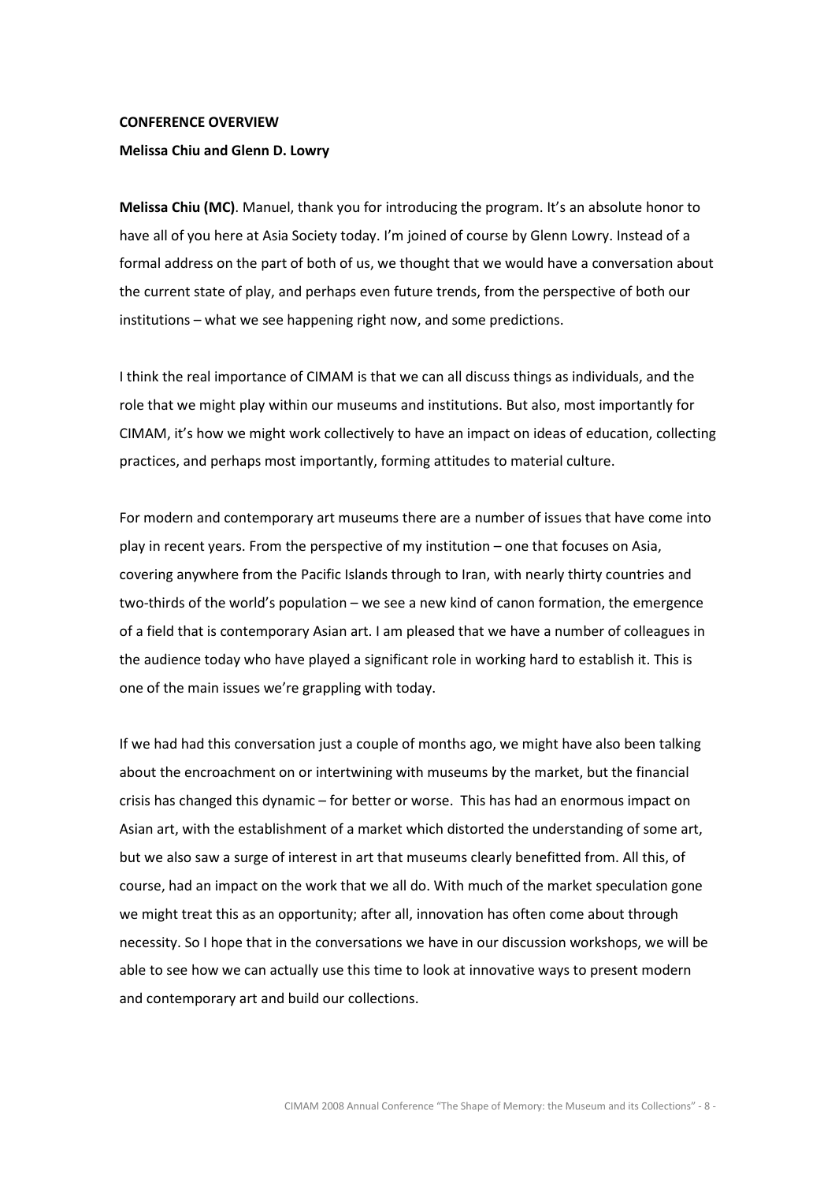**CONFERENCE OVERVIEW**

**Melissa Chiu and Glenn D. Lowry**

**Melissa Chiu (MC)**. Manuel, thank you for introducing the program. It's an absolute honor to have all of you here at Asia Society today. I'm joined of course by Glenn Lowry. Instead of a formal address on the part of both of us, we thought that we would have a conversation about the current state of play, and perhaps even future trends, from the perspective of both our institutions – what we see happening right now, and some predictions.

I think the real importance of CIMAM is that we can all discuss things as individuals, and the role that we might play within our museums and institutions. But also, most importantly for CIMAM, it's how we might work collectively to have an impact on ideas of education, collecting practices, and perhaps most importantly, forming attitudes to material culture.

For modern and contemporary art museums there are a number of issues that have come into play in recent years. From the perspective of my institution – one that focuses on Asia, covering anywhere from the Pacific Islands through to Iran, with nearly thirty countries and two-thirds of the world's population – we see a new kind of canon formation, the emergence of a field that is contemporary Asian art. I am pleased that we have a number of colleagues in the audience today who have played a significant role in working hard to establish it. This is one of the main issues we're grappling with today.

If we had had this conversation just a couple of months ago, we might have also been talking about the encroachment on or intertwining with museums by the market, but the financial crisis has changed this dynamic – for better or worse. This has had an enormous impact on Asian art, with the establishment of a market which distorted the understanding of some art, but we also saw a surge of interest in art that museums clearly benefitted from. All this, of course, had an impact on the work that we all do. With much of the market speculation gone we might treat this as an opportunity; after all, innovation has often come about through necessity. So I hope that in the conversations we have in our discussion workshops, we will be able to see how we can actually use this time to look at innovative ways to present modern and contemporary art and build our collections.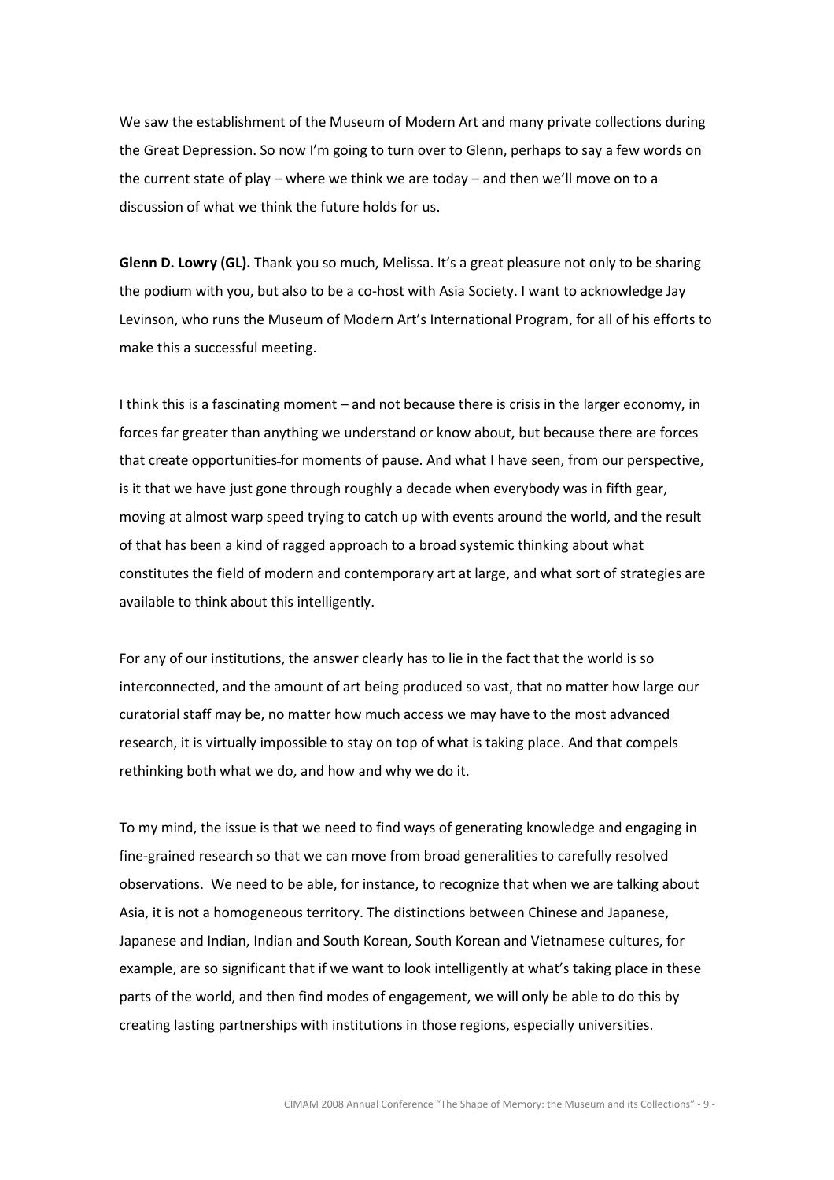We saw the establishment of the Museum of Modern Art and many private collections during the Great Depression. So now I'm going to turn over to Glenn, perhaps to say a few words on the current state of play – where we think we are today – and then we'll move on to a discussion of what we think the future holds for us.

**Glenn D. Lowry (GL).** Thank you so much, Melissa. It's a great pleasure not only to be sharing the podium with you, but also to be a co-host with Asia Society. I want to acknowledge Jay Levinson, who runs the Museum of Modern Art's International Program, for all of his efforts to make this a successful meeting.

I think this is a fascinating moment – and not because there is crisis in the larger economy, in forces far greater than anything we understand or know about, but because there are forces that create opportunities for moments of pause. And what I have seen, from our perspective, is it that we have just gone through roughly a decade when everybody was in fifth gear, moving at almost warp speed trying to catch up with events around the world, and the result of that has been a kind of ragged approach to a broad systemic thinking about what constitutes the field of modern and contemporary art at large, and what sort of strategies are available to think about this intelligently.

For any of our institutions, the answer clearly has to lie in the fact that the world is so interconnected, and the amount of art being produced so vast, that no matter how large our curatorial staff may be, no matter how much access we may have to the most advanced research, it is virtually impossible to stay on top of what is taking place. And that compels rethinking both what we do, and how and why we do it.

To my mind, the issue is that we need to find ways of generating knowledge and engaging in fine-grained research so that we can move from broad generalities to carefully resolved observations. We need to be able, for instance, to recognize that when we are talking about Asia, it is not a homogeneous territory. The distinctions between Chinese and Japanese, Japanese and Indian, Indian and South Korean, South Korean and Vietnamese cultures, for example, are so significant that if we want to look intelligently at what's taking place in these parts of the world, and then find modes of engagement, we will only be able to do this by creating lasting partnerships with institutions in those regions, especially universities.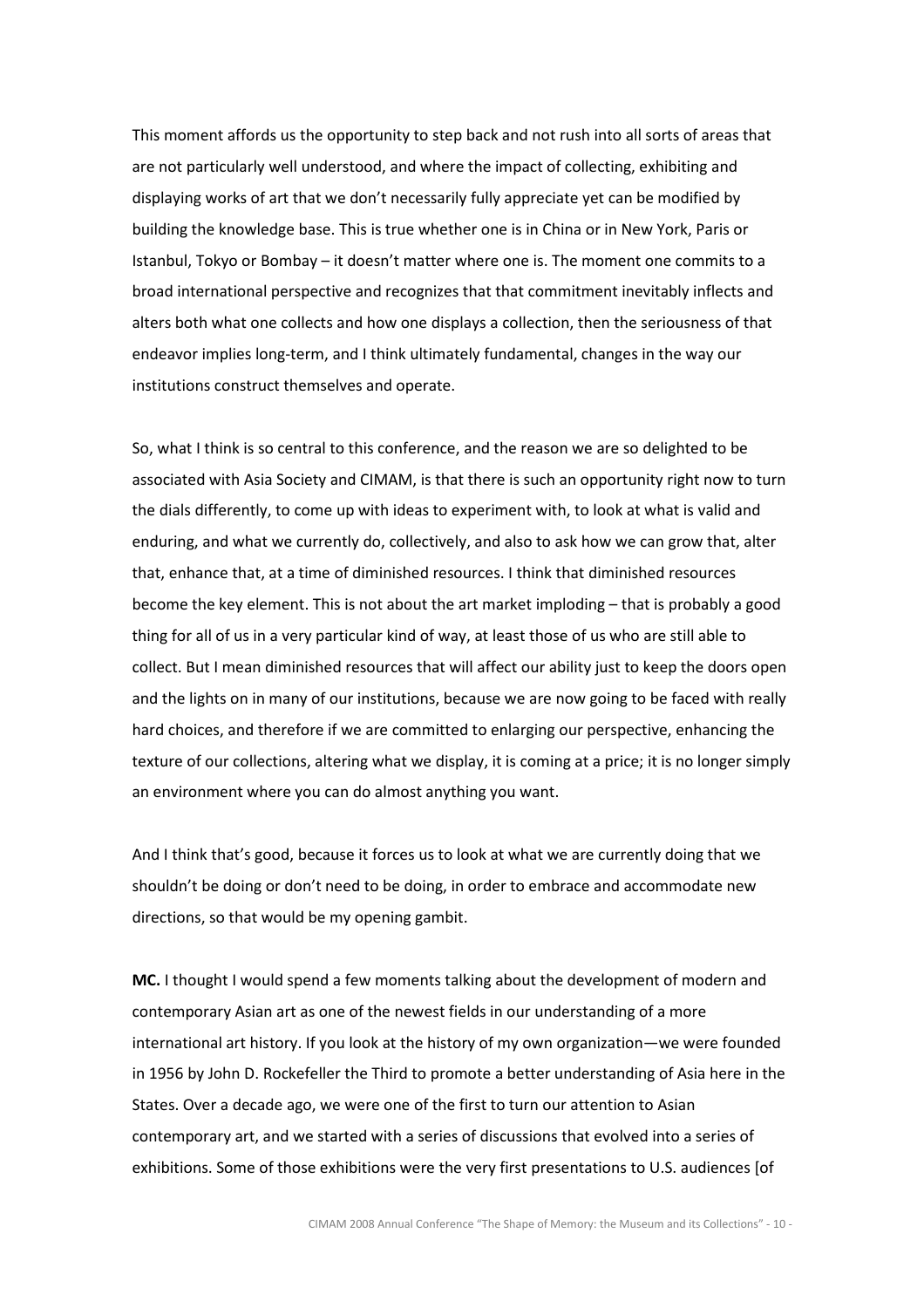This moment affords us the opportunity to step back and not rush into all sorts of areas that are not particularly well understood, and where the impact of collecting, exhibiting and displaying works of art that we don't necessarily fully appreciate yet can be modified by building the knowledge base. This is true whether one is in China or in New York, Paris or Istanbul, Tokyo or Bombay – it doesn't matter where one is. The moment one commits to a broad international perspective and recognizes that that commitment inevitably inflects and alters both what one collects and how one displays a collection, then the seriousness of that endeavor implies long-term, and I think ultimately fundamental, changes in the way our institutions construct themselves and operate.

So, what I think is so central to this conference, and the reason we are so delighted to be associated with Asia Society and CIMAM, is that there is such an opportunity right now to turn the dials differently, to come up with ideas to experiment with, to look at what is valid and enduring, and what we currently do, collectively, and also to ask how we can grow that, alter that, enhance that, at a time of diminished resources. I think that diminished resources become the key element. This is not about the art market imploding – that is probably a good thing for all of us in a very particular kind of way, at least those of us who are still able to collect. But I mean diminished resources that will affect our ability just to keep the doors open and the lights on in many of our institutions, because we are now going to be faced with really hard choices, and therefore if we are committed to enlarging our perspective, enhancing the texture of our collections, altering what we display, it is coming at a price; it is no longer simply an environment where you can do almost anything you want.

And I think that's good, because it forces us to look at what we are currently doing that we shouldn't be doing or don't need to be doing, in order to embrace and accommodate new directions, so that would be my opening gambit.

**MC.** I thought I would spend a few moments talking about the development of modern and contemporary Asian art as one of the newest fields in our understanding of a more international art history. If you look at the history of my own organization—we were founded in 1956 by John D. Rockefeller the Third to promote a better understanding of Asia here in the States. Over a decade ago, we were one of the first to turn our attention to Asian contemporary art, and we started with a series of discussions that evolved into a series of exhibitions. Some of those exhibitions were the very first presentations to U.S. audiences [of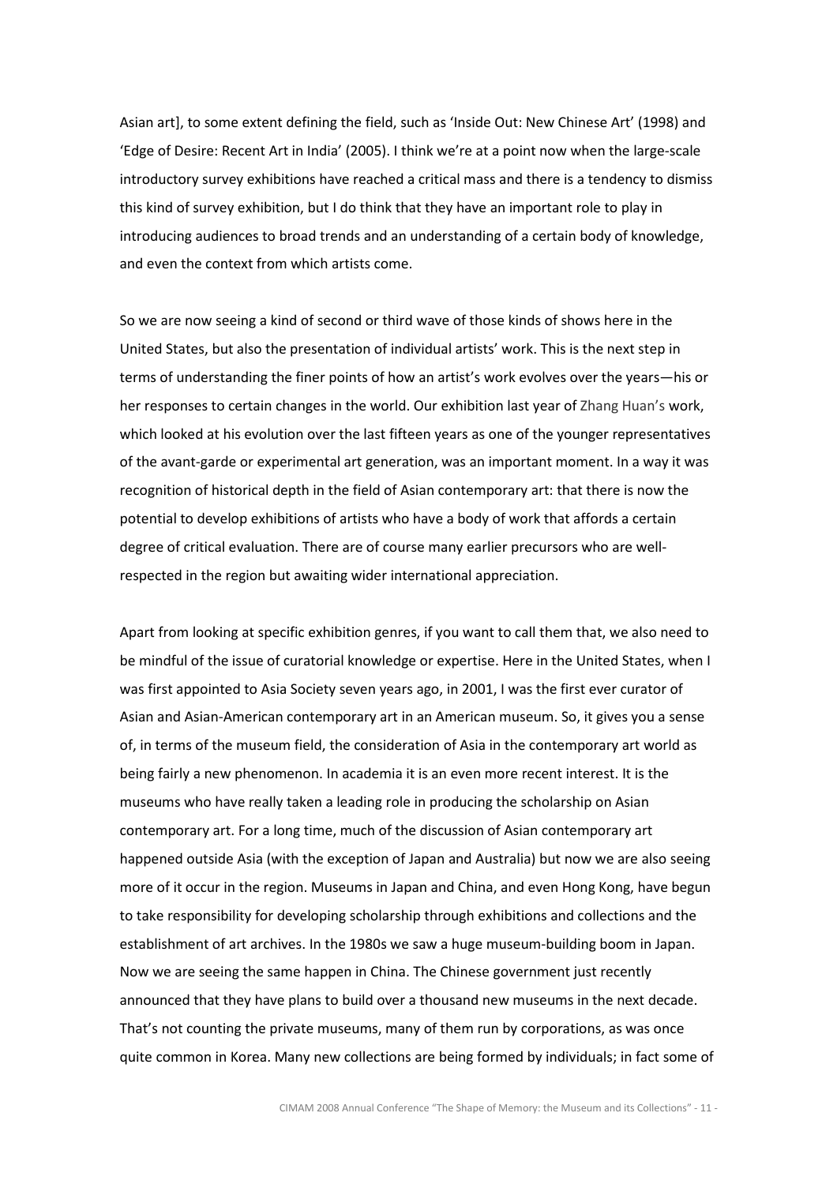Asian art], to some extent defining the field, such as 'Inside Out: New Chinese Art' (1998) and 'Edge of Desire: Recent Art in India' (2005). I think we're at a point now when the large-scale introductory survey exhibitions have reached a critical mass and there is a tendency to dismiss this kind of survey exhibition, but I do think that they have an important role to play in introducing audiences to broad trends and an understanding of a certain body of knowledge, and even the context from which artists come.

So we are now seeing a kind of second or third wave of those kinds of shows here in the United States, but also the presentation of individual artists' work. This is the next step in terms of understanding the finer points of how an artist's work evolves over the years—his or her responses to certain changes in the world. Our exhibition last year of Zhang Huan's work, which looked at his evolution over the last fifteen years as one of the younger representatives of the avant-garde or experimental art generation, was an important moment. In a way it was recognition of historical depth in the field of Asian contemporary art: that there is now the potential to develop exhibitions of artists who have a body of work that affords a certain degree of critical evaluation. There are of course many earlier precursors who are well-respected in the region but awaiting wider international appreciation.

Apart from looking at specific exhibition genres, if you want to call them that, we also need to be mindful of the issue of curatorial knowledge or expertise. Here in the United States, when I was first appointed to Asia Society seven years ago, in 2001, I was the first ever curator of Asian and Asian-American contemporary art in an American museum. So, it gives you a sense of, in terms of the museum field, the consideration of Asia in the contemporary art world as being fairly a new phenomenon. In academia it is an even more recent interest. It is the museums who have really taken a leading role in producing the scholarship on Asian contemporary art. For a long time, much of the discussion of Asian contemporary art happened outside Asia (with the exception of Japan and Australia) but now we are also seeing more of it occur in the region. Museums in Japan and China, and even Hong Kong, have begun to take responsibility for developing scholarship through exhibitions and collections and the establishment of art archives. In the 1980s we saw a huge museum-building boom in Japan. Now we are seeing the same happen in China. The Chinese government just recently announced that they have plans to build over a thousand new museums in the next decade. That's not counting the private museums, many of them run by corporations, as was once quite common in Korea. Many new collections are being formed by individuals; in fact some of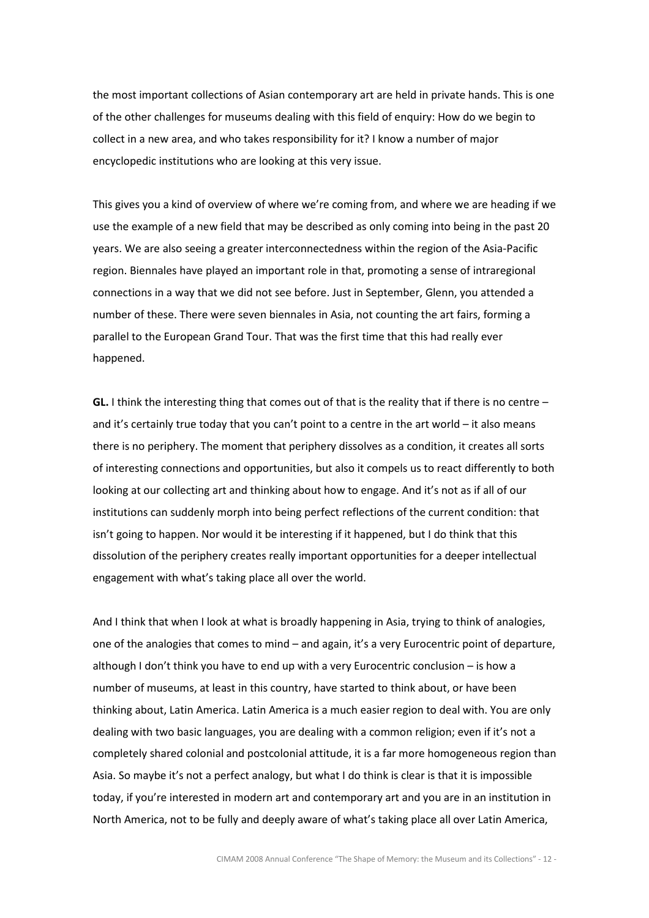the most important collections of Asian contemporary art are held in private hands. This is one of the other challenges for museums dealing with this field of enquiry: How do we begin to collect in a new area, and who takes responsibility for it? I know a number of major encyclopedic institutions who are looking at this very issue.

This gives you a kind of overview of where we're coming from, and where we are heading if we use the example of a new field that may be described as only coming into being in the past 20 years. We are also seeing a greater interconnectedness within the region of the Asia-Pacific region. Biennales have played an important role in that, promoting a sense of intraregional connections in a way that we did not see before. Just in September, Glenn, you attended a number of these. There were seven biennales in Asia, not counting the art fairs, forming a parallel to the European Grand Tour. That was the first time that this had really ever happened.

**GL.** I think the interesting thing that comes out of that is the reality that if there is no centre – and it's certainly true today that you can't point to a centre in the art world – it also means there is no periphery. The moment that periphery dissolves as a condition, it creates all sorts of interesting connections and opportunities, but also it compels us to react differently to both looking at our collecting art and thinking about how to engage. And it's not as if all of our institutions can suddenly morph into being perfect reflections of the current condition: that isn't going to happen. Nor would it be interesting if it happened, but I do think that this dissolution of the periphery creates really important opportunities for a deeper intellectual engagement with what's taking place all over the world.

And I think that when I look at what is broadly happening in Asia, trying to think of analogies, one of the analogies that comes to mind – and again, it's a very Eurocentric point of departure, although I don't think you have to end up with a very Eurocentric conclusion – is how a number of museums, at least in this country, have started to think about, or have been thinking about, Latin America. Latin America is a much easier region to deal with. You are only dealing with two basic languages, you are dealing with a common religion; even if it's not a completely shared colonial and postcolonial attitude, it is a far more homogeneous region than Asia. So maybe it's not a perfect analogy, but what I do think is clear is that it is impossible today, if you're interested in modern art and contemporary art and you are in an institution in North America, not to be fully and deeply aware of what's taking place all over Latin America,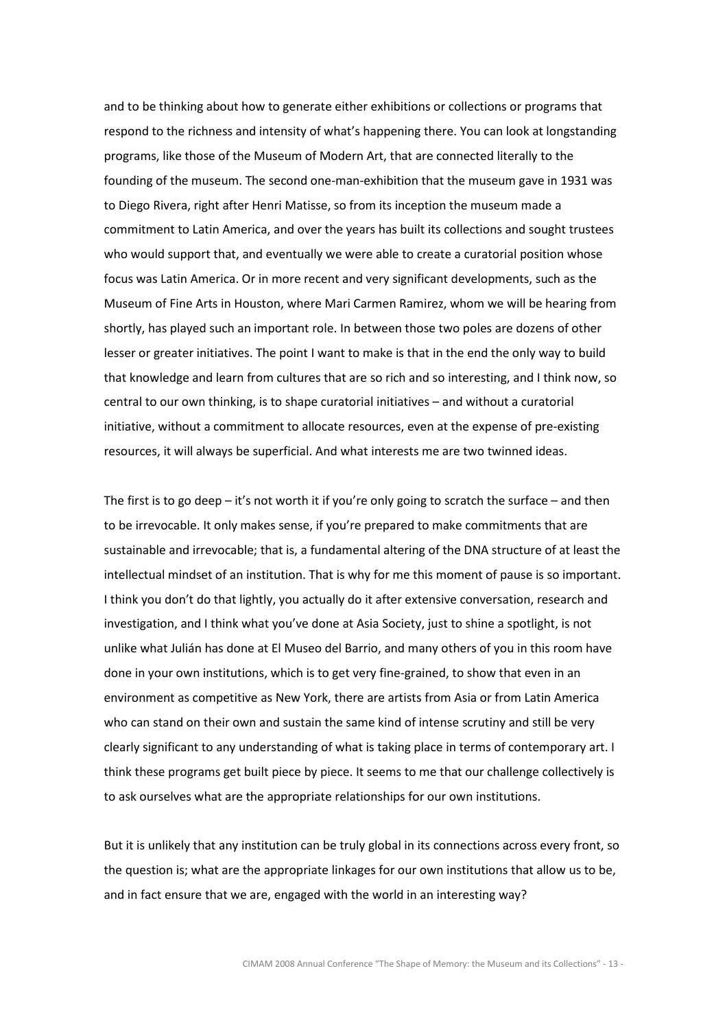and to be thinking about how to generate either exhibitions or collections or programs that respond to the richness and intensity of what's happening there. You can look at longstanding programs, like those of the Museum of Modern Art, that are connected literally to the founding of the museum. The second one-man-exhibition that the museum gave in 1931 was to Diego Rivera, right after Henri Matisse, so from its inception the museum made a commitment to Latin America, and over the years has built its collections and sought trustees who would support that, and eventually we were able to create a curatorial position whose focus was Latin America. Or in more recent and very significant developments, such as the Museum of Fine Arts in Houston, where Mari Carmen Ramirez, whom we will be hearing from shortly, has played such an important role. In between those two poles are dozens of other lesser or greater initiatives. The point I want to make is that in the end the only way to build that knowledge and learn from cultures that are so rich and so interesting, and I think now, so central to our own thinking, is to shape curatorial initiatives – and without a curatorial initiative, without a commitment to allocate resources, even at the expense of pre-existing resources, it will always be superficial. And what interests me are two twinned ideas.

The first is to go deep – it's not worth it if you're only going to scratch the surface – and then to be irrevocable. It only makes sense, if you're prepared to make commitments that are sustainable and irrevocable; that is, a fundamental altering of the DNA structure of at least the intellectual mindset of an institution. That is why for me this moment of pause is so important. I think you don't do that lightly, you actually do it after extensive conversation, research and investigation, and I think what you've done at Asia Society, just to shine a spotlight, is not unlike what Julián has done at El Museo del Barrio, and many others of you in this room have done in your own institutions, which is to get very fine-grained, to show that even in an environment as competitive as New York, there are artists from Asia or from Latin America who can stand on their own and sustain the same kind of intense scrutiny and still be very clearly significant to any understanding of what is taking place in terms of contemporary art. I think these programs get built piece by piece. It seems to me that our challenge collectively is to ask ourselves what are the appropriate relationships for our own institutions.

But it is unlikely that any institution can be truly global in its connections across every front, so the question is; what are the appropriate linkages for our own institutions that allow us to be, and in fact ensure that we are, engaged with the world in an interesting way?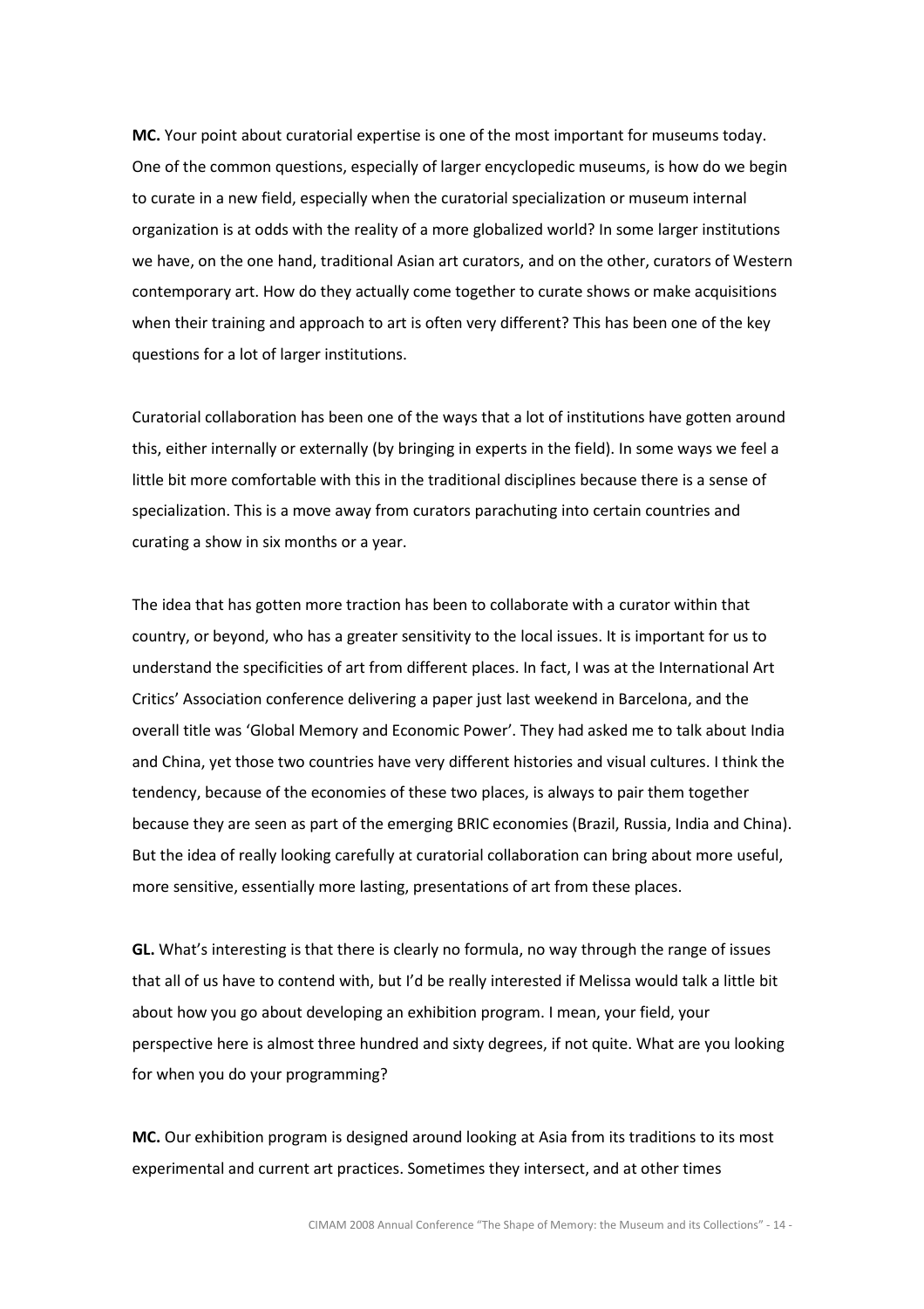**MC.** Your point about curatorial expertise is one of the most important for museums today. One of the common questions, especially of larger encyclopedic museums, is how do we begin to curate in a new field, especially when the curatorial specialization or museum internal organization is at odds with the reality of a more globalized world? In some larger institutions we have, on the one hand, traditional Asian art curators, and on the other, curators of Western contemporary art. How do they actually come together to curate shows or make acquisitions when their training and approach to art is often very different? This has been one of the key questions for a lot of larger institutions.

Curatorial collaboration has been one of the ways that a lot of institutions have gotten around this, either internally or externally (by bringing in experts in the field). In some ways we feel a little bit more comfortable with this in the traditional disciplines because there is a sense of specialization. This is a move away from curators parachuting into certain countries and curating a show in six months or a year.

The idea that has gotten more traction has been to collaborate with a curator within that country, or beyond, who has a greater sensitivity to the local issues. It is important for us to understand the specificities of art from different places. In fact, I was at the International Art Critics' Association conference delivering a paper just last weekend in Barcelona, and the overall title was 'Global Memory and Economic Power'. They had asked me to talk about India and China, yet those two countries have very different histories and visual cultures. I think the tendency, because of the economies of these two places, is always to pair them together because they are seen as part of the emerging BRIC economies (Brazil, Russia, India and China). But the idea of really looking carefully at curatorial collaboration can bring about more useful, more sensitive, essentially more lasting, presentations of art from these places.

**GL.** What's interesting is that there is clearly no formula, no way through the range of issues that all of us have to contend with, but I'd be really interested if Melissa would talk a little bit about how you go about developing an exhibition program. I mean, your field, your perspective here is almost three hundred and sixty degrees, if not quite. What are you looking for when you do your programming?

**MC.** Our exhibition program is designed around looking at Asia from its traditions to its most experimental and current art practices. Sometimes they intersect, and at other times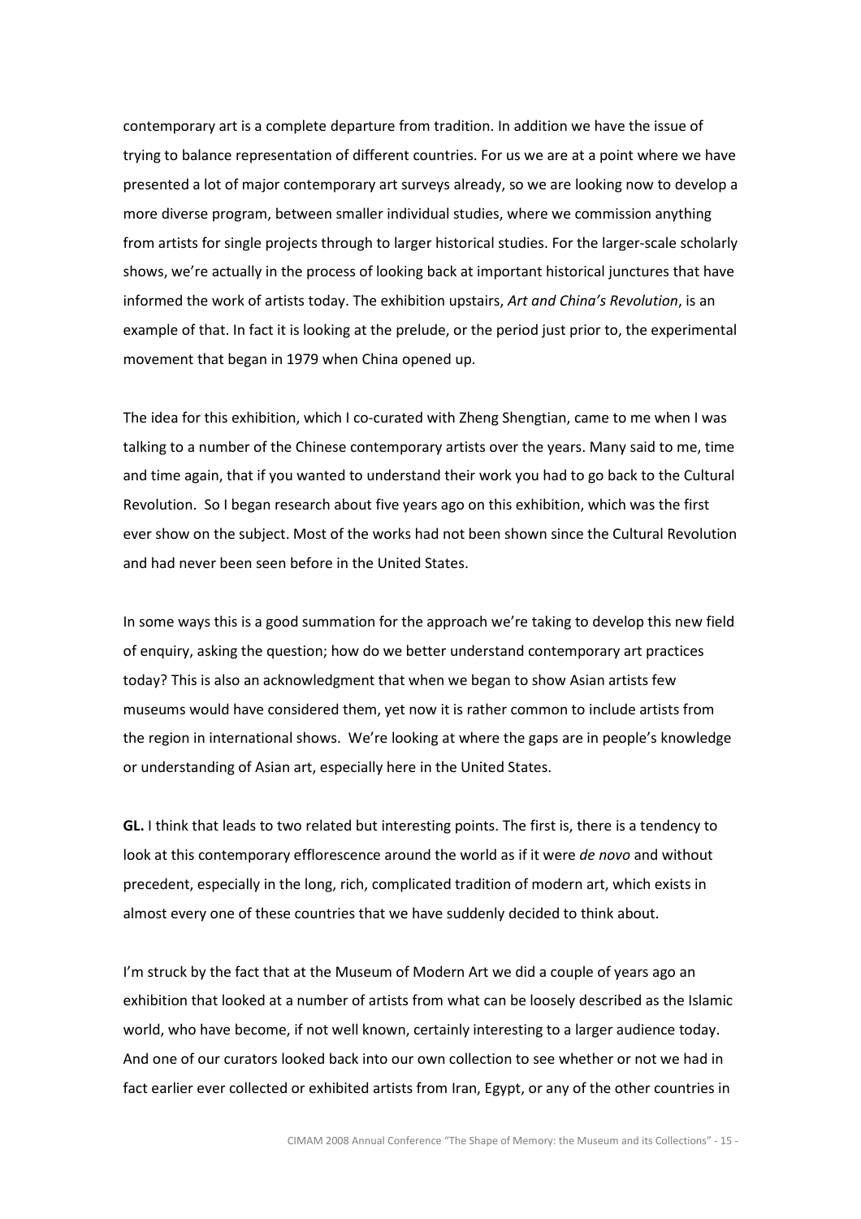contemporary art is a complete departure from tradition. In addition we have the issue of trying to balance representation of different countries. For us we are at a point where we have presented a lot of major contemporary art surveys already, so we are looking now to develop a more diverse program, between smaller individual studies, where we commission anything from artists for single projects through to larger historical studies. For the larger-scale scholarly shows, we're actually in the process of looking back at important historical junctures that have informed the work of artists today. The exhibition upstairs, *Art and China's Revolution*, is an example of that. In fact it is looking at the prelude, or the period just prior to, the experimental movement that began in 1979 when China opened up.

The idea for this exhibition, which I co-curated with Zheng Shengtian, came to me when I was talking to a number of the Chinese contemporary artists over the years. Many said to me, time and time again, that if you wanted to understand their work you had to go back to the Cultural Revolution. So I began research about five years ago on this exhibition, which was the first ever show on the subject. Most of the works had not been shown since the Cultural Revolution and had never been seen before in the United States.

In some ways this is a good summation for the approach we're taking to develop this new field of enquiry, asking the question; how do we better understand contemporary art practices today? This is also an acknowledgment that when we began to show Asian artists few museums would have considered them, yet now it is rather common to include artists from the region in international shows. We're looking at where the gaps are in people's knowledge or understanding of Asian art, especially here in the United States.

**GL.** I think that leads to two related but interesting points. The first is, there is a tendency to look at this contemporary efflorescence around the world as if it were *de novo* and without precedent, especially in the long, rich, complicated tradition of modern art, which exists in almost every one of these countries that we have suddenly decided to think about.

I'm struck by the fact that at the Museum of Modern Art we did a couple of years ago an exhibition that looked at a number of artists from what can be loosely described as the Islamic world, who have become, if not well known, certainly interesting to a larger audience today. And one of our curators looked back into our own collection to see whether or not we had in fact earlier ever collected or exhibited artists from Iran, Egypt, or any of the other countries in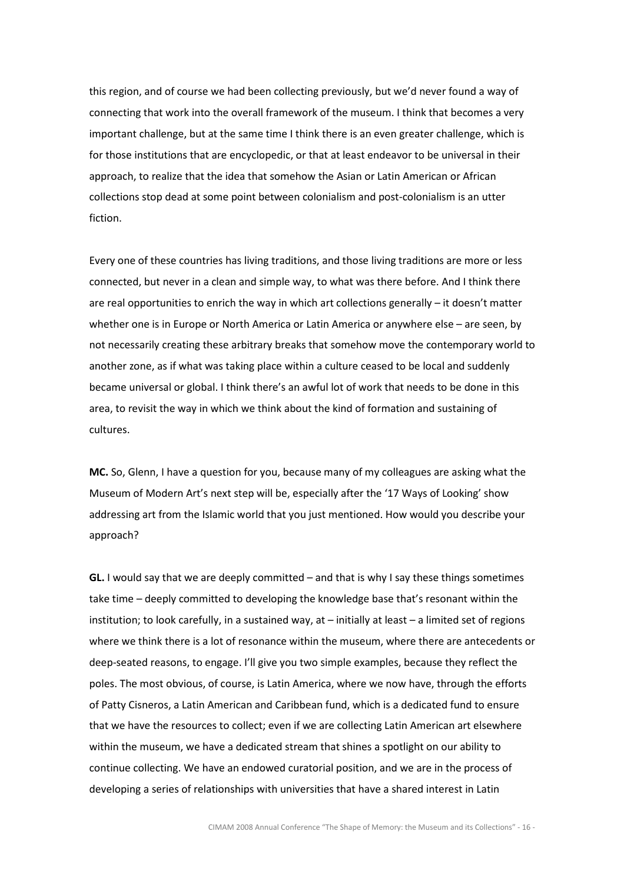this region, and of course we had been collecting previously, but we'd never found a way of connecting that work into the overall framework of the museum. I think that becomes a very important challenge, but at the same time I think there is an even greater challenge, which is for those institutions that are encyclopedic, or that at least endeavor to be universal in their approach, to realize that the idea that somehow the Asian or Latin American or African collections stop dead at some point between colonialism and post-colonialism is an utter fiction.

Every one of these countries has living traditions, and those living traditions are more or less connected, but never in a clean and simple way, to what was there before. And I think there are real opportunities to enrich the way in which art collections generally – it doesn't matter whether one is in Europe or North America or Latin America or anywhere else – are seen, by not necessarily creating these arbitrary breaks that somehow move the contemporary world to another zone, as if what was taking place within a culture ceased to be local and suddenly became universal or global. I think there's an awful lot of work that needs to be done in this area, to revisit the way in which we think about the kind of formation and sustaining of cultures.

**MC.** So, Glenn, I have a question for you, because many of my colleagues are asking what the Museum of Modern Art's next step will be, especially after the '17 Ways of Looking' show addressing art from the Islamic world that you just mentioned. How would you describe your approach?

**GL.** I would say that we are deeply committed – and that is why I say these things sometimes take time – deeply committed to developing the knowledge base that's resonant within the institution; to look carefully, in a sustained way, at – initially at least – a limited set of regions where we think there is a lot of resonance within the museum, where there are antecedents or deep-seated reasons, to engage. I'll give you two simple examples, because they reflect the poles. The most obvious, of course, is Latin America, where we now have, through the efforts of Patty Cisneros, a Latin American and Caribbean fund, which is a dedicated fund to ensure that we have the resources to collect; even if we are collecting Latin American art elsewhere within the museum, we have a dedicated stream that shines a spotlight on our ability to continue collecting. We have an endowed curatorial position, and we are in the process of developing a series of relationships with universities that have a shared interest in Latin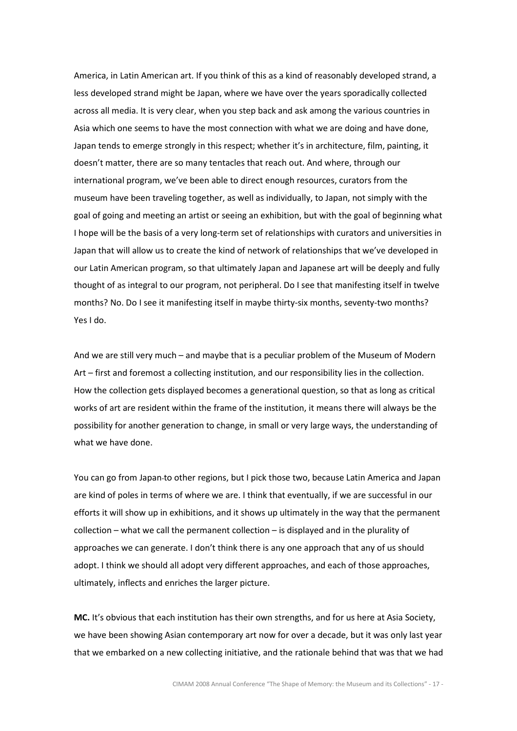America, in Latin American art. If you think of this as a kind of reasonably developed strand, a less developed strand might be Japan, where we have over the years sporadically collected across all media. It is very clear, when you step back and ask among the various countries in Asia which one seems to have the most connection with what we are doing and have done, Japan tends to emerge strongly in this respect; whether it's in architecture, film, painting, it doesn't matter, there are so many tentacles that reach out. And where, through our international program, we've been able to direct enough resources, curators from the museum have been traveling together, as well as individually, to Japan, not simply with the goal of going and meeting an artist or seeing an exhibition, but with the goal of beginning what I hope will be the basis of a very long-term set of relationships with curators and universities in Japan that will allow us to create the kind of network of relationships that we've developed in our Latin American program, so that ultimately Japan and Japanese art will be deeply and fully thought of as integral to our program, not peripheral. Do I see that manifesting itself in twelve months? No. Do I see it manifesting itself in maybe thirty-six months, seventy-two months? Yes I do.

And we are still very much – and maybe that is a peculiar problem of the Museum of Modern Art – first and foremost a collecting institution, and our responsibility lies in the collection. How the collection gets displayed becomes a generational question, so that as long as critical works of art are resident within the frame of the institution, it means there will always be the possibility for another generation to change, in small or very large ways, the understanding of what we have done.

You can go from Japan to other regions, but I pick those two, because Latin America and Japan are kind of poles in terms of where we are. I think that eventually, if we are successful in our efforts it will show up in exhibitions, and it shows up ultimately in the way that the permanent collection – what we call the permanent collection – is displayed and in the plurality of approaches we can generate. I don't think there is any one approach that any of us should adopt. I think we should all adopt very different approaches, and each of those approaches, ultimately, inflects and enriches the larger picture.

**MC.** It's obvious that each institution has their own strengths, and for us here at Asia Society, we have been showing Asian contemporary art now for over a decade, but it was only last year that we embarked on a new collecting initiative, and the rationale behind that was that we had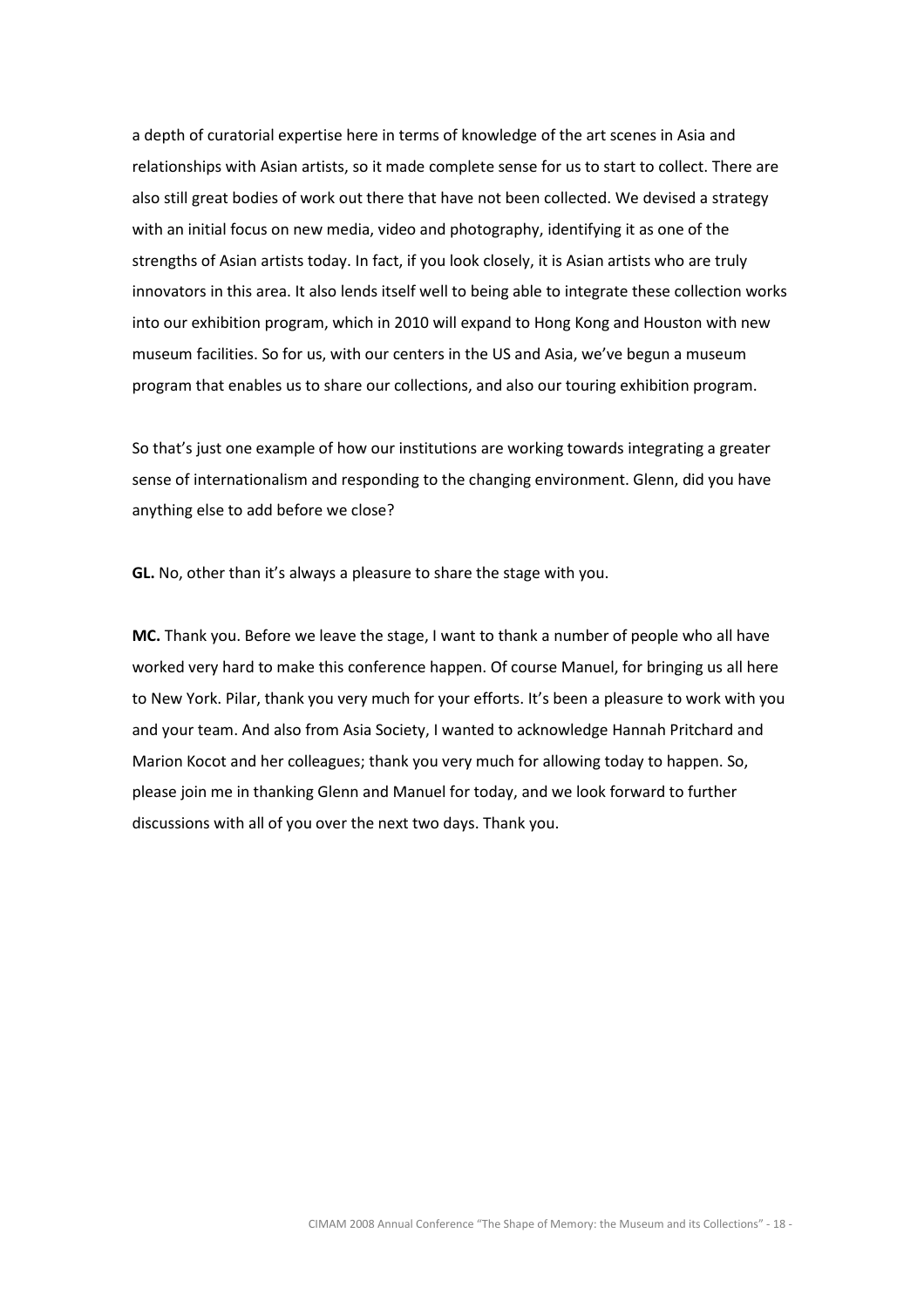a depth of curatorial expertise here in terms of knowledge of the art scenes in Asia and relationships with Asian artists, so it made complete sense for us to start to collect. There are also still great bodies of work out there that have not been collected. We devised a strategy with an initial focus on new media, video and photography, identifying it as one of the strengths of Asian artists today. In fact, if you look closely, it is Asian artists who are truly innovators in this area. It also lends itself well to being able to integrate these collection works into our exhibition program, which in 2010 will expand to Hong Kong and Houston with new museum facilities. So for us, with our centers in the US and Asia, we've begun a museum program that enables us to share our collections, and also our touring exhibition program.

So that's just one example of how our institutions are working towards integrating a greater sense of internationalism and responding to the changing environment. Glenn, did you have anything else to add before we close?

**GL.** No, other than it's always a pleasure to share the stage with you.

**MC.** Thank you. Before we leave the stage, I want to thank a number of people who all have worked very hard to make this conference happen. Of course Manuel, for bringing us all here to New York. Pilar, thank you very much for your efforts. It's been a pleasure to work with you and your team. And also from Asia Society, I wanted to acknowledge Hannah Pritchard and Marion Kocot and her colleagues; thank you very much for allowing today to happen. So, please join me in thanking Glenn and Manuel for today, and we look forward to further discussions with all of you over the next two days. Thank you.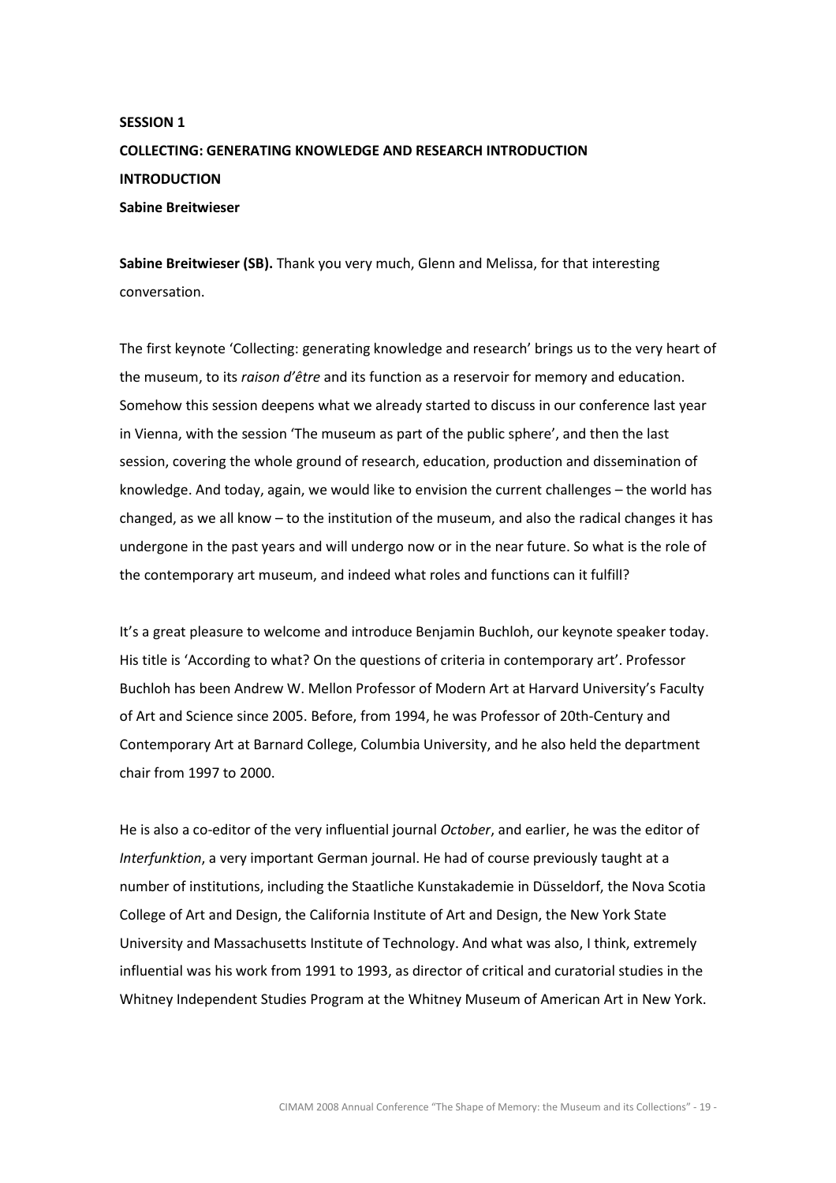## SESSION 1

## COLLECTING: GENERATING KNOWLEDGE AND RESEARCH INTRODUCTION

## INTRODUCTION

**Sabine Breitwieser**

**Sabine Breitwieser (SB).** Thank you very much, Glenn and Melissa, for that interesting conversation.

The first keynote 'Collecting: generating knowledge and research' brings us to the very heart of the museum, to its *raison d'être* and its function as a reservoir for memory and education. Somehow this session deepens what we already started to discuss in our conference last year in Vienna, with the session 'The museum as part of the public sphere', and then the last session, covering the whole ground of research, education, production and dissemination of knowledge. And today, again, we would like to envision the current challenges – the world has changed, as we all know – to the institution of the museum, and also the radical changes it has undergone in the past years and will undergo now or in the near future. So what is the role of the contemporary art museum, and indeed what roles and functions can it fulfill?

It's a great pleasure to welcome and introduce Benjamin Buchloh, our keynote speaker today. His title is 'According to what? On the questions of criteria in contemporary art'. Professor Buchloh has been Andrew W. Mellon Professor of Modern Art at Harvard University's Faculty of Art and Science since 2005. Before, from 1994, he was Professor of 20th-Century and Contemporary Art at Barnard College, Columbia University, and he also held the department chair from 1997 to 2000.

He is also a co-editor of the very influential journal *October*, and earlier, he was the editor of *Interfunktion*, a very important German journal. He had of course previously taught at a number of institutions, including the Staatliche Kunstakademie in Düsseldorf, the Nova Scotia College of Art and Design, the California Institute of Art and Design, the New York State University and Massachusetts Institute of Technology. And what was also, I think, extremely influential was his work from 1991 to 1993, as director of critical and curatorial studies in the Whitney Independent Studies Program at the Whitney Museum of American Art in New York.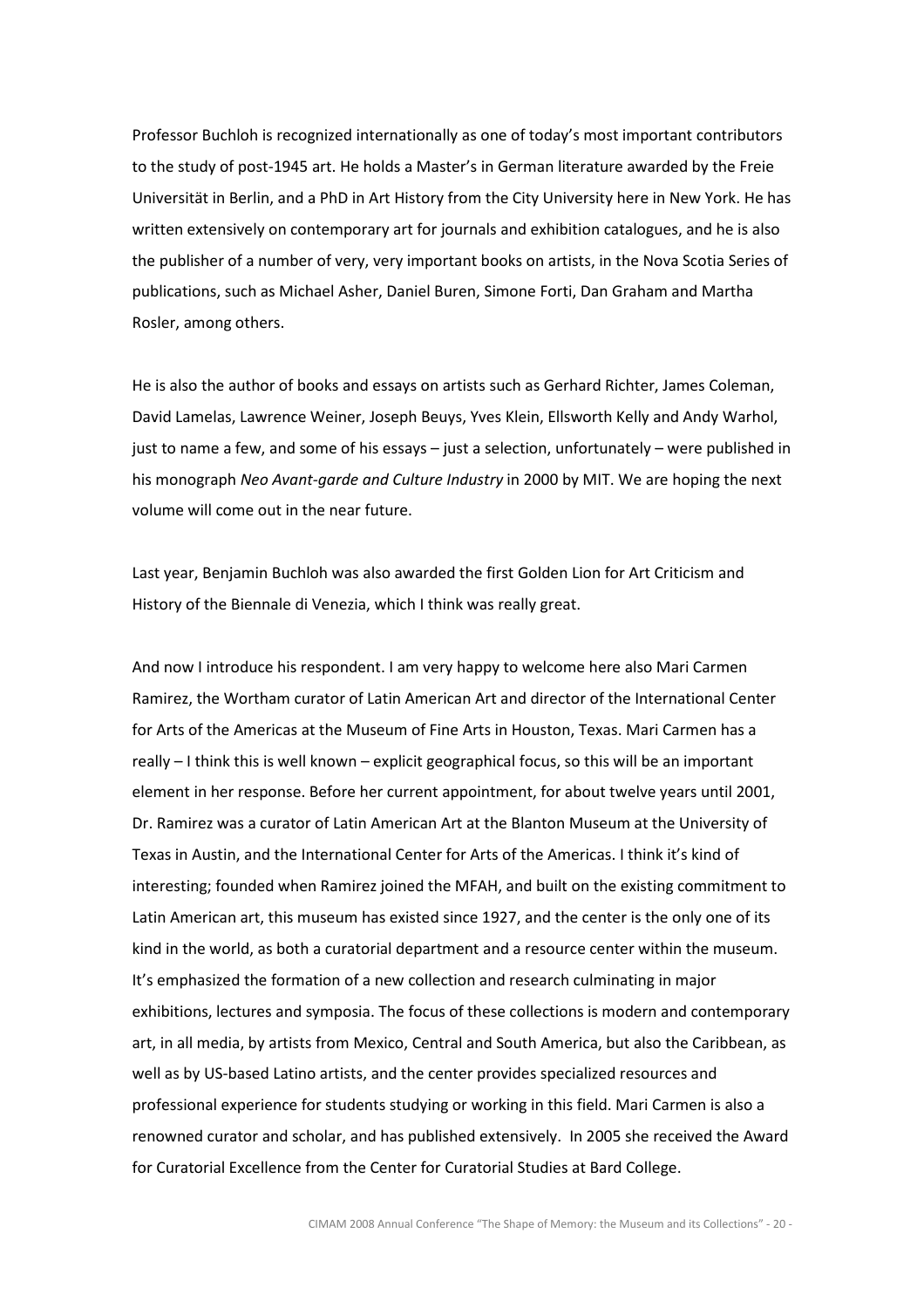Professor Buchloh is recognized internationally as one of today's most important contributors to the study of post-1945 art. He holds a Master's in German literature awarded by the Freie Universität in Berlin, and a PhD in Art History from the City University here in New York. He has written extensively on contemporary art for journals and exhibition catalogues, and he is also the publisher of a number of very, very important books on artists, in the Nova Scotia Series of publications, such as Michael Asher, Daniel Buren, Simone Forti, Dan Graham and Martha Rosler, among others.

He is also the author of books and essays on artists such as Gerhard Richter, James Coleman, David Lamelas, Lawrence Weiner, Joseph Beuys, Yves Klein, Ellsworth Kelly and Andy Warhol, just to name a few, and some of his essays – just a selection, unfortunately – were published in his monograph *Neo Avant-garde and Culture Industry* in 2000 by MIT. We are hoping the next volume will come out in the near future.

Last year, Benjamin Buchloh was also awarded the first Golden Lion for Art Criticism and History of the Biennale di Venezia, which I think was really great.

And now I introduce his respondent. I am very happy to welcome here also Mari Carmen Ramirez, the Wortham curator of Latin American Art and director of the International Center for Arts of the Americas at the Museum of Fine Arts in Houston, Texas. Mari Carmen has a really – I think this is well known – explicit geographical focus, so this will be an important element in her response. Before her current appointment, for about twelve years until 2001, Dr. Ramirez was a curator of Latin American Art at the Blanton Museum at the University of Texas in Austin, and the International Center for Arts of the Americas. I think it's kind of interesting; founded when Ramirez joined the MFAH, and built on the existing commitment to Latin American art, this museum has existed since 1927, and the center is the only one of its kind in the world, as both a curatorial department and a resource center within the museum. It's emphasized the formation of a new collection and research culminating in major exhibitions, lectures and symposia. The focus of these collections is modern and contemporary art, in all media, by artists from Mexico, Central and South America, but also the Caribbean, as well as by US-based Latino artists, and the center provides specialized resources and professional experience for students studying or working in this field. Mari Carmen is also a renowned curator and scholar, and has published extensively. In 2005 she received the Award for Curatorial Excellence from the Center for Curatorial Studies at Bard College.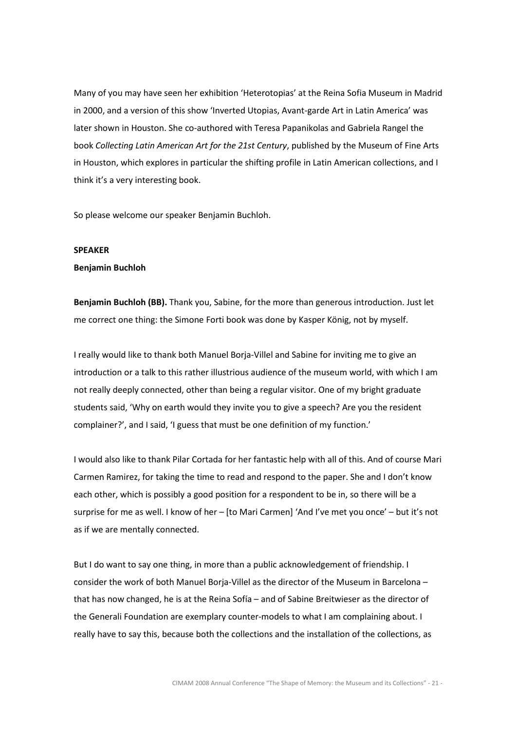Many of you may have seen her exhibition 'Heterotopias' at the Reina Sofia Museum in Madrid in 2000, and a version of this show 'Inverted Utopias, Avant-garde Art in Latin America' was later shown in Houston. She co-authored with Teresa Papanikolas and Gabriela Rangel the book *Collecting Latin American Art for the 21st Century*, published by the Museum of Fine Arts in Houston, which explores in particular the shifting profile in Latin American collections, and I think it's a very interesting book.

So please welcome our speaker Benjamin Buchloh.

**SPEAKER**

**Benjamin Buchloh**

**Benjamin Buchloh (BB).** Thank you, Sabine, for the more than generous introduction. Just let me correct one thing: the Simone Forti book was done by Kasper König, not by myself.

I really would like to thank both Manuel Borja-Villel and Sabine for inviting me to give an introduction or a talk to this rather illustrious audience of the museum world, with which I am not really deeply connected, other than being a regular visitor. One of my bright graduate students said, 'Why on earth would they invite you to give a speech? Are you the resident complainer?', and I said, 'I guess that must be one definition of my function.'

I would also like to thank Pilar Cortada for her fantastic help with all of this. And of course Mari Carmen Ramirez, for taking the time to read and respond to the paper. She and I don't know each other, which is possibly a good position for a respondent to be in, so there will be a surprise for me as well. I know of her – [to Mari Carmen] 'And I've met you once' – but it's not as if we are mentally connected.

But I do want to say one thing, in more than a public acknowledgement of friendship. I consider the work of both Manuel Borja-Villel as the director of the Museum in Barcelona – that has now changed, he is at the Reina Sofía – and of Sabine Breitwieser as the director of the Generali Foundation are exemplary counter-models to what I am complaining about. I really have to say this, because both the collections and the installation of the collections, as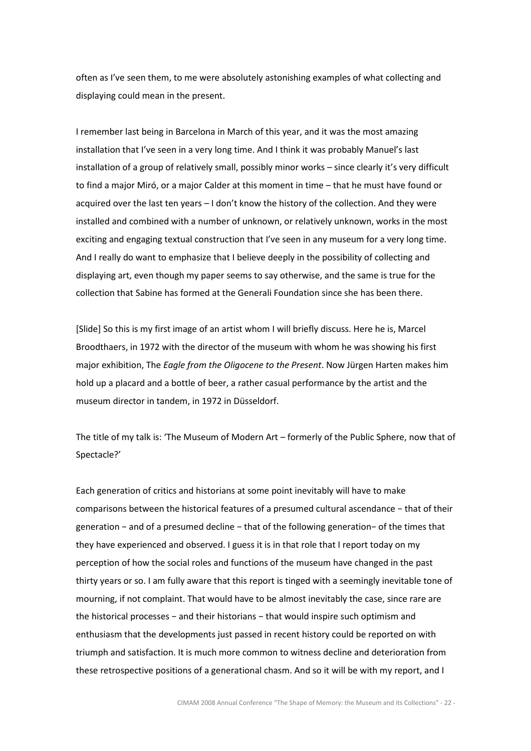often as I've seen them, to me were absolutely astonishing examples of what collecting and displaying could mean in the present.

I remember last being in Barcelona in March of this year, and it was the most amazing installation that I've seen in a very long time. And I think it was probably Manuel's last installation of a group of relatively small, possibly minor works – since clearly it's very difficult to find a major Miró, or a major Calder at this moment in time – that he must have found or acquired over the last ten years – I don't know the history of the collection. And they were installed and combined with a number of unknown, or relatively unknown, works in the most exciting and engaging textual construction that I've seen in any museum for a very long time. And I really do want to emphasize that I believe deeply in the possibility of collecting and displaying art, even though my paper seems to say otherwise, and the same is true for the collection that Sabine has formed at the Generali Foundation since she has been there.

[Slide] So this is my first image of an artist whom I will briefly discuss. Here he is, Marcel Broodthaers, in 1972 with the director of the museum with whom he was showing his first major exhibition, The *Eagle from the Oligocene to the Present*. Now Jürgen Harten makes him hold up a placard and a bottle of beer, a rather casual performance by the artist and the museum director in tandem, in 1972 in Düsseldorf.

The title of my talk is: 'The Museum of Modern Art – formerly of the Public Sphere, now that of Spectacle?'

Each generation of critics and historians at some point inevitably will have to make comparisons between the historical features of a presumed cultural ascendance − that of their generation − and of a presumed decline − that of the following generation− of the times that they have experienced and observed. I guess it is in that role that I report today on my perception of how the social roles and functions of the museum have changed in the past thirty years or so. I am fully aware that this report is tinged with a seemingly inevitable tone of mourning, if not complaint. That would have to be almost inevitably the case, since rare are the historical processes − and their historians − that would inspire such optimism and enthusiasm that the developments just passed in recent history could be reported on with triumph and satisfaction. It is much more common to witness decline and deterioration from these retrospective positions of a generational chasm. And so it will be with my report, and I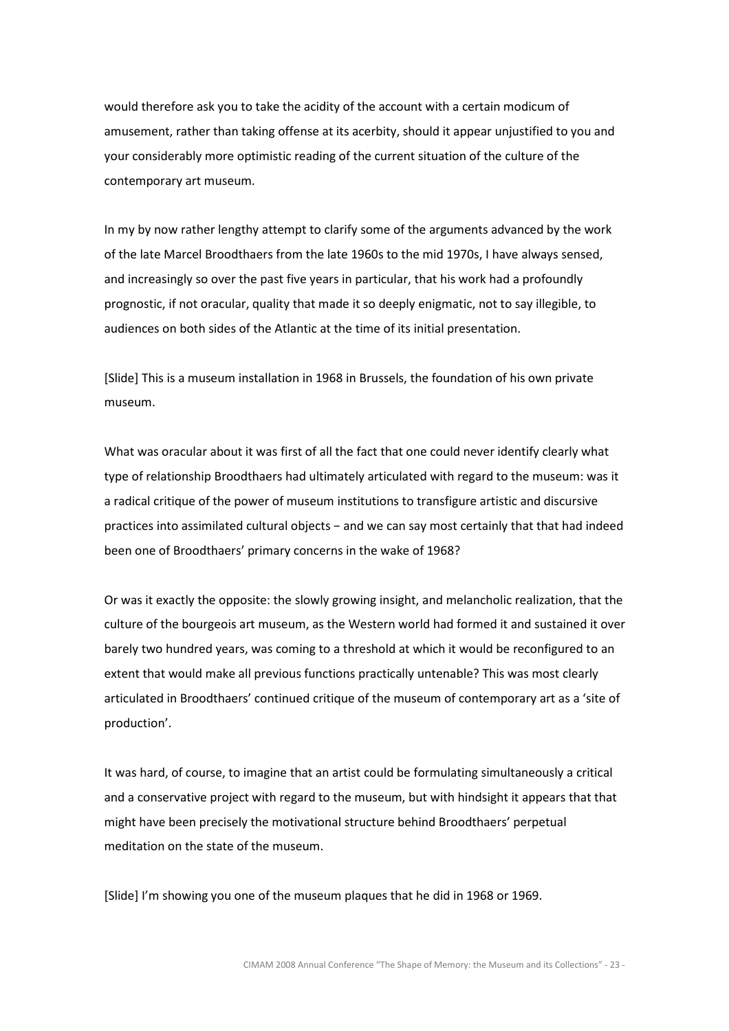would therefore ask you to take the acidity of the account with a certain modicum of amusement, rather than taking offense at its acerbity, should it appear unjustified to you and your considerably more optimistic reading of the current situation of the culture of the contemporary art museum.

In my by now rather lengthy attempt to clarify some of the arguments advanced by the work of the late Marcel Broodthaers from the late 1960s to the mid 1970s, I have always sensed, and increasingly so over the past five years in particular, that his work had a profoundly prognostic, if not oracular, quality that made it so deeply enigmatic, not to say illegible, to audiences on both sides of the Atlantic at the time of its initial presentation.

[Slide] This is a museum installation in 1968 in Brussels, the foundation of his own private museum.

What was oracular about it was first of all the fact that one could never identify clearly what type of relationship Broodthaers had ultimately articulated with regard to the museum: was it a radical critique of the power of museum institutions to transfigure artistic and discursive practices into assimilated cultural objects − and we can say most certainly that that had indeed been one of Broodthaers' primary concerns in the wake of 1968?

Or was it exactly the opposite: the slowly growing insight, and melancholic realization, that the culture of the bourgeois art museum, as the Western world had formed it and sustained it over barely two hundred years, was coming to a threshold at which it would be reconfigured to an extent that would make all previous functions practically untenable? This was most clearly articulated in Broodthaers' continued critique of the museum of contemporary art as a 'site of production'.

It was hard, of course, to imagine that an artist could be formulating simultaneously a critical and a conservative project with regard to the museum, but with hindsight it appears that that might have been precisely the motivational structure behind Broodthaers' perpetual meditation on the state of the museum.

[Slide] I'm showing you one of the museum plaques that he did in 1968 or 1969.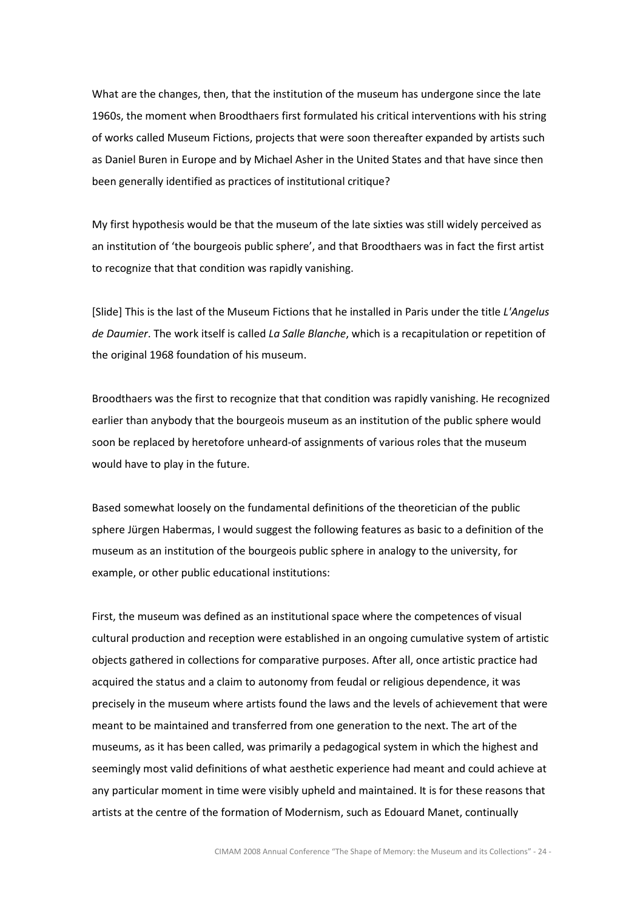What are the changes, then, that the institution of the museum has undergone since the late 1960s, the moment when Broodthaers first formulated his critical interventions with his string of works called Museum Fictions, projects that were soon thereafter expanded by artists such as Daniel Buren in Europe and by Michael Asher in the United States and that have since then been generally identified as practices of institutional critique?

My first hypothesis would be that the museum of the late sixties was still widely perceived as an institution of 'the bourgeois public sphere', and that Broodthaers was in fact the first artist to recognize that that condition was rapidly vanishing.

[Slide] This is the last of the Museum Fictions that he installed in Paris under the title *L'Angelus de Daumier*. The work itself is called *La Salle Blanche*, which is a recapitulation or repetition of the original 1968 foundation of his museum.

Broodthaers was the first to recognize that that condition was rapidly vanishing. He recognized earlier than anybody that the bourgeois museum as an institution of the public sphere would soon be replaced by heretofore unheard-of assignments of various roles that the museum would have to play in the future.

Based somewhat loosely on the fundamental definitions of the theoretician of the public sphere Jürgen Habermas, I would suggest the following features as basic to a definition of the museum as an institution of the bourgeois public sphere in analogy to the university, for example, or other public educational institutions:

First, the museum was defined as an institutional space where the competences of visual cultural production and reception were established in an ongoing cumulative system of artistic objects gathered in collections for comparative purposes. After all, once artistic practice had acquired the status and a claim to autonomy from feudal or religious dependence, it was precisely in the museum where artists found the laws and the levels of achievement that were meant to be maintained and transferred from one generation to the next. The art of the museums, as it has been called, was primarily a pedagogical system in which the highest and seemingly most valid definitions of what aesthetic experience had meant and could achieve at any particular moment in time were visibly upheld and maintained. It is for these reasons that artists at the centre of the formation of Modernism, such as Edouard Manet, continually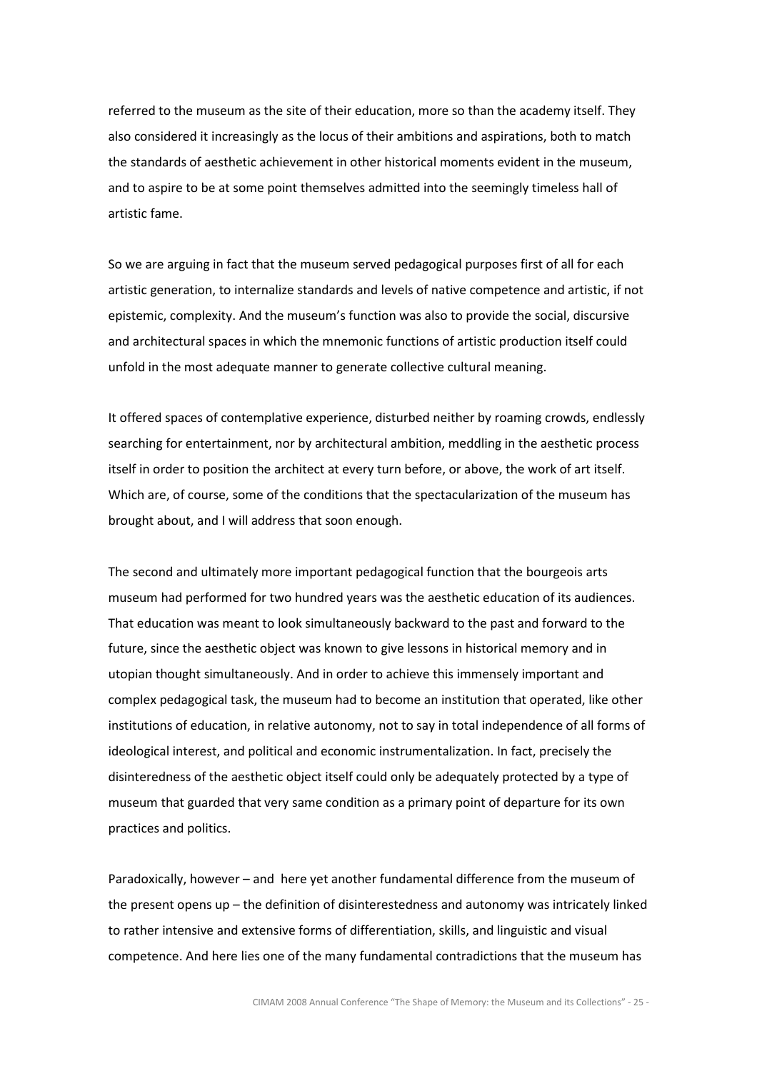referred to the museum as the site of their education, more so than the academy itself. They also considered it increasingly as the locus of their ambitions and aspirations, both to match the standards of aesthetic achievement in other historical moments evident in the museum, and to aspire to be at some point themselves admitted into the seemingly timeless hall of artistic fame.

So we are arguing in fact that the museum served pedagogical purposes first of all for each artistic generation, to internalize standards and levels of native competence and artistic, if not epistemic, complexity. And the museum's function was also to provide the social, discursive and architectural spaces in which the mnemonic functions of artistic production itself could unfold in the most adequate manner to generate collective cultural meaning.

It offered spaces of contemplative experience, disturbed neither by roaming crowds, endlessly searching for entertainment, nor by architectural ambition, meddling in the aesthetic process itself in order to position the architect at every turn before, or above, the work of art itself. Which are, of course, some of the conditions that the spectacularization of the museum has brought about, and I will address that soon enough.

The second and ultimately more important pedagogical function that the bourgeois arts museum had performed for two hundred years was the aesthetic education of its audiences. That education was meant to look simultaneously backward to the past and forward to the future, since the aesthetic object was known to give lessons in historical memory and in utopian thought simultaneously. And in order to achieve this immensely important and complex pedagogical task, the museum had to become an institution that operated, like other institutions of education, in relative autonomy, not to say in total independence of all forms of ideological interest, and political and economic instrumentalization. In fact, precisely the disinteredness of the aesthetic object itself could only be adequately protected by a type of museum that guarded that very same condition as a primary point of departure for its own practices and politics.

Paradoxically, however – and here yet another fundamental difference from the museum of the present opens up – the definition of disinterestedness and autonomy was intricately linked to rather intensive and extensive forms of differentiation, skills, and linguistic and visual competence. And here lies one of the many fundamental contradictions that the museum has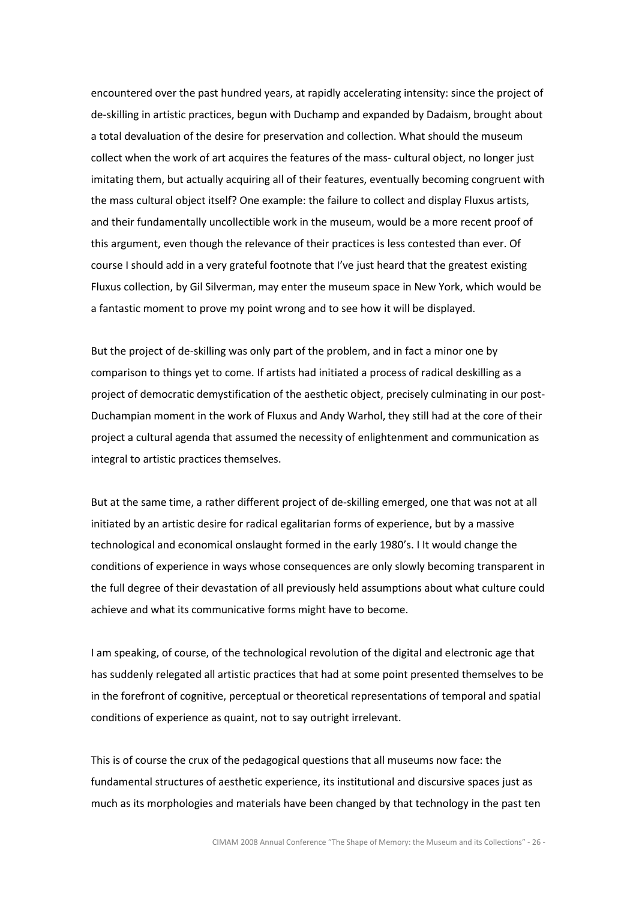encountered over the past hundred years, at rapidly accelerating intensity: since the project of de-skilling in artistic practices, begun with Duchamp and expanded by Dadaism, brought about a total devaluation of the desire for preservation and collection. What should the museum collect when the work of art acquires the features of the mass- cultural object, no longer just imitating them, but actually acquiring all of their features, eventually becoming congruent with the mass cultural object itself? One example: the failure to collect and display Fluxus artists, and their fundamentally uncollectible work in the museum, would be a more recent proof of this argument, even though the relevance of their practices is less contested than ever. Of course I should add in a very grateful footnote that I've just heard that the greatest existing Fluxus collection, by Gil Silverman, may enter the museum space in New York, which would be a fantastic moment to prove my point wrong and to see how it will be displayed.

But the project of de-skilling was only part of the problem, and in fact a minor one by comparison to things yet to come. If artists had initiated a process of radical deskilling as a project of democratic demystification of the aesthetic object, precisely culminating in our post-Duchampian moment in the work of Fluxus and Andy Warhol, they still had at the core of their project a cultural agenda that assumed the necessity of enlightenment and communication as integral to artistic practices themselves.

But at the same time, a rather different project of de-skilling emerged, one that was not at all initiated by an artistic desire for radical egalitarian forms of experience, but by a massive technological and economical onslaught formed in the early 1980's. I It would change the conditions of experience in ways whose consequences are only slowly becoming transparent in the full degree of their devastation of all previously held assumptions about what culture could achieve and what its communicative forms might have to become.

I am speaking, of course, of the technological revolution of the digital and electronic age that has suddenly relegated all artistic practices that had at some point presented themselves to be in the forefront of cognitive, perceptual or theoretical representations of temporal and spatial conditions of experience as quaint, not to say outright irrelevant.

This is of course the crux of the pedagogical questions that all museums now face: the fundamental structures of aesthetic experience, its institutional and discursive spaces just as much as its morphologies and materials have been changed by that technology in the past ten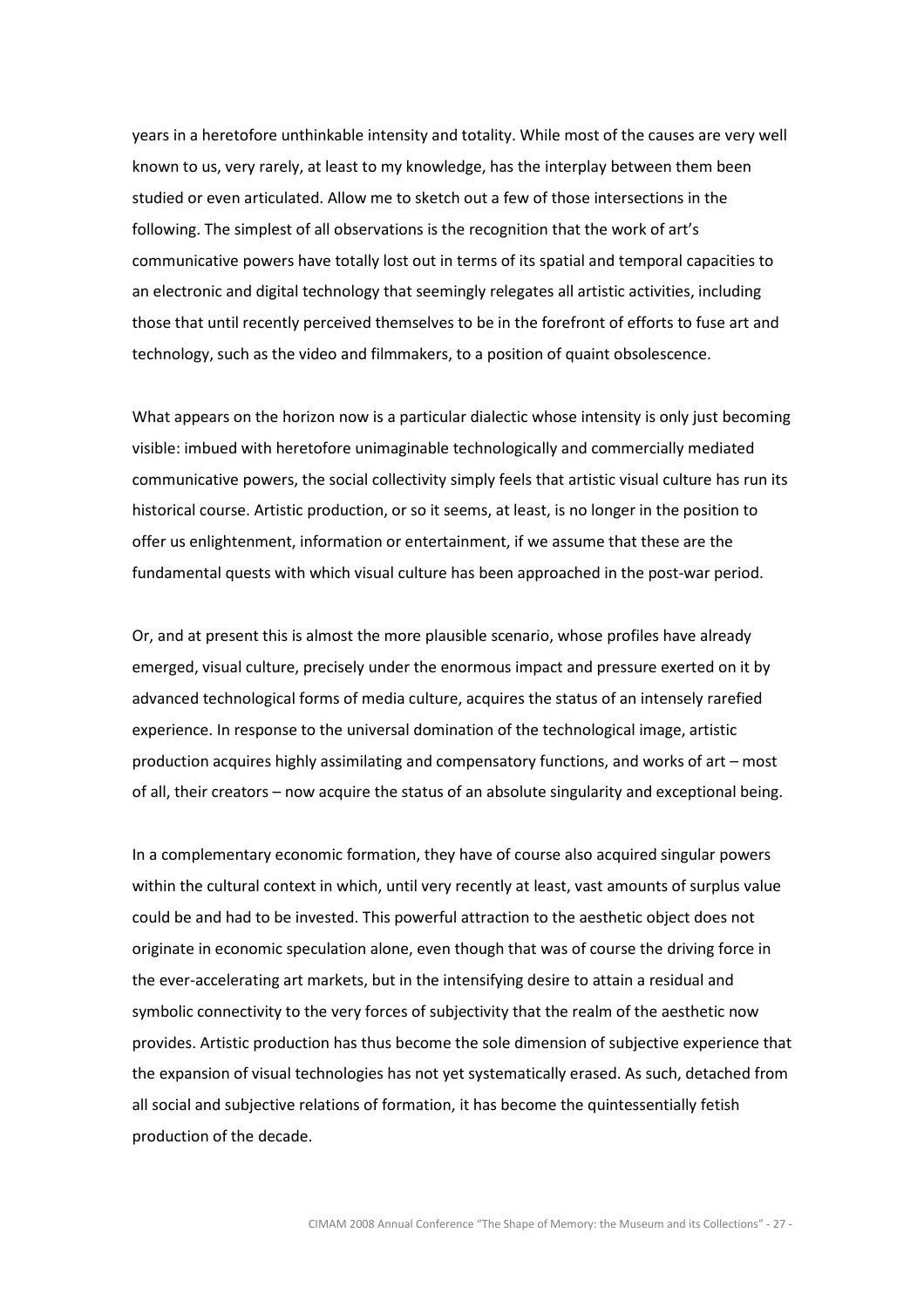years in a heretofore unthinkable intensity and totality. While most of the causes are very well known to us, very rarely, at least to my knowledge, has the interplay between them been studied or even articulated. Allow me to sketch out a few of those intersections in the following. The simplest of all observations is the recognition that the work of art's communicative powers have totally lost out in terms of its spatial and temporal capacities to an electronic and digital technology that seemingly relegates all artistic activities, including those that until recently perceived themselves to be in the forefront of efforts to fuse art and technology, such as the video and filmmakers, to a position of quaint obsolescence.

What appears on the horizon now is a particular dialectic whose intensity is only just becoming visible: imbued with heretofore unimaginable technologically and commercially mediated communicative powers, the social collectivity simply feels that artistic visual culture has run its historical course. Artistic production, or so it seems, at least, is no longer in the position to offer us enlightenment, information or entertainment, if we assume that these are the fundamental quests with which visual culture has been approached in the post-war period.

Or, and at present this is almost the more plausible scenario, whose profiles have already emerged, visual culture, precisely under the enormous impact and pressure exerted on it by advanced technological forms of media culture, acquires the status of an intensely rarefied experience. In response to the universal domination of the technological image, artistic production acquires highly assimilating and compensatory functions, and works of art – most of all, their creators – now acquire the status of an absolute singularity and exceptional being.

In a complementary economic formation, they have of course also acquired singular powers within the cultural context in which, until very recently at least, vast amounts of surplus value could be and had to be invested. This powerful attraction to the aesthetic object does not originate in economic speculation alone, even though that was of course the driving force in the ever-accelerating art markets, but in the intensifying desire to attain a residual and symbolic connectivity to the very forces of subjectivity that the realm of the aesthetic now provides. Artistic production has thus become the sole dimension of subjective experience that the expansion of visual technologies has not yet systematically erased. As such, detached from all social and subjective relations of formation, it has become the quintessentially fetish production of the decade.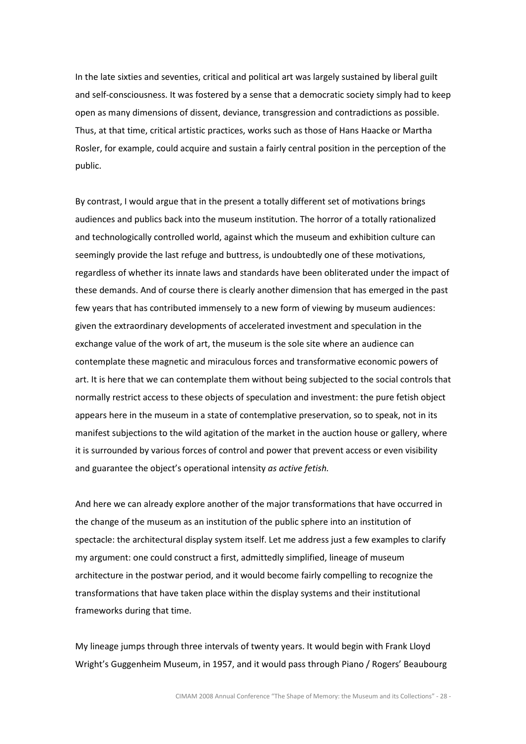In the late sixties and seventies, critical and political art was largely sustained by liberal guilt and self-consciousness. It was fostered by a sense that a democratic society simply had to keep open as many dimensions of dissent, deviance, transgression and contradictions as possible. Thus, at that time, critical artistic practices, works such as those of Hans Haacke or Martha Rosler, for example, could acquire and sustain a fairly central position in the perception of the public.

By contrast, I would argue that in the present a totally different set of motivations brings audiences and publics back into the museum institution. The horror of a totally rationalized and technologically controlled world, against which the museum and exhibition culture can seemingly provide the last refuge and buttress, is undoubtedly one of these motivations, regardless of whether its innate laws and standards have been obliterated under the impact of these demands. And of course there is clearly another dimension that has emerged in the past few years that has contributed immensely to a new form of viewing by museum audiences: given the extraordinary developments of accelerated investment and speculation in the exchange value of the work of art, the museum is the sole site where an audience can contemplate these magnetic and miraculous forces and transformative economic powers of art. It is here that we can contemplate them without being subjected to the social controls that normally restrict access to these objects of speculation and investment: the pure fetish object appears here in the museum in a state of contemplative preservation, so to speak, not in its manifest subjections to the wild agitation of the market in the auction house or gallery, where it is surrounded by various forces of control and power that prevent access or even visibility and guarantee the object's operational intensity *as active fetish.*

And here we can already explore another of the major transformations that have occurred in the change of the museum as an institution of the public sphere into an institution of spectacle: the architectural display system itself. Let me address just a few examples to clarify my argument: one could construct a first, admittedly simplified, lineage of museum architecture in the postwar period, and it would become fairly compelling to recognize the transformations that have taken place within the display systems and their institutional frameworks during that time.

My lineage jumps through three intervals of twenty years. It would begin with Frank Lloyd Wright's Guggenheim Museum, in 1957, and it would pass through Piano / Rogers' Beaubourg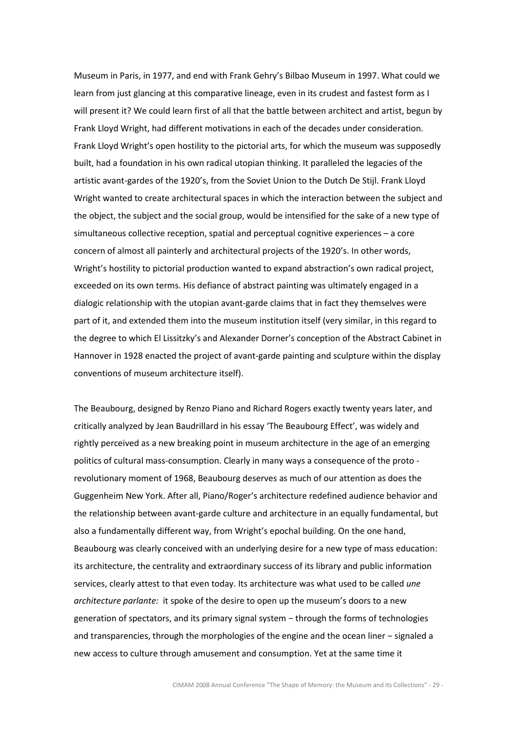Museum in Paris, in 1977, and end with Frank Gehry's Bilbao Museum in 1997. What could we learn from just glancing at this comparative lineage, even in its crudest and fastest form as I will present it? We could learn first of all that the battle between architect and artist, begun by Frank Lloyd Wright, had different motivations in each of the decades under consideration. Frank Lloyd Wright's open hostility to the pictorial arts, for which the museum was supposedly built, had a foundation in his own radical utopian thinking. It paralleled the legacies of the artistic avant-gardes of the 1920's, from the Soviet Union to the Dutch De Stijl. Frank Lloyd Wright wanted to create architectural spaces in which the interaction between the subject and the object, the subject and the social group, would be intensified for the sake of a new type of simultaneous collective reception, spatial and perceptual cognitive experiences – a core concern of almost all painterly and architectural projects of the 1920's. In other words, Wright's hostility to pictorial production wanted to expand abstraction's own radical project, exceeded on its own terms. His defiance of abstract painting was ultimately engaged in a dialogic relationship with the utopian avant-garde claims that in fact they themselves were part of it, and extended them into the museum institution itself (very similar, in this regard to the degree to which El Lissitzky's and Alexander Dorner's conception of the Abstract Cabinet in Hannover in 1928 enacted the project of avant-garde painting and sculpture within the display conventions of museum architecture itself).

The Beaubourg, designed by Renzo Piano and Richard Rogers exactly twenty years later, and critically analyzed by Jean Baudrillard in his essay 'The Beaubourg Effect', was widely and rightly perceived as a new breaking point in museum architecture in the age of an emerging politics of cultural mass-consumption. Clearly in many ways a consequence of the proto - revolutionary moment of 1968, Beaubourg deserves as much of our attention as does the Guggenheim New York. After all, Piano/Roger's architecture redefined audience behavior and the relationship between avant-garde culture and architecture in an equally fundamental, but also a fundamentally different way, from Wright's epochal building. On the one hand, Beaubourg was clearly conceived with an underlying desire for a new type of mass education: its architecture, the centrality and extraordinary success of its library and public information services, clearly attest to that even today. Its architecture was what used to be called *une architecture parlante:* it spoke of the desire to open up the museum's doors to a new generation of spectators, and its primary signal system − through the forms of technologies and transparencies, through the morphologies of the engine and the ocean liner − signaled a new access to culture through amusement and consumption. Yet at the same time it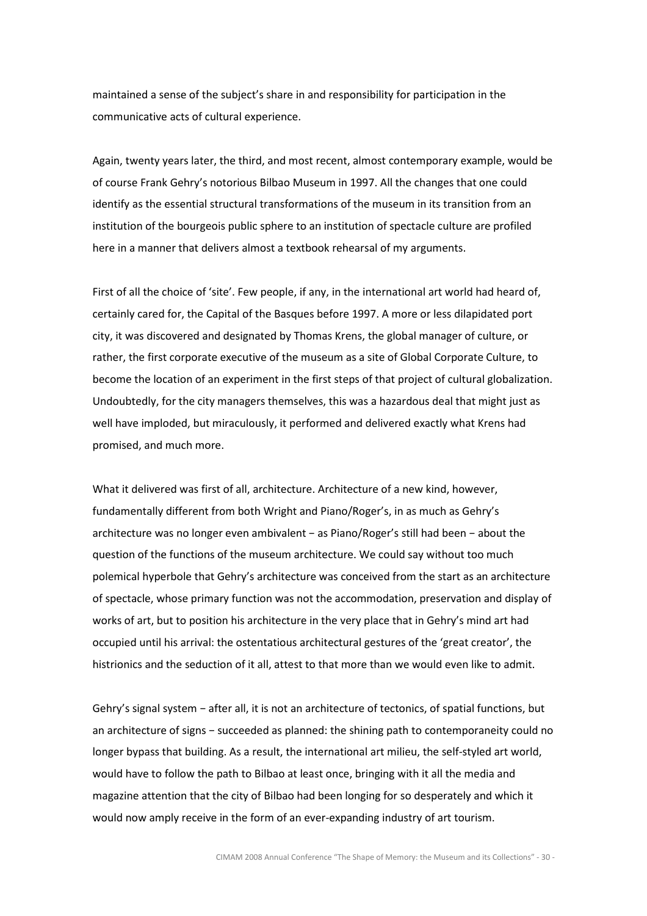maintained a sense of the subject's share in and responsibility for participation in the communicative acts of cultural experience.

Again, twenty years later, the third, and most recent, almost contemporary example, would be of course Frank Gehry's notorious Bilbao Museum in 1997. All the changes that one could identify as the essential structural transformations of the museum in its transition from an institution of the bourgeois public sphere to an institution of spectacle culture are profiled here in a manner that delivers almost a textbook rehearsal of my arguments.

First of all the choice of 'site'. Few people, if any, in the international art world had heard of, certainly cared for, the Capital of the Basques before 1997. A more or less dilapidated port city, it was discovered and designated by Thomas Krens, the global manager of culture, or rather, the first corporate executive of the museum as a site of Global Corporate Culture, to become the location of an experiment in the first steps of that project of cultural globalization. Undoubtedly, for the city managers themselves, this was a hazardous deal that might just as well have imploded, but miraculously, it performed and delivered exactly what Krens had promised, and much more.

What it delivered was first of all, architecture. Architecture of a new kind, however, fundamentally different from both Wright and Piano/Roger's, in as much as Gehry's architecture was no longer even ambivalent − as Piano/Roger's still had been − about the question of the functions of the museum architecture. We could say without too much polemical hyperbole that Gehry's architecture was conceived from the start as an architecture of spectacle, whose primary function was not the accommodation, preservation and display of works of art, but to position his architecture in the very place that in Gehry's mind art had occupied until his arrival: the ostentatious architectural gestures of the 'great creator', the histrionics and the seduction of it all, attest to that more than we would even like to admit.

Gehry's signal system − after all, it is not an architecture of tectonics, of spatial functions, but an architecture of signs − succeeded as planned: the shining path to contemporaneity could no longer bypass that building. As a result, the international art milieu, the self-styled art world, would have to follow the path to Bilbao at least once, bringing with it all the media and magazine attention that the city of Bilbao had been longing for so desperately and which it would now amply receive in the form of an ever-expanding industry of art tourism.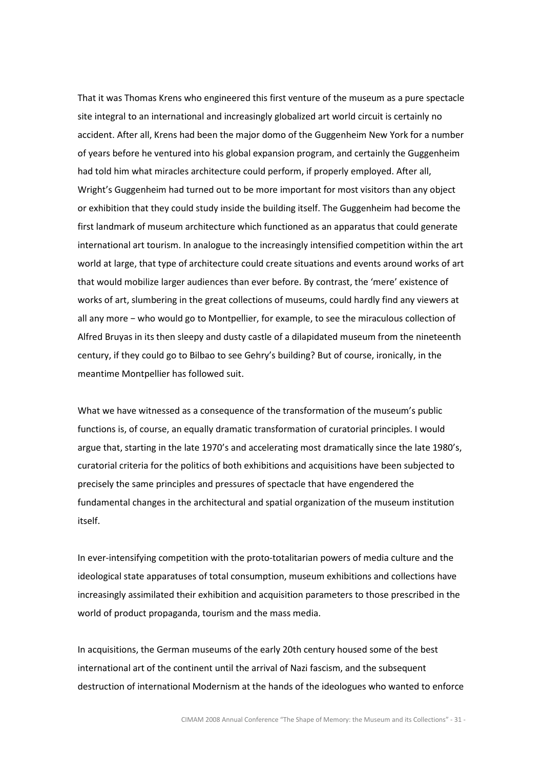That it was Thomas Krens who engineered this first venture of the museum as a pure spectacle site integral to an international and increasingly globalized art world circuit is certainly no accident. After all, Krens had been the major domo of the Guggenheim New York for a number of years before he ventured into his global expansion program, and certainly the Guggenheim had told him what miracles architecture could perform, if properly employed. After all, Wright's Guggenheim had turned out to be more important for most visitors than any object or exhibition that they could study inside the building itself. The Guggenheim had become the first landmark of museum architecture which functioned as an apparatus that could generate international art tourism. In analogue to the increasingly intensified competition within the art world at large, that type of architecture could create situations and events around works of art that would mobilize larger audiences than ever before. By contrast, the 'mere' existence of works of art, slumbering in the great collections of museums, could hardly find any viewers at all any more − who would go to Montpellier, for example, to see the miraculous collection of Alfred Bruyas in its then sleepy and dusty castle of a dilapidated museum from the nineteenth century, if they could go to Bilbao to see Gehry's building? But of course, ironically, in the meantime Montpellier has followed suit.

What we have witnessed as a consequence of the transformation of the museum's public functions is, of course, an equally dramatic transformation of curatorial principles. I would argue that, starting in the late 1970's and accelerating most dramatically since the late 1980's, curatorial criteria for the politics of both exhibitions and acquisitions have been subjected to precisely the same principles and pressures of spectacle that have engendered the fundamental changes in the architectural and spatial organization of the museum institution itself.

In ever-intensifying competition with the proto-totalitarian powers of media culture and the ideological state apparatuses of total consumption, museum exhibitions and collections have increasingly assimilated their exhibition and acquisition parameters to those prescribed in the world of product propaganda, tourism and the mass media.

In acquisitions, the German museums of the early 20th century housed some of the best international art of the continent until the arrival of Nazi fascism, and the subsequent destruction of international Modernism at the hands of the ideologues who wanted to enforce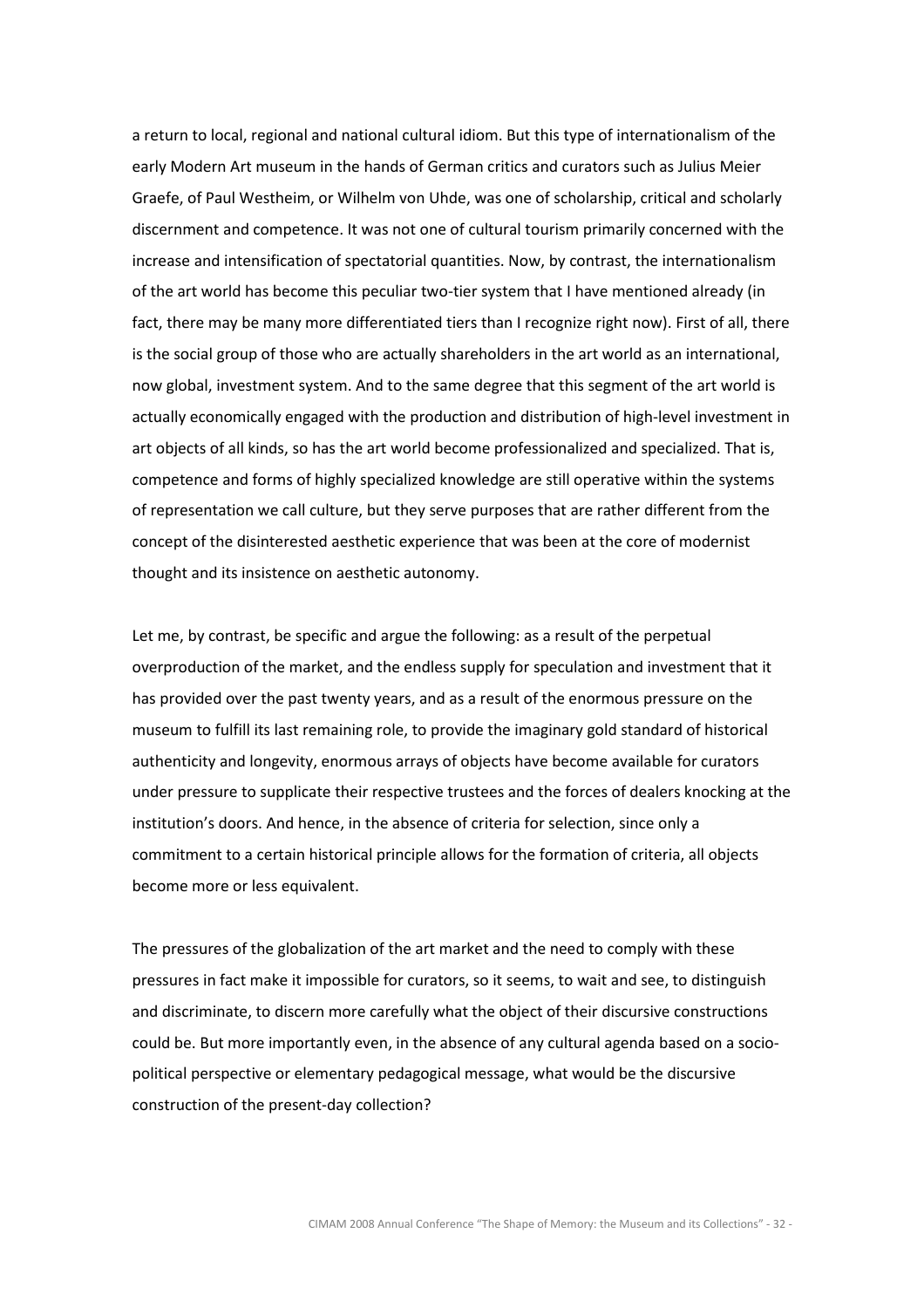a return to local, regional and national cultural idiom. But this type of internationalism of the early Modern Art museum in the hands of German critics and curators such as Julius Meier Graefe, of Paul Westheim, or Wilhelm von Uhde, was one of scholarship, critical and scholarly discernment and competence. It was not one of cultural tourism primarily concerned with the increase and intensification of spectatorial quantities. Now, by contrast, the internationalism of the art world has become this peculiar two-tier system that I have mentioned already (in fact, there may be many more differentiated tiers than I recognize right now). First of all, there is the social group of those who are actually shareholders in the art world as an international, now global, investment system. And to the same degree that this segment of the art world is actually economically engaged with the production and distribution of high-level investment in art objects of all kinds, so has the art world become professionalized and specialized. That is, competence and forms of highly specialized knowledge are still operative within the systems of representation we call culture, but they serve purposes that are rather different from the concept of the disinterested aesthetic experience that was been at the core of modernist thought and its insistence on aesthetic autonomy.

Let me, by contrast, be specific and argue the following: as a result of the perpetual overproduction of the market, and the endless supply for speculation and investment that it has provided over the past twenty years, and as a result of the enormous pressure on the museum to fulfill its last remaining role, to provide the imaginary gold standard of historical authenticity and longevity, enormous arrays of objects have become available for curators under pressure to supplicate their respective trustees and the forces of dealers knocking at the institution's doors. And hence, in the absence of criteria for selection, since only a commitment to a certain historical principle allows for the formation of criteria, all objects become more or less equivalent.

The pressures of the globalization of the art market and the need to comply with these pressures in fact make it impossible for curators, so it seems, to wait and see, to distinguish and discriminate, to discern more carefully what the object of their discursive constructions could be. But more importantly even, in the absence of any cultural agenda based on a socio-political perspective or elementary pedagogical message, what would be the discursive construction of the present-day collection?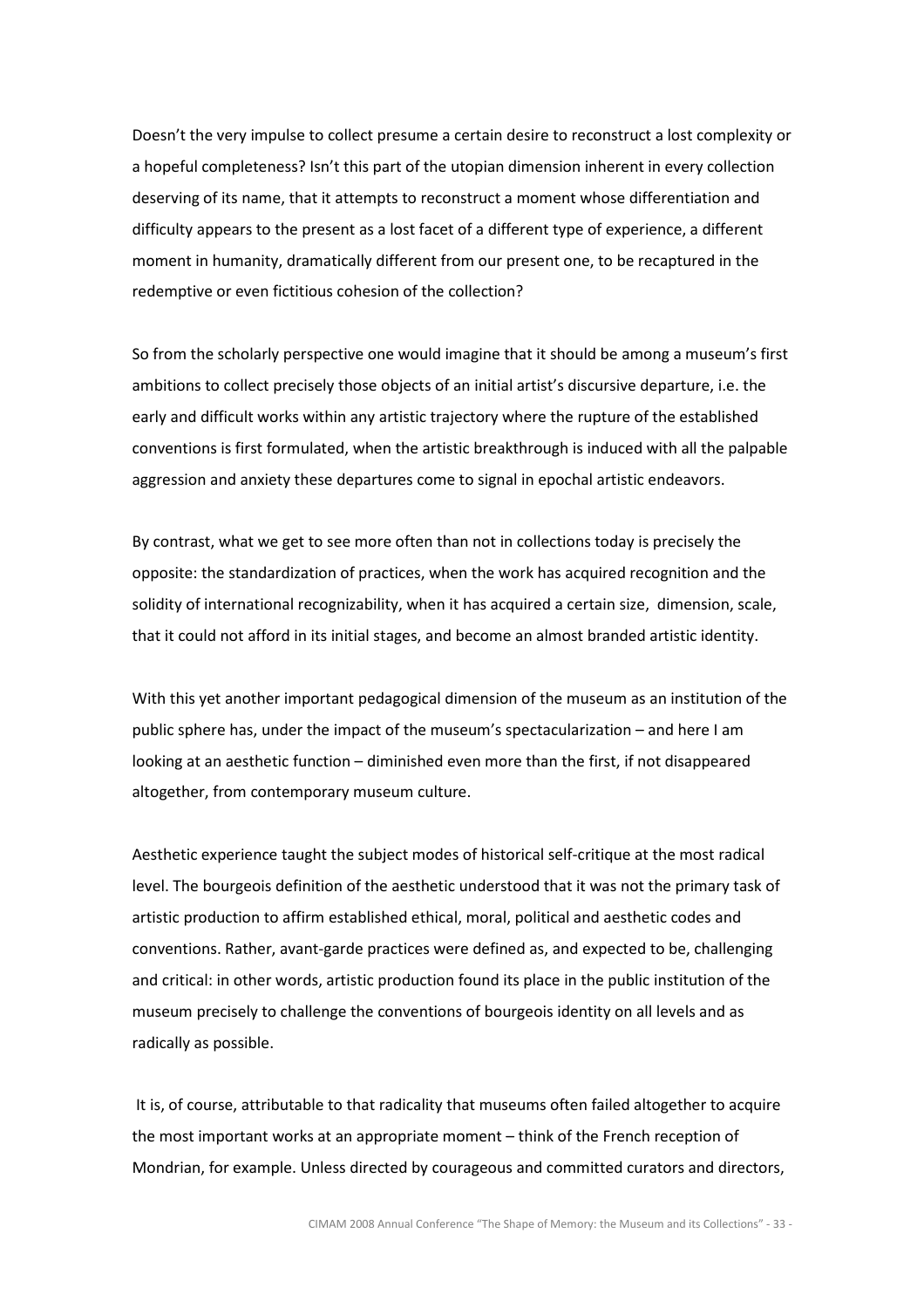Doesn't the very impulse to collect presume a certain desire to reconstruct a lost complexity or a hopeful completeness? Isn't this part of the utopian dimension inherent in every collection deserving of its name, that it attempts to reconstruct a moment whose differentiation and difficulty appears to the present as a lost facet of a different type of experience, a different moment in humanity, dramatically different from our present one, to be recaptured in the redemptive or even fictitious cohesion of the collection?

So from the scholarly perspective one would imagine that it should be among a museum's first ambitions to collect precisely those objects of an initial artist's discursive departure, i.e. the early and difficult works within any artistic trajectory where the rupture of the established conventions is first formulated, when the artistic breakthrough is induced with all the palpable aggression and anxiety these departures come to signal in epochal artistic endeavors.

By contrast, what we get to see more often than not in collections today is precisely the opposite: the standardization of practices, when the work has acquired recognition and the solidity of international recognizability, when it has acquired a certain size, dimension, scale, that it could not afford in its initial stages, and become an almost branded artistic identity.

With this yet another important pedagogical dimension of the museum as an institution of the public sphere has, under the impact of the museum's spectacularization – and here I am looking at an aesthetic function – diminished even more than the first, if not disappeared altogether, from contemporary museum culture.

Aesthetic experience taught the subject modes of historical self-critique at the most radical level. The bourgeois definition of the aesthetic understood that it was not the primary task of artistic production to affirm established ethical, moral, political and aesthetic codes and conventions. Rather, avant-garde practices were defined as, and expected to be, challenging and critical: in other words, artistic production found its place in the public institution of the museum precisely to challenge the conventions of bourgeois identity on all levels and as radically as possible.

It is, of course, attributable to that radicality that museums often failed altogether to acquire the most important works at an appropriate moment – think of the French reception of Mondrian, for example. Unless directed by courageous and committed curators and directors,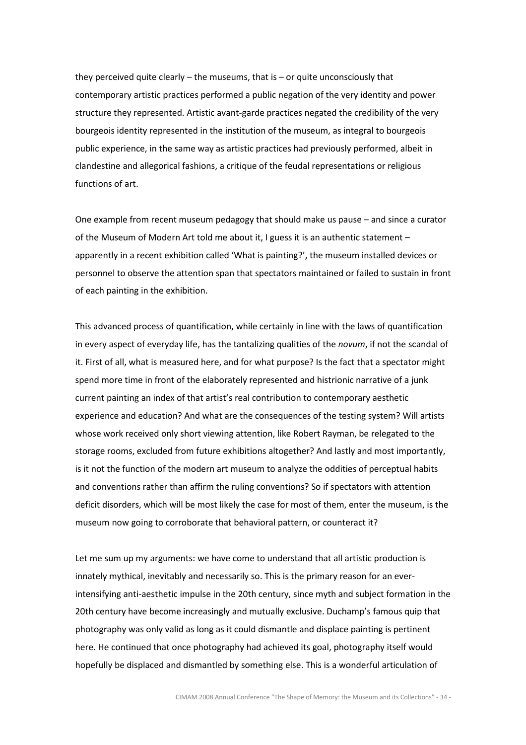they perceived quite clearly – the museums, that is – or quite unconsciously that contemporary artistic practices performed a public negation of the very identity and power structure they represented. Artistic avant-garde practices negated the credibility of the very bourgeois identity represented in the institution of the museum, as integral to bourgeois public experience, in the same way as artistic practices had previously performed, albeit in clandestine and allegorical fashions, a critique of the feudal representations or religious functions of art.

One example from recent museum pedagogy that should make us pause – and since a curator of the Museum of Modern Art told me about it, I guess it is an authentic statement – apparently in a recent exhibition called 'What is painting?', the museum installed devices or personnel to observe the attention span that spectators maintained or failed to sustain in front of each painting in the exhibition.

This advanced process of quantification, while certainly in line with the laws of quantification in every aspect of everyday life, has the tantalizing qualities of the *novum*, if not the scandal of it. First of all, what is measured here, and for what purpose? Is the fact that a spectator might spend more time in front of the elaborately represented and histrionic narrative of a junk current painting an index of that artist's real contribution to contemporary aesthetic experience and education? And what are the consequences of the testing system? Will artists whose work received only short viewing attention, like Robert Rayman, be relegated to the storage rooms, excluded from future exhibitions altogether? And lastly and most importantly, is it not the function of the modern art museum to analyze the oddities of perceptual habits and conventions rather than affirm the ruling conventions? So if spectators with attention deficit disorders, which will be most likely the case for most of them, enter the museum, is the museum now going to corroborate that behavioral pattern, or counteract it?

Let me sum up my arguments: we have come to understand that all artistic production is innately mythical, inevitably and necessarily so. This is the primary reason for an ever-intensifying anti-aesthetic impulse in the 20th century, since myth and subject formation in the 20th century have become increasingly and mutually exclusive. Duchamp's famous quip that photography was only valid as long as it could dismantle and displace painting is pertinent here. He continued that once photography had achieved its goal, photography itself would hopefully be displaced and dismantled by something else. This is a wonderful articulation of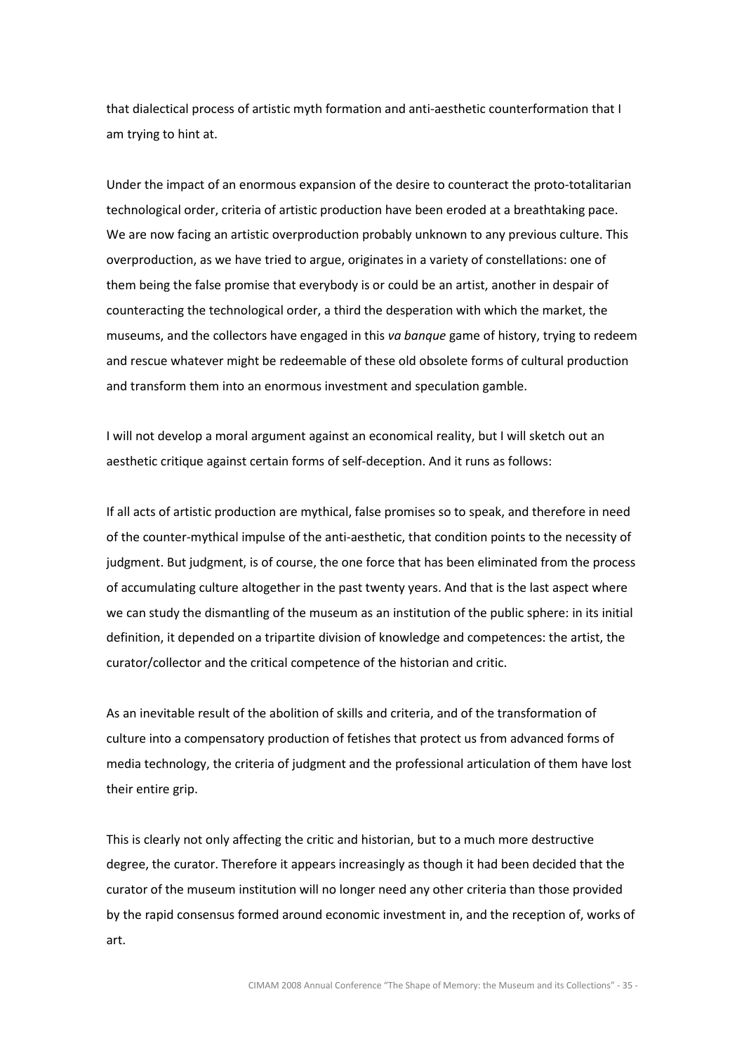that dialectical process of artistic myth formation and anti-aesthetic counterformation that I am trying to hint at.

Under the impact of an enormous expansion of the desire to counteract the proto-totalitarian technological order, criteria of artistic production have been eroded at a breathtaking pace. We are now facing an artistic overproduction probably unknown to any previous culture. This overproduction, as we have tried to argue, originates in a variety of constellations: one of them being the false promise that everybody is or could be an artist, another in despair of counteracting the technological order, a third the desperation with which the market, the museums, and the collectors have engaged in this *va banque* game of history, trying to redeem and rescue whatever might be redeemable of these old obsolete forms of cultural production and transform them into an enormous investment and speculation gamble.

I will not develop a moral argument against an economical reality, but I will sketch out an aesthetic critique against certain forms of self-deception. And it runs as follows:

If all acts of artistic production are mythical, false promises so to speak, and therefore in need of the counter-mythical impulse of the anti-aesthetic, that condition points to the necessity of judgment. But judgment, is of course, the one force that has been eliminated from the process of accumulating culture altogether in the past twenty years. And that is the last aspect where we can study the dismantling of the museum as an institution of the public sphere: in its initial definition, it depended on a tripartite division of knowledge and competences: the artist, the curator/collector and the critical competence of the historian and critic.

As an inevitable result of the abolition of skills and criteria, and of the transformation of culture into a compensatory production of fetishes that protect us from advanced forms of media technology, the criteria of judgment and the professional articulation of them have lost their entire grip.

This is clearly not only affecting the critic and historian, but to a much more destructive degree, the curator. Therefore it appears increasingly as though it had been decided that the curator of the museum institution will no longer need any other criteria than those provided by the rapid consensus formed around economic investment in, and the reception of, works of art.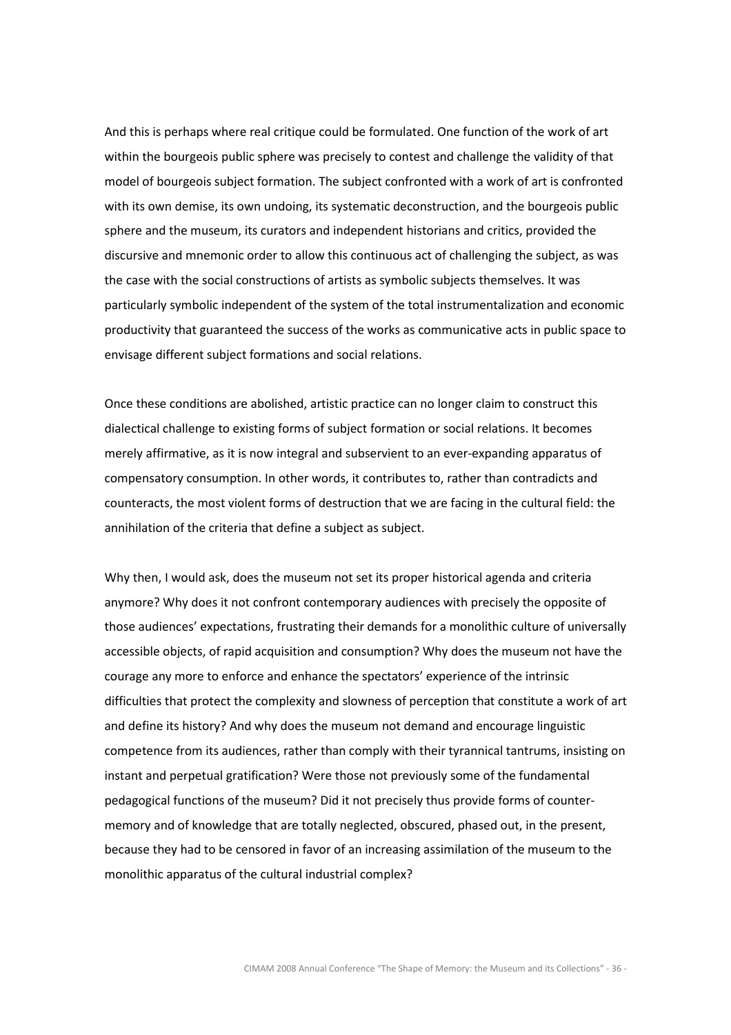And this is perhaps where real critique could be formulated. One function of the work of art within the bourgeois public sphere was precisely to contest and challenge the validity of that model of bourgeois subject formation. The subject confronted with a work of art is confronted with its own demise, its own undoing, its systematic deconstruction, and the bourgeois public sphere and the museum, its curators and independent historians and critics, provided the discursive and mnemonic order to allow this continuous act of challenging the subject, as was the case with the social constructions of artists as symbolic subjects themselves. It was particularly symbolic independent of the system of the total instrumentalization and economic productivity that guaranteed the success of the works as communicative acts in public space to envisage different subject formations and social relations.

Once these conditions are abolished, artistic practice can no longer claim to construct this dialectical challenge to existing forms of subject formation or social relations. It becomes merely affirmative, as it is now integral and subservient to an ever-expanding apparatus of compensatory consumption. In other words, it contributes to, rather than contradicts and counteracts, the most violent forms of destruction that we are facing in the cultural field: the annihilation of the criteria that define a subject as subject.

Why then, I would ask, does the museum not set its proper historical agenda and criteria anymore? Why does it not confront contemporary audiences with precisely the opposite of those audiences' expectations, frustrating their demands for a monolithic culture of universally accessible objects, of rapid acquisition and consumption? Why does the museum not have the courage any more to enforce and enhance the spectators' experience of the intrinsic difficulties that protect the complexity and slowness of perception that constitute a work of art and define its history? And why does the museum not demand and encourage linguistic competence from its audiences, rather than comply with their tyrannical tantrums, insisting on instant and perpetual gratification? Were those not previously some of the fundamental pedagogical functions of the museum? Did it not precisely thus provide forms of counter-memory and of knowledge that are totally neglected, obscured, phased out, in the present, because they had to be censored in favor of an increasing assimilation of the museum to the monolithic apparatus of the cultural industrial complex?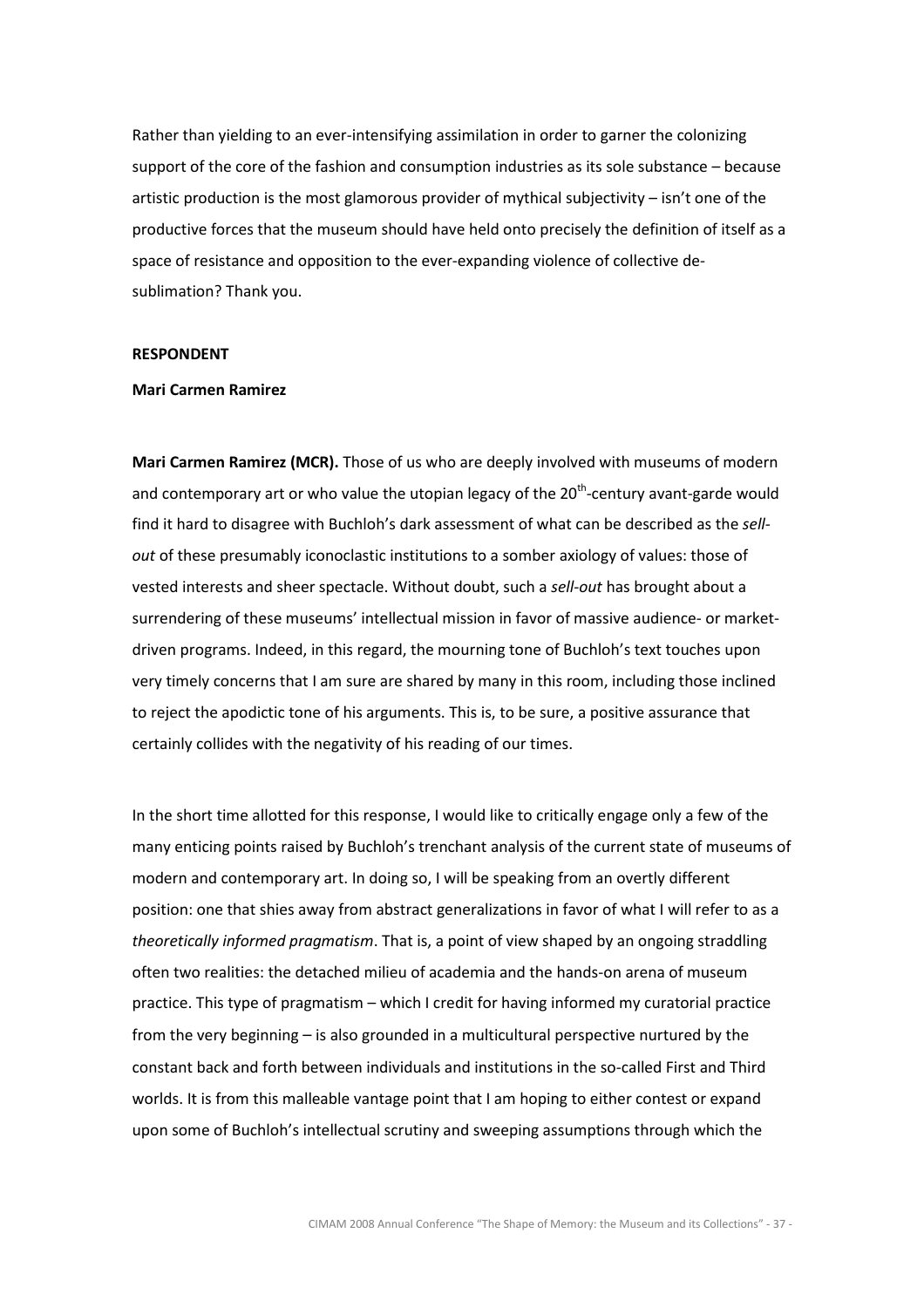Rather than yielding to an ever-intensifying assimilation in order to garner the colonizing support of the core of the fashion and consumption industries as its sole substance – because artistic production is the most glamorous provider of mythical subjectivity – isn't one of the productive forces that the museum should have held onto precisely the definition of itself as a space of resistance and opposition to the ever-expanding violence of collective de-sublimation? Thank you.

**RESPONDENT**

**Mari Carmen Ramirez**

**Mari Carmen Ramirez (MCR).** Those of us who are deeply involved with museums of modern and contemporary art or who value the utopian legacy of the 20th-century avant-garde would find it hard to disagree with Buchloh's dark assessment of what can be described as the *sell-out* of these presumably iconoclastic institutions to a somber axiology of values: those of vested interests and sheer spectacle. Without doubt, such a *sell-out* has brought about a surrendering of these museums' intellectual mission in favor of massive audience- or market-driven programs. Indeed, in this regard, the mourning tone of Buchloh's text touches upon very timely concerns that I am sure are shared by many in this room, including those inclined to reject the apodictic tone of his arguments. This is, to be sure, a positive assurance that certainly collides with the negativity of his reading of our times.

In the short time allotted for this response, I would like to critically engage only a few of the many enticing points raised by Buchloh's trenchant analysis of the current state of museums of modern and contemporary art. In doing so, I will be speaking from an overtly different position: one that shies away from abstract generalizations in favor of what I will refer to as a *theoretically informed pragmatism*. That is, a point of view shaped by an ongoing straddling often two realities: the detached milieu of academia and the hands-on arena of museum practice. This type of pragmatism – which I credit for having informed my curatorial practice from the very beginning – is also grounded in a multicultural perspective nurtured by the constant back and forth between individuals and institutions in the so-called First and Third worlds. It is from this malleable vantage point that I am hoping to either contest or expand upon some of Buchloh's intellectual scrutiny and sweeping assumptions through which the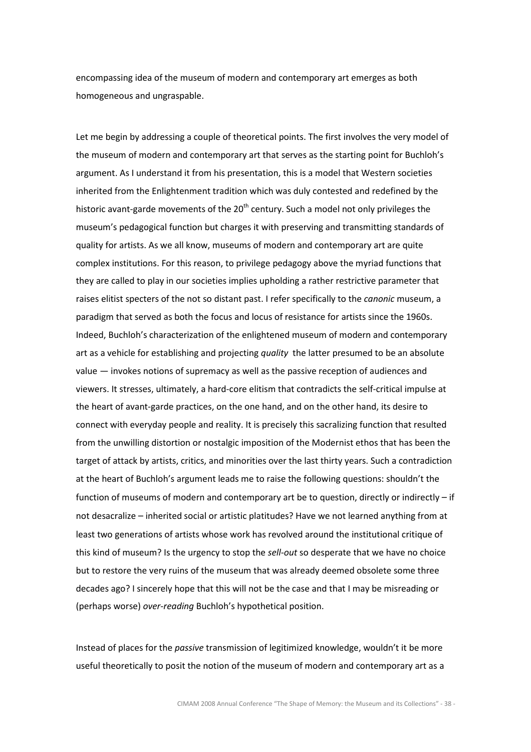encompassing idea of the museum of modern and contemporary art emerges as both homogeneous and ungraspable.

Let me begin by addressing a couple of theoretical points. The first involves the very model of the museum of modern and contemporary art that serves as the starting point for Buchloh's argument. As I understand it from his presentation, this is a model that Western societies inherited from the Enlightenment tradition which was duly contested and redefined by the historic avant-garde movements of the 20th century. Such a model not only privileges the museum's pedagogical function but charges it with preserving and transmitting standards of quality for artists. As we all know, museums of modern and contemporary art are quite complex institutions. For this reason, to privilege pedagogy above the myriad functions that they are called to play in our societies implies upholding a rather restrictive parameter that raises elitist specters of the not so distant past. I refer specifically to the *canonic* museum, a paradigm that served as both the focus and locus of resistance for artists since the 1960s. Indeed, Buchloh's characterization of the enlightened museum of modern and contemporary art as a vehicle for establishing and projecting *quality* the latter presumed to be an absolute value — invokes notions of supremacy as well as the passive reception of audiences and viewers. It stresses, ultimately, a hard-core elitism that contradicts the self-critical impulse at the heart of avant-garde practices, on the one hand, and on the other hand, its desire to connect with everyday people and reality. It is precisely this sacralizing function that resulted from the unwilling distortion or nostalgic imposition of the Modernist ethos that has been the target of attack by artists, critics, and minorities over the last thirty years. Such a contradiction at the heart of Buchloh's argument leads me to raise the following questions: shouldn't the function of museums of modern and contemporary art be to question, directly or indirectly – if not desacralize – inherited social or artistic platitudes? Have we not learned anything from at least two generations of artists whose work has revolved around the institutional critique of this kind of museum? Is the urgency to stop the *sell-out* so desperate that we have no choice but to restore the very ruins of the museum that was already deemed obsolete some three decades ago? I sincerely hope that this will not be the case and that I may be misreading or (perhaps worse) *over-reading* Buchloh's hypothetical position.

Instead of places for the *passive* transmission of legitimized knowledge, wouldn't it be more useful theoretically to posit the notion of the museum of modern and contemporary art as a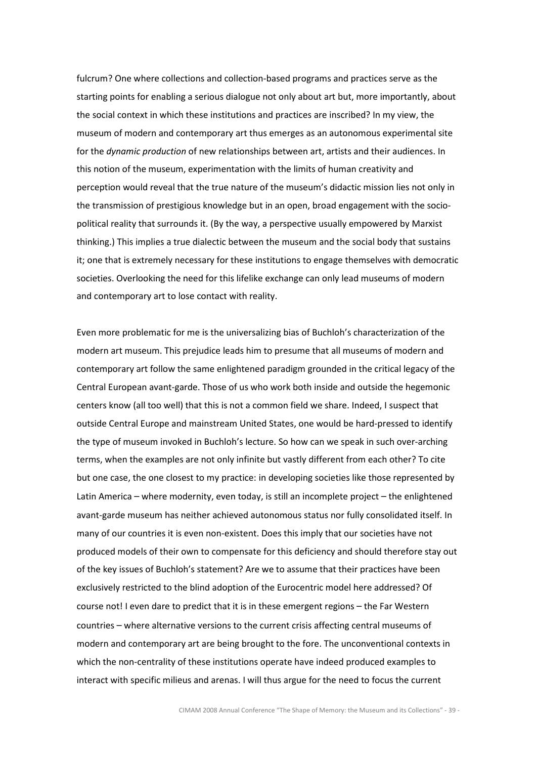fulcrum? One where collections and collection-based programs and practices serve as the starting points for enabling a serious dialogue not only about art but, more importantly, about the social context in which these institutions and practices are inscribed? In my view, the museum of modern and contemporary art thus emerges as an autonomous experimental site for the *dynamic production* of new relationships between art, artists and their audiences. In this notion of the museum, experimentation with the limits of human creativity and perception would reveal that the true nature of the museum's didactic mission lies not only in the transmission of prestigious knowledge but in an open, broad engagement with the socio-political reality that surrounds it. (By the way, a perspective usually empowered by Marxist thinking.) This implies a true dialectic between the museum and the social body that sustains it; one that is extremely necessary for these institutions to engage themselves with democratic societies. Overlooking the need for this lifelike exchange can only lead museums of modern and contemporary art to lose contact with reality.

Even more problematic for me is the universalizing bias of Buchloh's characterization of the modern art museum. This prejudice leads him to presume that all museums of modern and contemporary art follow the same enlightened paradigm grounded in the critical legacy of the Central European avant-garde. Those of us who work both inside and outside the hegemonic centers know (all too well) that this is not a common field we share. Indeed, I suspect that outside Central Europe and mainstream United States, one would be hard-pressed to identify the type of museum invoked in Buchloh's lecture. So how can we speak in such over-arching terms, when the examples are not only infinite but vastly different from each other? To cite but one case, the one closest to my practice: in developing societies like those represented by Latin America – where modernity, even today, is still an incomplete project – the enlightened avant-garde museum has neither achieved autonomous status nor fully consolidated itself. In many of our countries it is even non-existent. Does this imply that our societies have not produced models of their own to compensate for this deficiency and should therefore stay out of the key issues of Buchloh's statement? Are we to assume that their practices have been exclusively restricted to the blind adoption of the Eurocentric model here addressed? Of course not! I even dare to predict that it is in these emergent regions – the Far Western countries – where alternative versions to the current crisis affecting central museums of modern and contemporary art are being brought to the fore. The unconventional contexts in which the non-centrality of these institutions operate have indeed produced examples to interact with specific milieus and arenas. I will thus argue for the need to focus the current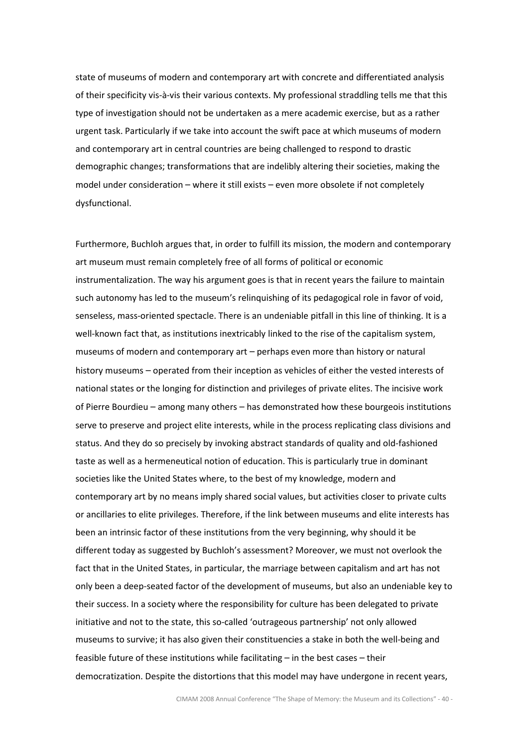state of museums of modern and contemporary art with concrete and differentiated analysis of their specificity vis-à-vis their various contexts. My professional straddling tells me that this type of investigation should not be undertaken as a mere academic exercise, but as a rather urgent task. Particularly if we take into account the swift pace at which museums of modern and contemporary art in central countries are being challenged to respond to drastic demographic changes; transformations that are indelibly altering their societies, making the model under consideration – where it still exists – even more obsolete if not completely dysfunctional.

Furthermore, Buchloh argues that, in order to fulfill its mission, the modern and contemporary art museum must remain completely free of all forms of political or economic instrumentalization. The way his argument goes is that in recent years the failure to maintain such autonomy has led to the museum's relinquishing of its pedagogical role in favor of void, senseless, mass-oriented spectacle. There is an undeniable pitfall in this line of thinking. It is a well-known fact that, as institutions inextricably linked to the rise of the capitalism system, museums of modern and contemporary art – perhaps even more than history or natural history museums – operated from their inception as vehicles of either the vested interests of national states or the longing for distinction and privileges of private elites. The incisive work of Pierre Bourdieu – among many others – has demonstrated how these bourgeois institutions serve to preserve and project elite interests, while in the process replicating class divisions and status. And they do so precisely by invoking abstract standards of quality and old-fashioned taste as well as a hermeneutical notion of education. This is particularly true in dominant societies like the United States where, to the best of my knowledge, modern and contemporary art by no means imply shared social values, but activities closer to private cults or ancillaries to elite privileges. Therefore, if the link between museums and elite interests has been an intrinsic factor of these institutions from the very beginning, why should it be different today as suggested by Buchloh's assessment? Moreover, we must not overlook the fact that in the United States, in particular, the marriage between capitalism and art has not only been a deep-seated factor of the development of museums, but also an undeniable key to their success. In a society where the responsibility for culture has been delegated to private initiative and not to the state, this so-called 'outrageous partnership' not only allowed museums to survive; it has also given their constituencies a stake in both the well-being and feasible future of these institutions while facilitating – in the best cases – their democratization. Despite the distortions that this model may have undergone in recent years,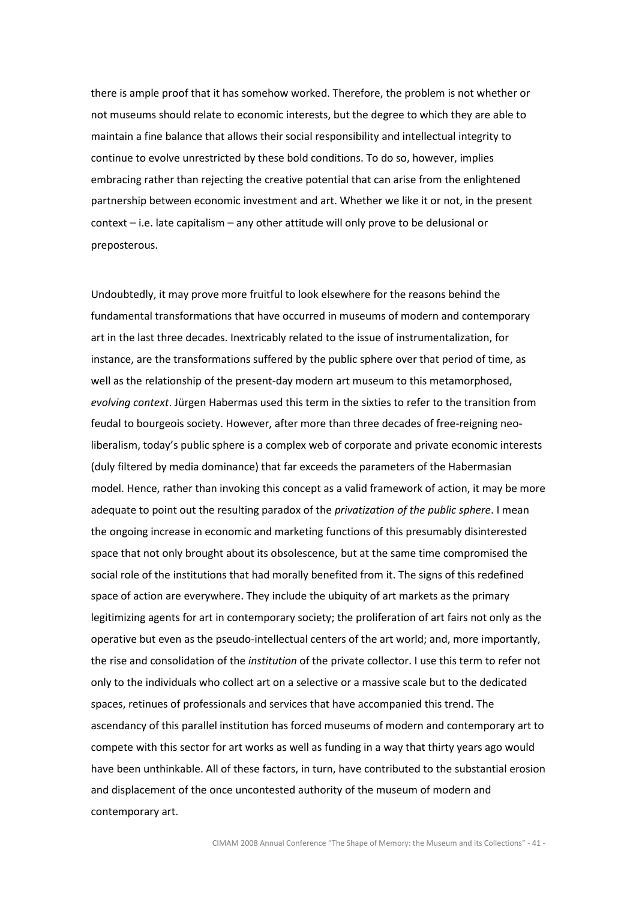there is ample proof that it has somehow worked. Therefore, the problem is not whether or not museums should relate to economic interests, but the degree to which they are able to maintain a fine balance that allows their social responsibility and intellectual integrity to continue to evolve unrestricted by these bold conditions. To do so, however, implies embracing rather than rejecting the creative potential that can arise from the enlightened partnership between economic investment and art. Whether we like it or not, in the present context – i.e. late capitalism – any other attitude will only prove to be delusional or preposterous.

Undoubtedly, it may prove more fruitful to look elsewhere for the reasons behind the fundamental transformations that have occurred in museums of modern and contemporary art in the last three decades. Inextricably related to the issue of instrumentalization, for instance, are the transformations suffered by the public sphere over that period of time, as well as the relationship of the present-day modern art museum to this metamorphosed, *evolving context*. Jürgen Habermas used this term in the sixties to refer to the transition from feudal to bourgeois society. However, after more than three decades of free-reigning neo-liberalism, today's public sphere is a complex web of corporate and private economic interests (duly filtered by media dominance) that far exceeds the parameters of the Habermasian model. Hence, rather than invoking this concept as a valid framework of action, it may be more adequate to point out the resulting paradox of the *privatization of the public sphere*. I mean the ongoing increase in economic and marketing functions of this presumably disinterested space that not only brought about its obsolescence, but at the same time compromised the social role of the institutions that had morally benefited from it. The signs of this redefined space of action are everywhere. They include the ubiquity of art markets as the primary legitimizing agents for art in contemporary society; the proliferation of art fairs not only as the operative but even as the pseudo-intellectual centers of the art world; and, more importantly, the rise and consolidation of the *institution* of the private collector. I use this term to refer not only to the individuals who collect art on a selective or a massive scale but to the dedicated spaces, retinues of professionals and services that have accompanied this trend. The ascendancy of this parallel institution has forced museums of modern and contemporary art to compete with this sector for art works as well as funding in a way that thirty years ago would have been unthinkable. All of these factors, in turn, have contributed to the substantial erosion and displacement of the once uncontested authority of the museum of modern and contemporary art.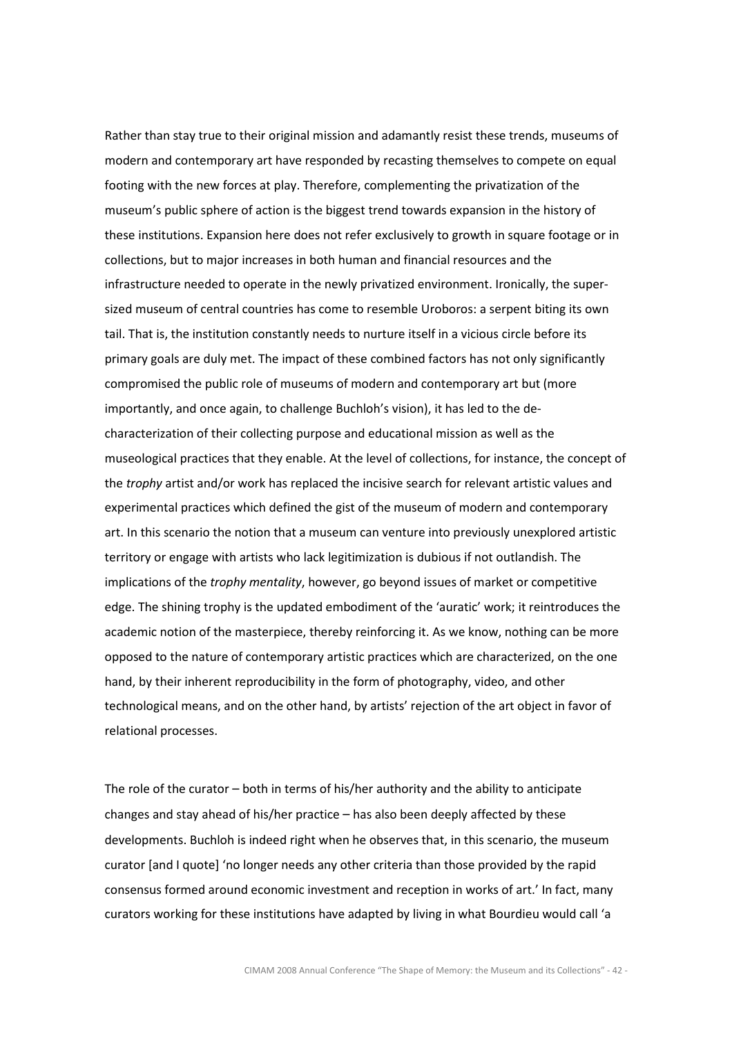Rather than stay true to their original mission and adamantly resist these trends, museums of modern and contemporary art have responded by recasting themselves to compete on equal footing with the new forces at play. Therefore, complementing the privatization of the museum's public sphere of action is the biggest trend towards expansion in the history of these institutions. Expansion here does not refer exclusively to growth in square footage or in collections, but to major increases in both human and financial resources and the infrastructure needed to operate in the newly privatized environment. Ironically, the super-sized museum of central countries has come to resemble Uroboros: a serpent biting its own tail. That is, the institution constantly needs to nurture itself in a vicious circle before its primary goals are duly met. The impact of these combined factors has not only significantly compromised the public role of museums of modern and contemporary art but (more importantly, and once again, to challenge Buchloh's vision), it has led to the de-characterization of their collecting purpose and educational mission as well as the museological practices that they enable. At the level of collections, for instance, the concept of the *trophy* artist and/or work has replaced the incisive search for relevant artistic values and experimental practices which defined the gist of the museum of modern and contemporary art. In this scenario the notion that a museum can venture into previously unexplored artistic territory or engage with artists who lack legitimization is dubious if not outlandish. The implications of the *trophy mentality*, however, go beyond issues of market or competitive edge. The shining trophy is the updated embodiment of the 'auratic' work; it reintroduces the academic notion of the masterpiece, thereby reinforcing it. As we know, nothing can be more opposed to the nature of contemporary artistic practices which are characterized, on the one hand, by their inherent reproducibility in the form of photography, video, and other technological means, and on the other hand, by artists' rejection of the art object in favor of relational processes.

The role of the curator – both in terms of his/her authority and the ability to anticipate changes and stay ahead of his/her practice – has also been deeply affected by these developments. Buchloh is indeed right when he observes that, in this scenario, the museum curator [and I quote] 'no longer needs any other criteria than those provided by the rapid consensus formed around economic investment and reception in works of art.' In fact, many curators working for these institutions have adapted by living in what Bourdieu would call 'a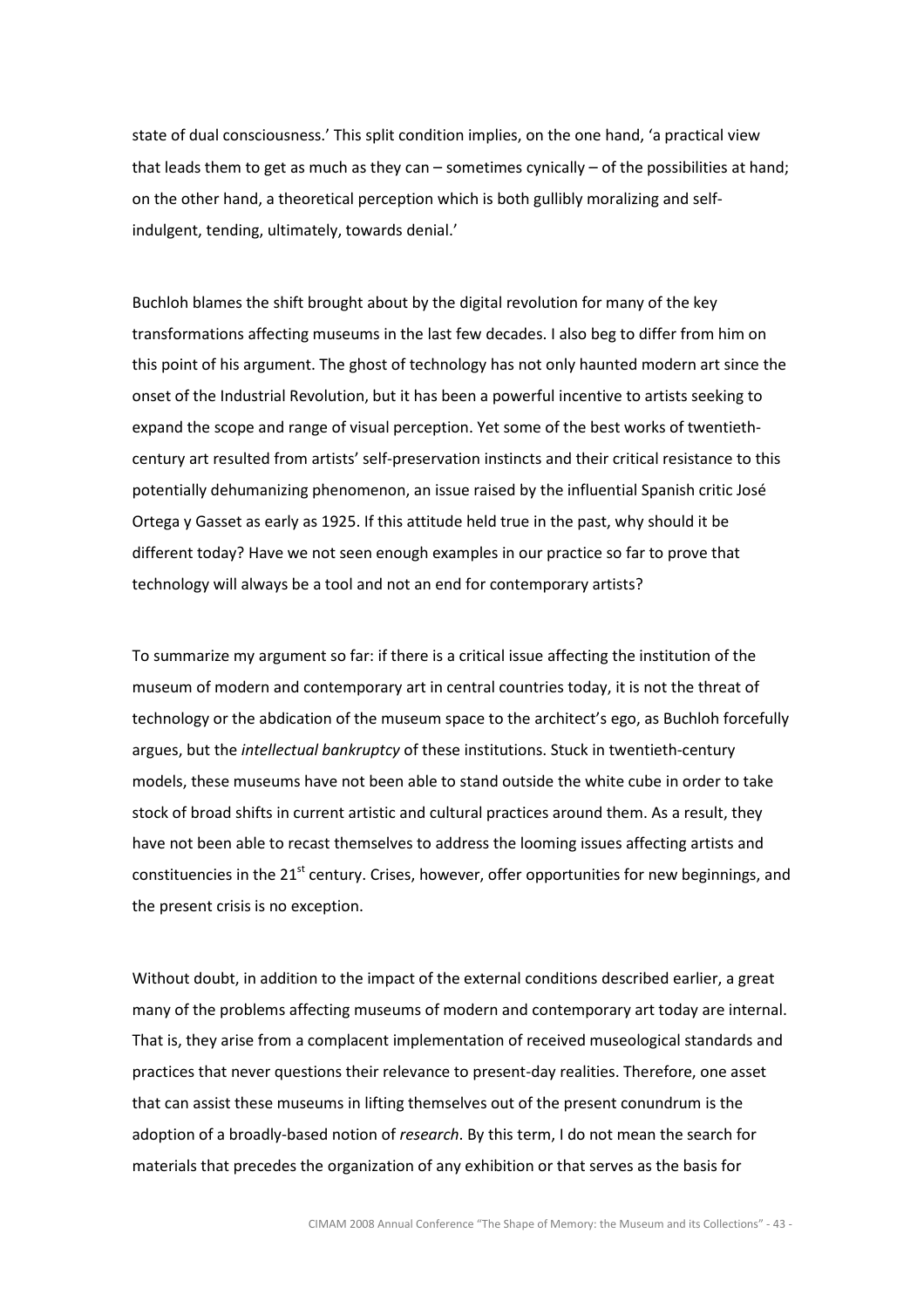state of dual consciousness.' This split condition implies, on the one hand, 'a practical view that leads them to get as much as they can – sometimes cynically – of the possibilities at hand; on the other hand, a theoretical perception which is both gullibly moralizing and self-indulgent, tending, ultimately, towards denial.'

Buchloh blames the shift brought about by the digital revolution for many of the key transformations affecting museums in the last few decades. I also beg to differ from him on this point of his argument. The ghost of technology has not only haunted modern art since the onset of the Industrial Revolution, but it has been a powerful incentive to artists seeking to expand the scope and range of visual perception. Yet some of the best works of twentieth-century art resulted from artists' self-preservation instincts and their critical resistance to this potentially dehumanizing phenomenon, an issue raised by the influential Spanish critic José Ortega y Gasset as early as 1925. If this attitude held true in the past, why should it be different today? Have we not seen enough examples in our practice so far to prove that technology will always be a tool and not an end for contemporary artists?

To summarize my argument so far: if there is a critical issue affecting the institution of the museum of modern and contemporary art in central countries today, it is not the threat of technology or the abdication of the museum space to the architect's ego, as Buchloh forcefully argues, but the *intellectual bankruptcy* of these institutions. Stuck in twentieth-century models, these museums have not been able to stand outside the white cube in order to take stock of broad shifts in current artistic and cultural practices around them. As a result, they have not been able to recast themselves to address the looming issues affecting artists and constituencies in the 21st century. Crises, however, offer opportunities for new beginnings, and the present crisis is no exception.

Without doubt, in addition to the impact of the external conditions described earlier, a great many of the problems affecting museums of modern and contemporary art today are internal. That is, they arise from a complacent implementation of received museological standards and practices that never questions their relevance to present-day realities. Therefore, one asset that can assist these museums in lifting themselves out of the present conundrum is the adoption of a broadly-based notion of *research*. By this term, I do not mean the search for materials that precedes the organization of any exhibition or that serves as the basis for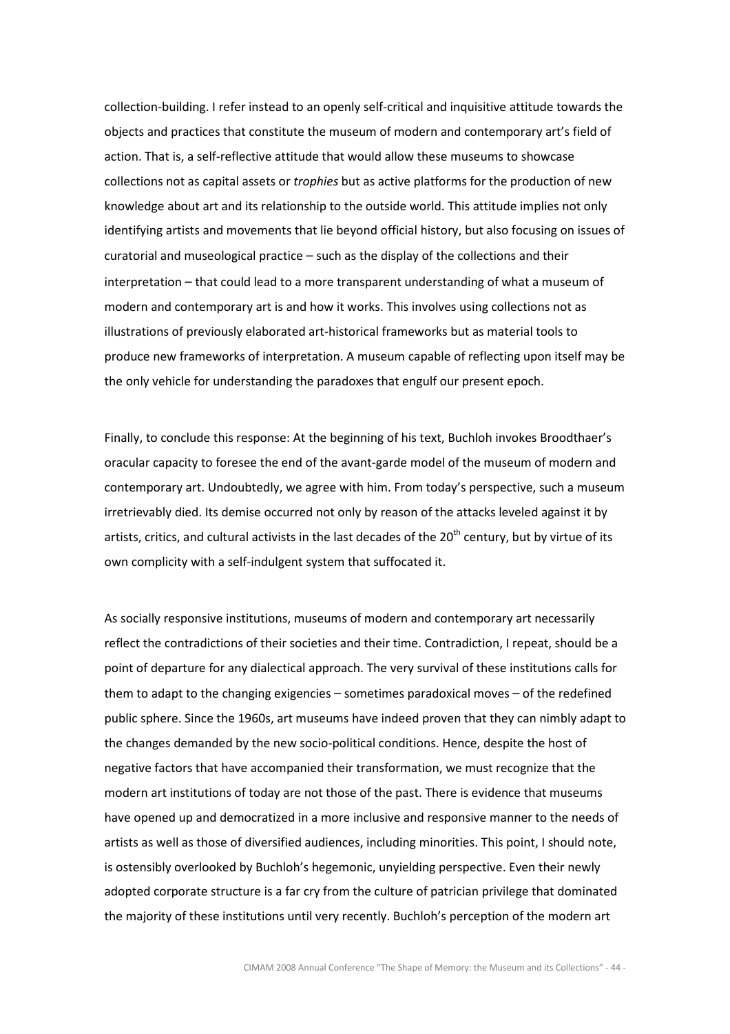collection-building. I refer instead to an openly self-critical and inquisitive attitude towards the objects and practices that constitute the museum of modern and contemporary art's field of action. That is, a self-reflective attitude that would allow these museums to showcase collections not as capital assets or *trophies* but as active platforms for the production of new knowledge about art and its relationship to the outside world. This attitude implies not only identifying artists and movements that lie beyond official history, but also focusing on issues of curatorial and museological practice – such as the display of the collections and their interpretation – that could lead to a more transparent understanding of what a museum of modern and contemporary art is and how it works. This involves using collections not as illustrations of previously elaborated art-historical frameworks but as material tools to produce new frameworks of interpretation. A museum capable of reflecting upon itself may be the only vehicle for understanding the paradoxes that engulf our present epoch.

Finally, to conclude this response: At the beginning of his text, Buchloh invokes Broodthaer's oracular capacity to foresee the end of the avant-garde model of the museum of modern and contemporary art. Undoubtedly, we agree with him. From today's perspective, such a museum irretrievably died. Its demise occurred not only by reason of the attacks leveled against it by artists, critics, and cultural activists in the last decades of the 20th century, but by virtue of its own complicity with a self-indulgent system that suffocated it.

As socially responsive institutions, museums of modern and contemporary art necessarily reflect the contradictions of their societies and their time. Contradiction, I repeat, should be a point of departure for any dialectical approach. The very survival of these institutions calls for them to adapt to the changing exigencies – sometimes paradoxical moves – of the redefined public sphere. Since the 1960s, art museums have indeed proven that they can nimbly adapt to the changes demanded by the new socio-political conditions. Hence, despite the host of negative factors that have accompanied their transformation, we must recognize that the modern art institutions of today are not those of the past. There is evidence that museums have opened up and democratized in a more inclusive and responsive manner to the needs of artists as well as those of diversified audiences, including minorities. This point, I should note, is ostensibly overlooked by Buchloh's hegemonic, unyielding perspective. Even their newly adopted corporate structure is a far cry from the culture of patrician privilege that dominated the majority of these institutions until very recently. Buchloh's perception of the modern art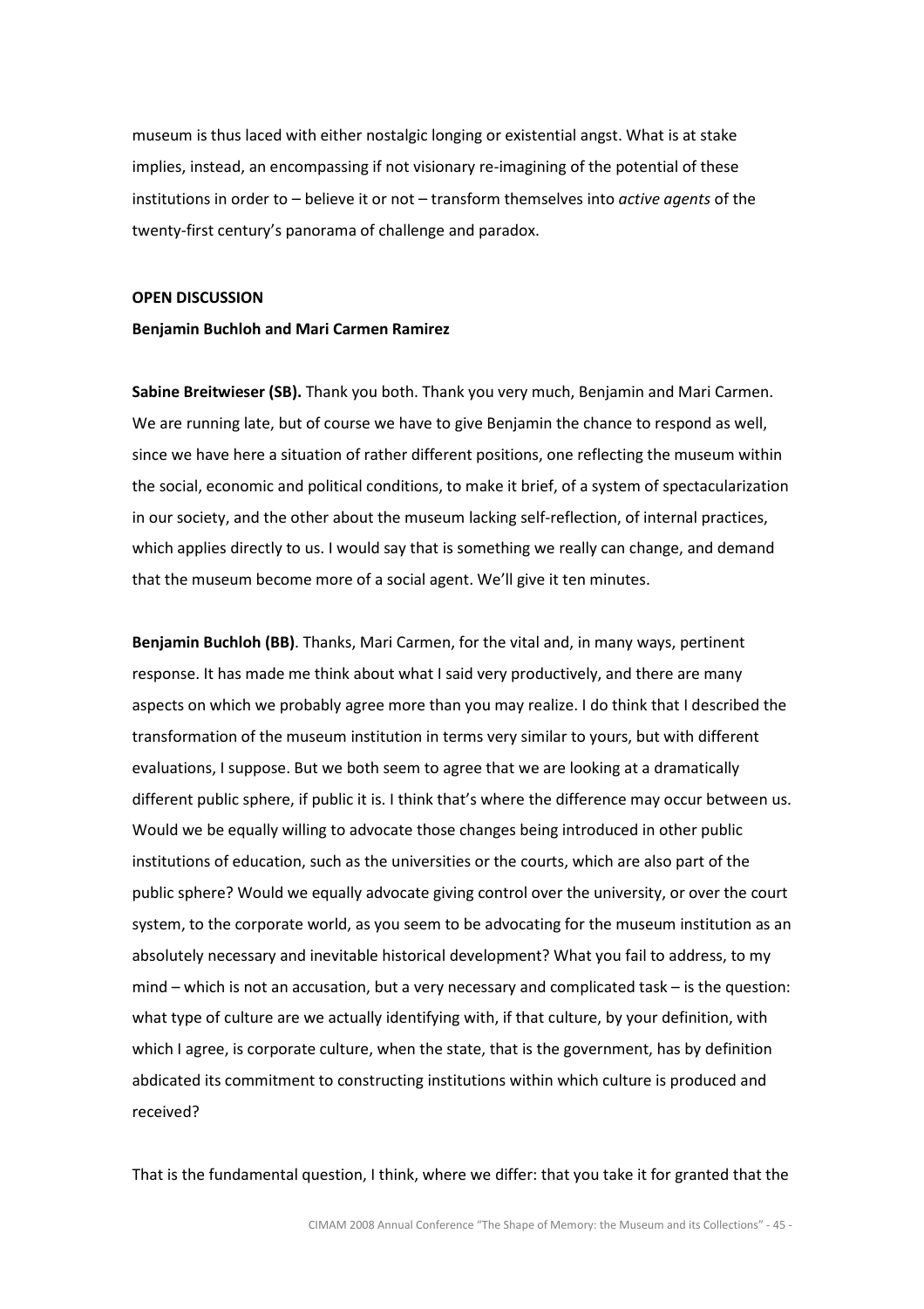museum is thus laced with either nostalgic longing or existential angst. What is at stake implies, instead, an encompassing if not visionary re-imagining of the potential of these institutions in order to – believe it or not – transform themselves into *active agents* of the twenty-first century's panorama of challenge and paradox.

**OPEN DISCUSSION**

**Benjamin Buchloh and Mari Carmen Ramirez**

**Sabine Breitwieser (SB).** Thank you both. Thank you very much, Benjamin and Mari Carmen. We are running late, but of course we have to give Benjamin the chance to respond as well, since we have here a situation of rather different positions, one reflecting the museum within the social, economic and political conditions, to make it brief, of a system of spectacularization in our society, and the other about the museum lacking self-reflection, of internal practices, which applies directly to us. I would say that is something we really can change, and demand that the museum become more of a social agent. We'll give it ten minutes.

**Benjamin Buchloh (BB)**. Thanks, Mari Carmen, for the vital and, in many ways, pertinent response. It has made me think about what I said very productively, and there are many aspects on which we probably agree more than you may realize. I do think that I described the transformation of the museum institution in terms very similar to yours, but with different evaluations, I suppose. But we both seem to agree that we are looking at a dramatically different public sphere, if public it is. I think that's where the difference may occur between us. Would we be equally willing to advocate those changes being introduced in other public institutions of education, such as the universities or the courts, which are also part of the public sphere? Would we equally advocate giving control over the university, or over the court system, to the corporate world, as you seem to be advocating for the museum institution as an absolutely necessary and inevitable historical development? What you fail to address, to my mind – which is not an accusation, but a very necessary and complicated task – is the question: what type of culture are we actually identifying with, if that culture, by your definition, with which I agree, is corporate culture, when the state, that is the government, has by definition abdicated its commitment to constructing institutions within which culture is produced and received?

That is the fundamental question, I think, where we differ: that you take it for granted that the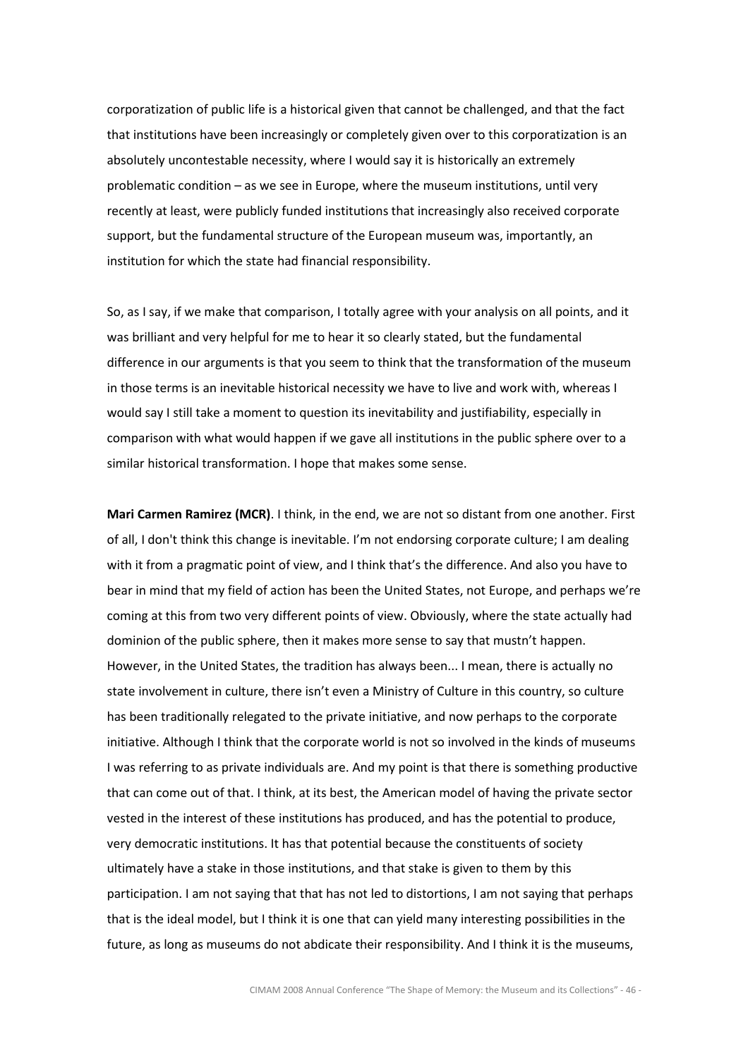corporatization of public life is a historical given that cannot be challenged, and that the fact that institutions have been increasingly or completely given over to this corporatization is an absolutely uncontestable necessity, where I would say it is historically an extremely problematic condition – as we see in Europe, where the museum institutions, until very recently at least, were publicly funded institutions that increasingly also received corporate support, but the fundamental structure of the European museum was, importantly, an institution for which the state had financial responsibility.

So, as I say, if we make that comparison, I totally agree with your analysis on all points, and it was brilliant and very helpful for me to hear it so clearly stated, but the fundamental difference in our arguments is that you seem to think that the transformation of the museum in those terms is an inevitable historical necessity we have to live and work with, whereas I would say I still take a moment to question its inevitability and justifiability, especially in comparison with what would happen if we gave all institutions in the public sphere over to a similar historical transformation. I hope that makes some sense.

**Mari Carmen Ramirez (MCR)**. I think, in the end, we are not so distant from one another. First of all, I don't think this change is inevitable. I'm not endorsing corporate culture; I am dealing with it from a pragmatic point of view, and I think that's the difference. And also you have to bear in mind that my field of action has been the United States, not Europe, and perhaps we're coming at this from two very different points of view. Obviously, where the state actually had dominion of the public sphere, then it makes more sense to say that mustn't happen. However, in the United States, the tradition has always been... I mean, there is actually no state involvement in culture, there isn't even a Ministry of Culture in this country, so culture has been traditionally relegated to the private initiative, and now perhaps to the corporate initiative. Although I think that the corporate world is not so involved in the kinds of museums I was referring to as private individuals are. And my point is that there is something productive that can come out of that. I think, at its best, the American model of having the private sector vested in the interest of these institutions has produced, and has the potential to produce, very democratic institutions. It has that potential because the constituents of society ultimately have a stake in those institutions, and that stake is given to them by this participation. I am not saying that that has not led to distortions, I am not saying that perhaps that is the ideal model, but I think it is one that can yield many interesting possibilities in the future, as long as museums do not abdicate their responsibility. And I think it is the museums,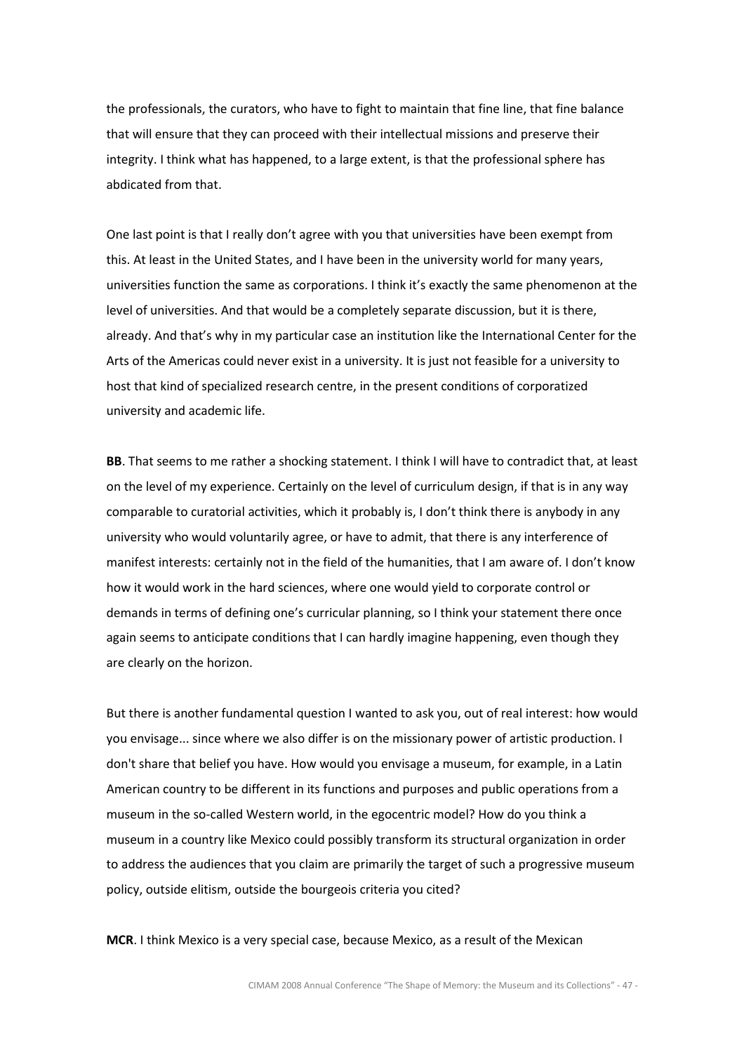the professionals, the curators, who have to fight to maintain that fine line, that fine balance that will ensure that they can proceed with their intellectual missions and preserve their integrity. I think what has happened, to a large extent, is that the professional sphere has abdicated from that.

One last point is that I really don't agree with you that universities have been exempt from this. At least in the United States, and I have been in the university world for many years, universities function the same as corporations. I think it's exactly the same phenomenon at the level of universities. And that would be a completely separate discussion, but it is there, already. And that's why in my particular case an institution like the International Center for the Arts of the Americas could never exist in a university. It is just not feasible for a university to host that kind of specialized research centre, in the present conditions of corporatized university and academic life.

**BB**. That seems to me rather a shocking statement. I think I will have to contradict that, at least on the level of my experience. Certainly on the level of curriculum design, if that is in any way comparable to curatorial activities, which it probably is, I don't think there is anybody in any university who would voluntarily agree, or have to admit, that there is any interference of manifest interests: certainly not in the field of the humanities, that I am aware of. I don't know how it would work in the hard sciences, where one would yield to corporate control or demands in terms of defining one's curricular planning, so I think your statement there once again seems to anticipate conditions that I can hardly imagine happening, even though they are clearly on the horizon.

But there is another fundamental question I wanted to ask you, out of real interest: how would you envisage... since where we also differ is on the missionary power of artistic production. I don't share that belief you have. How would you envisage a museum, for example, in a Latin American country to be different in its functions and purposes and public operations from a museum in the so-called Western world, in the egocentric model? How do you think a museum in a country like Mexico could possibly transform its structural organization in order to address the audiences that you claim are primarily the target of such a progressive museum policy, outside elitism, outside the bourgeois criteria you cited?

**MCR**. I think Mexico is a very special case, because Mexico, as a result of the Mexican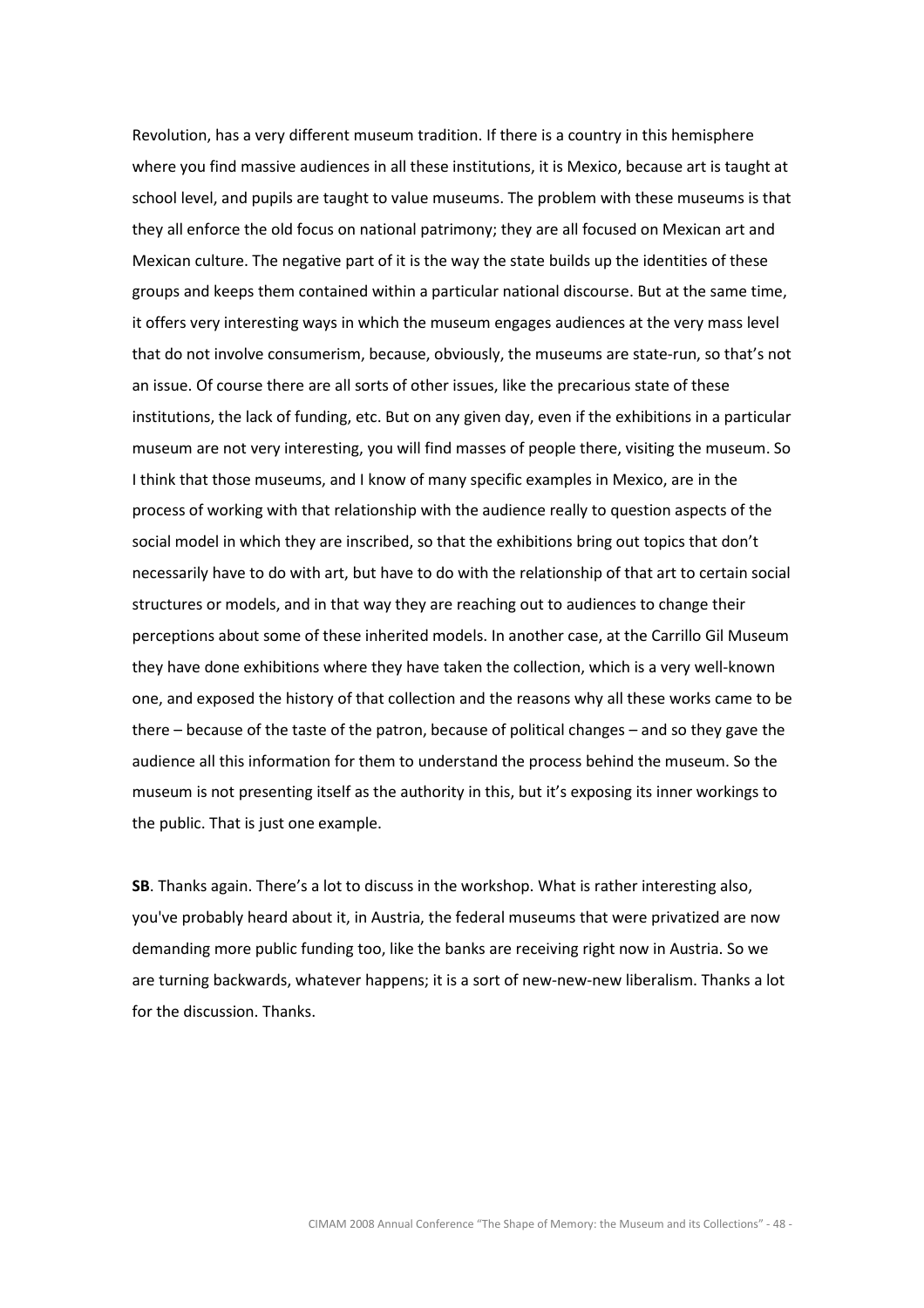Revolution, has a very different museum tradition. If there is a country in this hemisphere where you find massive audiences in all these institutions, it is Mexico, because art is taught at school level, and pupils are taught to value museums. The problem with these museums is that they all enforce the old focus on national patrimony; they are all focused on Mexican art and Mexican culture. The negative part of it is the way the state builds up the identities of these groups and keeps them contained within a particular national discourse. But at the same time, it offers very interesting ways in which the museum engages audiences at the very mass level that do not involve consumerism, because, obviously, the museums are state-run, so that's not an issue. Of course there are all sorts of other issues, like the precarious state of these institutions, the lack of funding, etc. But on any given day, even if the exhibitions in a particular museum are not very interesting, you will find masses of people there, visiting the museum. So I think that those museums, and I know of many specific examples in Mexico, are in the process of working with that relationship with the audience really to question aspects of the social model in which they are inscribed, so that the exhibitions bring out topics that don't necessarily have to do with art, but have to do with the relationship of that art to certain social structures or models, and in that way they are reaching out to audiences to change their perceptions about some of these inherited models. In another case, at the Carrillo Gil Museum they have done exhibitions where they have taken the collection, which is a very well-known one, and exposed the history of that collection and the reasons why all these works came to be there – because of the taste of the patron, because of political changes – and so they gave the audience all this information for them to understand the process behind the museum. So the museum is not presenting itself as the authority in this, but it's exposing its inner workings to the public. That is just one example.

**SB**. Thanks again. There's a lot to discuss in the workshop. What is rather interesting also, you've probably heard about it, in Austria, the federal museums that were privatized are now demanding more public funding too, like the banks are receiving right now in Austria. So we are turning backwards, whatever happens; it is a sort of new-new-new liberalism. Thanks a lot for the discussion. Thanks.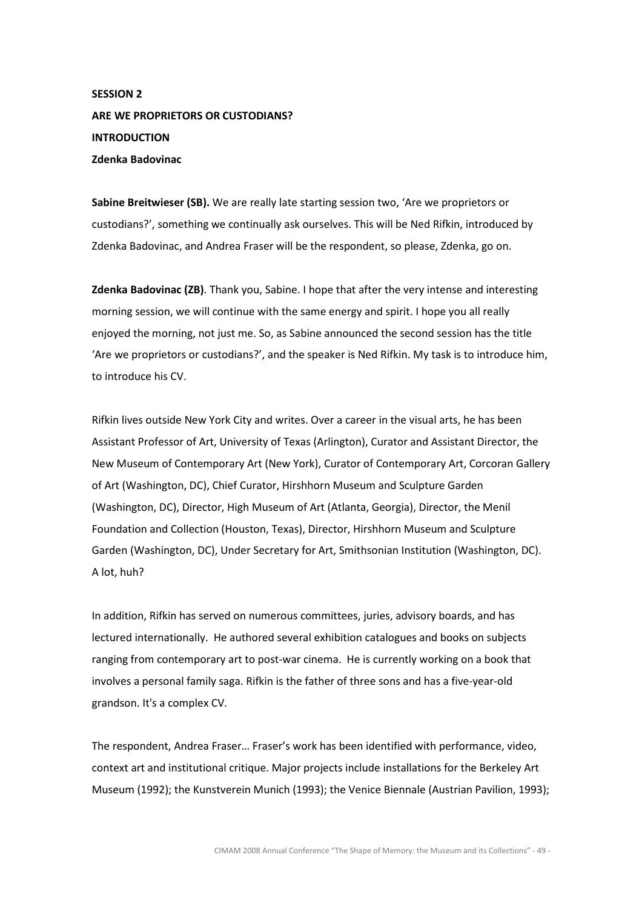**SESSION 2**

**ARE WE PROPRIETORS OR CUSTODIANS?**

**INTRODUCTION**

**Zdenka Badovinac**

**Sabine Breitwieser (SB).** We are really late starting session two, 'Are we proprietors or custodians?', something we continually ask ourselves. This will be Ned Rifkin, introduced by Zdenka Badovinac, and Andrea Fraser will be the respondent, so please, Zdenka, go on.

**Zdenka Badovinac (ZB)**. Thank you, Sabine. I hope that after the very intense and interesting morning session, we will continue with the same energy and spirit. I hope you all really enjoyed the morning, not just me. So, as Sabine announced the second session has the title 'Are we proprietors or custodians?', and the speaker is Ned Rifkin. My task is to introduce him, to introduce his CV.

Rifkin lives outside New York City and writes. Over a career in the visual arts, he has been Assistant Professor of Art, University of Texas (Arlington), Curator and Assistant Director, the New Museum of Contemporary Art (New York), Curator of Contemporary Art, Corcoran Gallery of Art (Washington, DC), Chief Curator, Hirshhorn Museum and Sculpture Garden (Washington, DC), Director, High Museum of Art (Atlanta, Georgia), Director, the Menil Foundation and Collection (Houston, Texas), Director, Hirshhorn Museum and Sculpture Garden (Washington, DC), Under Secretary for Art, Smithsonian Institution (Washington, DC). A lot, huh?

In addition, Rifkin has served on numerous committees, juries, advisory boards, and has lectured internationally. He authored several exhibition catalogues and books on subjects ranging from contemporary art to post-war cinema. He is currently working on a book that involves a personal family saga. Rifkin is the father of three sons and has a five-year-old grandson. It's a complex CV.

The respondent, Andrea Fraser… Fraser's work has been identified with performance, video, context art and institutional critique. Major projects include installations for the Berkeley Art Museum (1992); the Kunstverein Munich (1993); the Venice Biennale (Austrian Pavilion, 1993);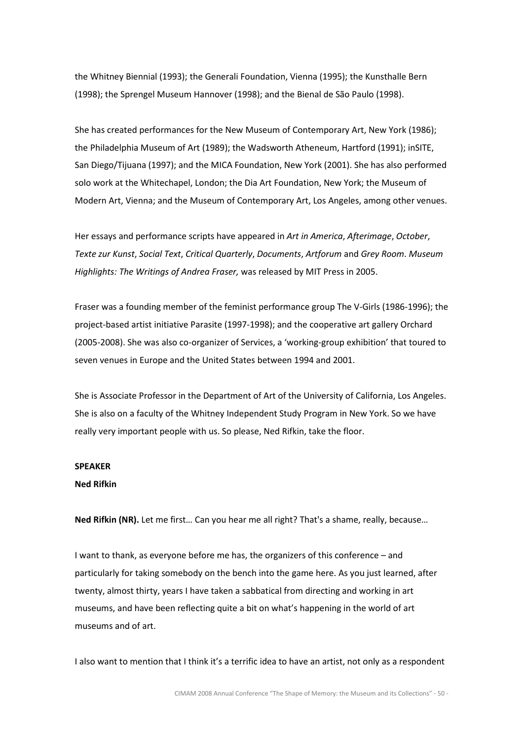the Whitney Biennial (1993); the Generali Foundation, Vienna (1995); the Kunsthalle Bern (1998); the Sprengel Museum Hannover (1998); and the Bienal de São Paulo (1998).

She has created performances for the New Museum of Contemporary Art, New York (1986); the Philadelphia Museum of Art (1989); the Wadsworth Atheneum, Hartford (1991); inSITE, San Diego/Tijuana (1997); and the MICA Foundation, New York (2001). She has also performed solo work at the Whitechapel, London; the Dia Art Foundation, New York; the Museum of Modern Art, Vienna; and the Museum of Contemporary Art, Los Angeles, among other venues.

Her essays and performance scripts have appeared in *Art in America*, *Afterimage*, *October*, *Texte zur Kunst*, *Social Text*, *Critical Quarterly*, *Documents*, *Artforum* and *Grey Room*. *Museum Highlights: The Writings of Andrea Fraser,* was released by MIT Press in 2005.

Fraser was a founding member of the feminist performance group The V-Girls (1986-1996); the project-based artist initiative Parasite (1997-1998); and the cooperative art gallery Orchard (2005-2008). She was also co-organizer of Services, a 'working-group exhibition' that toured to seven venues in Europe and the United States between 1994 and 2001.

She is Associate Professor in the Department of Art of the University of California, Los Angeles. She is also on a faculty of the Whitney Independent Study Program in New York. So we have really very important people with us. So please, Ned Rifkin, take the floor.

**SPEAKER**

**Ned Rifkin**

**Ned Rifkin (NR).** Let me first… Can you hear me all right? That's a shame, really, because…

I want to thank, as everyone before me has, the organizers of this conference – and particularly for taking somebody on the bench into the game here. As you just learned, after twenty, almost thirty, years I have taken a sabbatical from directing and working in art museums, and have been reflecting quite a bit on what's happening in the world of art museums and of art.

I also want to mention that I think it's a terrific idea to have an artist, not only as a respondent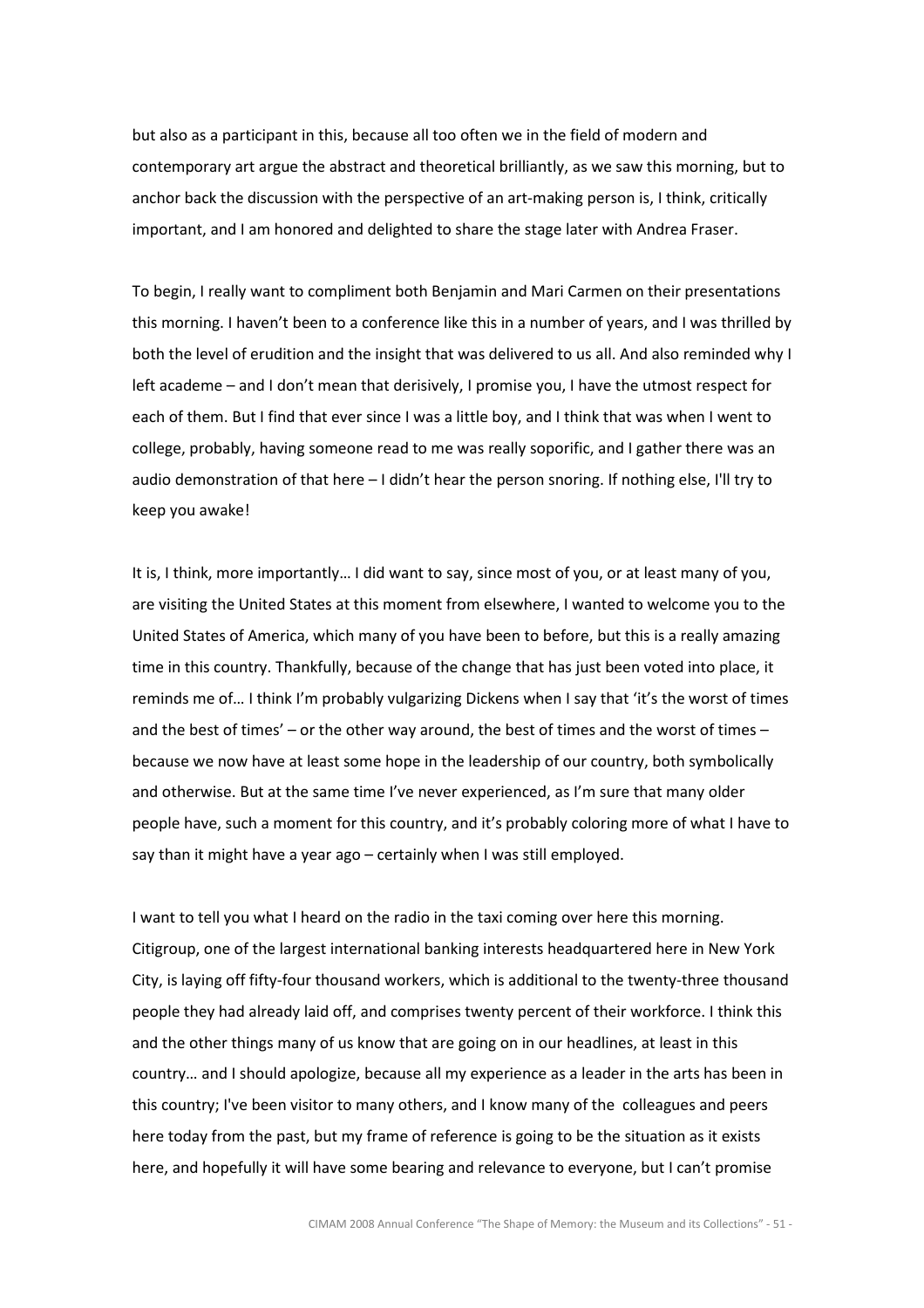but also as a participant in this, because all too often we in the field of modern and contemporary art argue the abstract and theoretical brilliantly, as we saw this morning, but to anchor back the discussion with the perspective of an art-making person is, I think, critically important, and I am honored and delighted to share the stage later with Andrea Fraser.

To begin, I really want to compliment both Benjamin and Mari Carmen on their presentations this morning. I haven't been to a conference like this in a number of years, and I was thrilled by both the level of erudition and the insight that was delivered to us all. And also reminded why I left academe – and I don't mean that derisively, I promise you, I have the utmost respect for each of them. But I find that ever since I was a little boy, and I think that was when I went to college, probably, having someone read to me was really soporific, and I gather there was an audio demonstration of that here – I didn't hear the person snoring. If nothing else, I'll try to keep you awake!

It is, I think, more importantly… I did want to say, since most of you, or at least many of you, are visiting the United States at this moment from elsewhere, I wanted to welcome you to the United States of America, which many of you have been to before, but this is a really amazing time in this country. Thankfully, because of the change that has just been voted into place, it reminds me of… I think I'm probably vulgarizing Dickens when I say that 'it's the worst of times and the best of times' – or the other way around, the best of times and the worst of times – because we now have at least some hope in the leadership of our country, both symbolically and otherwise. But at the same time I've never experienced, as I'm sure that many older people have, such a moment for this country, and it's probably coloring more of what I have to say than it might have a year ago – certainly when I was still employed.

I want to tell you what I heard on the radio in the taxi coming over here this morning. Citigroup, one of the largest international banking interests headquartered here in New York City, is laying off fifty-four thousand workers, which is additional to the twenty-three thousand people they had already laid off, and comprises twenty percent of their workforce. I think this and the other things many of us know that are going on in our headlines, at least in this country… and I should apologize, because all my experience as a leader in the arts has been in this country; I've been visitor to many others, and I know many of the colleagues and peers here today from the past, but my frame of reference is going to be the situation as it exists here, and hopefully it will have some bearing and relevance to everyone, but I can't promise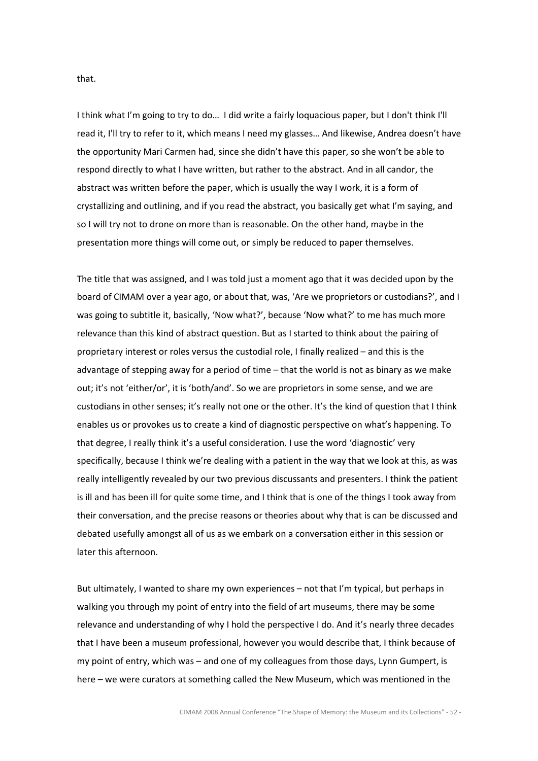that.

I think what I'm going to try to do… I did write a fairly loquacious paper, but I don't think I'll read it, I'll try to refer to it, which means I need my glasses… And likewise, Andrea doesn't have the opportunity Mari Carmen had, since she didn't have this paper, so she won't be able to respond directly to what I have written, but rather to the abstract. And in all candor, the abstract was written before the paper, which is usually the way I work, it is a form of crystallizing and outlining, and if you read the abstract, you basically get what I'm saying, and so I will try not to drone on more than is reasonable. On the other hand, maybe in the presentation more things will come out, or simply be reduced to paper themselves.

The title that was assigned, and I was told just a moment ago that it was decided upon by the board of CIMAM over a year ago, or about that, was, 'Are we proprietors or custodians?', and I was going to subtitle it, basically, 'Now what?', because 'Now what?' to me has much more relevance than this kind of abstract question. But as I started to think about the pairing of proprietary interest or roles versus the custodial role, I finally realized – and this is the advantage of stepping away for a period of time – that the world is not as binary as we make out; it's not 'either/or', it is 'both/and'. So we are proprietors in some sense, and we are custodians in other senses; it's really not one or the other. It's the kind of question that I think enables us or provokes us to create a kind of diagnostic perspective on what's happening. To that degree, I really think it's a useful consideration. I use the word 'diagnostic' very specifically, because I think we're dealing with a patient in the way that we look at this, as was really intelligently revealed by our two previous discussants and presenters. I think the patient is ill and has been ill for quite some time, and I think that is one of the things I took away from their conversation, and the precise reasons or theories about why that is can be discussed and debated usefully amongst all of us as we embark on a conversation either in this session or later this afternoon.

But ultimately, I wanted to share my own experiences – not that I'm typical, but perhaps in walking you through my point of entry into the field of art museums, there may be some relevance and understanding of why I hold the perspective I do. And it's nearly three decades that I have been a museum professional, however you would describe that, I think because of my point of entry, which was – and one of my colleagues from those days, Lynn Gumpert, is here – we were curators at something called the New Museum, which was mentioned in the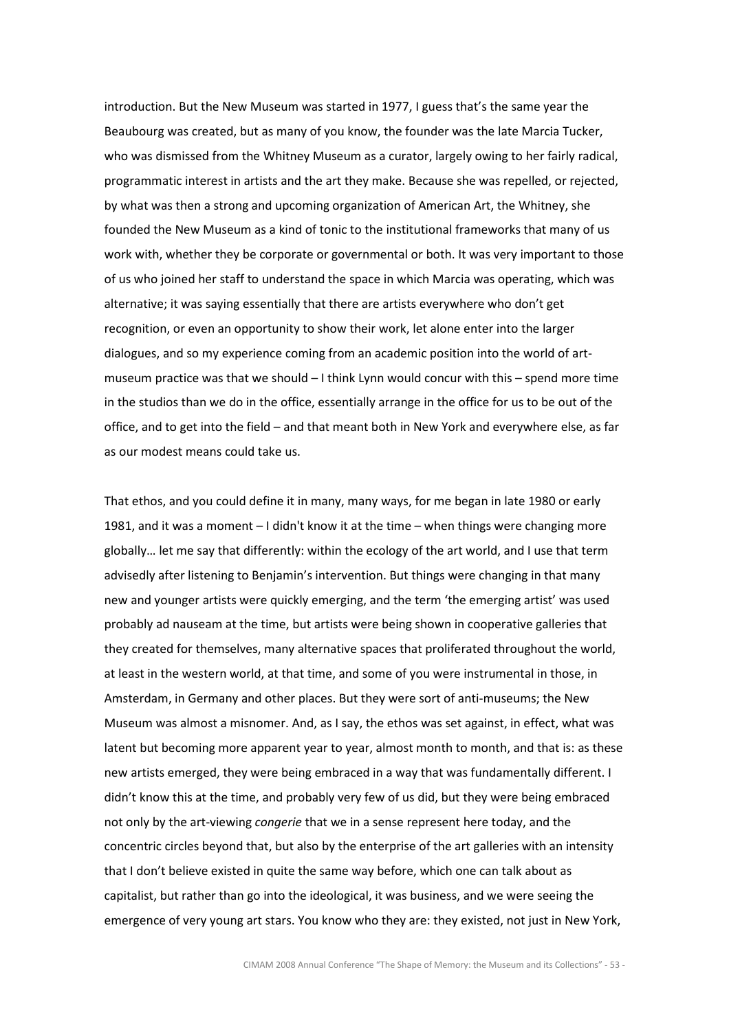introduction. But the New Museum was started in 1977, I guess that's the same year the Beaubourg was created, but as many of you know, the founder was the late Marcia Tucker, who was dismissed from the Whitney Museum as a curator, largely owing to her fairly radical, programmatic interest in artists and the art they make. Because she was repelled, or rejected, by what was then a strong and upcoming organization of American Art, the Whitney, she founded the New Museum as a kind of tonic to the institutional frameworks that many of us work with, whether they be corporate or governmental or both. It was very important to those of us who joined her staff to understand the space in which Marcia was operating, which was alternative; it was saying essentially that there are artists everywhere who don't get recognition, or even an opportunity to show their work, let alone enter into the larger dialogues, and so my experience coming from an academic position into the world of art-museum practice was that we should – I think Lynn would concur with this – spend more time in the studios than we do in the office, essentially arrange in the office for us to be out of the office, and to get into the field – and that meant both in New York and everywhere else, as far as our modest means could take us.

That ethos, and you could define it in many, many ways, for me began in late 1980 or early 1981, and it was a moment – I didn't know it at the time – when things were changing more globally… let me say that differently: within the ecology of the art world, and I use that term advisedly after listening to Benjamin's intervention. But things were changing in that many new and younger artists were quickly emerging, and the term 'the emerging artist' was used probably ad nauseam at the time, but artists were being shown in cooperative galleries that they created for themselves, many alternative spaces that proliferated throughout the world, at least in the western world, at that time, and some of you were instrumental in those, in Amsterdam, in Germany and other places. But they were sort of anti-museums; the New Museum was almost a misnomer. And, as I say, the ethos was set against, in effect, what was latent but becoming more apparent year to year, almost month to month, and that is: as these new artists emerged, they were being embraced in a way that was fundamentally different. I didn't know this at the time, and probably very few of us did, but they were being embraced not only by the art-viewing *congerie* that we in a sense represent here today, and the concentric circles beyond that, but also by the enterprise of the art galleries with an intensity that I don't believe existed in quite the same way before, which one can talk about as capitalist, but rather than go into the ideological, it was business, and we were seeing the emergence of very young art stars. You know who they are: they existed, not just in New York,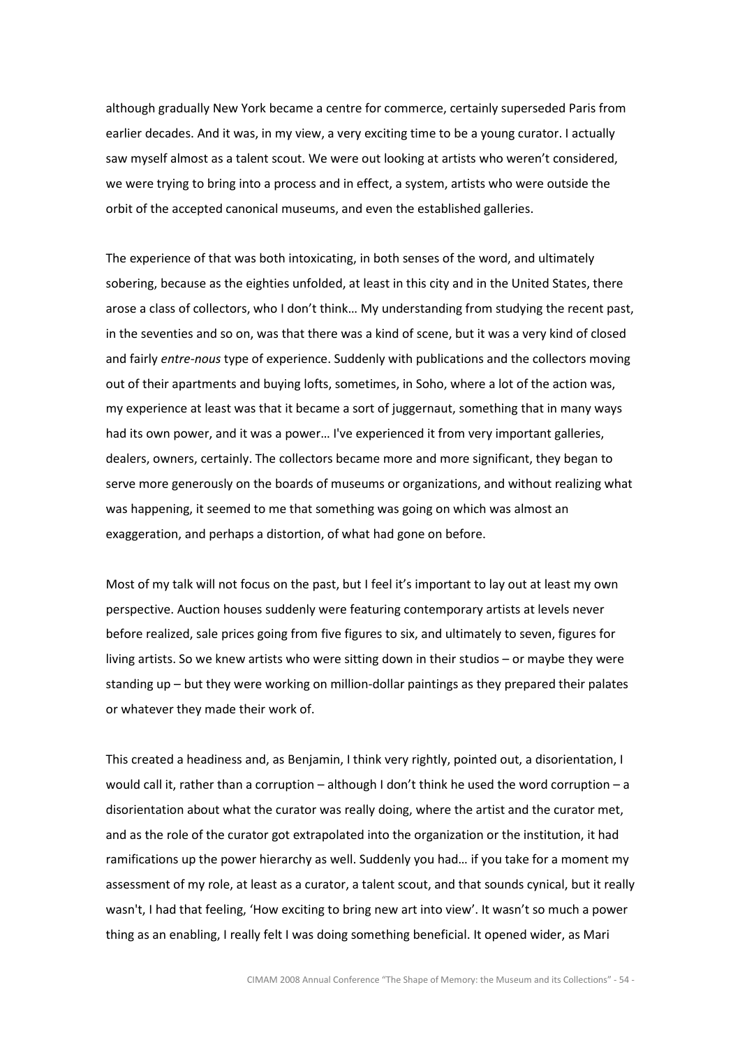although gradually New York became a centre for commerce, certainly superseded Paris from earlier decades. And it was, in my view, a very exciting time to be a young curator. I actually saw myself almost as a talent scout. We were out looking at artists who weren't considered, we were trying to bring into a process and in effect, a system, artists who were outside the orbit of the accepted canonical museums, and even the established galleries.

The experience of that was both intoxicating, in both senses of the word, and ultimately sobering, because as the eighties unfolded, at least in this city and in the United States, there arose a class of collectors, who I don't think… My understanding from studying the recent past, in the seventies and so on, was that there was a kind of scene, but it was a very kind of closed and fairly *entre-nous* type of experience. Suddenly with publications and the collectors moving out of their apartments and buying lofts, sometimes, in Soho, where a lot of the action was, my experience at least was that it became a sort of juggernaut, something that in many ways had its own power, and it was a power… I've experienced it from very important galleries, dealers, owners, certainly. The collectors became more and more significant, they began to serve more generously on the boards of museums or organizations, and without realizing what was happening, it seemed to me that something was going on which was almost an exaggeration, and perhaps a distortion, of what had gone on before.

Most of my talk will not focus on the past, but I feel it's important to lay out at least my own perspective. Auction houses suddenly were featuring contemporary artists at levels never before realized, sale prices going from five figures to six, and ultimately to seven, figures for living artists. So we knew artists who were sitting down in their studios – or maybe they were standing up – but they were working on million-dollar paintings as they prepared their palates or whatever they made their work of.

This created a headiness and, as Benjamin, I think very rightly, pointed out, a disorientation, I would call it, rather than a corruption – although I don't think he used the word corruption – a disorientation about what the curator was really doing, where the artist and the curator met, and as the role of the curator got extrapolated into the organization or the institution, it had ramifications up the power hierarchy as well. Suddenly you had… if you take for a moment my assessment of my role, at least as a curator, a talent scout, and that sounds cynical, but it really wasn't, I had that feeling, 'How exciting to bring new art into view'. It wasn't so much a power thing as an enabling, I really felt I was doing something beneficial. It opened wider, as Mari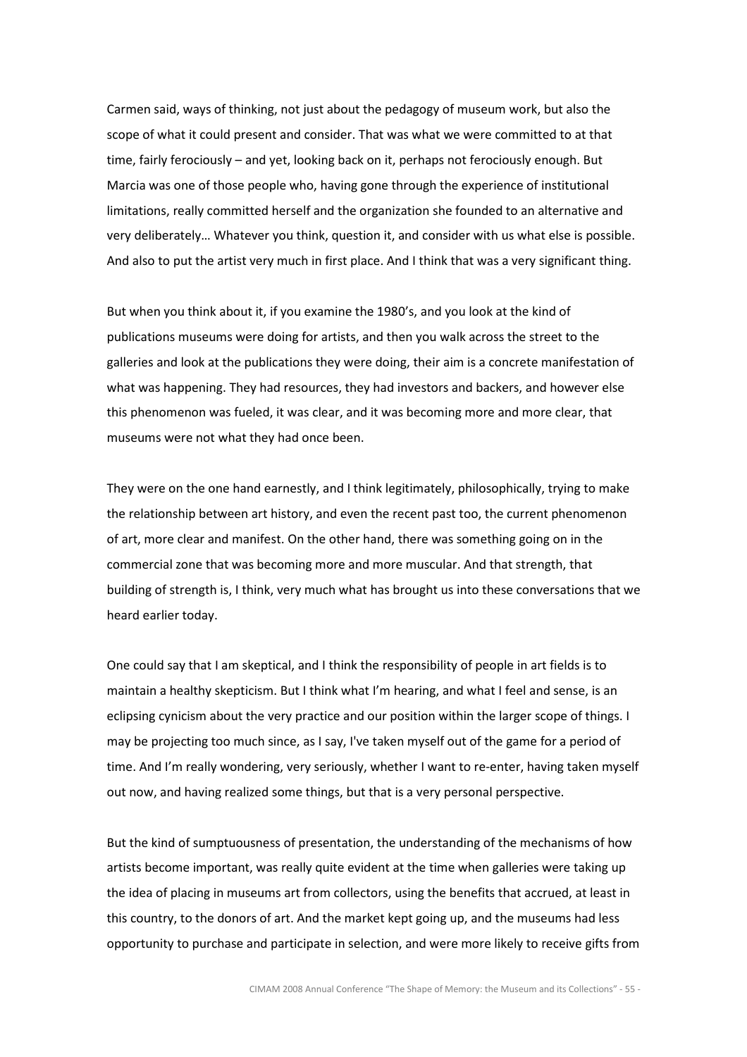Carmen said, ways of thinking, not just about the pedagogy of museum work, but also the scope of what it could present and consider. That was what we were committed to at that time, fairly ferociously – and yet, looking back on it, perhaps not ferociously enough. But Marcia was one of those people who, having gone through the experience of institutional limitations, really committed herself and the organization she founded to an alternative and very deliberately… Whatever you think, question it, and consider with us what else is possible. And also to put the artist very much in first place. And I think that was a very significant thing.

But when you think about it, if you examine the 1980's, and you look at the kind of publications museums were doing for artists, and then you walk across the street to the galleries and look at the publications they were doing, their aim is a concrete manifestation of what was happening. They had resources, they had investors and backers, and however else this phenomenon was fueled, it was clear, and it was becoming more and more clear, that museums were not what they had once been.

They were on the one hand earnestly, and I think legitimately, philosophically, trying to make the relationship between art history, and even the recent past too, the current phenomenon of art, more clear and manifest. On the other hand, there was something going on in the commercial zone that was becoming more and more muscular. And that strength, that building of strength is, I think, very much what has brought us into these conversations that we heard earlier today.

One could say that I am skeptical, and I think the responsibility of people in art fields is to maintain a healthy skepticism. But I think what I'm hearing, and what I feel and sense, is an eclipsing cynicism about the very practice and our position within the larger scope of things. I may be projecting too much since, as I say, I've taken myself out of the game for a period of time. And I'm really wondering, very seriously, whether I want to re-enter, having taken myself out now, and having realized some things, but that is a very personal perspective.

But the kind of sumptuousness of presentation, the understanding of the mechanisms of how artists become important, was really quite evident at the time when galleries were taking up the idea of placing in museums art from collectors, using the benefits that accrued, at least in this country, to the donors of art. And the market kept going up, and the museums had less opportunity to purchase and participate in selection, and were more likely to receive gifts from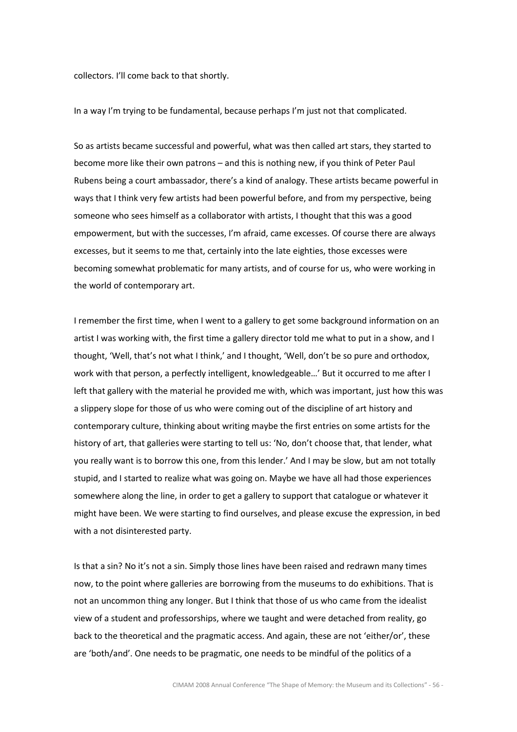collectors. I'll come back to that shortly.

In a way I'm trying to be fundamental, because perhaps I'm just not that complicated.

So as artists became successful and powerful, what was then called art stars, they started to become more like their own patrons – and this is nothing new, if you think of Peter Paul Rubens being a court ambassador, there's a kind of analogy. These artists became powerful in ways that I think very few artists had been powerful before, and from my perspective, being someone who sees himself as a collaborator with artists, I thought that this was a good empowerment, but with the successes, I'm afraid, came excesses. Of course there are always excesses, but it seems to me that, certainly into the late eighties, those excesses were becoming somewhat problematic for many artists, and of course for us, who were working in the world of contemporary art.

I remember the first time, when I went to a gallery to get some background information on an artist I was working with, the first time a gallery director told me what to put in a show, and I thought, 'Well, that's not what I think,' and I thought, 'Well, don't be so pure and orthodox, work with that person, a perfectly intelligent, knowledgeable…' But it occurred to me after I left that gallery with the material he provided me with, which was important, just how this was a slippery slope for those of us who were coming out of the discipline of art history and contemporary culture, thinking about writing maybe the first entries on some artists for the history of art, that galleries were starting to tell us: 'No, don't choose that, that lender, what you really want is to borrow this one, from this lender.' And I may be slow, but am not totally stupid, and I started to realize what was going on. Maybe we have all had those experiences somewhere along the line, in order to get a gallery to support that catalogue or whatever it might have been. We were starting to find ourselves, and please excuse the expression, in bed with a not disinterested party.

Is that a sin? No it's not a sin. Simply those lines have been raised and redrawn many times now, to the point where galleries are borrowing from the museums to do exhibitions. That is not an uncommon thing any longer. But I think that those of us who came from the idealist view of a student and professorships, where we taught and were detached from reality, go back to the theoretical and the pragmatic access. And again, these are not 'either/or', these are 'both/and'. One needs to be pragmatic, one needs to be mindful of the politics of a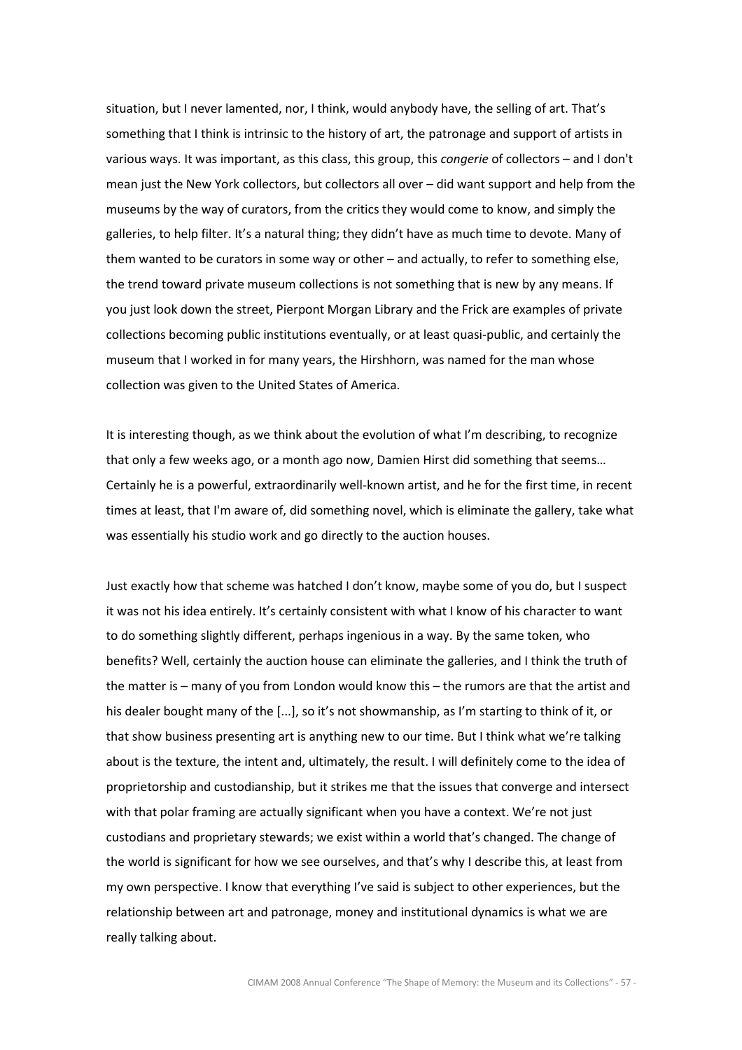situation, but I never lamented, nor, I think, would anybody have, the selling of art. That's something that I think is intrinsic to the history of art, the patronage and support of artists in various ways. It was important, as this class, this group, this *congerie* of collectors – and I don't mean just the New York collectors, but collectors all over – did want support and help from the museums by the way of curators, from the critics they would come to know, and simply the galleries, to help filter. It's a natural thing; they didn't have as much time to devote. Many of them wanted to be curators in some way or other – and actually, to refer to something else, the trend toward private museum collections is not something that is new by any means. If you just look down the street, Pierpont Morgan Library and the Frick are examples of private collections becoming public institutions eventually, or at least quasi-public, and certainly the museum that I worked in for many years, the Hirshhorn, was named for the man whose collection was given to the United States of America.

It is interesting though, as we think about the evolution of what I'm describing, to recognize that only a few weeks ago, or a month ago now, Damien Hirst did something that seems… Certainly he is a powerful, extraordinarily well-known artist, and he for the first time, in recent times at least, that I'm aware of, did something novel, which is eliminate the gallery, take what was essentially his studio work and go directly to the auction houses.

Just exactly how that scheme was hatched I don't know, maybe some of you do, but I suspect it was not his idea entirely. It's certainly consistent with what I know of his character to want to do something slightly different, perhaps ingenious in a way. By the same token, who benefits? Well, certainly the auction house can eliminate the galleries, and I think the truth of the matter is – many of you from London would know this – the rumors are that the artist and his dealer bought many of the [...], so it's not showmanship, as I'm starting to think of it, or that show business presenting art is anything new to our time. But I think what we're talking about is the texture, the intent and, ultimately, the result. I will definitely come to the idea of proprietorship and custodianship, but it strikes me that the issues that converge and intersect with that polar framing are actually significant when you have a context. We're not just custodians and proprietary stewards; we exist within a world that's changed. The change of the world is significant for how we see ourselves, and that's why I describe this, at least from my own perspective. I know that everything I've said is subject to other experiences, but the relationship between art and patronage, money and institutional dynamics is what we are really talking about.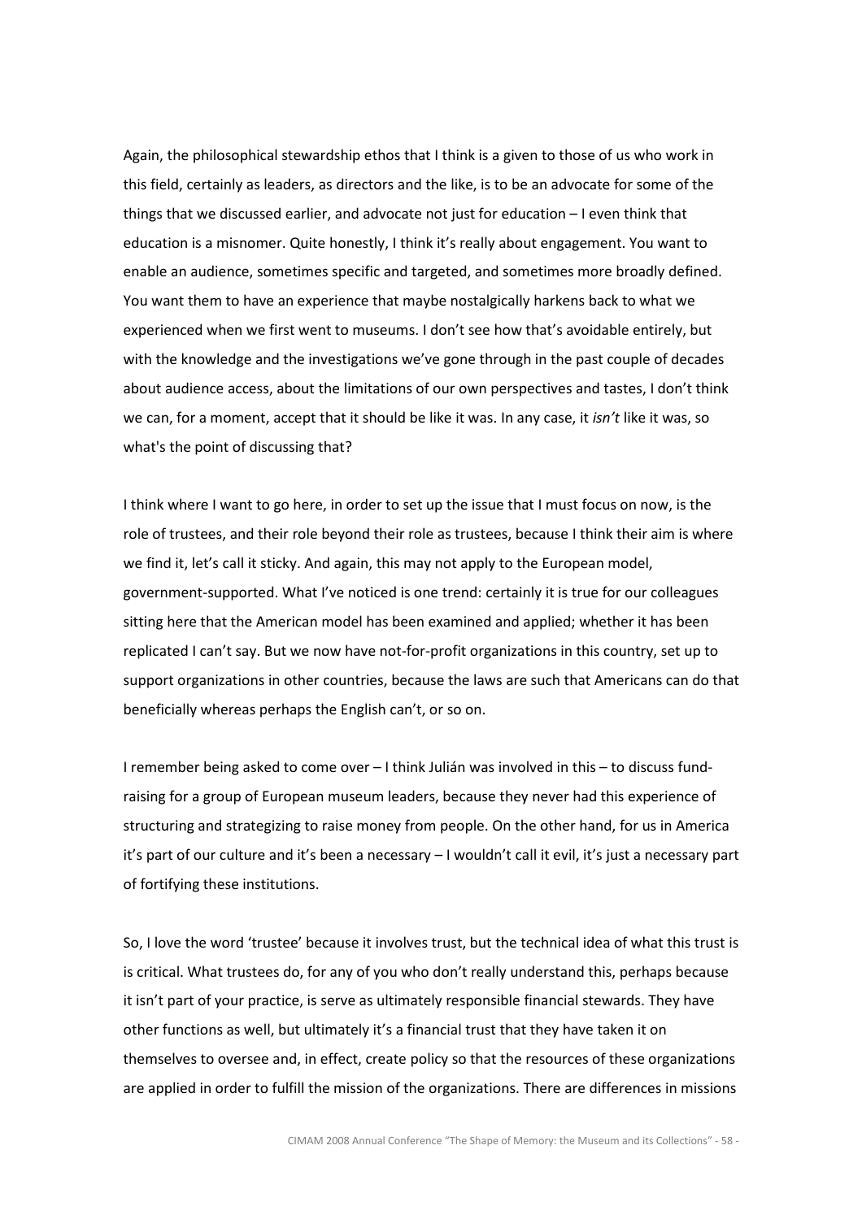Again, the philosophical stewardship ethos that I think is a given to those of us who work in this field, certainly as leaders, as directors and the like, is to be an advocate for some of the things that we discussed earlier, and advocate not just for education – I even think that education is a misnomer. Quite honestly, I think it's really about engagement. You want to enable an audience, sometimes specific and targeted, and sometimes more broadly defined. You want them to have an experience that maybe nostalgically harkens back to what we experienced when we first went to museums. I don't see how that's avoidable entirely, but with the knowledge and the investigations we've gone through in the past couple of decades about audience access, about the limitations of our own perspectives and tastes, I don't think we can, for a moment, accept that it should be like it was. In any case, it *isn't* like it was, so what's the point of discussing that?

I think where I want to go here, in order to set up the issue that I must focus on now, is the role of trustees, and their role beyond their role as trustees, because I think their aim is where we find it, let's call it sticky. And again, this may not apply to the European model, government-supported. What I've noticed is one trend: certainly it is true for our colleagues sitting here that the American model has been examined and applied; whether it has been replicated I can't say. But we now have not-for-profit organizations in this country, set up to support organizations in other countries, because the laws are such that Americans can do that beneficially whereas perhaps the English can't, or so on.

I remember being asked to come over – I think Julián was involved in this – to discuss fund-raising for a group of European museum leaders, because they never had this experience of structuring and strategizing to raise money from people. On the other hand, for us in America it's part of our culture and it's been a necessary – I wouldn't call it evil, it's just a necessary part of fortifying these institutions.

So, I love the word 'trustee' because it involves trust, but the technical idea of what this trust is is critical. What trustees do, for any of you who don't really understand this, perhaps because it isn't part of your practice, is serve as ultimately responsible financial stewards. They have other functions as well, but ultimately it's a financial trust that they have taken it on themselves to oversee and, in effect, create policy so that the resources of these organizations are applied in order to fulfill the mission of the organizations. There are differences in missions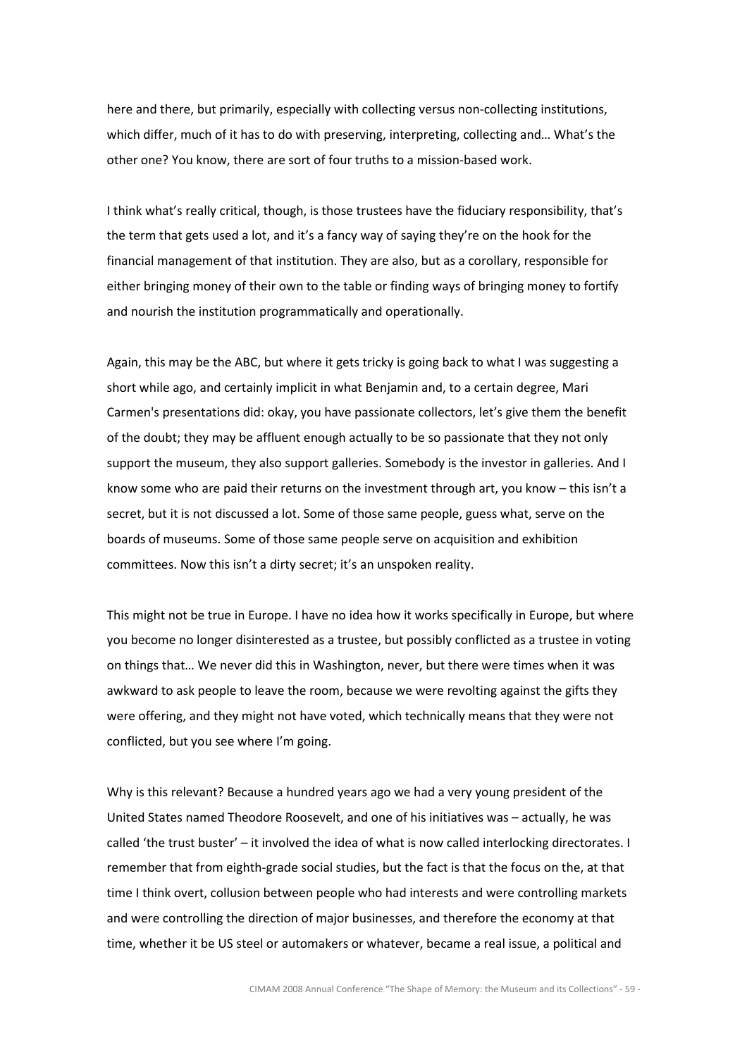here and there, but primarily, especially with collecting versus non-collecting institutions, which differ, much of it has to do with preserving, interpreting, collecting and… What's the other one? You know, there are sort of four truths to a mission-based work.

I think what's really critical, though, is those trustees have the fiduciary responsibility, that's the term that gets used a lot, and it's a fancy way of saying they're on the hook for the financial management of that institution. They are also, but as a corollary, responsible for either bringing money of their own to the table or finding ways of bringing money to fortify and nourish the institution programmatically and operationally.

Again, this may be the ABC, but where it gets tricky is going back to what I was suggesting a short while ago, and certainly implicit in what Benjamin and, to a certain degree, Mari Carmen's presentations did: okay, you have passionate collectors, let's give them the benefit of the doubt; they may be affluent enough actually to be so passionate that they not only support the museum, they also support galleries. Somebody is the investor in galleries. And I know some who are paid their returns on the investment through art, you know – this isn't a secret, but it is not discussed a lot. Some of those same people, guess what, serve on the boards of museums. Some of those same people serve on acquisition and exhibition committees. Now this isn't a dirty secret; it's an unspoken reality.

This might not be true in Europe. I have no idea how it works specifically in Europe, but where you become no longer disinterested as a trustee, but possibly conflicted as a trustee in voting on things that… We never did this in Washington, never, but there were times when it was awkward to ask people to leave the room, because we were revolting against the gifts they were offering, and they might not have voted, which technically means that they were not conflicted, but you see where I'm going.

Why is this relevant? Because a hundred years ago we had a very young president of the United States named Theodore Roosevelt, and one of his initiatives was – actually, he was called 'the trust buster' – it involved the idea of what is now called interlocking directorates. I remember that from eighth-grade social studies, but the fact is that the focus on the, at that time I think overt, collusion between people who had interests and were controlling markets and were controlling the direction of major businesses, and therefore the economy at that time, whether it be US steel or automakers or whatever, became a real issue, a political and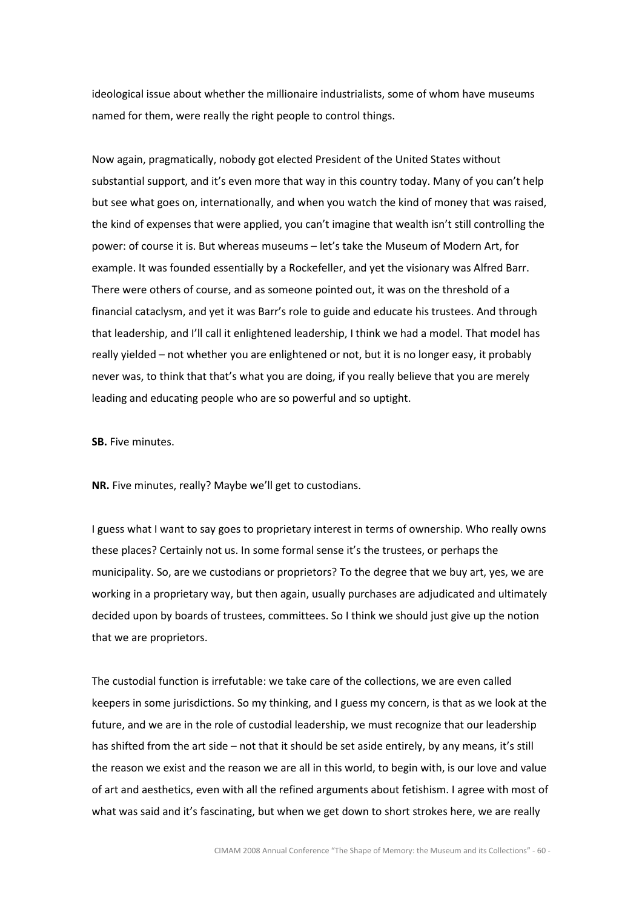ideological issue about whether the millionaire industrialists, some of whom have museums named for them, were really the right people to control things.

Now again, pragmatically, nobody got elected President of the United States without substantial support, and it's even more that way in this country today. Many of you can't help but see what goes on, internationally, and when you watch the kind of money that was raised, the kind of expenses that were applied, you can't imagine that wealth isn't still controlling the power: of course it is. But whereas museums – let's take the Museum of Modern Art, for example. It was founded essentially by a Rockefeller, and yet the visionary was Alfred Barr. There were others of course, and as someone pointed out, it was on the threshold of a financial cataclysm, and yet it was Barr's role to guide and educate his trustees. And through that leadership, and I'll call it enlightened leadership, I think we had a model. That model has really yielded – not whether you are enlightened or not, but it is no longer easy, it probably never was, to think that that's what you are doing, if you really believe that you are merely leading and educating people who are so powerful and so uptight.

**SB.** Five minutes.

**NR.** Five minutes, really? Maybe we'll get to custodians.

I guess what I want to say goes to proprietary interest in terms of ownership. Who really owns these places? Certainly not us. In some formal sense it's the trustees, or perhaps the municipality. So, are we custodians or proprietors? To the degree that we buy art, yes, we are working in a proprietary way, but then again, usually purchases are adjudicated and ultimately decided upon by boards of trustees, committees. So I think we should just give up the notion that we are proprietors.

The custodial function is irrefutable: we take care of the collections, we are even called keepers in some jurisdictions. So my thinking, and I guess my concern, is that as we look at the future, and we are in the role of custodial leadership, we must recognize that our leadership has shifted from the art side – not that it should be set aside entirely, by any means, it's still the reason we exist and the reason we are all in this world, to begin with, is our love and value of art and aesthetics, even with all the refined arguments about fetishism. I agree with most of what was said and it's fascinating, but when we get down to short strokes here, we are really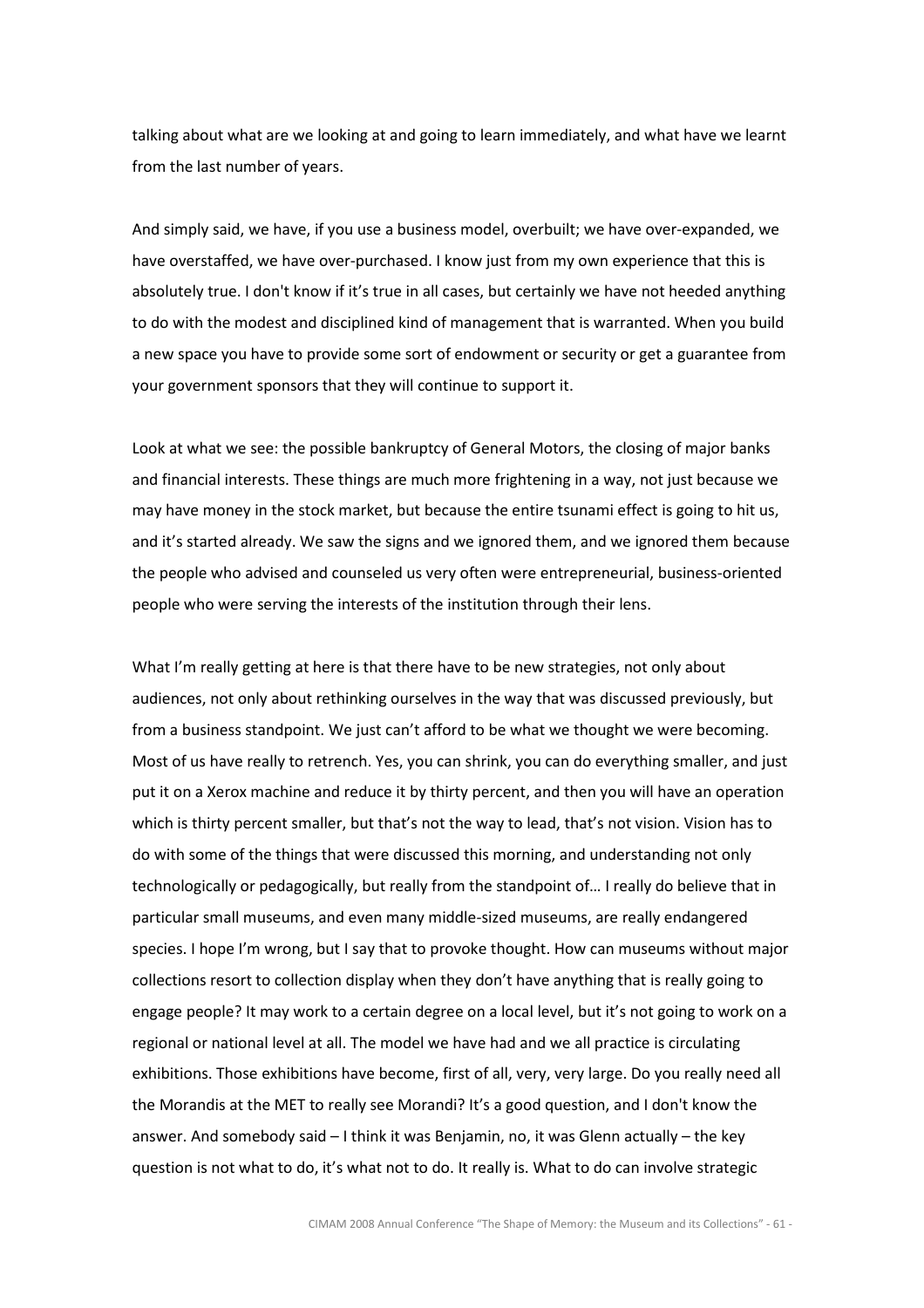talking about what are we looking at and going to learn immediately, and what have we learnt from the last number of years.

And simply said, we have, if you use a business model, overbuilt; we have over-expanded, we have overstaffed, we have over-purchased. I know just from my own experience that this is absolutely true. I don't know if it's true in all cases, but certainly we have not heeded anything to do with the modest and disciplined kind of management that is warranted. When you build a new space you have to provide some sort of endowment or security or get a guarantee from your government sponsors that they will continue to support it.

Look at what we see: the possible bankruptcy of General Motors, the closing of major banks and financial interests. These things are much more frightening in a way, not just because we may have money in the stock market, but because the entire tsunami effect is going to hit us, and it's started already. We saw the signs and we ignored them, and we ignored them because the people who advised and counseled us very often were entrepreneurial, business-oriented people who were serving the interests of the institution through their lens.

What I'm really getting at here is that there have to be new strategies, not only about audiences, not only about rethinking ourselves in the way that was discussed previously, but from a business standpoint. We just can't afford to be what we thought we were becoming. Most of us have really to retrench. Yes, you can shrink, you can do everything smaller, and just put it on a Xerox machine and reduce it by thirty percent, and then you will have an operation which is thirty percent smaller, but that's not the way to lead, that's not vision. Vision has to do with some of the things that were discussed this morning, and understanding not only technologically or pedagogically, but really from the standpoint of… I really do believe that in particular small museums, and even many middle-sized museums, are really endangered species. I hope I'm wrong, but I say that to provoke thought. How can museums without major collections resort to collection display when they don't have anything that is really going to engage people? It may work to a certain degree on a local level, but it's not going to work on a regional or national level at all. The model we have had and we all practice is circulating exhibitions. Those exhibitions have become, first of all, very, very large. Do you really need all the Morandis at the MET to really see Morandi? It's a good question, and I don't know the answer. And somebody said – I think it was Benjamin, no, it was Glenn actually – the key question is not what to do, it's what not to do. It really is. What to do can involve strategic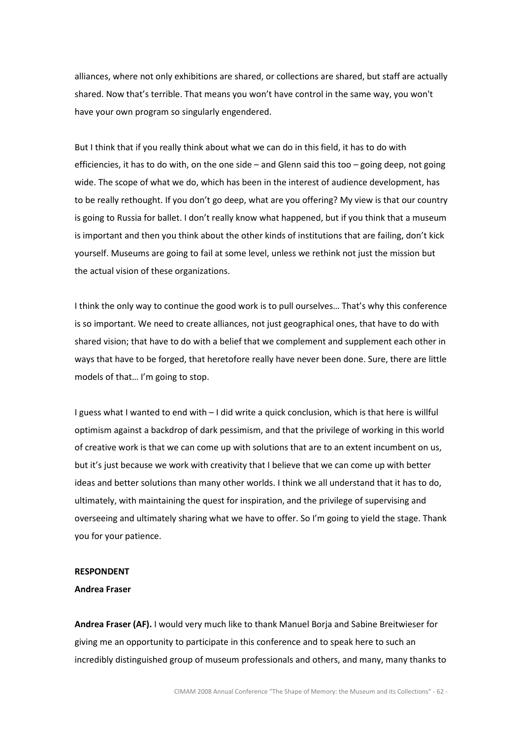alliances, where not only exhibitions are shared, or collections are shared, but staff are actually shared. Now that's terrible. That means you won't have control in the same way, you won't have your own program so singularly engendered.

But I think that if you really think about what we can do in this field, it has to do with efficiencies, it has to do with, on the one side – and Glenn said this too – going deep, not going wide. The scope of what we do, which has been in the interest of audience development, has to be really rethought. If you don't go deep, what are you offering? My view is that our country is going to Russia for ballet. I don't really know what happened, but if you think that a museum is important and then you think about the other kinds of institutions that are failing, don't kick yourself. Museums are going to fail at some level, unless we rethink not just the mission but the actual vision of these organizations.

I think the only way to continue the good work is to pull ourselves… That's why this conference is so important. We need to create alliances, not just geographical ones, that have to do with shared vision; that have to do with a belief that we complement and supplement each other in ways that have to be forged, that heretofore really have never been done. Sure, there are little models of that… I'm going to stop.

I guess what I wanted to end with – I did write a quick conclusion, which is that here is willful optimism against a backdrop of dark pessimism, and that the privilege of working in this world of creative work is that we can come up with solutions that are to an extent incumbent on us, but it's just because we work with creativity that I believe that we can come up with better ideas and better solutions than many other worlds. I think we all understand that it has to do, ultimately, with maintaining the quest for inspiration, and the privilege of supervising and overseeing and ultimately sharing what we have to offer. So I'm going to yield the stage. Thank you for your patience.

**RESPONDENT**

**Andrea Fraser**

**Andrea Fraser (AF).** I would very much like to thank Manuel Borja and Sabine Breitwieser for giving me an opportunity to participate in this conference and to speak here to such an incredibly distinguished group of museum professionals and others, and many, many thanks to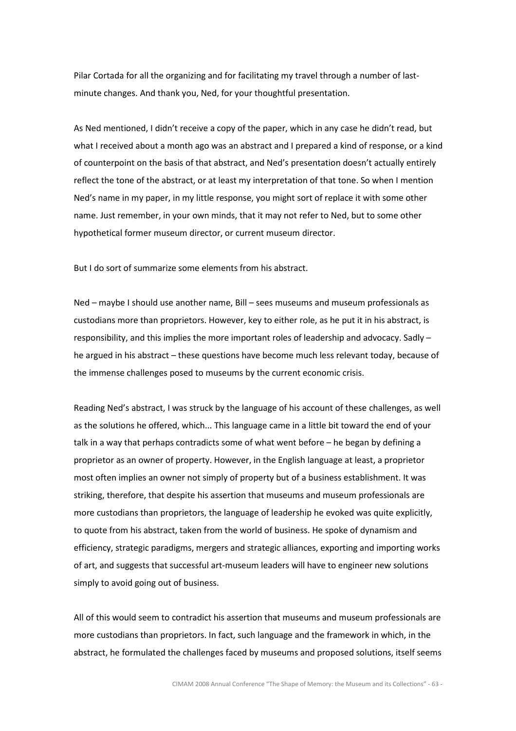Pilar Cortada for all the organizing and for facilitating my travel through a number of last-minute changes. And thank you, Ned, for your thoughtful presentation.

As Ned mentioned, I didn't receive a copy of the paper, which in any case he didn't read, but what I received about a month ago was an abstract and I prepared a kind of response, or a kind of counterpoint on the basis of that abstract, and Ned's presentation doesn't actually entirely reflect the tone of the abstract, or at least my interpretation of that tone. So when I mention Ned's name in my paper, in my little response, you might sort of replace it with some other name. Just remember, in your own minds, that it may not refer to Ned, but to some other hypothetical former museum director, or current museum director.

But I do sort of summarize some elements from his abstract.

Ned – maybe I should use another name, Bill – sees museums and museum professionals as custodians more than proprietors. However, key to either role, as he put it in his abstract, is responsibility, and this implies the more important roles of leadership and advocacy. Sadly – he argued in his abstract – these questions have become much less relevant today, because of the immense challenges posed to museums by the current economic crisis.

Reading Ned's abstract, I was struck by the language of his account of these challenges, as well as the solutions he offered, which... This language came in a little bit toward the end of your talk in a way that perhaps contradicts some of what went before – he began by defining a proprietor as an owner of property. However, in the English language at least, a proprietor most often implies an owner not simply of property but of a business establishment. It was striking, therefore, that despite his assertion that museums and museum professionals are more custodians than proprietors, the language of leadership he evoked was quite explicitly, to quote from his abstract, taken from the world of business. He spoke of dynamism and efficiency, strategic paradigms, mergers and strategic alliances, exporting and importing works of art, and suggests that successful art-museum leaders will have to engineer new solutions simply to avoid going out of business.

All of this would seem to contradict his assertion that museums and museum professionals are more custodians than proprietors. In fact, such language and the framework in which, in the abstract, he formulated the challenges faced by museums and proposed solutions, itself seems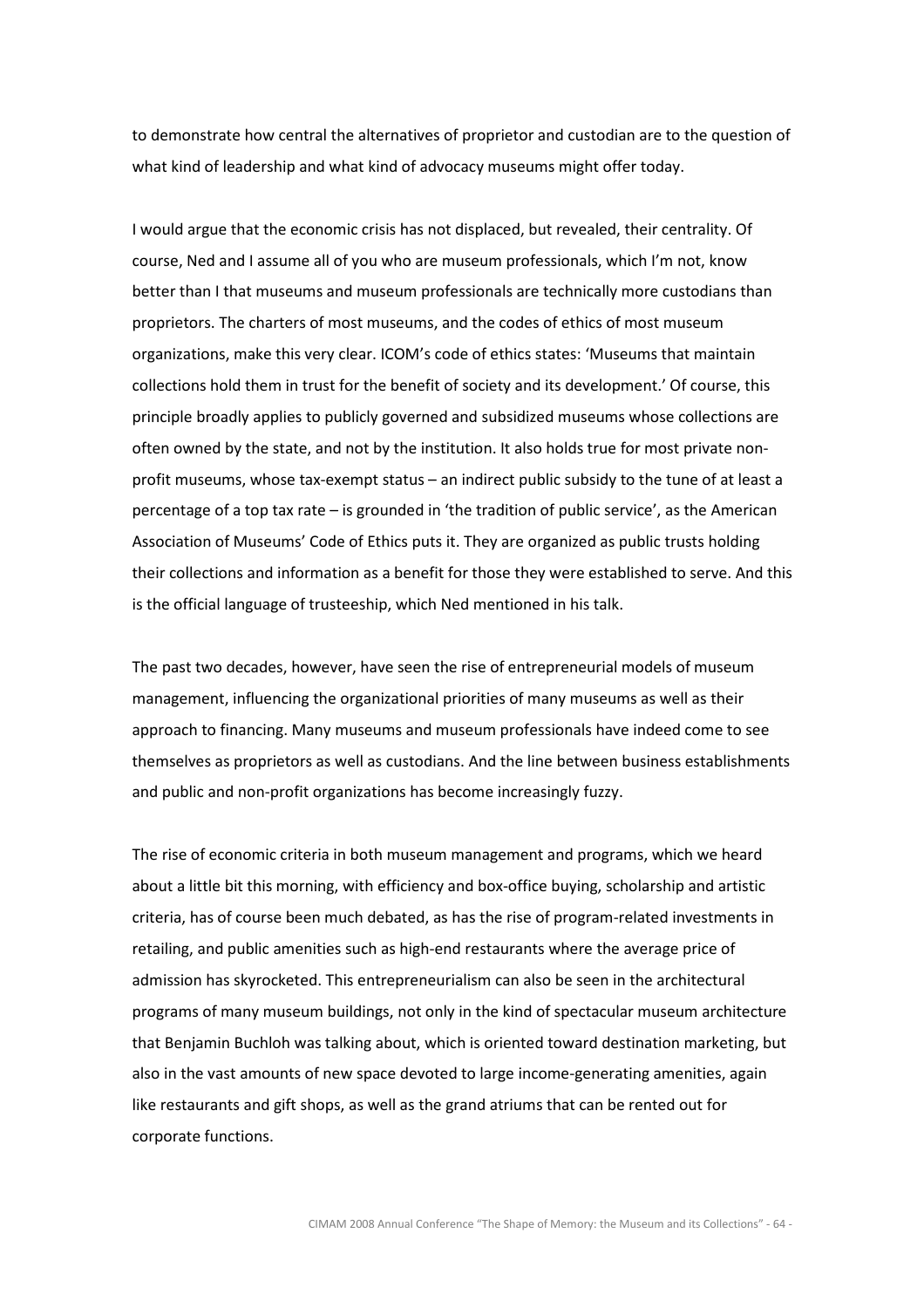to demonstrate how central the alternatives of proprietor and custodian are to the question of what kind of leadership and what kind of advocacy museums might offer today.

I would argue that the economic crisis has not displaced, but revealed, their centrality. Of course, Ned and I assume all of you who are museum professionals, which I'm not, know better than I that museums and museum professionals are technically more custodians than proprietors. The charters of most museums, and the codes of ethics of most museum organizations, make this very clear. ICOM's code of ethics states: 'Museums that maintain collections hold them in trust for the benefit of society and its development.' Of course, this principle broadly applies to publicly governed and subsidized museums whose collections are often owned by the state, and not by the institution. It also holds true for most private non-profit museums, whose tax-exempt status – an indirect public subsidy to the tune of at least a percentage of a top tax rate – is grounded in 'the tradition of public service', as the American Association of Museums' Code of Ethics puts it. They are organized as public trusts holding their collections and information as a benefit for those they were established to serve. And this is the official language of trusteeship, which Ned mentioned in his talk.

The past two decades, however, have seen the rise of entrepreneurial models of museum management, influencing the organizational priorities of many museums as well as their approach to financing. Many museums and museum professionals have indeed come to see themselves as proprietors as well as custodians. And the line between business establishments and public and non-profit organizations has become increasingly fuzzy.

The rise of economic criteria in both museum management and programs, which we heard about a little bit this morning, with efficiency and box-office buying, scholarship and artistic criteria, has of course been much debated, as has the rise of program-related investments in retailing, and public amenities such as high-end restaurants where the average price of admission has skyrocketed. This entrepreneurialism can also be seen in the architectural programs of many museum buildings, not only in the kind of spectacular museum architecture that Benjamin Buchloh was talking about, which is oriented toward destination marketing, but also in the vast amounts of new space devoted to large income-generating amenities, again like restaurants and gift shops, as well as the grand atriums that can be rented out for corporate functions.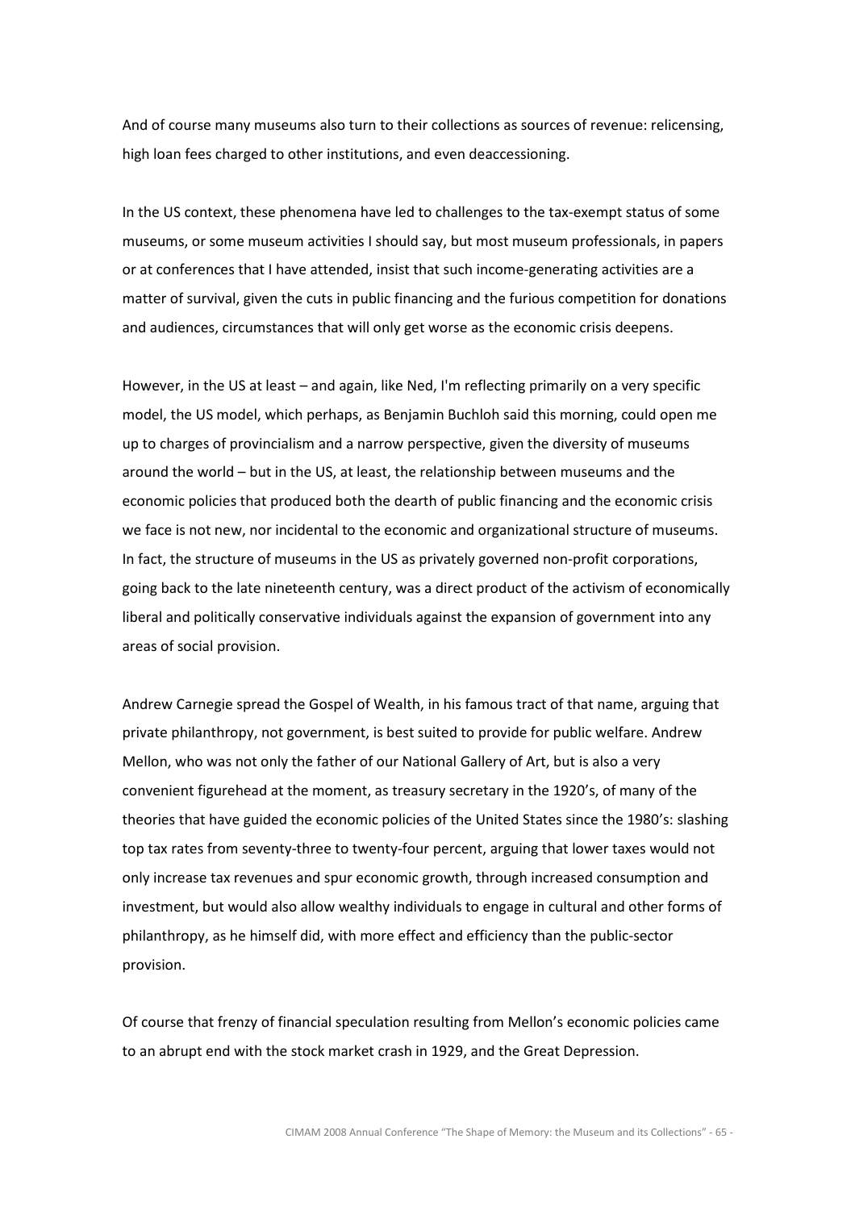And of course many museums also turn to their collections as sources of revenue: relicensing, high loan fees charged to other institutions, and even deaccessioning.

In the US context, these phenomena have led to challenges to the tax-exempt status of some museums, or some museum activities I should say, but most museum professionals, in papers or at conferences that I have attended, insist that such income-generating activities are a matter of survival, given the cuts in public financing and the furious competition for donations and audiences, circumstances that will only get worse as the economic crisis deepens.

However, in the US at least – and again, like Ned, I'm reflecting primarily on a very specific model, the US model, which perhaps, as Benjamin Buchloh said this morning, could open me up to charges of provincialism and a narrow perspective, given the diversity of museums around the world – but in the US, at least, the relationship between museums and the economic policies that produced both the dearth of public financing and the economic crisis we face is not new, nor incidental to the economic and organizational structure of museums. In fact, the structure of museums in the US as privately governed non-profit corporations, going back to the late nineteenth century, was a direct product of the activism of economically liberal and politically conservative individuals against the expansion of government into any areas of social provision.

Andrew Carnegie spread the Gospel of Wealth, in his famous tract of that name, arguing that private philanthropy, not government, is best suited to provide for public welfare. Andrew Mellon, who was not only the father of our National Gallery of Art, but is also a very convenient figurehead at the moment, as treasury secretary in the 1920's, of many of the theories that have guided the economic policies of the United States since the 1980's: slashing top tax rates from seventy-three to twenty-four percent, arguing that lower taxes would not only increase tax revenues and spur economic growth, through increased consumption and investment, but would also allow wealthy individuals to engage in cultural and other forms of philanthropy, as he himself did, with more effect and efficiency than the public-sector provision.

Of course that frenzy of financial speculation resulting from Mellon's economic policies came to an abrupt end with the stock market crash in 1929, and the Great Depression.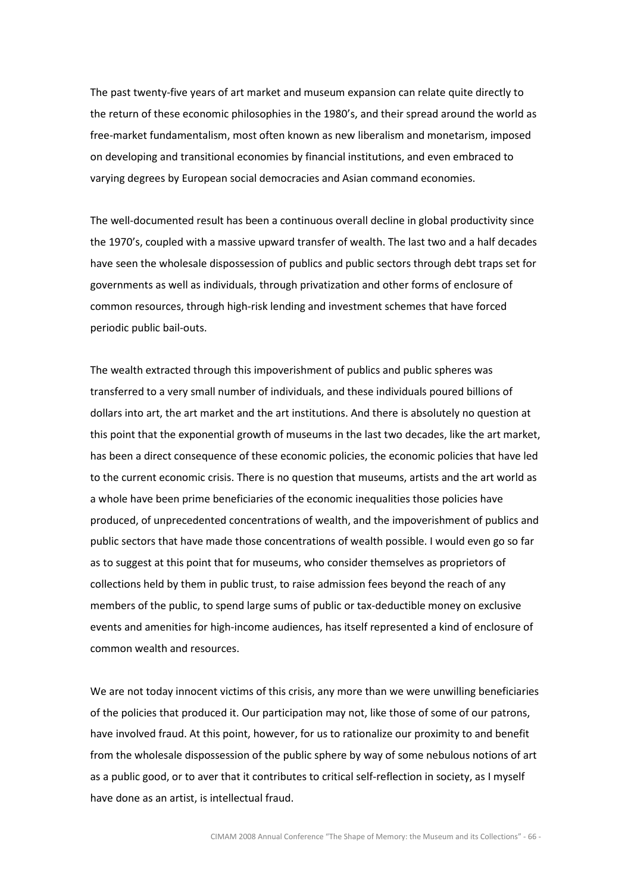The past twenty-five years of art market and museum expansion can relate quite directly to the return of these economic philosophies in the 1980's, and their spread around the world as free-market fundamentalism, most often known as new liberalism and monetarism, imposed on developing and transitional economies by financial institutions, and even embraced to varying degrees by European social democracies and Asian command economies.

The well-documented result has been a continuous overall decline in global productivity since the 1970's, coupled with a massive upward transfer of wealth. The last two and a half decades have seen the wholesale dispossession of publics and public sectors through debt traps set for governments as well as individuals, through privatization and other forms of enclosure of common resources, through high-risk lending and investment schemes that have forced periodic public bail-outs.

The wealth extracted through this impoverishment of publics and public spheres was transferred to a very small number of individuals, and these individuals poured billions of dollars into art, the art market and the art institutions. And there is absolutely no question at this point that the exponential growth of museums in the last two decades, like the art market, has been a direct consequence of these economic policies, the economic policies that have led to the current economic crisis. There is no question that museums, artists and the art world as a whole have been prime beneficiaries of the economic inequalities those policies have produced, of unprecedented concentrations of wealth, and the impoverishment of publics and public sectors that have made those concentrations of wealth possible. I would even go so far as to suggest at this point that for museums, who consider themselves as proprietors of collections held by them in public trust, to raise admission fees beyond the reach of any members of the public, to spend large sums of public or tax-deductible money on exclusive events and amenities for high-income audiences, has itself represented a kind of enclosure of common wealth and resources.

We are not today innocent victims of this crisis, any more than we were unwilling beneficiaries of the policies that produced it. Our participation may not, like those of some of our patrons, have involved fraud. At this point, however, for us to rationalize our proximity to and benefit from the wholesale dispossession of the public sphere by way of some nebulous notions of art as a public good, or to aver that it contributes to critical self-reflection in society, as I myself have done as an artist, is intellectual fraud.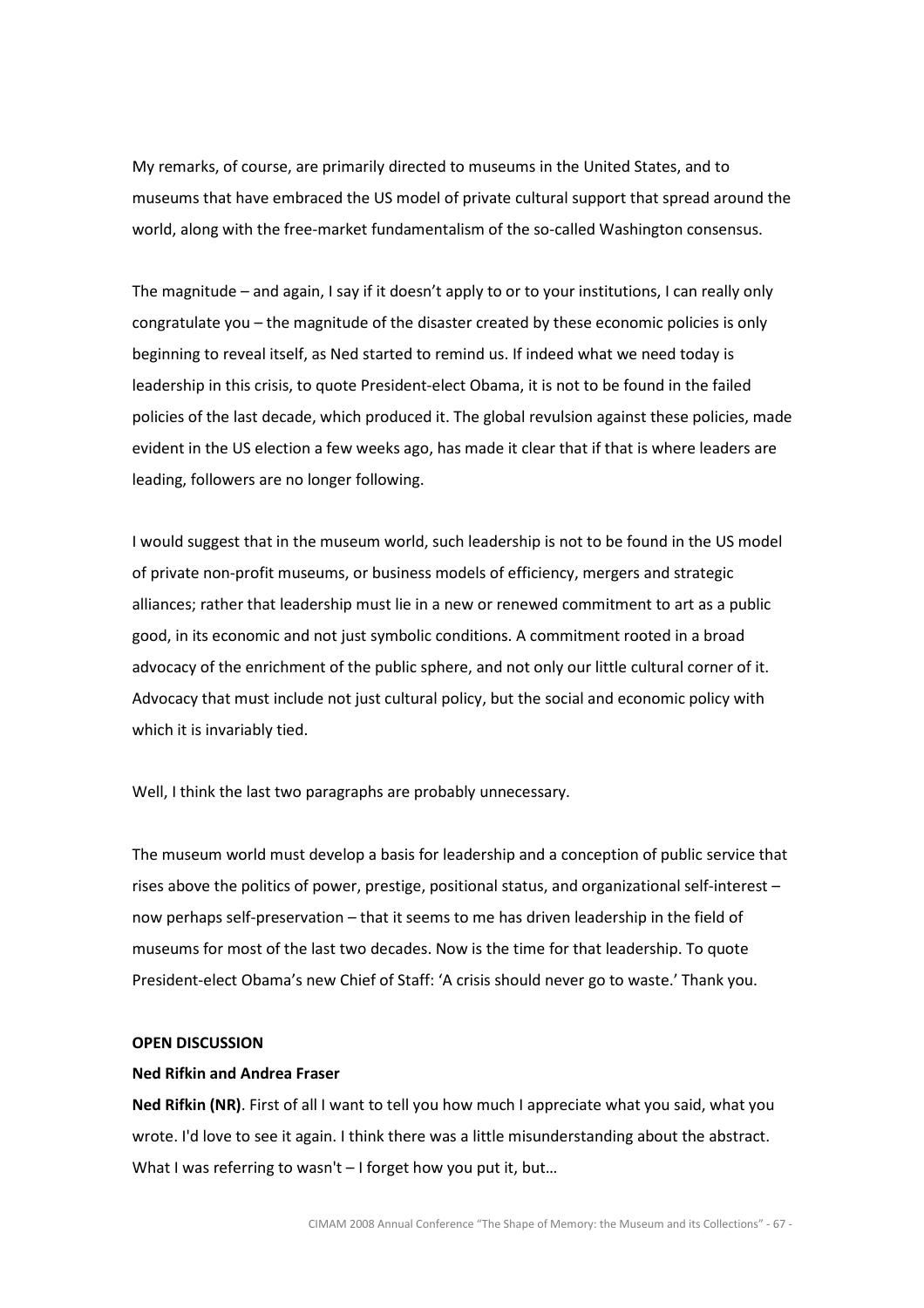My remarks, of course, are primarily directed to museums in the United States, and to museums that have embraced the US model of private cultural support that spread around the world, along with the free-market fundamentalism of the so-called Washington consensus.

The magnitude – and again, I say if it doesn't apply to or to your institutions, I can really only congratulate you – the magnitude of the disaster created by these economic policies is only beginning to reveal itself, as Ned started to remind us. If indeed what we need today is leadership in this crisis, to quote President-elect Obama, it is not to be found in the failed policies of the last decade, which produced it. The global revulsion against these policies, made evident in the US election a few weeks ago, has made it clear that if that is where leaders are leading, followers are no longer following.

I would suggest that in the museum world, such leadership is not to be found in the US model of private non-profit museums, or business models of efficiency, mergers and strategic alliances; rather that leadership must lie in a new or renewed commitment to art as a public good, in its economic and not just symbolic conditions. A commitment rooted in a broad advocacy of the enrichment of the public sphere, and not only our little cultural corner of it. Advocacy that must include not just cultural policy, but the social and economic policy with which it is invariably tied.

Well, I think the last two paragraphs are probably unnecessary.

The museum world must develop a basis for leadership and a conception of public service that rises above the politics of power, prestige, positional status, and organizational self-interest – now perhaps self-preservation – that it seems to me has driven leadership in the field of museums for most of the last two decades. Now is the time for that leadership. To quote President-elect Obama's new Chief of Staff: 'A crisis should never go to waste.' Thank you.

**OPEN DISCUSSION**

**Ned Rifkin and Andrea Fraser**

**Ned Rifkin (NR)**. First of all I want to tell you how much I appreciate what you said, what you wrote. I'd love to see it again. I think there was a little misunderstanding about the abstract. What I was referring to wasn't – I forget how you put it, but…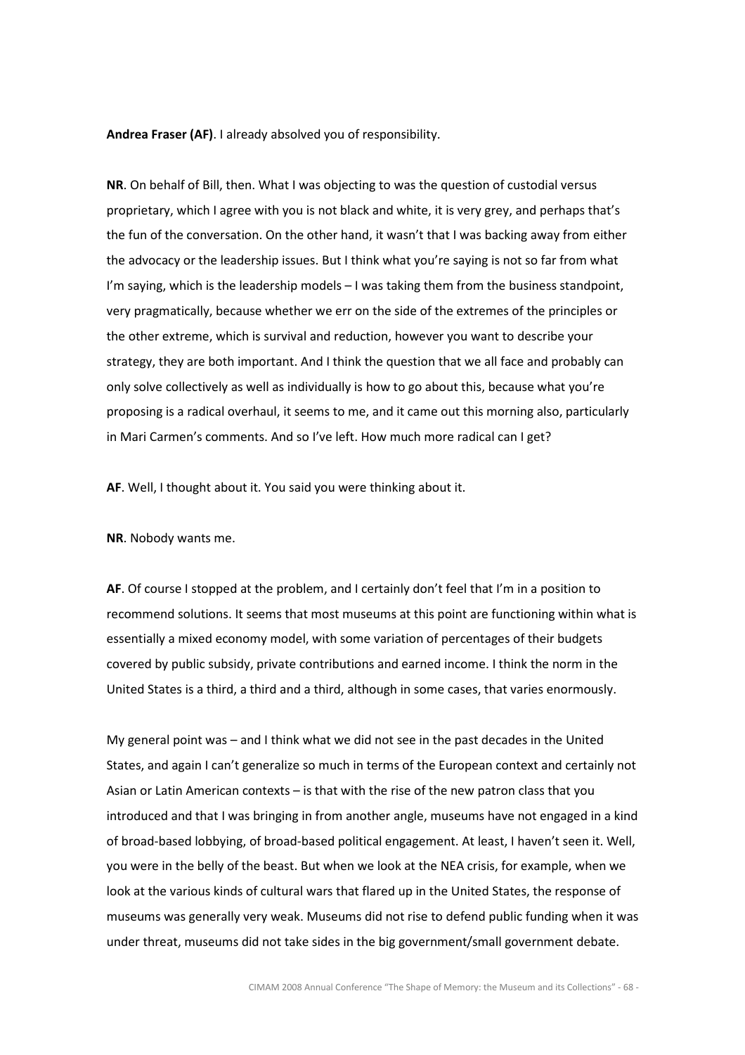**Andrea Fraser (AF)**. I already absolved you of responsibility.

**NR**. On behalf of Bill, then. What I was objecting to was the question of custodial versus proprietary, which I agree with you is not black and white, it is very grey, and perhaps that's the fun of the conversation. On the other hand, it wasn't that I was backing away from either the advocacy or the leadership issues. But I think what you're saying is not so far from what I'm saying, which is the leadership models – I was taking them from the business standpoint, very pragmatically, because whether we err on the side of the extremes of the principles or the other extreme, which is survival and reduction, however you want to describe your strategy, they are both important. And I think the question that we all face and probably can only solve collectively as well as individually is how to go about this, because what you're proposing is a radical overhaul, it seems to me, and it came out this morning also, particularly in Mari Carmen's comments. And so I've left. How much more radical can I get?

**AF**. Well, I thought about it. You said you were thinking about it.

**NR**. Nobody wants me.

**AF**. Of course I stopped at the problem, and I certainly don't feel that I'm in a position to recommend solutions. It seems that most museums at this point are functioning within what is essentially a mixed economy model, with some variation of percentages of their budgets covered by public subsidy, private contributions and earned income. I think the norm in the United States is a third, a third and a third, although in some cases, that varies enormously.

My general point was – and I think what we did not see in the past decades in the United States, and again I can't generalize so much in terms of the European context and certainly not Asian or Latin American contexts – is that with the rise of the new patron class that you introduced and that I was bringing in from another angle, museums have not engaged in a kind of broad-based lobbying, of broad-based political engagement. At least, I haven't seen it. Well, you were in the belly of the beast. But when we look at the NEA crisis, for example, when we look at the various kinds of cultural wars that flared up in the United States, the response of museums was generally very weak. Museums did not rise to defend public funding when it was under threat, museums did not take sides in the big government/small government debate.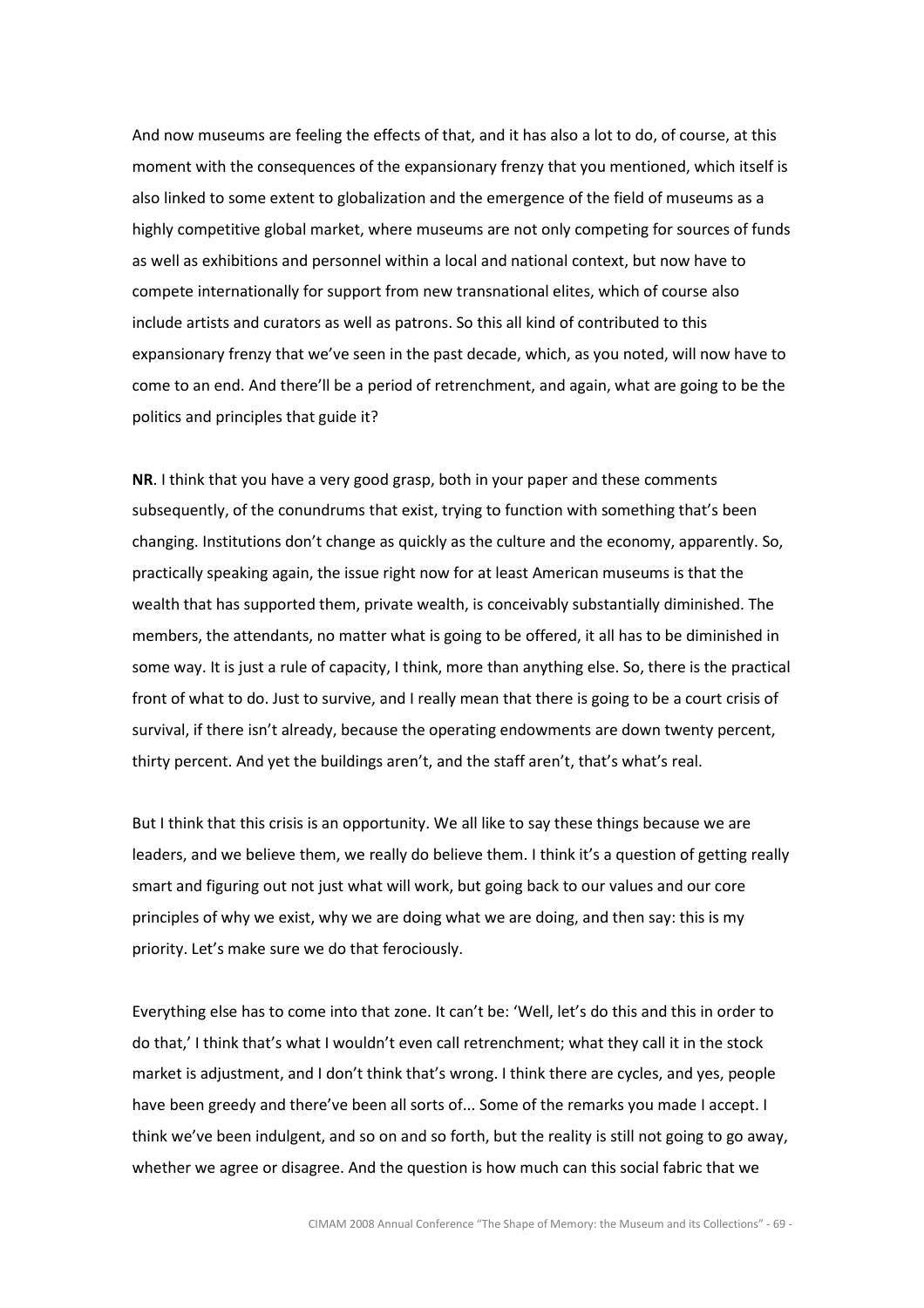And now museums are feeling the effects of that, and it has also a lot to do, of course, at this moment with the consequences of the expansionary frenzy that you mentioned, which itself is also linked to some extent to globalization and the emergence of the field of museums as a highly competitive global market, where museums are not only competing for sources of funds as well as exhibitions and personnel within a local and national context, but now have to compete internationally for support from new transnational elites, which of course also include artists and curators as well as patrons. So this all kind of contributed to this expansionary frenzy that we've seen in the past decade, which, as you noted, will now have to come to an end. And there'll be a period of retrenchment, and again, what are going to be the politics and principles that guide it?

**NR**. I think that you have a very good grasp, both in your paper and these comments subsequently, of the conundrums that exist, trying to function with something that's been changing. Institutions don't change as quickly as the culture and the economy, apparently. So, practically speaking again, the issue right now for at least American museums is that the wealth that has supported them, private wealth, is conceivably substantially diminished. The members, the attendants, no matter what is going to be offered, it all has to be diminished in some way. It is just a rule of capacity, I think, more than anything else. So, there is the practical front of what to do. Just to survive, and I really mean that there is going to be a court crisis of survival, if there isn't already, because the operating endowments are down twenty percent, thirty percent. And yet the buildings aren't, and the staff aren't, that's what's real.

But I think that this crisis is an opportunity. We all like to say these things because we are leaders, and we believe them, we really do believe them. I think it's a question of getting really smart and figuring out not just what will work, but going back to our values and our core principles of why we exist, why we are doing what we are doing, and then say: this is my priority. Let's make sure we do that ferociously.

Everything else has to come into that zone. It can't be: 'Well, let's do this and this in order to do that,' I think that's what I wouldn't even call retrenchment; what they call it in the stock market is adjustment, and I don't think that's wrong. I think there are cycles, and yes, people have been greedy and there've been all sorts of... Some of the remarks you made I accept. I think we've been indulgent, and so on and so forth, but the reality is still not going to go away, whether we agree or disagree. And the question is how much can this social fabric that we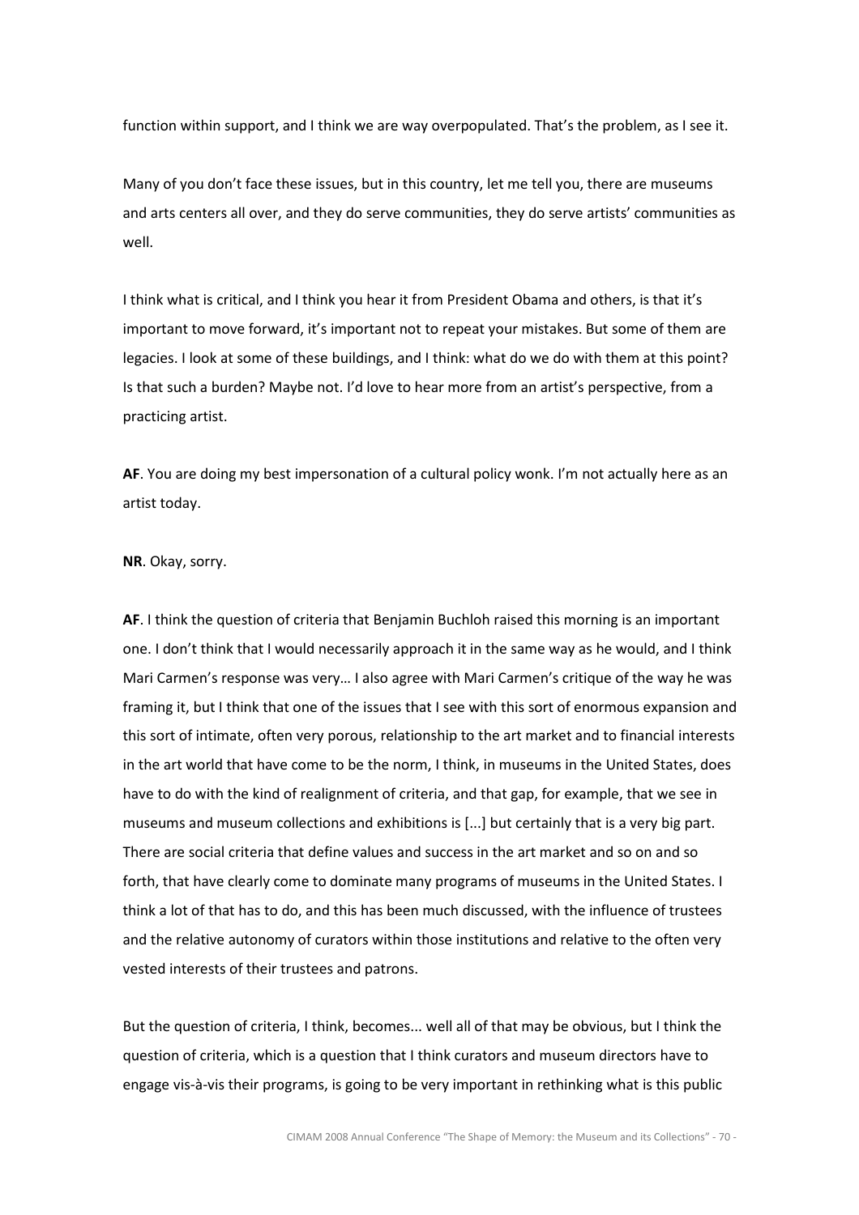function within support, and I think we are way overpopulated. That's the problem, as I see it.

Many of you don't face these issues, but in this country, let me tell you, there are museums and arts centers all over, and they do serve communities, they do serve artists' communities as well.

I think what is critical, and I think you hear it from President Obama and others, is that it's important to move forward, it's important not to repeat your mistakes. But some of them are legacies. I look at some of these buildings, and I think: what do we do with them at this point? Is that such a burden? Maybe not. I'd love to hear more from an artist's perspective, from a practicing artist.

**AF**. You are doing my best impersonation of a cultural policy wonk. I'm not actually here as an artist today.

**NR**. Okay, sorry.

**AF**. I think the question of criteria that Benjamin Buchloh raised this morning is an important one. I don't think that I would necessarily approach it in the same way as he would, and I think Mari Carmen's response was very… I also agree with Mari Carmen's critique of the way he was framing it, but I think that one of the issues that I see with this sort of enormous expansion and this sort of intimate, often very porous, relationship to the art market and to financial interests in the art world that have come to be the norm, I think, in museums in the United States, does have to do with the kind of realignment of criteria, and that gap, for example, that we see in museums and museum collections and exhibitions is [...] but certainly that is a very big part. There are social criteria that define values and success in the art market and so on and so forth, that have clearly come to dominate many programs of museums in the United States. I think a lot of that has to do, and this has been much discussed, with the influence of trustees and the relative autonomy of curators within those institutions and relative to the often very vested interests of their trustees and patrons.

But the question of criteria, I think, becomes... well all of that may be obvious, but I think the question of criteria, which is a question that I think curators and museum directors have to engage vis-à-vis their programs, is going to be very important in rethinking what is this public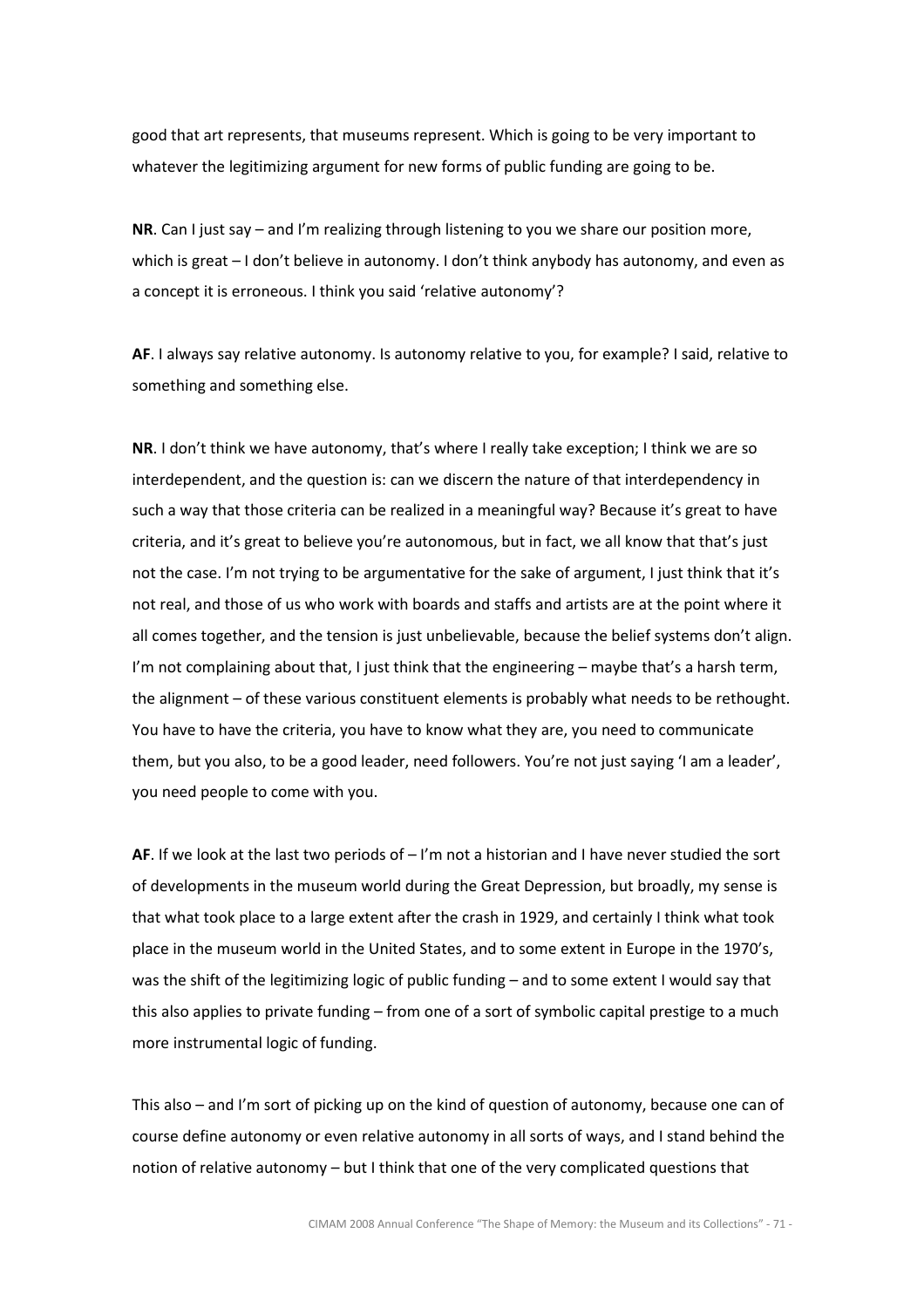good that art represents, that museums represent. Which is going to be very important to whatever the legitimizing argument for new forms of public funding are going to be.

**NR**. Can I just say – and I'm realizing through listening to you we share our position more, which is great – I don't believe in autonomy. I don't think anybody has autonomy, and even as a concept it is erroneous. I think you said 'relative autonomy'?

**AF**. I always say relative autonomy. Is autonomy relative to you, for example? I said, relative to something and something else.

**NR**. I don't think we have autonomy, that's where I really take exception; I think we are so interdependent, and the question is: can we discern the nature of that interdependency in such a way that those criteria can be realized in a meaningful way? Because it's great to have criteria, and it's great to believe you're autonomous, but in fact, we all know that that's just not the case. I'm not trying to be argumentative for the sake of argument, I just think that it's not real, and those of us who work with boards and staffs and artists are at the point where it all comes together, and the tension is just unbelievable, because the belief systems don't align. I'm not complaining about that, I just think that the engineering – maybe that's a harsh term, the alignment – of these various constituent elements is probably what needs to be rethought. You have to have the criteria, you have to know what they are, you need to communicate them, but you also, to be a good leader, need followers. You're not just saying 'I am a leader', you need people to come with you.

**AF**. If we look at the last two periods of – I'm not a historian and I have never studied the sort of developments in the museum world during the Great Depression, but broadly, my sense is that what took place to a large extent after the crash in 1929, and certainly I think what took place in the museum world in the United States, and to some extent in Europe in the 1970's, was the shift of the legitimizing logic of public funding – and to some extent I would say that this also applies to private funding – from one of a sort of symbolic capital prestige to a much more instrumental logic of funding.

This also – and I'm sort of picking up on the kind of question of autonomy, because one can of course define autonomy or even relative autonomy in all sorts of ways, and I stand behind the notion of relative autonomy – but I think that one of the very complicated questions that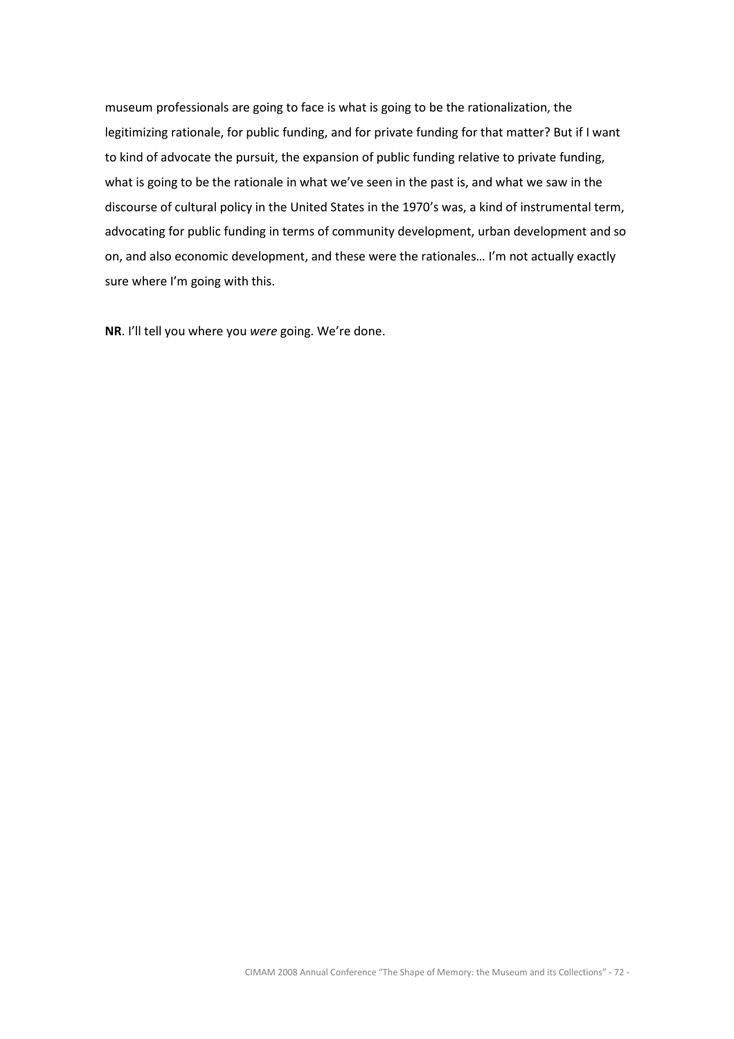museum professionals are going to face is what is going to be the rationalization, the legitimizing rationale, for public funding, and for private funding for that matter? But if I want to kind of advocate the pursuit, the expansion of public funding relative to private funding, what is going to be the rationale in what we've seen in the past is, and what we saw in the discourse of cultural policy in the United States in the 1970's was, a kind of instrumental term, advocating for public funding in terms of community development, urban development and so on, and also economic development, and these were the rationales… I'm not actually exactly sure where I'm going with this.

**NR**. I'll tell you where you *were* going. We're done.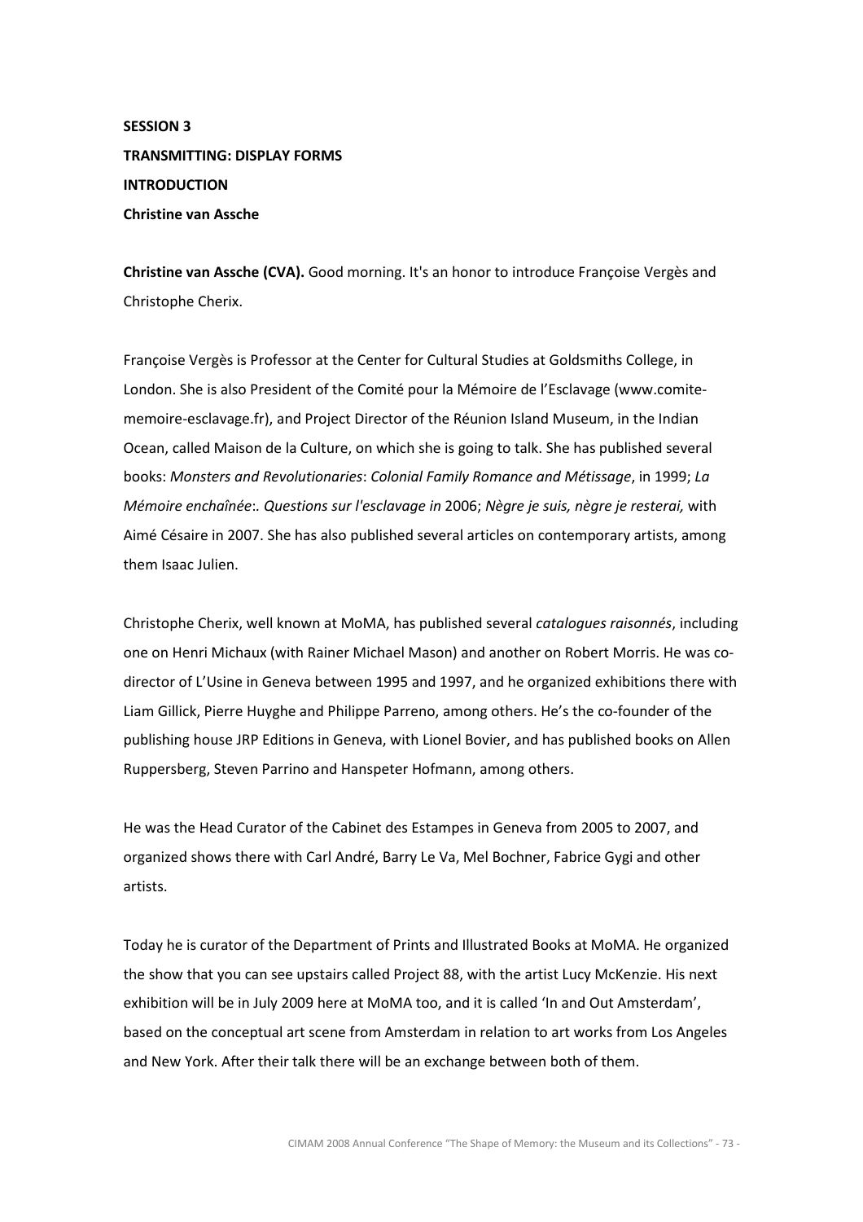**SESSION 3**

**TRANSMITTING: DISPLAY FORMS**

**INTRODUCTION**

**Christine van Assche**

**Christine van Assche (CVA).** Good morning. It's an honor to introduce Françoise Vergès and Christophe Cherix.

Françoise Vergès is Professor at the Center for Cultural Studies at Goldsmiths College, in London. She is also President of the Comité pour la Mémoire de l'Esclavage (www.comite-memoire-esclavage.fr), and Project Director of the Réunion Island Museum, in the Indian Ocean, called Maison de la Culture, on which she is going to talk. She has published several books: *Monsters and Revolutionaries*: *Colonial Family Romance and Métissage*, in 1999; *La Mémoire enchaînée*:*. Questions sur l'esclavage in* 2006; *Nègre je suis, nègre je resterai,* with Aimé Césaire in 2007. She has also published several articles on contemporary artists, among them Isaac Julien.

Christophe Cherix, well known at MoMA, has published several *catalogues raisonnés*, including one on Henri Michaux (with Rainer Michael Mason) and another on Robert Morris. He was co-director of L'Usine in Geneva between 1995 and 1997, and he organized exhibitions there with Liam Gillick, Pierre Huyghe and Philippe Parreno, among others. He's the co-founder of the publishing house JRP Editions in Geneva, with Lionel Bovier, and has published books on Allen Ruppersberg, Steven Parrino and Hanspeter Hofmann, among others.

He was the Head Curator of the Cabinet des Estampes in Geneva from 2005 to 2007, and organized shows there with Carl André, Barry Le Va, Mel Bochner, Fabrice Gygi and other artists.

Today he is curator of the Department of Prints and Illustrated Books at MoMA. He organized the show that you can see upstairs called Project 88, with the artist Lucy McKenzie. His next exhibition will be in July 2009 here at MoMA too, and it is called 'In and Out Amsterdam', based on the conceptual art scene from Amsterdam in relation to art works from Los Angeles and New York. After their talk there will be an exchange between both of them.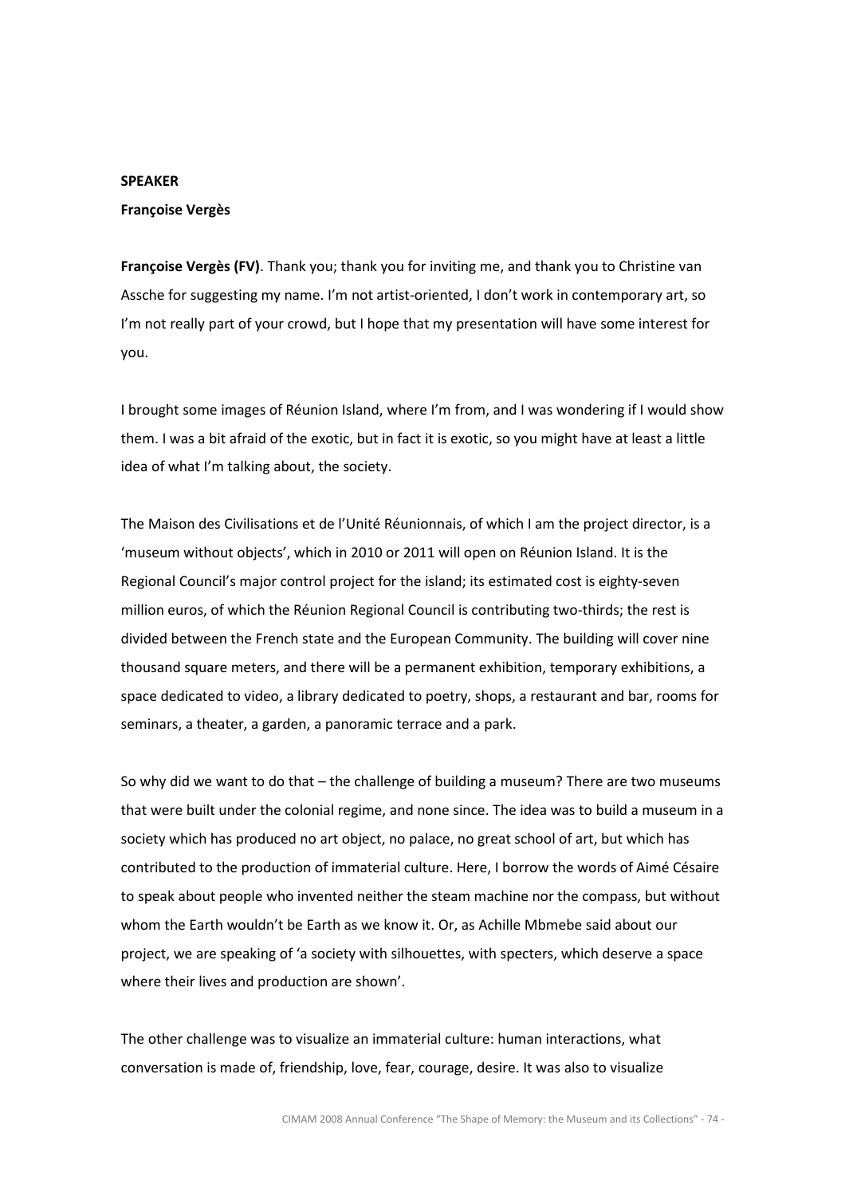**SPEAKER**

**Françoise Vergès**

**Françoise Vergès (FV)**. Thank you; thank you for inviting me, and thank you to Christine van Assche for suggesting my name. I'm not artist-oriented, I don't work in contemporary art, so I'm not really part of your crowd, but I hope that my presentation will have some interest for you.

I brought some images of Réunion Island, where I'm from, and I was wondering if I would show them. I was a bit afraid of the exotic, but in fact it is exotic, so you might have at least a little idea of what I'm talking about, the society.

The Maison des Civilisations et de l'Unité Réunionnais, of which I am the project director, is a 'museum without objects', which in 2010 or 2011 will open on Réunion Island. It is the Regional Council's major control project for the island; its estimated cost is eighty-seven million euros, of which the Réunion Regional Council is contributing two-thirds; the rest is divided between the French state and the European Community. The building will cover nine thousand square meters, and there will be a permanent exhibition, temporary exhibitions, a space dedicated to video, a library dedicated to poetry, shops, a restaurant and bar, rooms for seminars, a theater, a garden, a panoramic terrace and a park.

So why did we want to do that – the challenge of building a museum? There are two museums that were built under the colonial regime, and none since. The idea was to build a museum in a society which has produced no art object, no palace, no great school of art, but which has contributed to the production of immaterial culture. Here, I borrow the words of Aimé Césaire to speak about people who invented neither the steam machine nor the compass, but without whom the Earth wouldn't be Earth as we know it. Or, as Achille Mbmebe said about our project, we are speaking of 'a society with silhouettes, with specters, which deserve a space where their lives and production are shown'.

The other challenge was to visualize an immaterial culture: human interactions, what conversation is made of, friendship, love, fear, courage, desire. It was also to visualize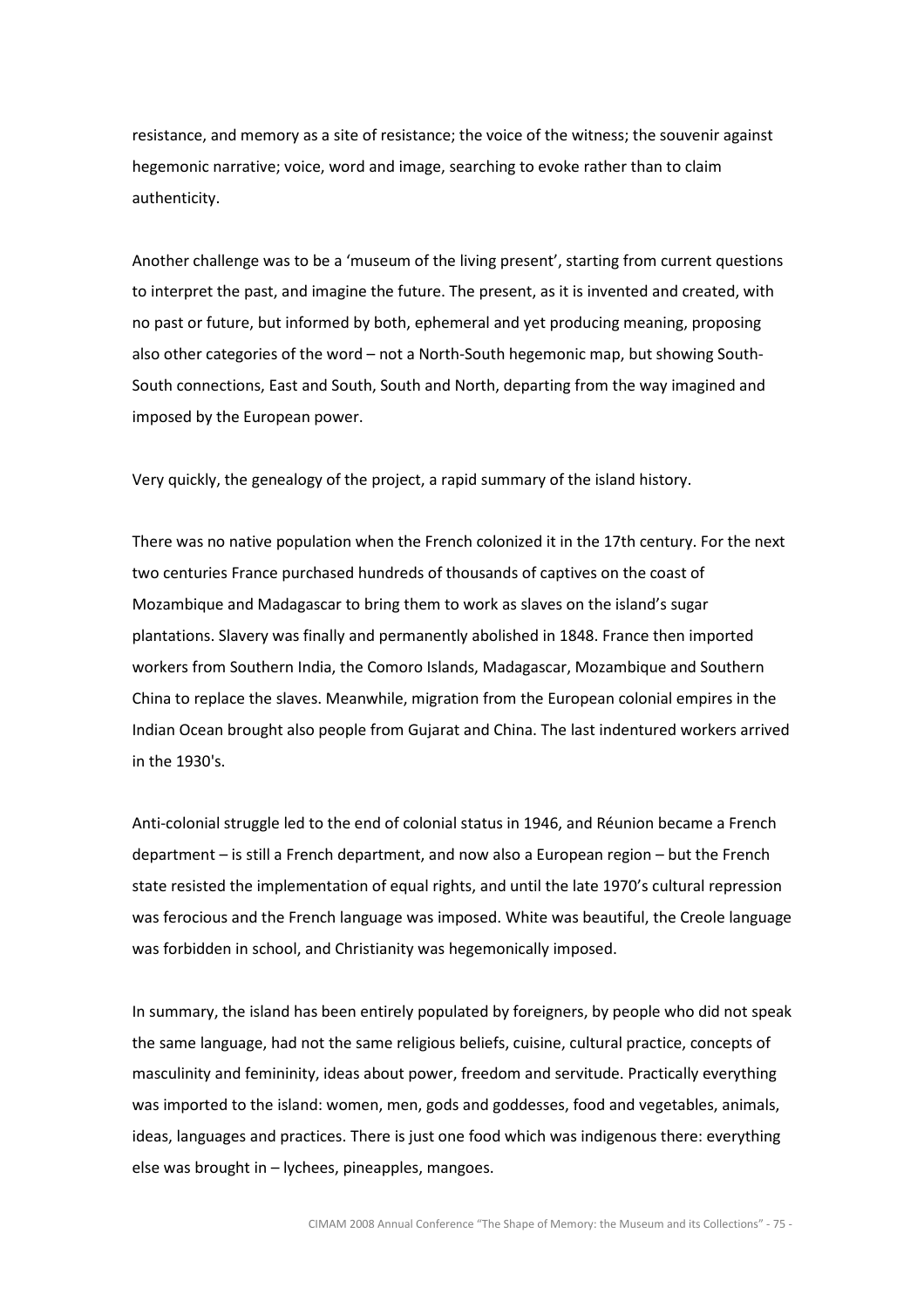resistance, and memory as a site of resistance; the voice of the witness; the souvenir against hegemonic narrative; voice, word and image, searching to evoke rather than to claim authenticity.

Another challenge was to be a 'museum of the living present', starting from current questions to interpret the past, and imagine the future. The present, as it is invented and created, with no past or future, but informed by both, ephemeral and yet producing meaning, proposing also other categories of the word – not a North-South hegemonic map, but showing South-South connections, East and South, South and North, departing from the way imagined and imposed by the European power.

Very quickly, the genealogy of the project, a rapid summary of the island history.

There was no native population when the French colonized it in the 17th century. For the next two centuries France purchased hundreds of thousands of captives on the coast of Mozambique and Madagascar to bring them to work as slaves on the island's sugar plantations. Slavery was finally and permanently abolished in 1848. France then imported workers from Southern India, the Comoro Islands, Madagascar, Mozambique and Southern China to replace the slaves. Meanwhile, migration from the European colonial empires in the Indian Ocean brought also people from Gujarat and China. The last indentured workers arrived in the 1930's.

Anti-colonial struggle led to the end of colonial status in 1946, and Réunion became a French department – is still a French department, and now also a European region – but the French state resisted the implementation of equal rights, and until the late 1970's cultural repression was ferocious and the French language was imposed. White was beautiful, the Creole language was forbidden in school, and Christianity was hegemonically imposed.

In summary, the island has been entirely populated by foreigners, by people who did not speak the same language, had not the same religious beliefs, cuisine, cultural practice, concepts of masculinity and femininity, ideas about power, freedom and servitude. Practically everything was imported to the island: women, men, gods and goddesses, food and vegetables, animals, ideas, languages and practices. There is just one food which was indigenous there: everything else was brought in – lychees, pineapples, mangoes.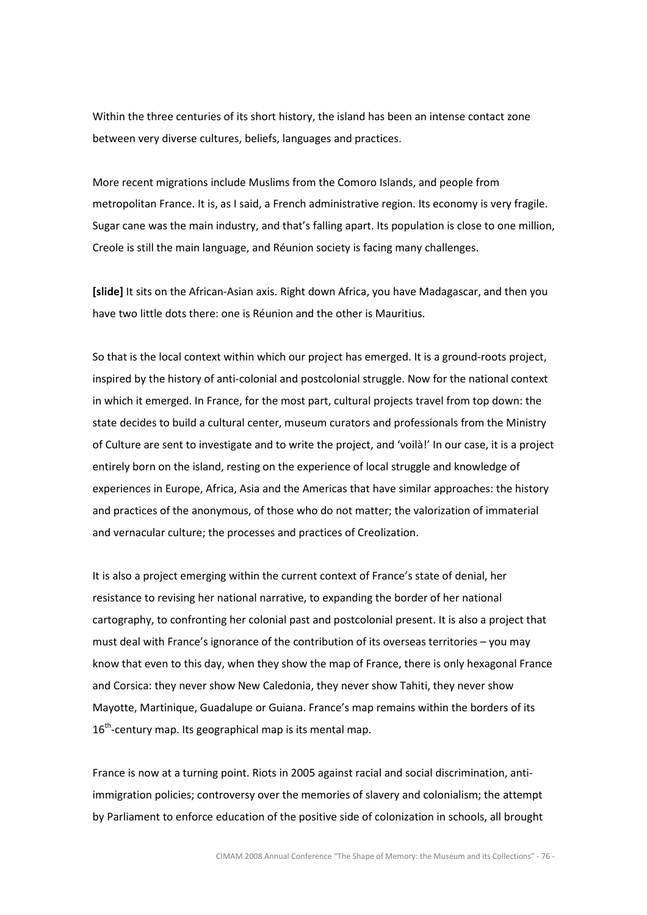Within the three centuries of its short history, the island has been an intense contact zone between very diverse cultures, beliefs, languages and practices.

More recent migrations include Muslims from the Comoro Islands, and people from metropolitan France. It is, as I said, a French administrative region. Its economy is very fragile. Sugar cane was the main industry, and that's falling apart. Its population is close to one million, Creole is still the main language, and Réunion society is facing many challenges.

**[slide]** It sits on the African-Asian axis. Right down Africa, you have Madagascar, and then you have two little dots there: one is Réunion and the other is Mauritius.

So that is the local context within which our project has emerged. It is a ground-roots project, inspired by the history of anti-colonial and postcolonial struggle. Now for the national context in which it emerged. In France, for the most part, cultural projects travel from top down: the state decides to build a cultural center, museum curators and professionals from the Ministry of Culture are sent to investigate and to write the project, and 'voilà!' In our case, it is a project entirely born on the island, resting on the experience of local struggle and knowledge of experiences in Europe, Africa, Asia and the Americas that have similar approaches: the history and practices of the anonymous, of those who do not matter; the valorization of immaterial and vernacular culture; the processes and practices of Creolization.

It is also a project emerging within the current context of France's state of denial, her resistance to revising her national narrative, to expanding the border of her national cartography, to confronting her colonial past and postcolonial present. It is also a project that must deal with France's ignorance of the contribution of its overseas territories – you may know that even to this day, when they show the map of France, there is only hexagonal France and Corsica: they never show New Caledonia, they never show Tahiti, they never show Mayotte, Martinique, Guadalupe or Guiana. France's map remains within the borders of its 16th-century map. Its geographical map is its mental map.

France is now at a turning point. Riots in 2005 against racial and social discrimination, anti-immigration policies; controversy over the memories of slavery and colonialism; the attempt by Parliament to enforce education of the positive side of colonization in schools, all brought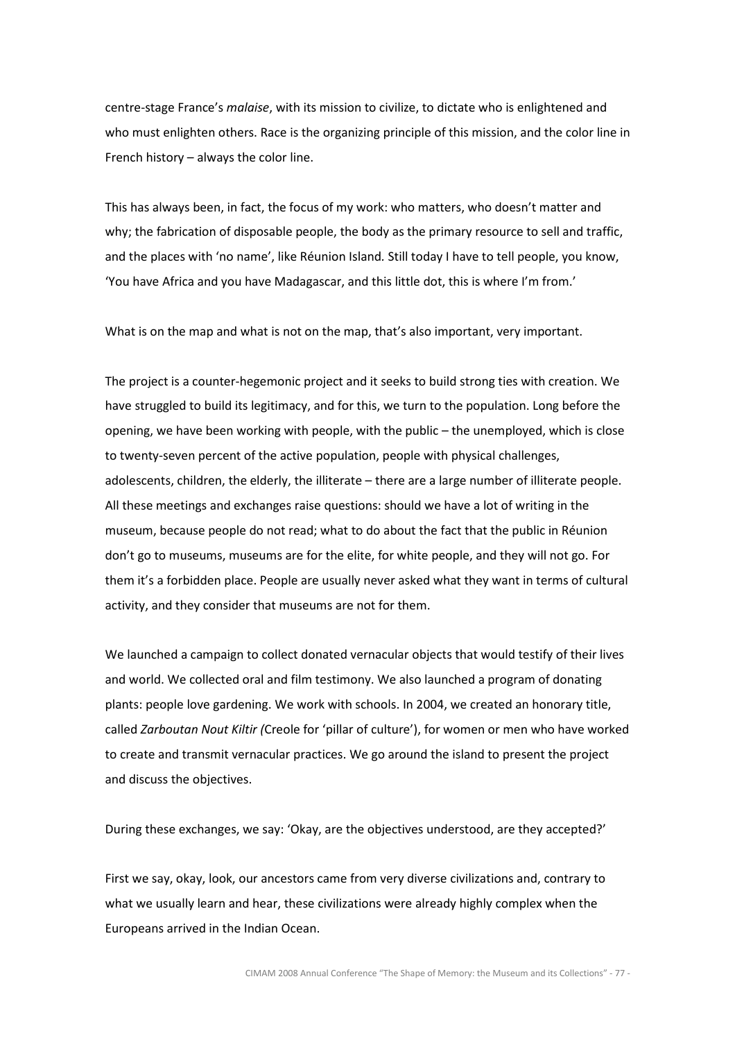centre-stage France's *malaise*, with its mission to civilize, to dictate who is enlightened and who must enlighten others. Race is the organizing principle of this mission, and the color line in French history – always the color line.

This has always been, in fact, the focus of my work: who matters, who doesn't matter and why; the fabrication of disposable people, the body as the primary resource to sell and traffic, and the places with 'no name', like Réunion Island. Still today I have to tell people, you know, 'You have Africa and you have Madagascar, and this little dot, this is where I'm from.'

What is on the map and what is not on the map, that's also important, very important.

The project is a counter-hegemonic project and it seeks to build strong ties with creation. We have struggled to build its legitimacy, and for this, we turn to the population. Long before the opening, we have been working with people, with the public – the unemployed, which is close to twenty-seven percent of the active population, people with physical challenges, adolescents, children, the elderly, the illiterate – there are a large number of illiterate people. All these meetings and exchanges raise questions: should we have a lot of writing in the museum, because people do not read; what to do about the fact that the public in Réunion don't go to museums, museums are for the elite, for white people, and they will not go. For them it's a forbidden place. People are usually never asked what they want in terms of cultural activity, and they consider that museums are not for them.

We launched a campaign to collect donated vernacular objects that would testify of their lives and world. We collected oral and film testimony. We also launched a program of donating plants: people love gardening. We work with schools. In 2004, we created an honorary title, called *Zarboutan Nout Kiltir (*Creole for 'pillar of culture'), for women or men who have worked to create and transmit vernacular practices. We go around the island to present the project and discuss the objectives.

During these exchanges, we say: 'Okay, are the objectives understood, are they accepted?'

First we say, okay, look, our ancestors came from very diverse civilizations and, contrary to what we usually learn and hear, these civilizations were already highly complex when the Europeans arrived in the Indian Ocean.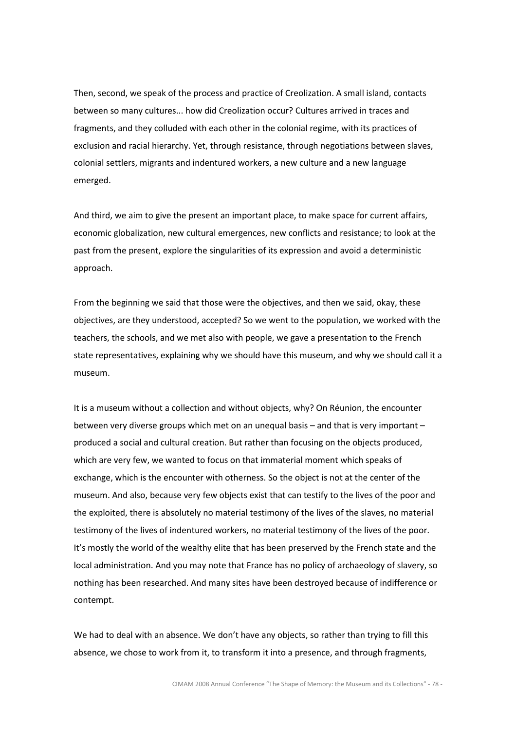Then, second, we speak of the process and practice of Creolization. A small island, contacts between so many cultures... how did Creolization occur? Cultures arrived in traces and fragments, and they colluded with each other in the colonial regime, with its practices of exclusion and racial hierarchy. Yet, through resistance, through negotiations between slaves, colonial settlers, migrants and indentured workers, a new culture and a new language emerged.

And third, we aim to give the present an important place, to make space for current affairs, economic globalization, new cultural emergences, new conflicts and resistance; to look at the past from the present, explore the singularities of its expression and avoid a deterministic approach.

From the beginning we said that those were the objectives, and then we said, okay, these objectives, are they understood, accepted? So we went to the population, we worked with the teachers, the schools, and we met also with people, we gave a presentation to the French state representatives, explaining why we should have this museum, and why we should call it a museum.

It is a museum without a collection and without objects, why? On Réunion, the encounter between very diverse groups which met on an unequal basis – and that is very important – produced a social and cultural creation. But rather than focusing on the objects produced, which are very few, we wanted to focus on that immaterial moment which speaks of exchange, which is the encounter with otherness. So the object is not at the center of the museum. And also, because very few objects exist that can testify to the lives of the poor and the exploited, there is absolutely no material testimony of the lives of the slaves, no material testimony of the lives of indentured workers, no material testimony of the lives of the poor. It's mostly the world of the wealthy elite that has been preserved by the French state and the local administration. And you may note that France has no policy of archaeology of slavery, so nothing has been researched. And many sites have been destroyed because of indifference or contempt.

We had to deal with an absence. We don't have any objects, so rather than trying to fill this absence, we chose to work from it, to transform it into a presence, and through fragments,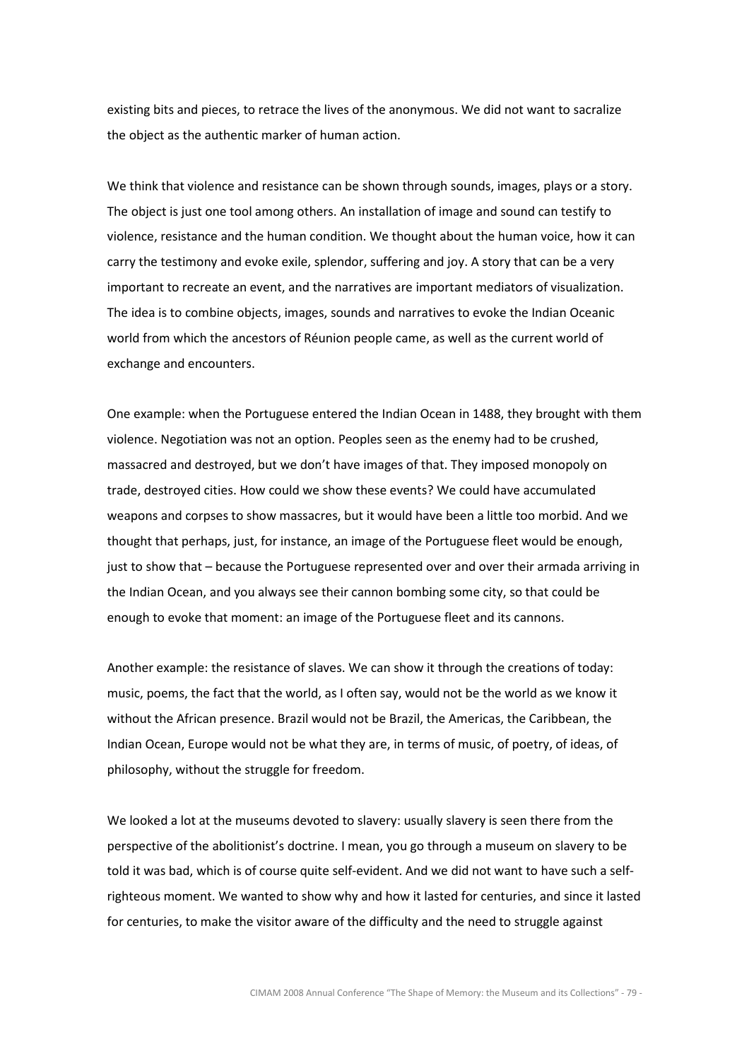existing bits and pieces, to retrace the lives of the anonymous. We did not want to sacralize the object as the authentic marker of human action.

We think that violence and resistance can be shown through sounds, images, plays or a story. The object is just one tool among others. An installation of image and sound can testify to violence, resistance and the human condition. We thought about the human voice, how it can carry the testimony and evoke exile, splendor, suffering and joy. A story that can be a very important to recreate an event, and the narratives are important mediators of visualization. The idea is to combine objects, images, sounds and narratives to evoke the Indian Oceanic world from which the ancestors of Réunion people came, as well as the current world of exchange and encounters.

One example: when the Portuguese entered the Indian Ocean in 1488, they brought with them violence. Negotiation was not an option. Peoples seen as the enemy had to be crushed, massacred and destroyed, but we don't have images of that. They imposed monopoly on trade, destroyed cities. How could we show these events? We could have accumulated weapons and corpses to show massacres, but it would have been a little too morbid. And we thought that perhaps, just, for instance, an image of the Portuguese fleet would be enough, just to show that – because the Portuguese represented over and over their armada arriving in the Indian Ocean, and you always see their cannon bombing some city, so that could be enough to evoke that moment: an image of the Portuguese fleet and its cannons.

Another example: the resistance of slaves. We can show it through the creations of today: music, poems, the fact that the world, as I often say, would not be the world as we know it without the African presence. Brazil would not be Brazil, the Americas, the Caribbean, the Indian Ocean, Europe would not be what they are, in terms of music, of poetry, of ideas, of philosophy, without the struggle for freedom.

We looked a lot at the museums devoted to slavery: usually slavery is seen there from the perspective of the abolitionist's doctrine. I mean, you go through a museum on slavery to be told it was bad, which is of course quite self-evident. And we did not want to have such a self-righteous moment. We wanted to show why and how it lasted for centuries, and since it lasted for centuries, to make the visitor aware of the difficulty and the need to struggle against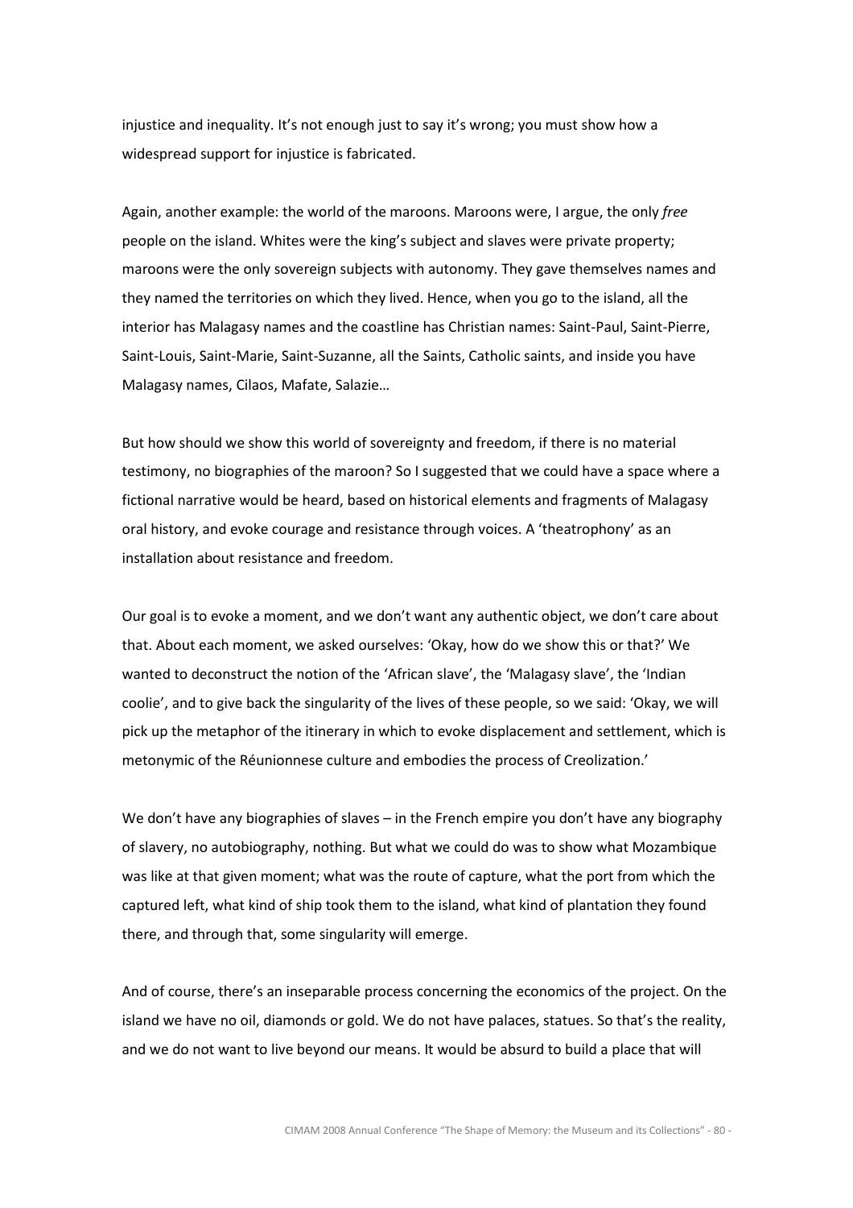injustice and inequality. It's not enough just to say it's wrong; you must show how a widespread support for injustice is fabricated.

Again, another example: the world of the maroons. Maroons were, I argue, the only *free* people on the island. Whites were the king's subject and slaves were private property; maroons were the only sovereign subjects with autonomy. They gave themselves names and they named the territories on which they lived. Hence, when you go to the island, all the interior has Malagasy names and the coastline has Christian names: Saint-Paul, Saint-Pierre, Saint-Louis, Saint-Marie, Saint-Suzanne, all the Saints, Catholic saints, and inside you have Malagasy names, Cilaos, Mafate, Salazie…

But how should we show this world of sovereignty and freedom, if there is no material testimony, no biographies of the maroon? So I suggested that we could have a space where a fictional narrative would be heard, based on historical elements and fragments of Malagasy oral history, and evoke courage and resistance through voices. A 'theatrophony' as an installation about resistance and freedom.

Our goal is to evoke a moment, and we don't want any authentic object, we don't care about that. About each moment, we asked ourselves: 'Okay, how do we show this or that?' We wanted to deconstruct the notion of the 'African slave', the 'Malagasy slave', the 'Indian coolie', and to give back the singularity of the lives of these people, so we said: 'Okay, we will pick up the metaphor of the itinerary in which to evoke displacement and settlement, which is metonymic of the Réunionnese culture and embodies the process of Creolization.'

We don't have any biographies of slaves – in the French empire you don't have any biography of slavery, no autobiography, nothing. But what we could do was to show what Mozambique was like at that given moment; what was the route of capture, what the port from which the captured left, what kind of ship took them to the island, what kind of plantation they found there, and through that, some singularity will emerge.

And of course, there's an inseparable process concerning the economics of the project. On the island we have no oil, diamonds or gold. We do not have palaces, statues. So that's the reality, and we do not want to live beyond our means. It would be absurd to build a place that will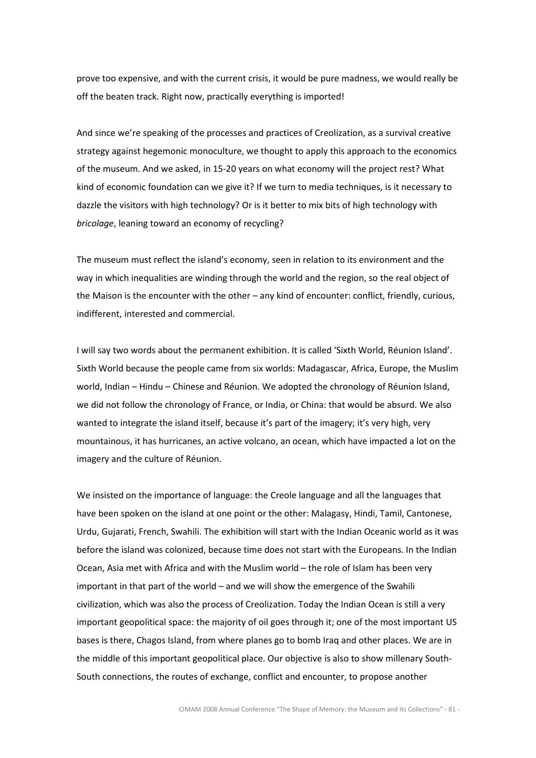prove too expensive, and with the current crisis, it would be pure madness, we would really be off the beaten track. Right now, practically everything is imported!

And since we're speaking of the processes and practices of Creolization, as a survival creative strategy against hegemonic monoculture, we thought to apply this approach to the economics of the museum. And we asked, in 15-20 years on what economy will the project rest? What kind of economic foundation can we give it? If we turn to media techniques, is it necessary to dazzle the visitors with high technology? Or is it better to mix bits of high technology with *bricolage*, leaning toward an economy of recycling?

The museum must reflect the island's economy, seen in relation to its environment and the way in which inequalities are winding through the world and the region, so the real object of the Maison is the encounter with the other – any kind of encounter: conflict, friendly, curious, indifferent, interested and commercial.

I will say two words about the permanent exhibition. It is called 'Sixth World, Réunion Island'. Sixth World because the people came from six worlds: Madagascar, Africa, Europe, the Muslim world, Indian – Hindu – Chinese and Réunion. We adopted the chronology of Réunion Island, we did not follow the chronology of France, or India, or China: that would be absurd. We also wanted to integrate the island itself, because it's part of the imagery; it's very high, very mountainous, it has hurricanes, an active volcano, an ocean, which have impacted a lot on the imagery and the culture of Réunion.

We insisted on the importance of language: the Creole language and all the languages that have been spoken on the island at one point or the other: Malagasy, Hindi, Tamil, Cantonese, Urdu, Gujarati, French, Swahili. The exhibition will start with the Indian Oceanic world as it was before the island was colonized, because time does not start with the Europeans. In the Indian Ocean, Asia met with Africa and with the Muslim world – the role of Islam has been very important in that part of the world – and we will show the emergence of the Swahili civilization, which was also the process of Creolization. Today the Indian Ocean is still a very important geopolitical space: the majority of oil goes through it; one of the most important US bases is there, Chagos Island, from where planes go to bomb Iraq and other places. We are in the middle of this important geopolitical place. Our objective is also to show millenary South-South connections, the routes of exchange, conflict and encounter, to propose another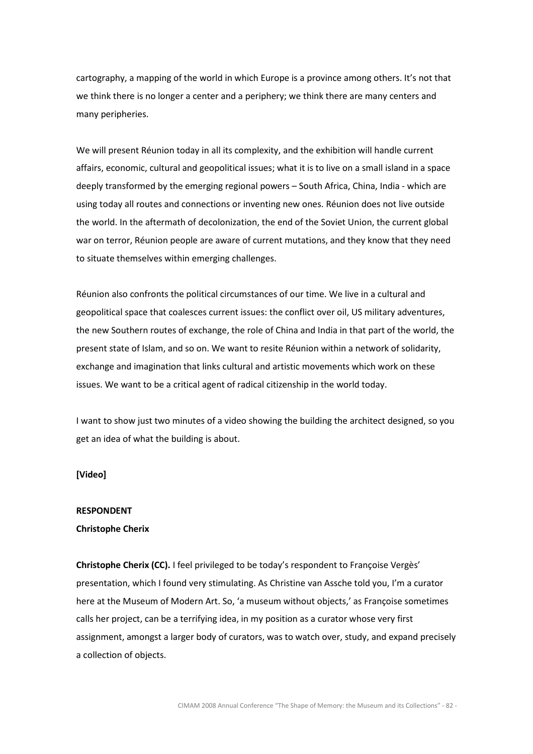cartography, a mapping of the world in which Europe is a province among others. It's not that we think there is no longer a center and a periphery; we think there are many centers and many peripheries.

We will present Réunion today in all its complexity, and the exhibition will handle current affairs, economic, cultural and geopolitical issues; what it is to live on a small island in a space deeply transformed by the emerging regional powers – South Africa, China, India - which are using today all routes and connections or inventing new ones. Réunion does not live outside the world. In the aftermath of decolonization, the end of the Soviet Union, the current global war on terror, Réunion people are aware of current mutations, and they know that they need to situate themselves within emerging challenges.

Réunion also confronts the political circumstances of our time. We live in a cultural and geopolitical space that coalesces current issues: the conflict over oil, US military adventures, the new Southern routes of exchange, the role of China and India in that part of the world, the present state of Islam, and so on. We want to resite Réunion within a network of solidarity, exchange and imagination that links cultural and artistic movements which work on these issues. We want to be a critical agent of radical citizenship in the world today.

I want to show just two minutes of a video showing the building the architect designed, so you get an idea of what the building is about.

**[Video]**

**RESPONDENT**

**Christophe Cherix**

**Christophe Cherix (CC).** I feel privileged to be today's respondent to Françoise Vergès' presentation, which I found very stimulating. As Christine van Assche told you, I'm a curator here at the Museum of Modern Art. So, 'a museum without objects,' as Françoise sometimes calls her project, can be a terrifying idea, in my position as a curator whose very first assignment, amongst a larger body of curators, was to watch over, study, and expand precisely a collection of objects.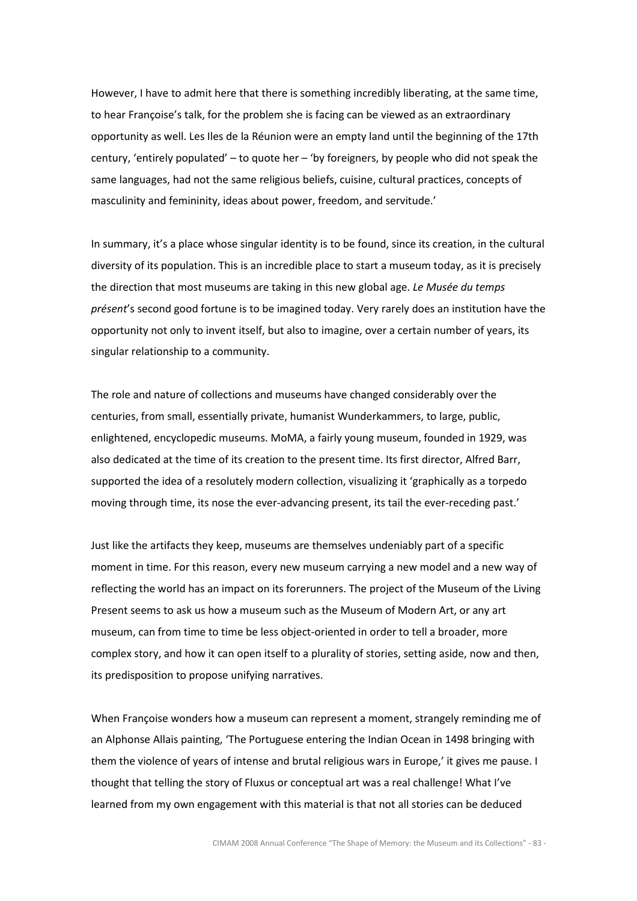However, I have to admit here that there is something incredibly liberating, at the same time, to hear Françoise's talk, for the problem she is facing can be viewed as an extraordinary opportunity as well. Les Iles de la Réunion were an empty land until the beginning of the 17th century, 'entirely populated' – to quote her – 'by foreigners, by people who did not speak the same languages, had not the same religious beliefs, cuisine, cultural practices, concepts of masculinity and femininity, ideas about power, freedom, and servitude.'

In summary, it's a place whose singular identity is to be found, since its creation, in the cultural diversity of its population. This is an incredible place to start a museum today, as it is precisely the direction that most museums are taking in this new global age. *Le Musée du temps présent*'s second good fortune is to be imagined today. Very rarely does an institution have the opportunity not only to invent itself, but also to imagine, over a certain number of years, its singular relationship to a community.

The role and nature of collections and museums have changed considerably over the centuries, from small, essentially private, humanist Wunderkammers, to large, public, enlightened, encyclopedic museums. MoMA, a fairly young museum, founded in 1929, was also dedicated at the time of its creation to the present time. Its first director, Alfred Barr, supported the idea of a resolutely modern collection, visualizing it 'graphically as a torpedo moving through time, its nose the ever-advancing present, its tail the ever-receding past.'

Just like the artifacts they keep, museums are themselves undeniably part of a specific moment in time. For this reason, every new museum carrying a new model and a new way of reflecting the world has an impact on its forerunners. The project of the Museum of the Living Present seems to ask us how a museum such as the Museum of Modern Art, or any art museum, can from time to time be less object-oriented in order to tell a broader, more complex story, and how it can open itself to a plurality of stories, setting aside, now and then, its predisposition to propose unifying narratives.

When Françoise wonders how a museum can represent a moment, strangely reminding me of an Alphonse Allais painting, 'The Portuguese entering the Indian Ocean in 1498 bringing with them the violence of years of intense and brutal religious wars in Europe,' it gives me pause. I thought that telling the story of Fluxus or conceptual art was a real challenge! What I've learned from my own engagement with this material is that not all stories can be deduced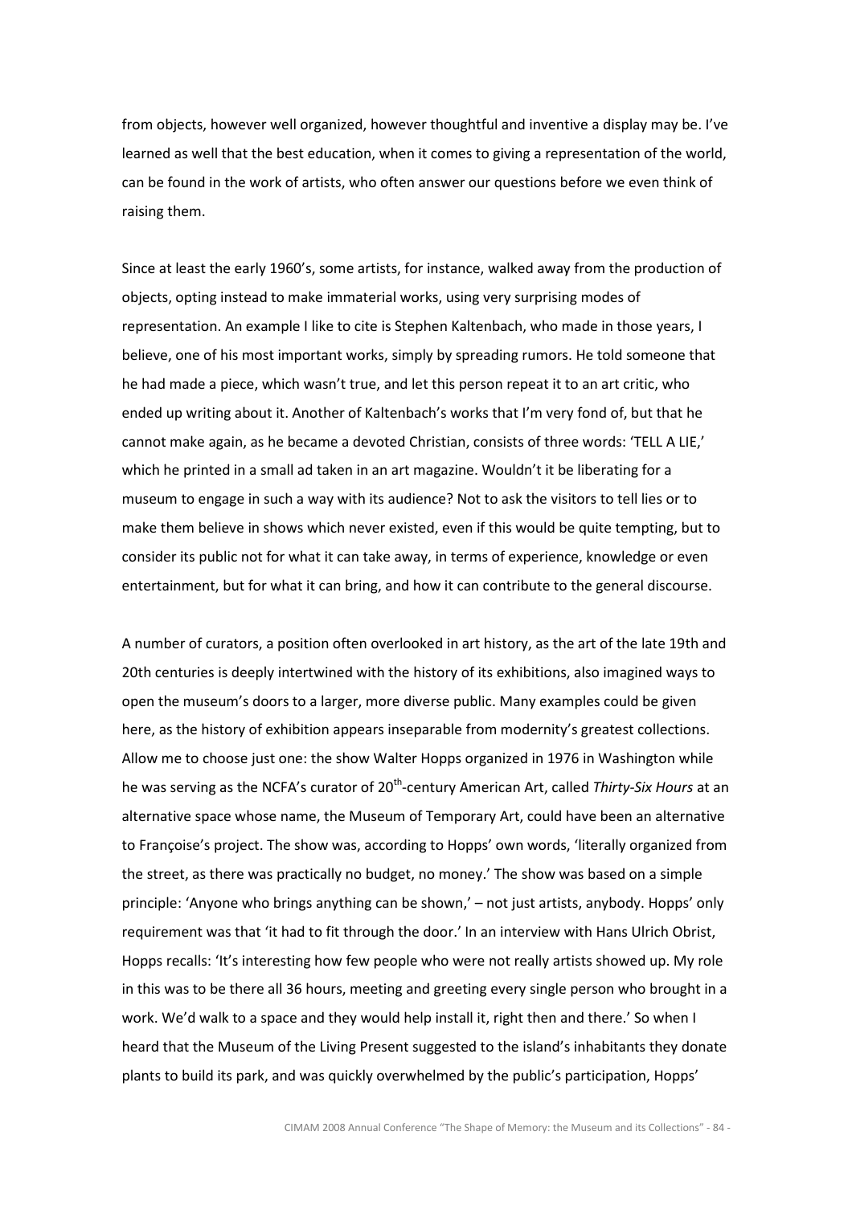from objects, however well organized, however thoughtful and inventive a display may be. I've learned as well that the best education, when it comes to giving a representation of the world, can be found in the work of artists, who often answer our questions before we even think of raising them.

Since at least the early 1960's, some artists, for instance, walked away from the production of objects, opting instead to make immaterial works, using very surprising modes of representation. An example I like to cite is Stephen Kaltenbach, who made in those years, I believe, one of his most important works, simply by spreading rumors. He told someone that he had made a piece, which wasn't true, and let this person repeat it to an art critic, who ended up writing about it. Another of Kaltenbach's works that I'm very fond of, but that he cannot make again, as he became a devoted Christian, consists of three words: 'TELL A LIE,' which he printed in a small ad taken in an art magazine. Wouldn't it be liberating for a museum to engage in such a way with its audience? Not to ask the visitors to tell lies or to make them believe in shows which never existed, even if this would be quite tempting, but to consider its public not for what it can take away, in terms of experience, knowledge or even entertainment, but for what it can bring, and how it can contribute to the general discourse.

A number of curators, a position often overlooked in art history, as the art of the late 19th and 20th centuries is deeply intertwined with the history of its exhibitions, also imagined ways to open the museum's doors to a larger, more diverse public. Many examples could be given here, as the history of exhibition appears inseparable from modernity's greatest collections. Allow me to choose just one: the show Walter Hopps organized in 1976 in Washington while he was serving as the NCFA's curator of 20th-century American Art, called *Thirty-Six Hours* at an alternative space whose name, the Museum of Temporary Art, could have been an alternative to Françoise's project. The show was, according to Hopps' own words, 'literally organized from the street, as there was practically no budget, no money.' The show was based on a simple principle: 'Anyone who brings anything can be shown,' – not just artists, anybody. Hopps' only requirement was that 'it had to fit through the door.' In an interview with Hans Ulrich Obrist, Hopps recalls: 'It's interesting how few people who were not really artists showed up. My role in this was to be there all 36 hours, meeting and greeting every single person who brought in a work. We'd walk to a space and they would help install it, right then and there.' So when I heard that the Museum of the Living Present suggested to the island's inhabitants they donate plants to build its park, and was quickly overwhelmed by the public's participation, Hopps'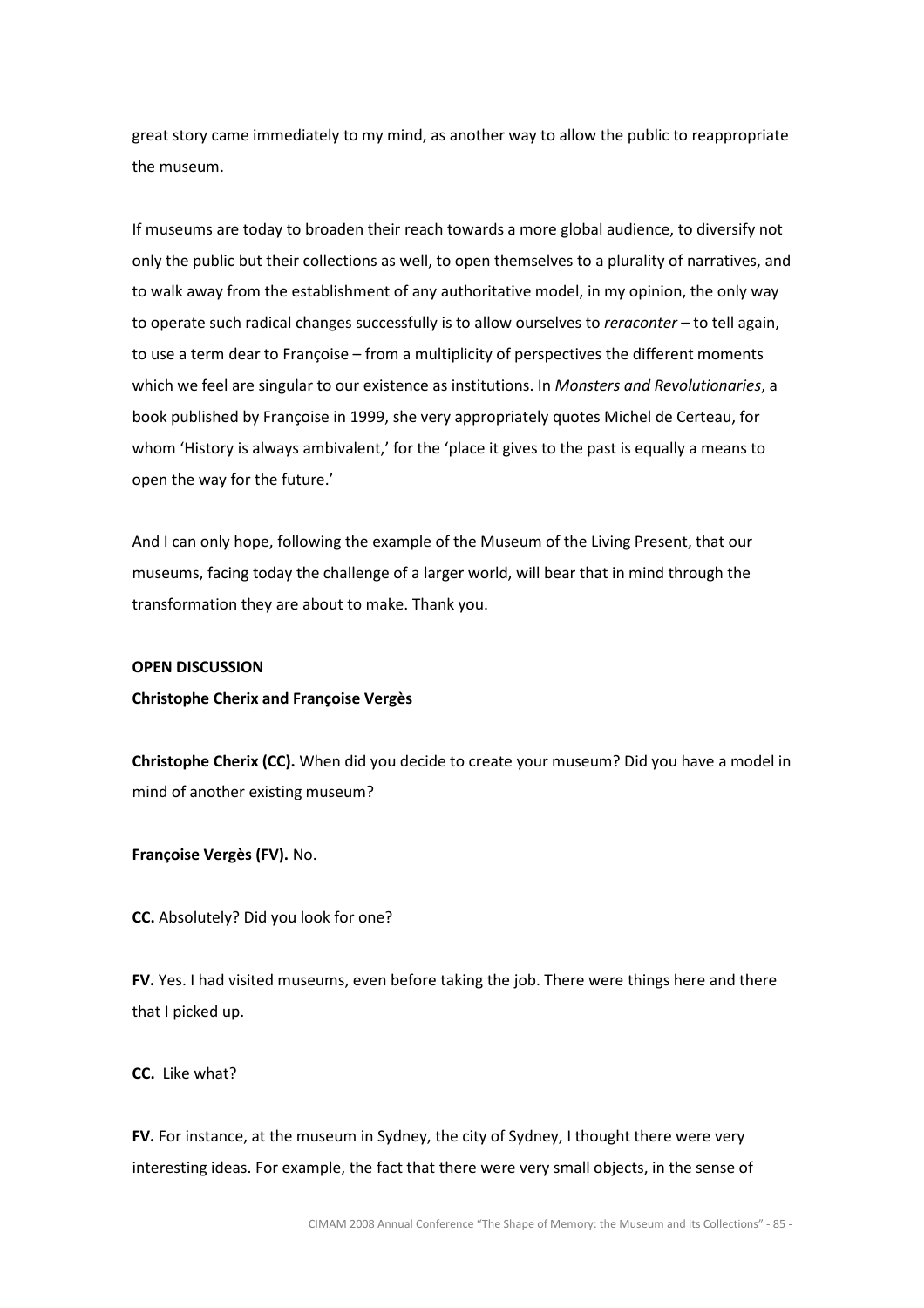great story came immediately to my mind, as another way to allow the public to reappropriate the museum.

If museums are today to broaden their reach towards a more global audience, to diversify not only the public but their collections as well, to open themselves to a plurality of narratives, and to walk away from the establishment of any authoritative model, in my opinion, the only way to operate such radical changes successfully is to allow ourselves to *reraconter* – to tell again, to use a term dear to Françoise – from a multiplicity of perspectives the different moments which we feel are singular to our existence as institutions. In *Monsters and Revolutionaries*, a book published by Françoise in 1999, she very appropriately quotes Michel de Certeau, for whom 'History is always ambivalent,' for the 'place it gives to the past is equally a means to open the way for the future.'

And I can only hope, following the example of the Museum of the Living Present, that our museums, facing today the challenge of a larger world, will bear that in mind through the transformation they are about to make. Thank you.

**OPEN DISCUSSION**

**Christophe Cherix and Françoise Vergès**

**Christophe Cherix (CC).** When did you decide to create your museum? Did you have a model in mind of another existing museum?

**Françoise Vergès (FV).** No.

**CC.** Absolutely? Did you look for one?

**FV.** Yes. I had visited museums, even before taking the job. There were things here and there that I picked up.

**CC.** Like what?

**FV.** For instance, at the museum in Sydney, the city of Sydney, I thought there were very interesting ideas. For example, the fact that there were very small objects, in the sense of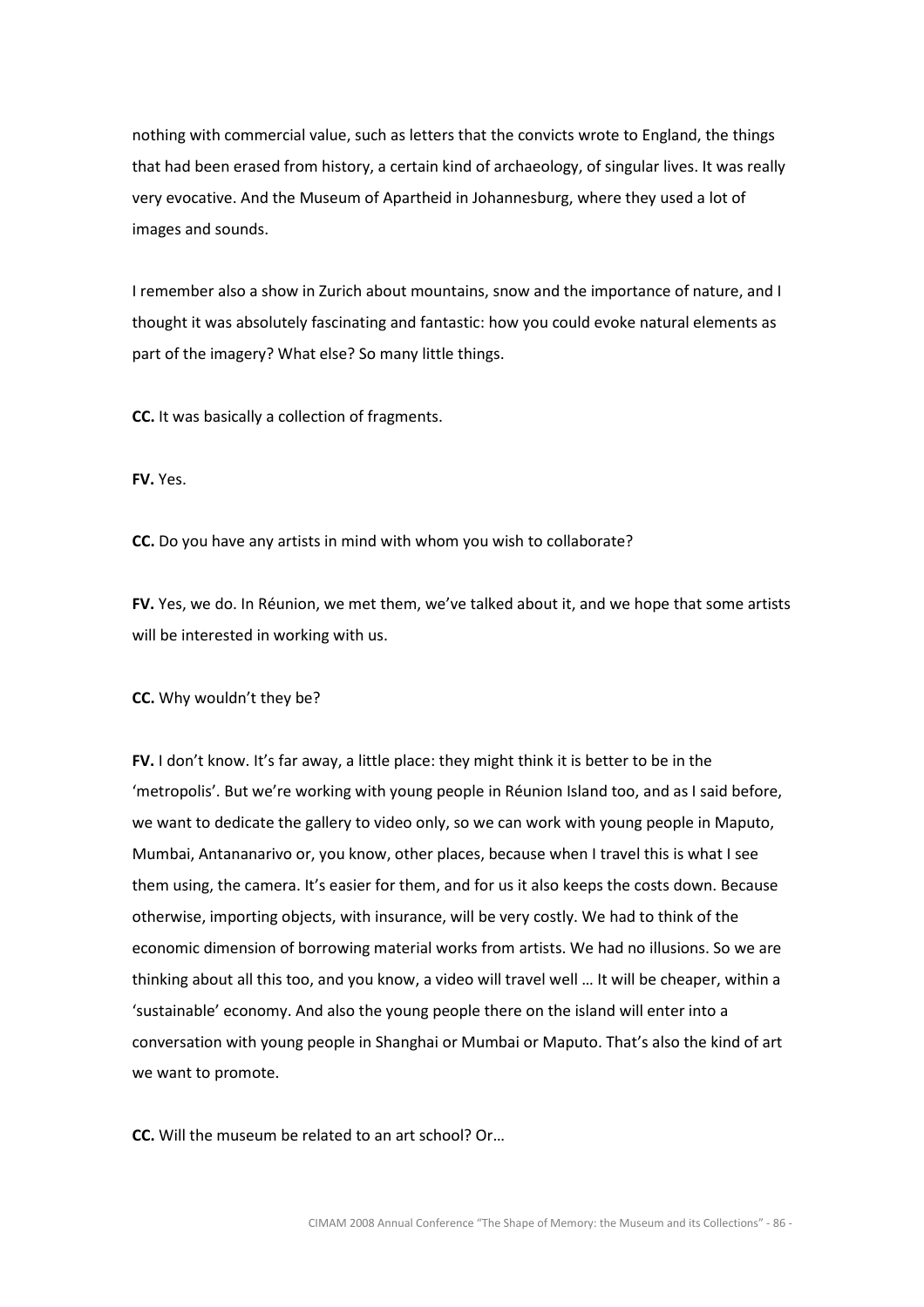nothing with commercial value, such as letters that the convicts wrote to England, the things that had been erased from history, a certain kind of archaeology, of singular lives. It was really very evocative. And the Museum of Apartheid in Johannesburg, where they used a lot of images and sounds.

I remember also a show in Zurich about mountains, snow and the importance of nature, and I thought it was absolutely fascinating and fantastic: how you could evoke natural elements as part of the imagery? What else? So many little things.

**CC.** It was basically a collection of fragments.

**FV.** Yes.

**CC.** Do you have any artists in mind with whom you wish to collaborate?

**FV.** Yes, we do. In Réunion, we met them, we've talked about it, and we hope that some artists will be interested in working with us.

**CC.** Why wouldn't they be?

**FV.** I don't know. It's far away, a little place: they might think it is better to be in the 'metropolis'. But we're working with young people in Réunion Island too, and as I said before, we want to dedicate the gallery to video only, so we can work with young people in Maputo, Mumbai, Antananarivo or, you know, other places, because when I travel this is what I see them using, the camera. It's easier for them, and for us it also keeps the costs down. Because otherwise, importing objects, with insurance, will be very costly. We had to think of the economic dimension of borrowing material works from artists. We had no illusions. So we are thinking about all this too, and you know, a video will travel well … It will be cheaper, within a 'sustainable' economy. And also the young people there on the island will enter into a conversation with young people in Shanghai or Mumbai or Maputo. That's also the kind of art we want to promote.

**CC.** Will the museum be related to an art school? Or…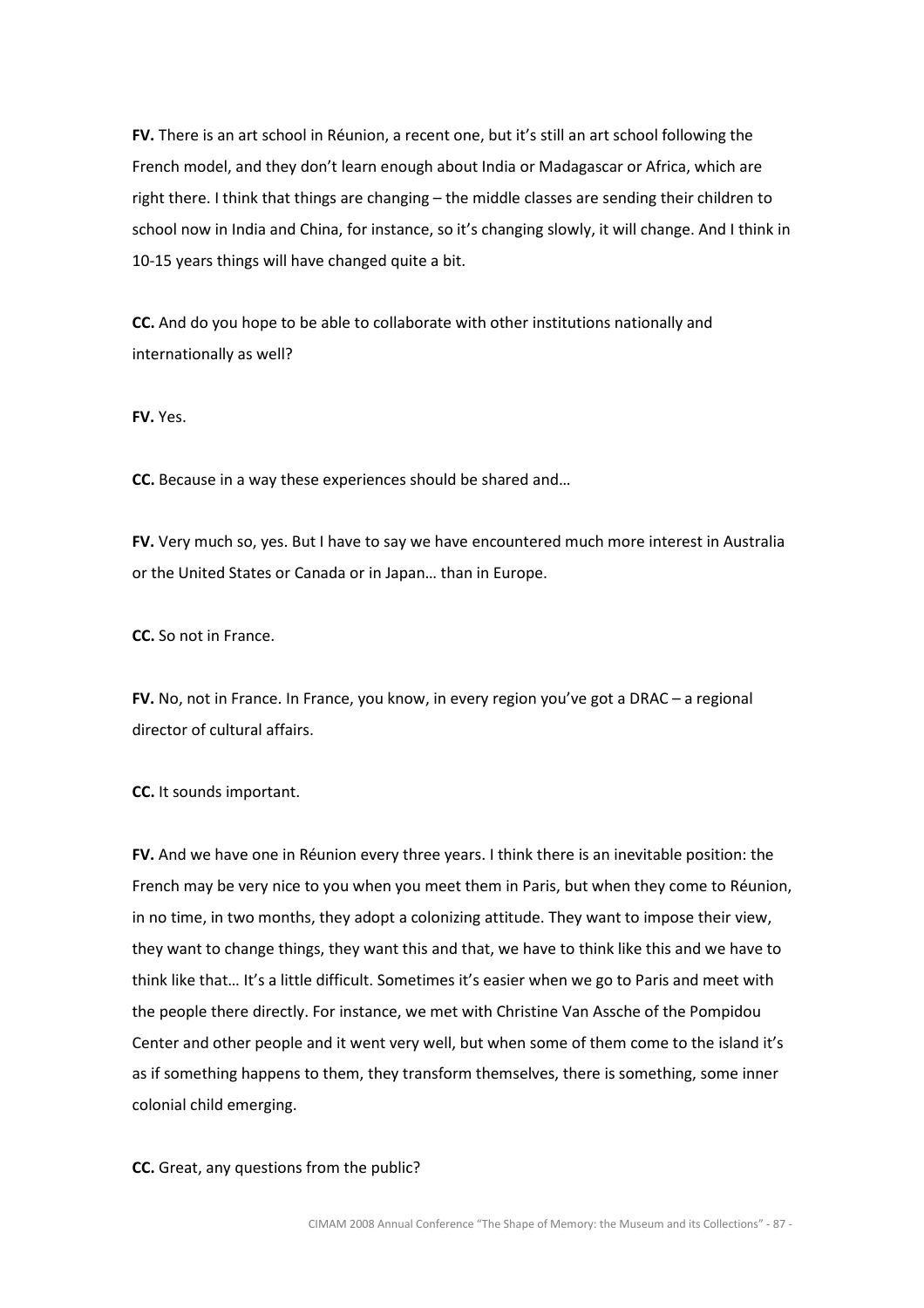**FV.** There is an art school in Réunion, a recent one, but it's still an art school following the French model, and they don't learn enough about India or Madagascar or Africa, which are right there. I think that things are changing – the middle classes are sending their children to school now in India and China, for instance, so it's changing slowly, it will change. And I think in 10-15 years things will have changed quite a bit.

**CC.** And do you hope to be able to collaborate with other institutions nationally and internationally as well?

**FV.** Yes.

**CC.** Because in a way these experiences should be shared and…

**FV.** Very much so, yes. But I have to say we have encountered much more interest in Australia or the United States or Canada or in Japan… than in Europe.

**CC.** So not in France.

**FV.** No, not in France. In France, you know, in every region you've got a DRAC – a regional director of cultural affairs.

**CC.** It sounds important.

**FV.** And we have one in Réunion every three years. I think there is an inevitable position: the French may be very nice to you when you meet them in Paris, but when they come to Réunion, in no time, in two months, they adopt a colonizing attitude. They want to impose their view, they want to change things, they want this and that, we have to think like this and we have to think like that… It's a little difficult. Sometimes it's easier when we go to Paris and meet with the people there directly. For instance, we met with Christine Van Assche of the Pompidou Center and other people and it went very well, but when some of them come to the island it's as if something happens to them, they transform themselves, there is something, some inner colonial child emerging.

**CC.** Great, any questions from the public?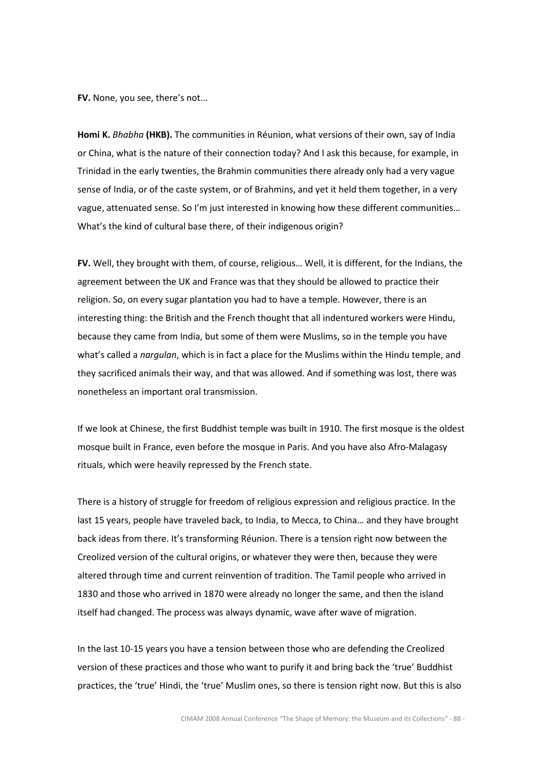**FV.** None, you see, there's not...

**Homi K.** *Bhabha* **(HKB).** The communities in Réunion, what versions of their own, say of India or China, what is the nature of their connection today? And I ask this because, for example, in Trinidad in the early twenties, the Brahmin communities there already only had a very vague sense of India, or of the caste system, or of Brahmins, and yet it held them together, in a very vague, attenuated sense. So I'm just interested in knowing how these different communities… What's the kind of cultural base there, of their indigenous origin?

**FV.** Well, they brought with them, of course, religious… Well, it is different, for the Indians, the agreement between the UK and France was that they should be allowed to practice their religion. So, on every sugar plantation you had to have a temple. However, there is an interesting thing: the British and the French thought that all indentured workers were Hindu, because they came from India, but some of them were Muslims, so in the temple you have what's called a *nargulan*, which is in fact a place for the Muslims within the Hindu temple, and they sacrificed animals their way, and that was allowed. And if something was lost, there was nonetheless an important oral transmission.

If we look at Chinese, the first Buddhist temple was built in 1910. The first mosque is the oldest mosque built in France, even before the mosque in Paris. And you have also Afro-Malagasy rituals, which were heavily repressed by the French state.

There is a history of struggle for freedom of religious expression and religious practice. In the last 15 years, people have traveled back, to India, to Mecca, to China… and they have brought back ideas from there. It's transforming Réunion. There is a tension right now between the Creolized version of the cultural origins, or whatever they were then, because they were altered through time and current reinvention of tradition. The Tamil people who arrived in 1830 and those who arrived in 1870 were already no longer the same, and then the island itself had changed. The process was always dynamic, wave after wave of migration.

In the last 10-15 years you have a tension between those who are defending the Creolized version of these practices and those who want to purify it and bring back the 'true' Buddhist practices, the 'true' Hindi, the 'true' Muslim ones, so there is tension right now. But this is also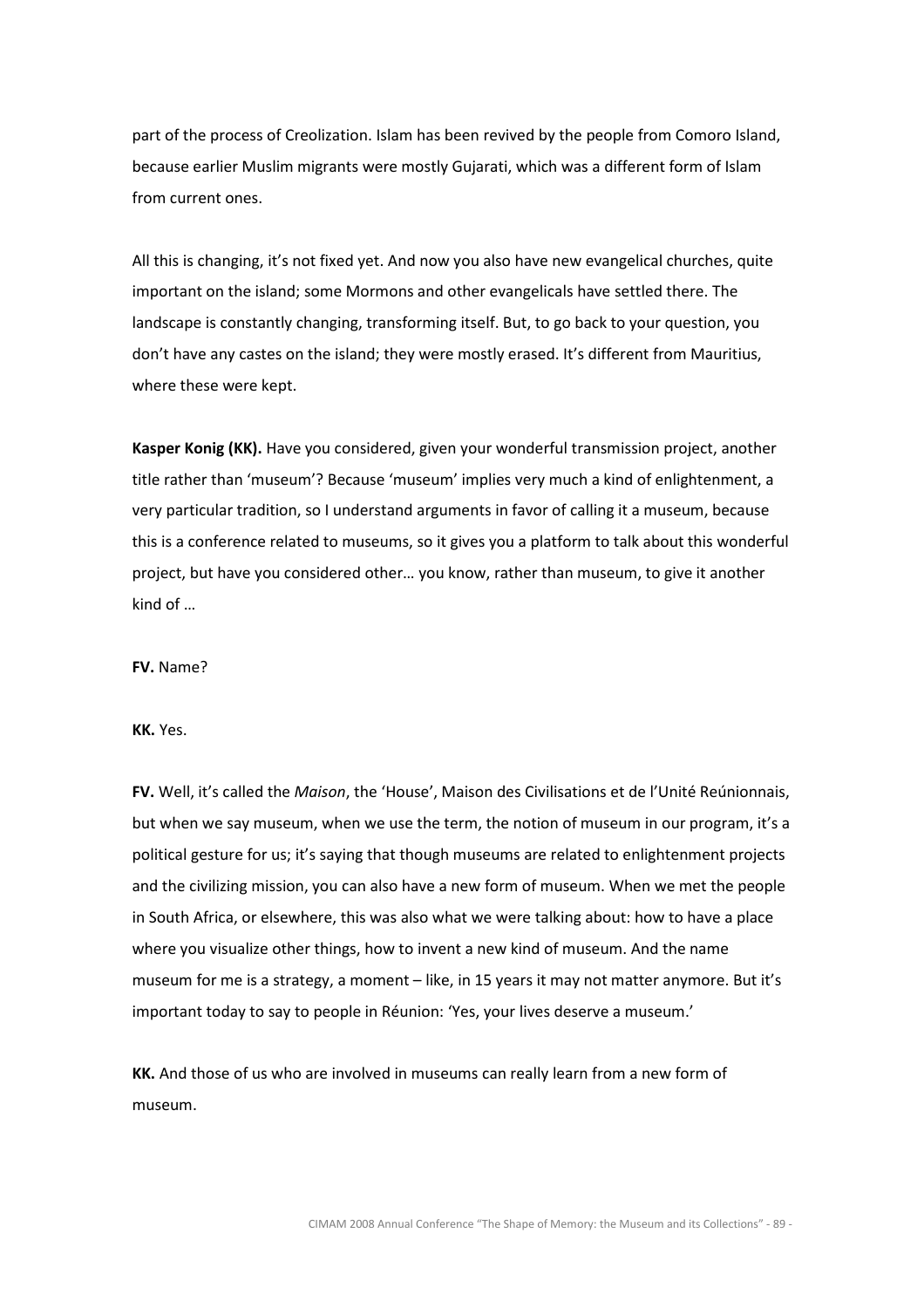part of the process of Creolization. Islam has been revived by the people from Comoro Island, because earlier Muslim migrants were mostly Gujarati, which was a different form of Islam from current ones.

All this is changing, it's not fixed yet. And now you also have new evangelical churches, quite important on the island; some Mormons and other evangelicals have settled there. The landscape is constantly changing, transforming itself. But, to go back to your question, you don't have any castes on the island; they were mostly erased. It's different from Mauritius, where these were kept.

**Kasper Konig (KK).** Have you considered, given your wonderful transmission project, another title rather than 'museum'? Because 'museum' implies very much a kind of enlightenment, a very particular tradition, so I understand arguments in favor of calling it a museum, because this is a conference related to museums, so it gives you a platform to talk about this wonderful project, but have you considered other… you know, rather than museum, to give it another kind of …

**FV.** Name?

**KK.** Yes.

**FV.** Well, it's called the *Maison*, the 'House', Maison des Civilisations et de l'Unité Reúnionnais, but when we say museum, when we use the term, the notion of museum in our program, it's a political gesture for us; it's saying that though museums are related to enlightenment projects and the civilizing mission, you can also have a new form of museum. When we met the people in South Africa, or elsewhere, this was also what we were talking about: how to have a place where you visualize other things, how to invent a new kind of museum. And the name museum for me is a strategy, a moment – like, in 15 years it may not matter anymore. But it's important today to say to people in Réunion: 'Yes, your lives deserve a museum.'

**KK.** And those of us who are involved in museums can really learn from a new form of museum.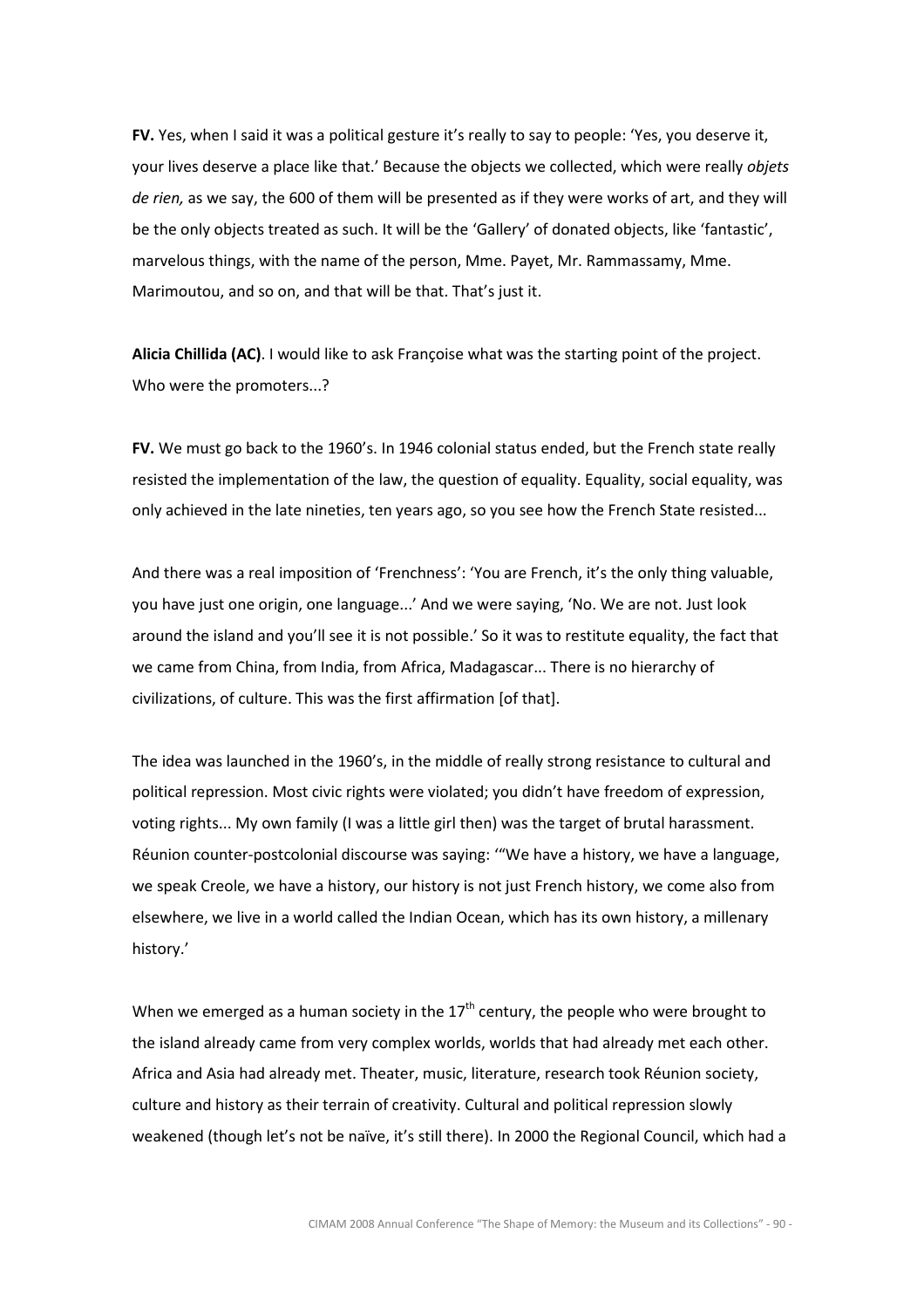**FV.** Yes, when I said it was a political gesture it's really to say to people: 'Yes, you deserve it, your lives deserve a place like that.' Because the objects we collected, which were really *objets de rien,* as we say, the 600 of them will be presented as if they were works of art, and they will be the only objects treated as such. It will be the 'Gallery' of donated objects, like 'fantastic', marvelous things, with the name of the person, Mme. Payet, Mr. Rammassamy, Mme. Marimoutou, and so on, and that will be that. That's just it.

**Alicia Chillida (AC)**. I would like to ask Françoise what was the starting point of the project. Who were the promoters...?

**FV.** We must go back to the 1960's. In 1946 colonial status ended, but the French state really resisted the implementation of the law, the question of equality. Equality, social equality, was only achieved in the late nineties, ten years ago, so you see how the French State resisted...

And there was a real imposition of 'Frenchness': 'You are French, it's the only thing valuable, you have just one origin, one language...' And we were saying, 'No. We are not. Just look around the island and you'll see it is not possible.' So it was to restitute equality, the fact that we came from China, from India, from Africa, Madagascar... There is no hierarchy of civilizations, of culture. This was the first affirmation [of that].

The idea was launched in the 1960's, in the middle of really strong resistance to cultural and political repression. Most civic rights were violated; you didn't have freedom of expression, voting rights... My own family (I was a little girl then) was the target of brutal harassment. Réunion counter-postcolonial discourse was saying: '"We have a history, we have a language, we speak Creole, we have a history, our history is not just French history, we come also from elsewhere, we live in a world called the Indian Ocean, which has its own history, a millenary history.'

When we emerged as a human society in the 17th century, the people who were brought to the island already came from very complex worlds, worlds that had already met each other. Africa and Asia had already met. Theater, music, literature, research took Réunion society, culture and history as their terrain of creativity. Cultural and political repression slowly weakened (though let's not be naïve, it's still there). In 2000 the Regional Council, which had a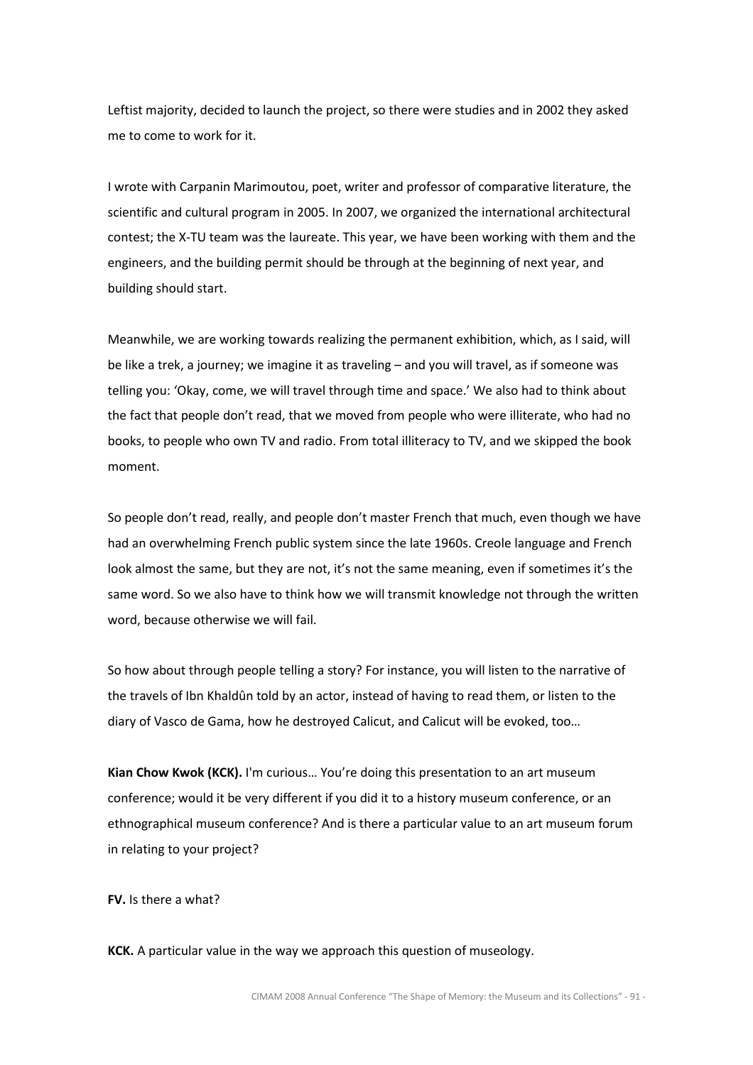Leftist majority, decided to launch the project, so there were studies and in 2002 they asked me to come to work for it.

I wrote with Carpanin Marimoutou, poet, writer and professor of comparative literature, the scientific and cultural program in 2005. In 2007, we organized the international architectural contest; the X-TU team was the laureate. This year, we have been working with them and the engineers, and the building permit should be through at the beginning of next year, and building should start.

Meanwhile, we are working towards realizing the permanent exhibition, which, as I said, will be like a trek, a journey; we imagine it as traveling – and you will travel, as if someone was telling you: 'Okay, come, we will travel through time and space.' We also had to think about the fact that people don't read, that we moved from people who were illiterate, who had no books, to people who own TV and radio. From total illiteracy to TV, and we skipped the book moment.

So people don't read, really, and people don't master French that much, even though we have had an overwhelming French public system since the late 1960s. Creole language and French look almost the same, but they are not, it's not the same meaning, even if sometimes it's the same word. So we also have to think how we will transmit knowledge not through the written word, because otherwise we will fail.

So how about through people telling a story? For instance, you will listen to the narrative of the travels of Ibn Khaldûn told by an actor, instead of having to read them, or listen to the diary of Vasco de Gama, how he destroyed Calicut, and Calicut will be evoked, too…

**Kian Chow Kwok (KCK).** I'm curious… You're doing this presentation to an art museum conference; would it be very different if you did it to a history museum conference, or an ethnographical museum conference? And is there a particular value to an art museum forum in relating to your project?

**FV.** Is there a what?

**KCK.** A particular value in the way we approach this question of museology.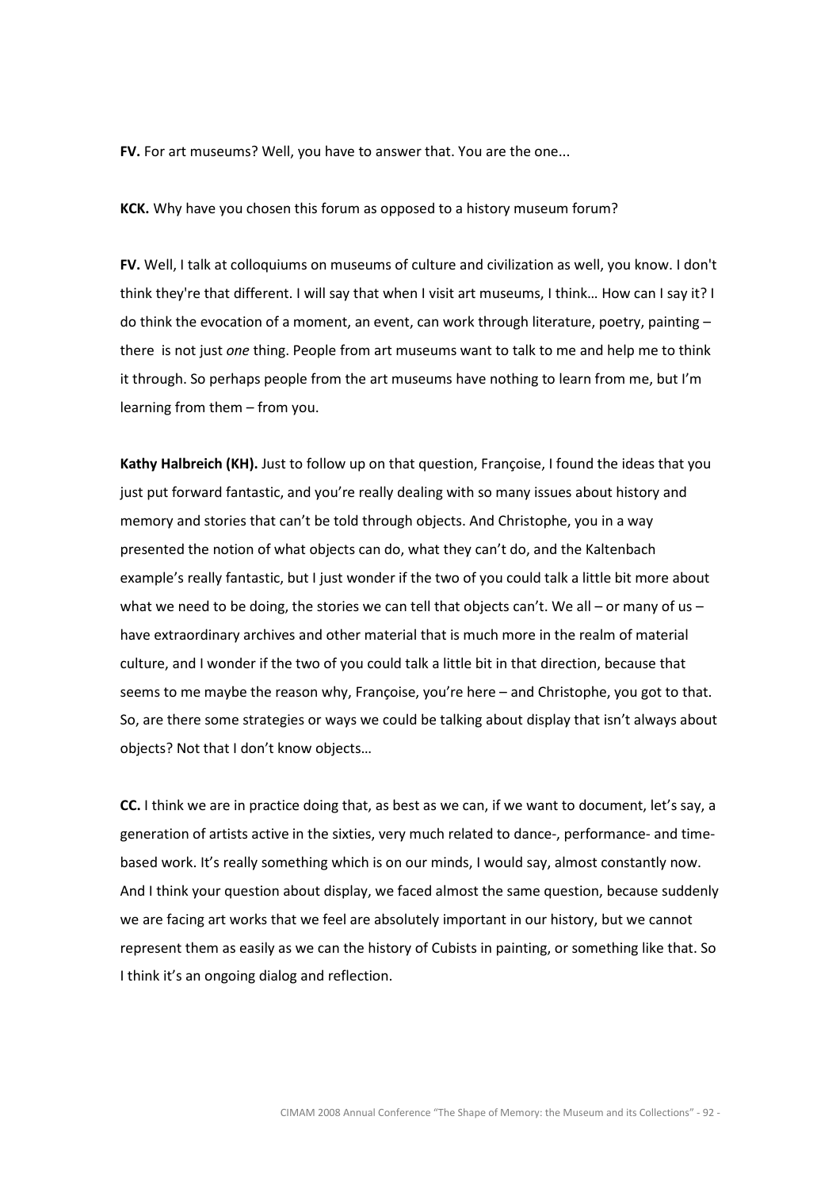**FV.** For art museums? Well, you have to answer that. You are the one...

**KCK.** Why have you chosen this forum as opposed to a history museum forum?

**FV.** Well, I talk at colloquiums on museums of culture and civilization as well, you know. I don't think they're that different. I will say that when I visit art museums, I think… How can I say it? I do think the evocation of a moment, an event, can work through literature, poetry, painting – there is not just *one* thing. People from art museums want to talk to me and help me to think it through. So perhaps people from the art museums have nothing to learn from me, but I'm learning from them – from you.

**Kathy Halbreich (KH).** Just to follow up on that question, Françoise, I found the ideas that you just put forward fantastic, and you're really dealing with so many issues about history and memory and stories that can't be told through objects. And Christophe, you in a way presented the notion of what objects can do, what they can't do, and the Kaltenbach example's really fantastic, but I just wonder if the two of you could talk a little bit more about what we need to be doing, the stories we can tell that objects can't. We all – or many of us – have extraordinary archives and other material that is much more in the realm of material culture, and I wonder if the two of you could talk a little bit in that direction, because that seems to me maybe the reason why, Françoise, you're here – and Christophe, you got to that. So, are there some strategies or ways we could be talking about display that isn't always about objects? Not that I don't know objects…

**CC.** I think we are in practice doing that, as best as we can, if we want to document, let's say, a generation of artists active in the sixties, very much related to dance-, performance- and time-based work. It's really something which is on our minds, I would say, almost constantly now. And I think your question about display, we faced almost the same question, because suddenly we are facing art works that we feel are absolutely important in our history, but we cannot represent them as easily as we can the history of Cubists in painting, or something like that. So I think it's an ongoing dialog and reflection.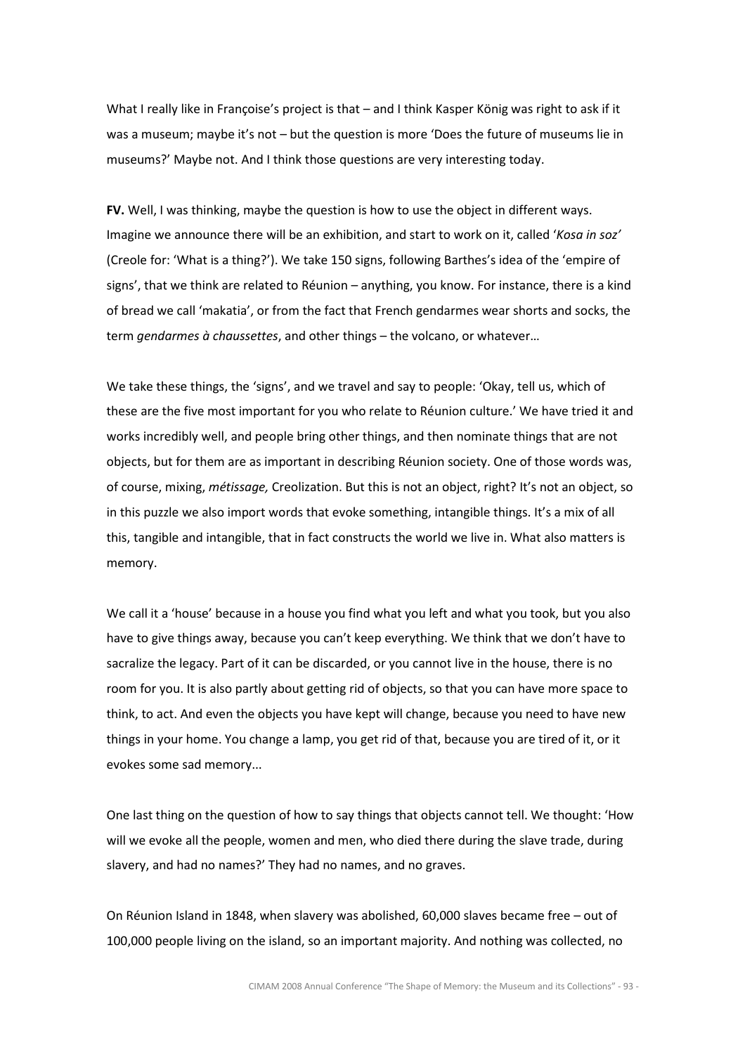What I really like in Françoise's project is that – and I think Kasper König was right to ask if it was a museum; maybe it's not – but the question is more 'Does the future of museums lie in museums?' Maybe not. And I think those questions are very interesting today.

**FV.** Well, I was thinking, maybe the question is how to use the object in different ways. Imagine we announce there will be an exhibition, and start to work on it, called '*Kosa in soz'* (Creole for: 'What is a thing?'). We take 150 signs, following Barthes's idea of the 'empire of signs', that we think are related to Réunion – anything, you know. For instance, there is a kind of bread we call 'makatia', or from the fact that French gendarmes wear shorts and socks, the term *gendarmes à chaussettes*, and other things – the volcano, or whatever…

We take these things, the 'signs', and we travel and say to people: 'Okay, tell us, which of these are the five most important for you who relate to Réunion culture.' We have tried it and works incredibly well, and people bring other things, and then nominate things that are not objects, but for them are as important in describing Réunion society. One of those words was, of course, mixing, *métissage,* Creolization. But this is not an object, right? It's not an object, so in this puzzle we also import words that evoke something, intangible things. It's a mix of all this, tangible and intangible, that in fact constructs the world we live in. What also matters is memory.

We call it a 'house' because in a house you find what you left and what you took, but you also have to give things away, because you can't keep everything. We think that we don't have to sacralize the legacy. Part of it can be discarded, or you cannot live in the house, there is no room for you. It is also partly about getting rid of objects, so that you can have more space to think, to act. And even the objects you have kept will change, because you need to have new things in your home. You change a lamp, you get rid of that, because you are tired of it, or it evokes some sad memory...

One last thing on the question of how to say things that objects cannot tell. We thought: 'How will we evoke all the people, women and men, who died there during the slave trade, during slavery, and had no names?' They had no names, and no graves.

On Réunion Island in 1848, when slavery was abolished, 60,000 slaves became free – out of 100,000 people living on the island, so an important majority. And nothing was collected, no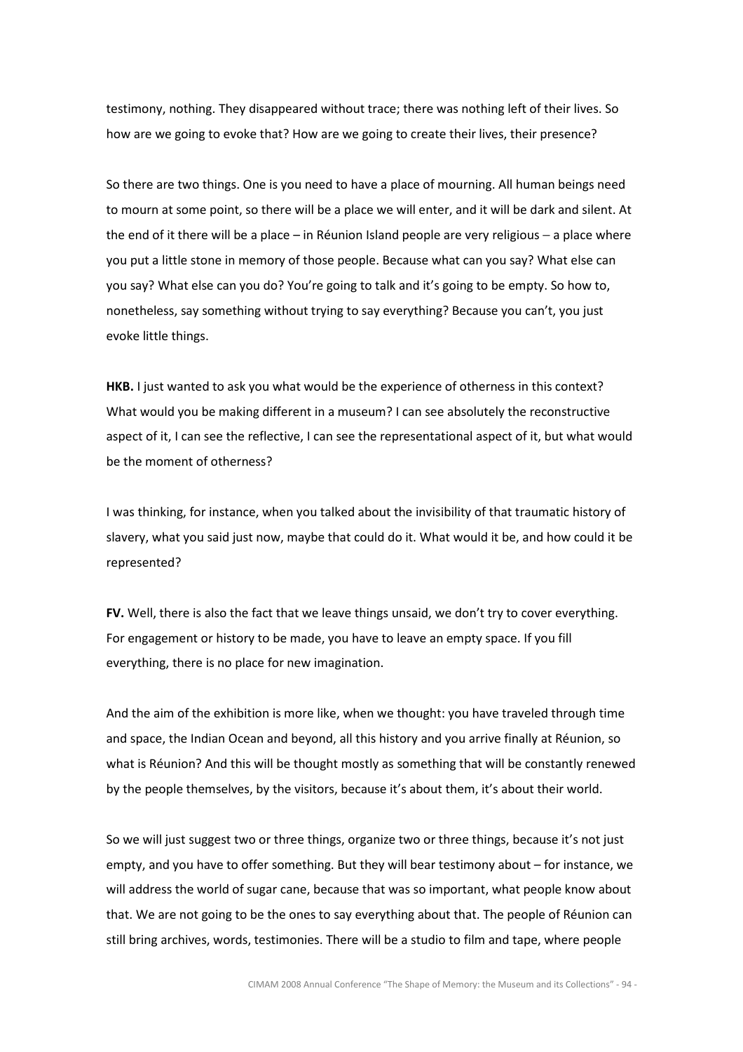testimony, nothing. They disappeared without trace; there was nothing left of their lives. So how are we going to evoke that? How are we going to create their lives, their presence?

So there are two things. One is you need to have a place of mourning. All human beings need to mourn at some point, so there will be a place we will enter, and it will be dark and silent. At the end of it there will be a place – in Réunion Island people are very religious – a place where you put a little stone in memory of those people. Because what can you say? What else can you say? What else can you do? You're going to talk and it's going to be empty. So how to, nonetheless, say something without trying to say everything? Because you can't, you just evoke little things.

**HKB.** I just wanted to ask you what would be the experience of otherness in this context? What would you be making different in a museum? I can see absolutely the reconstructive aspect of it, I can see the reflective, I can see the representational aspect of it, but what would be the moment of otherness?

I was thinking, for instance, when you talked about the invisibility of that traumatic history of slavery, what you said just now, maybe that could do it. What would it be, and how could it be represented?

**FV.** Well, there is also the fact that we leave things unsaid, we don't try to cover everything. For engagement or history to be made, you have to leave an empty space. If you fill everything, there is no place for new imagination.

And the aim of the exhibition is more like, when we thought: you have traveled through time and space, the Indian Ocean and beyond, all this history and you arrive finally at Réunion, so what is Réunion? And this will be thought mostly as something that will be constantly renewed by the people themselves, by the visitors, because it's about them, it's about their world.

So we will just suggest two or three things, organize two or three things, because it's not just empty, and you have to offer something. But they will bear testimony about – for instance, we will address the world of sugar cane, because that was so important, what people know about that. We are not going to be the ones to say everything about that. The people of Réunion can still bring archives, words, testimonies. There will be a studio to film and tape, where people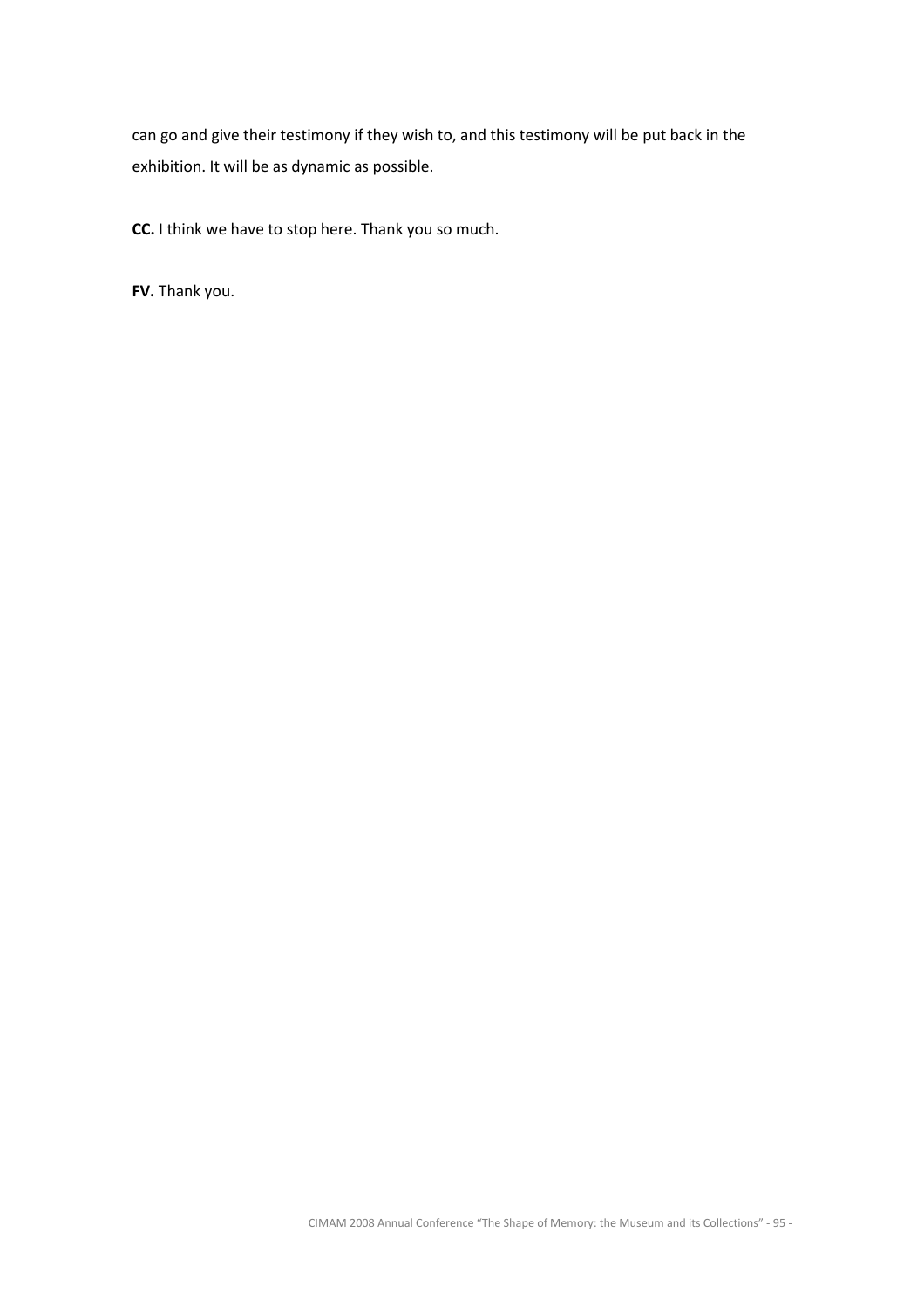can go and give their testimony if they wish to, and this testimony will be put back in the exhibition. It will be as dynamic as possible.

**CC.** I think we have to stop here. Thank you so much.

**FV.** Thank you.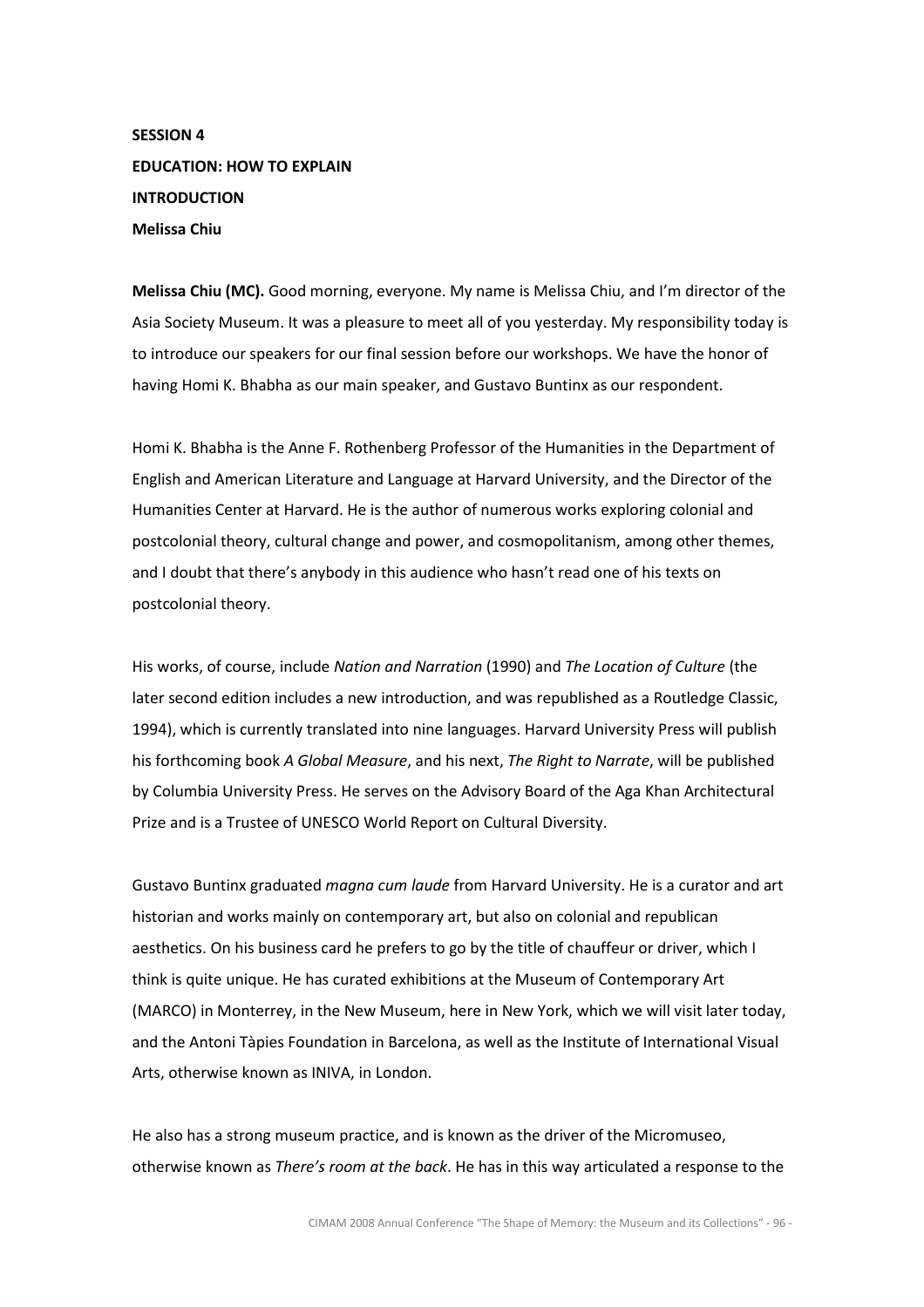**SESSION 4**

**EDUCATION: HOW TO EXPLAIN**

**INTRODUCTION**

**Melissa Chiu**

**Melissa Chiu (MC).** Good morning, everyone. My name is Melissa Chiu, and I'm director of the Asia Society Museum. It was a pleasure to meet all of you yesterday. My responsibility today is to introduce our speakers for our final session before our workshops. We have the honor of having Homi K. Bhabha as our main speaker, and Gustavo Buntinx as our respondent.

Homi K. Bhabha is the Anne F. Rothenberg Professor of the Humanities in the Department of English and American Literature and Language at Harvard University, and the Director of the Humanities Center at Harvard. He is the author of numerous works exploring colonial and postcolonial theory, cultural change and power, and cosmopolitanism, among other themes, and I doubt that there's anybody in this audience who hasn't read one of his texts on postcolonial theory.

His works, of course, include *Nation and Narration* (1990) and *The Location of Culture* (the later second edition includes a new introduction, and was republished as a Routledge Classic, 1994), which is currently translated into nine languages. Harvard University Press will publish his forthcoming book *A Global Measure*, and his next, *The Right to Narrate*, will be published by Columbia University Press. He serves on the Advisory Board of the Aga Khan Architectural Prize and is a Trustee of UNESCO World Report on Cultural Diversity.

Gustavo Buntinx graduated *magna cum laude* from Harvard University. He is a curator and art historian and works mainly on contemporary art, but also on colonial and republican aesthetics. On his business card he prefers to go by the title of chauffeur or driver, which I think is quite unique. He has curated exhibitions at the Museum of Contemporary Art (MARCO) in Monterrey, in the New Museum, here in New York, which we will visit later today, and the Antoni Tàpies Foundation in Barcelona, as well as the Institute of International Visual Arts, otherwise known as INIVA, in London.

He also has a strong museum practice, and is known as the driver of the Micromuseo, otherwise known as *There's room at the back*. He has in this way articulated a response to the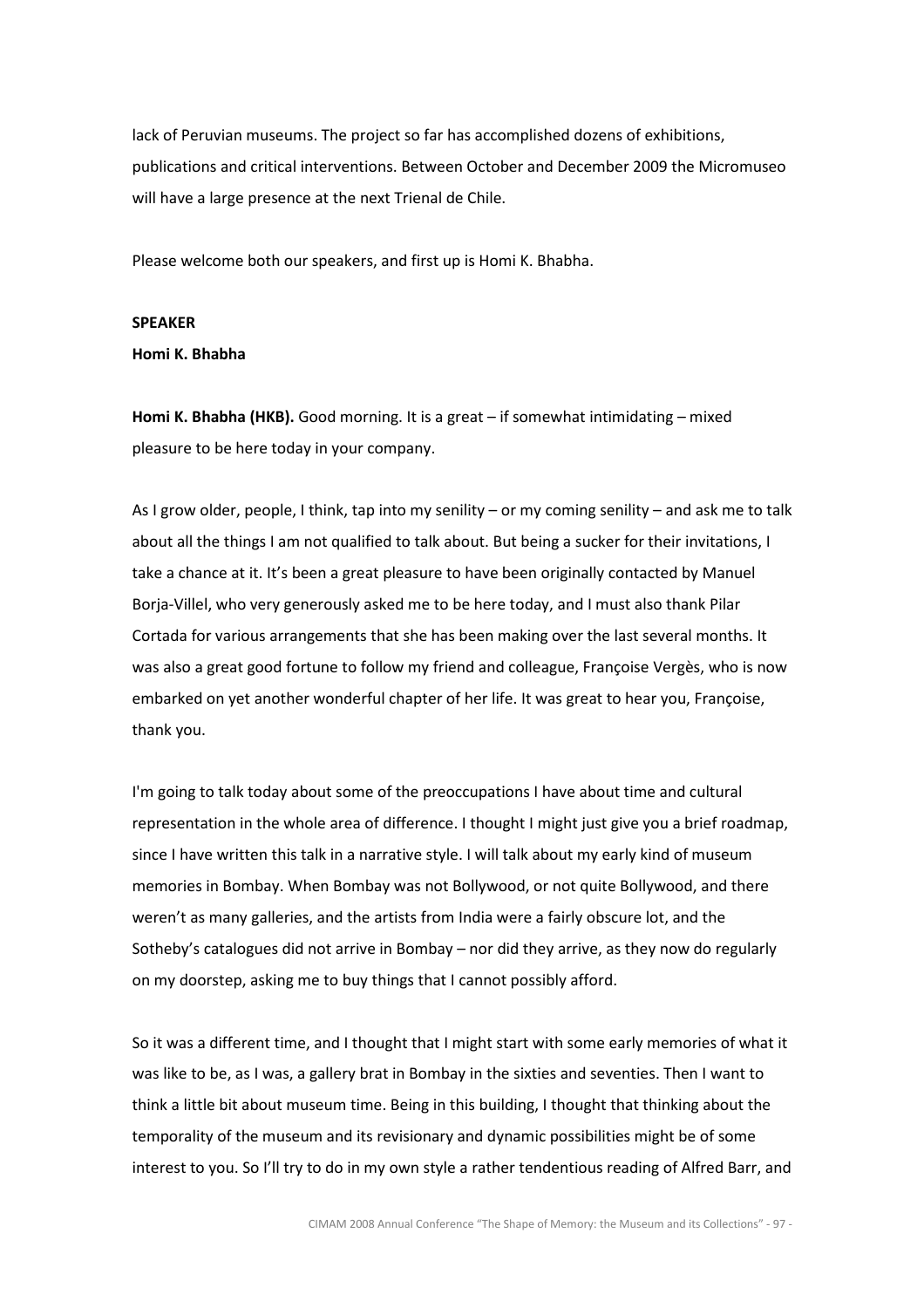lack of Peruvian museums. The project so far has accomplished dozens of exhibitions, publications and critical interventions. Between October and December 2009 the Micromuseo will have a large presence at the next Trienal de Chile.

Please welcome both our speakers, and first up is Homi K. Bhabha.

**SPEAKER**

**Homi K. Bhabha**

**Homi K. Bhabha (HKB).** Good morning. It is a great – if somewhat intimidating – mixed pleasure to be here today in your company.

As I grow older, people, I think, tap into my senility – or my coming senility – and ask me to talk about all the things I am not qualified to talk about. But being a sucker for their invitations, I take a chance at it. It's been a great pleasure to have been originally contacted by Manuel Borja-Villel, who very generously asked me to be here today, and I must also thank Pilar Cortada for various arrangements that she has been making over the last several months. It was also a great good fortune to follow my friend and colleague, Françoise Vergès, who is now embarked on yet another wonderful chapter of her life. It was great to hear you, Françoise, thank you.

I'm going to talk today about some of the preoccupations I have about time and cultural representation in the whole area of difference. I thought I might just give you a brief roadmap, since I have written this talk in a narrative style. I will talk about my early kind of museum memories in Bombay. When Bombay was not Bollywood, or not quite Bollywood, and there weren't as many galleries, and the artists from India were a fairly obscure lot, and the Sotheby's catalogues did not arrive in Bombay – nor did they arrive, as they now do regularly on my doorstep, asking me to buy things that I cannot possibly afford.

So it was a different time, and I thought that I might start with some early memories of what it was like to be, as I was, a gallery brat in Bombay in the sixties and seventies. Then I want to think a little bit about museum time. Being in this building, I thought that thinking about the temporality of the museum and its revisionary and dynamic possibilities might be of some interest to you. So I'll try to do in my own style a rather tendentious reading of Alfred Barr, and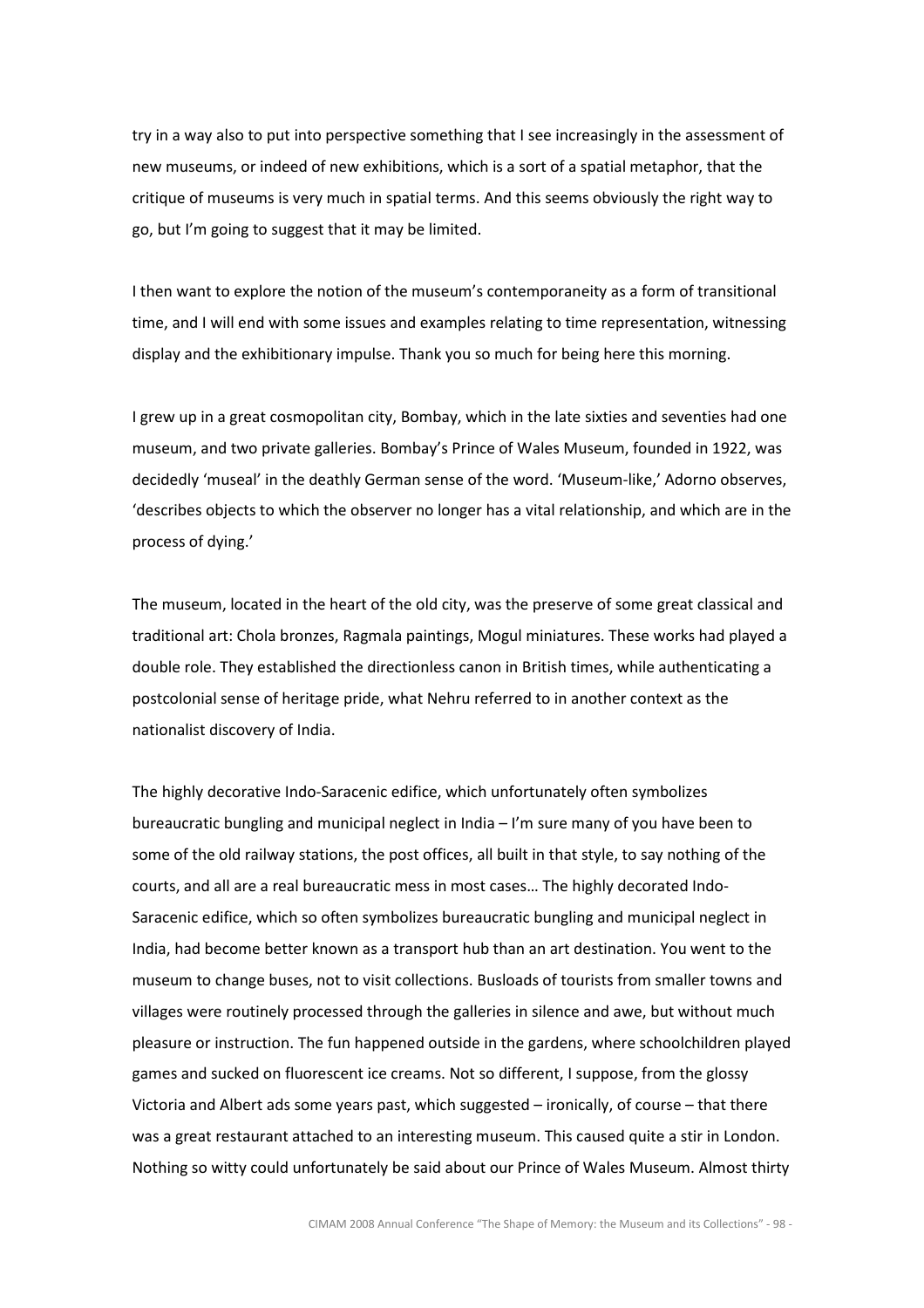try in a way also to put into perspective something that I see increasingly in the assessment of new museums, or indeed of new exhibitions, which is a sort of a spatial metaphor, that the critique of museums is very much in spatial terms. And this seems obviously the right way to go, but I'm going to suggest that it may be limited.

I then want to explore the notion of the museum's contemporaneity as a form of transitional time, and I will end with some issues and examples relating to time representation, witnessing display and the exhibitionary impulse. Thank you so much for being here this morning.

I grew up in a great cosmopolitan city, Bombay, which in the late sixties and seventies had one museum, and two private galleries. Bombay's Prince of Wales Museum, founded in 1922, was decidedly 'museal' in the deathly German sense of the word. 'Museum-like,' Adorno observes, 'describes objects to which the observer no longer has a vital relationship, and which are in the process of dying.'

The museum, located in the heart of the old city, was the preserve of some great classical and traditional art: Chola bronzes, Ragmala paintings, Mogul miniatures. These works had played a double role. They established the directionless canon in British times, while authenticating a postcolonial sense of heritage pride, what Nehru referred to in another context as the nationalist discovery of India.

The highly decorative Indo-Saracenic edifice, which unfortunately often symbolizes bureaucratic bungling and municipal neglect in India – I'm sure many of you have been to some of the old railway stations, the post offices, all built in that style, to say nothing of the courts, and all are a real bureaucratic mess in most cases… The highly decorated Indo-Saracenic edifice, which so often symbolizes bureaucratic bungling and municipal neglect in India, had become better known as a transport hub than an art destination. You went to the museum to change buses, not to visit collections. Busloads of tourists from smaller towns and villages were routinely processed through the galleries in silence and awe, but without much pleasure or instruction. The fun happened outside in the gardens, where schoolchildren played games and sucked on fluorescent ice creams. Not so different, I suppose, from the glossy Victoria and Albert ads some years past, which suggested – ironically, of course – that there was a great restaurant attached to an interesting museum. This caused quite a stir in London. Nothing so witty could unfortunately be said about our Prince of Wales Museum. Almost thirty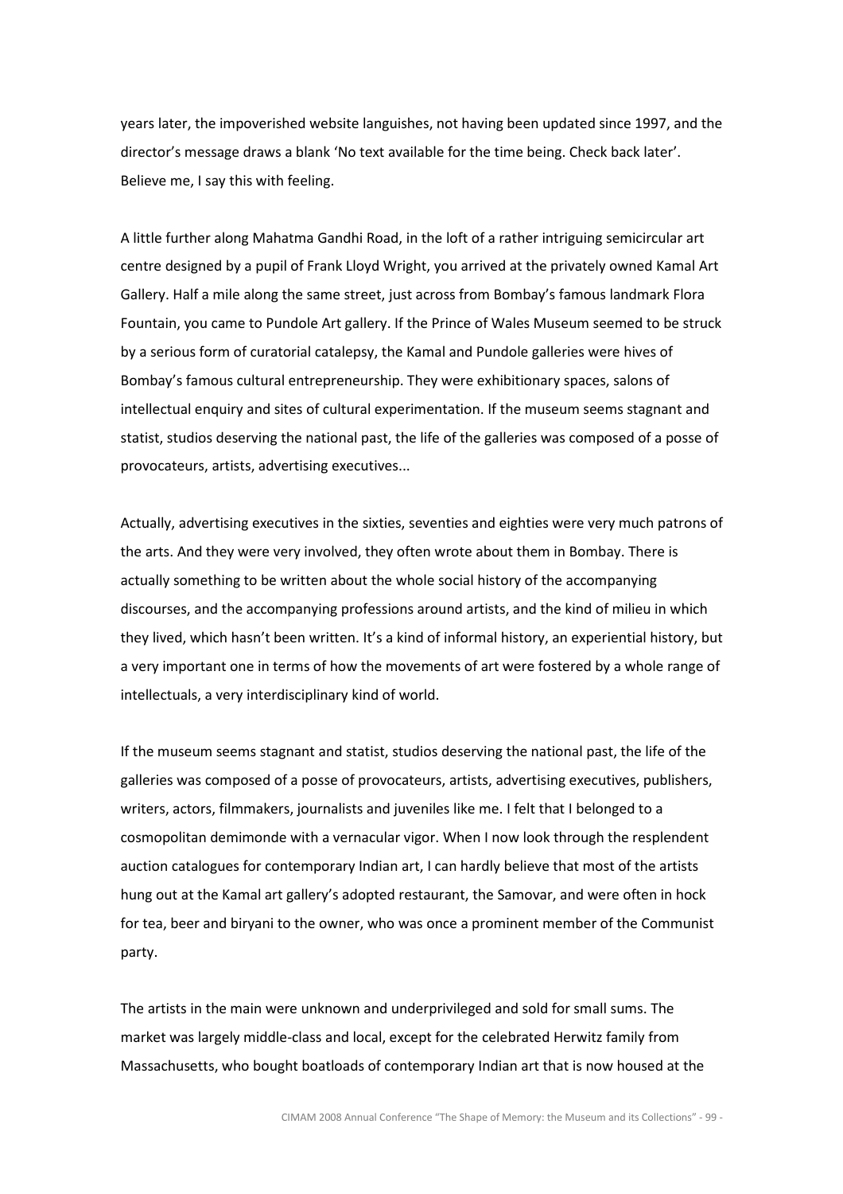years later, the impoverished website languishes, not having been updated since 1997, and the director's message draws a blank 'No text available for the time being. Check back later'. Believe me, I say this with feeling.

A little further along Mahatma Gandhi Road, in the loft of a rather intriguing semicircular art centre designed by a pupil of Frank Lloyd Wright, you arrived at the privately owned Kamal Art Gallery. Half a mile along the same street, just across from Bombay's famous landmark Flora Fountain, you came to Pundole Art gallery. If the Prince of Wales Museum seemed to be struck by a serious form of curatorial catalepsy, the Kamal and Pundole galleries were hives of Bombay's famous cultural entrepreneurship. They were exhibitionary spaces, salons of intellectual enquiry and sites of cultural experimentation. If the museum seems stagnant and statist, studios deserving the national past, the life of the galleries was composed of a posse of provocateurs, artists, advertising executives...

Actually, advertising executives in the sixties, seventies and eighties were very much patrons of the arts. And they were very involved, they often wrote about them in Bombay. There is actually something to be written about the whole social history of the accompanying discourses, and the accompanying professions around artists, and the kind of milieu in which they lived, which hasn't been written. It's a kind of informal history, an experiential history, but a very important one in terms of how the movements of art were fostered by a whole range of intellectuals, a very interdisciplinary kind of world.

If the museum seems stagnant and statist, studios deserving the national past, the life of the galleries was composed of a posse of provocateurs, artists, advertising executives, publishers, writers, actors, filmmakers, journalists and juveniles like me. I felt that I belonged to a cosmopolitan demimonde with a vernacular vigor. When I now look through the resplendent auction catalogues for contemporary Indian art, I can hardly believe that most of the artists hung out at the Kamal art gallery's adopted restaurant, the Samovar, and were often in hock for tea, beer and biryani to the owner, who was once a prominent member of the Communist party.

The artists in the main were unknown and underprivileged and sold for small sums. The market was largely middle-class and local, except for the celebrated Herwitz family from Massachusetts, who bought boatloads of contemporary Indian art that is now housed at the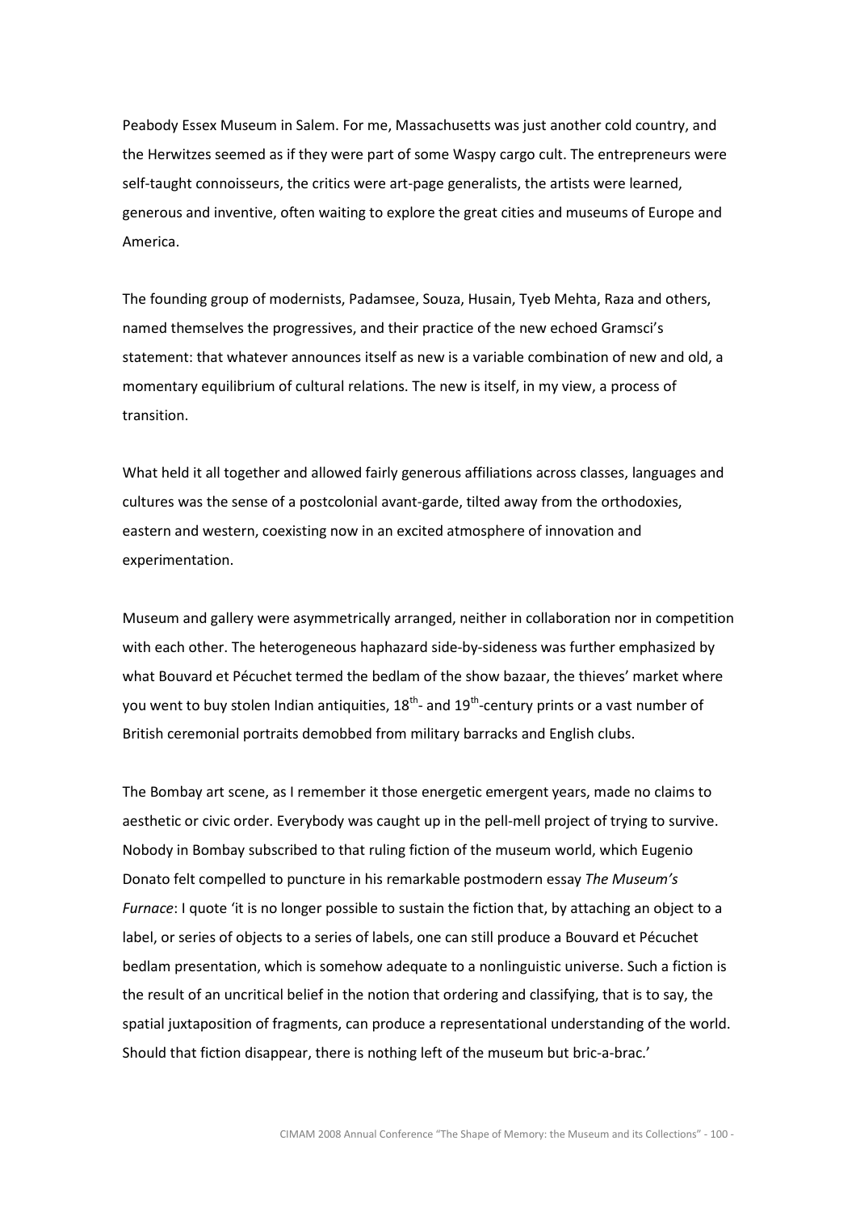Peabody Essex Museum in Salem. For me, Massachusetts was just another cold country, and the Herwitzes seemed as if they were part of some Waspy cargo cult. The entrepreneurs were self-taught connoisseurs, the critics were art-page generalists, the artists were learned, generous and inventive, often waiting to explore the great cities and museums of Europe and America.

The founding group of modernists, Padamsee, Souza, Husain, Tyeb Mehta, Raza and others, named themselves the progressives, and their practice of the new echoed Gramsci's statement: that whatever announces itself as new is a variable combination of new and old, a momentary equilibrium of cultural relations. The new is itself, in my view, a process of transition.

What held it all together and allowed fairly generous affiliations across classes, languages and cultures was the sense of a postcolonial avant-garde, tilted away from the orthodoxies, eastern and western, coexisting now in an excited atmosphere of innovation and experimentation.

Museum and gallery were asymmetrically arranged, neither in collaboration nor in competition with each other. The heterogeneous haphazard side-by-sideness was further emphasized by what Bouvard et Pécuchet termed the bedlam of the show bazaar, the thieves' market where you went to buy stolen Indian antiquities, 18th- and 19th-century prints or a vast number of British ceremonial portraits demobbed from military barracks and English clubs.

The Bombay art scene, as I remember it those energetic emergent years, made no claims to aesthetic or civic order. Everybody was caught up in the pell-mell project of trying to survive. Nobody in Bombay subscribed to that ruling fiction of the museum world, which Eugenio Donato felt compelled to puncture in his remarkable postmodern essay *The Museum's Furnace*: I quote 'it is no longer possible to sustain the fiction that, by attaching an object to a label, or series of objects to a series of labels, one can still produce a Bouvard et Pécuchet bedlam presentation, which is somehow adequate to a nonlinguistic universe. Such a fiction is the result of an uncritical belief in the notion that ordering and classifying, that is to say, the spatial juxtaposition of fragments, can produce a representational understanding of the world. Should that fiction disappear, there is nothing left of the museum but bric-a-brac.'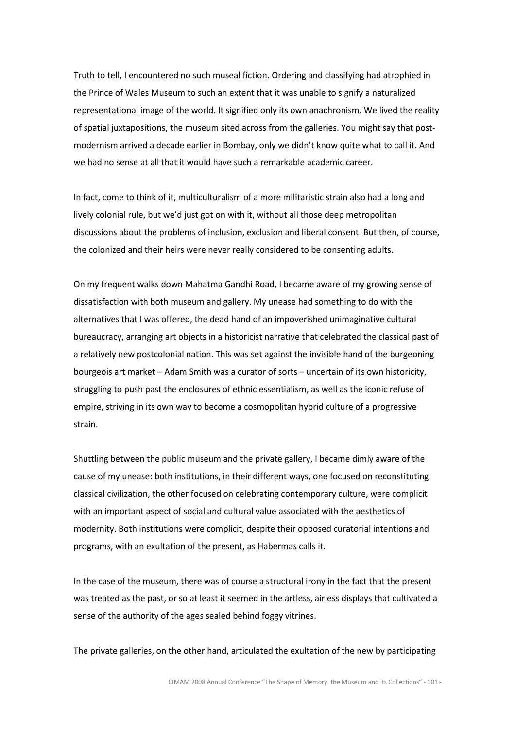Truth to tell, I encountered no such museal fiction. Ordering and classifying had atrophied in the Prince of Wales Museum to such an extent that it was unable to signify a naturalized representational image of the world. It signified only its own anachronism. We lived the reality of spatial juxtapositions, the museum sited across from the galleries. You might say that post-modernism arrived a decade earlier in Bombay, only we didn't know quite what to call it. And we had no sense at all that it would have such a remarkable academic career.

In fact, come to think of it, multiculturalism of a more militaristic strain also had a long and lively colonial rule, but we'd just got on with it, without all those deep metropolitan discussions about the problems of inclusion, exclusion and liberal consent. But then, of course, the colonized and their heirs were never really considered to be consenting adults.

On my frequent walks down Mahatma Gandhi Road, I became aware of my growing sense of dissatisfaction with both museum and gallery. My unease had something to do with the alternatives that I was offered, the dead hand of an impoverished unimaginative cultural bureaucracy, arranging art objects in a historicist narrative that celebrated the classical past of a relatively new postcolonial nation. This was set against the invisible hand of the burgeoning bourgeois art market – Adam Smith was a curator of sorts – uncertain of its own historicity, struggling to push past the enclosures of ethnic essentialism, as well as the iconic refuse of empire, striving in its own way to become a cosmopolitan hybrid culture of a progressive strain.

Shuttling between the public museum and the private gallery, I became dimly aware of the cause of my unease: both institutions, in their different ways, one focused on reconstituting classical civilization, the other focused on celebrating contemporary culture, were complicit with an important aspect of social and cultural value associated with the aesthetics of modernity. Both institutions were complicit, despite their opposed curatorial intentions and programs, with an exultation of the present, as Habermas calls it.

In the case of the museum, there was of course a structural irony in the fact that the present was treated as the past, or so at least it seemed in the artless, airless displays that cultivated a sense of the authority of the ages sealed behind foggy vitrines.

The private galleries, on the other hand, articulated the exultation of the new by participating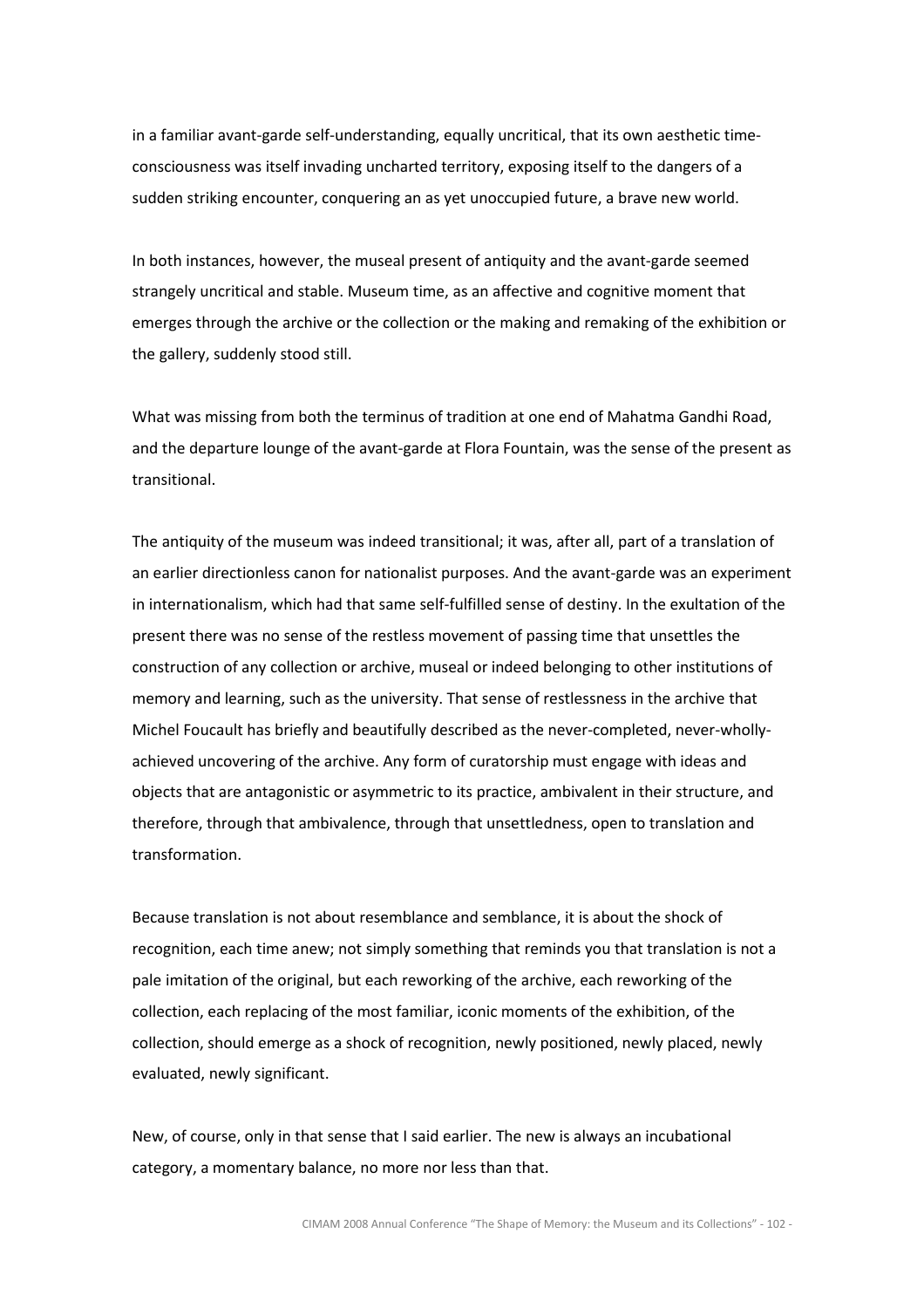in a familiar avant-garde self-understanding, equally uncritical, that its own aesthetic time-consciousness was itself invading uncharted territory, exposing itself to the dangers of a sudden striking encounter, conquering an as yet unoccupied future, a brave new world.

In both instances, however, the museal present of antiquity and the avant-garde seemed strangely uncritical and stable. Museum time, as an affective and cognitive moment that emerges through the archive or the collection or the making and remaking of the exhibition or the gallery, suddenly stood still.

What was missing from both the terminus of tradition at one end of Mahatma Gandhi Road, and the departure lounge of the avant-garde at Flora Fountain, was the sense of the present as transitional.

The antiquity of the museum was indeed transitional; it was, after all, part of a translation of an earlier directionless canon for nationalist purposes. And the avant-garde was an experiment in internationalism, which had that same self-fulfilled sense of destiny. In the exultation of the present there was no sense of the restless movement of passing time that unsettles the construction of any collection or archive, museal or indeed belonging to other institutions of memory and learning, such as the university. That sense of restlessness in the archive that Michel Foucault has briefly and beautifully described as the never-completed, never-wholly-achieved uncovering of the archive. Any form of curatorship must engage with ideas and objects that are antagonistic or asymmetric to its practice, ambivalent in their structure, and therefore, through that ambivalence, through that unsettledness, open to translation and transformation.

Because translation is not about resemblance and semblance, it is about the shock of recognition, each time anew; not simply something that reminds you that translation is not a pale imitation of the original, but each reworking of the archive, each reworking of the collection, each replacing of the most familiar, iconic moments of the exhibition, of the collection, should emerge as a shock of recognition, newly positioned, newly placed, newly evaluated, newly significant.

New, of course, only in that sense that I said earlier. The new is always an incubational category, a momentary balance, no more nor less than that.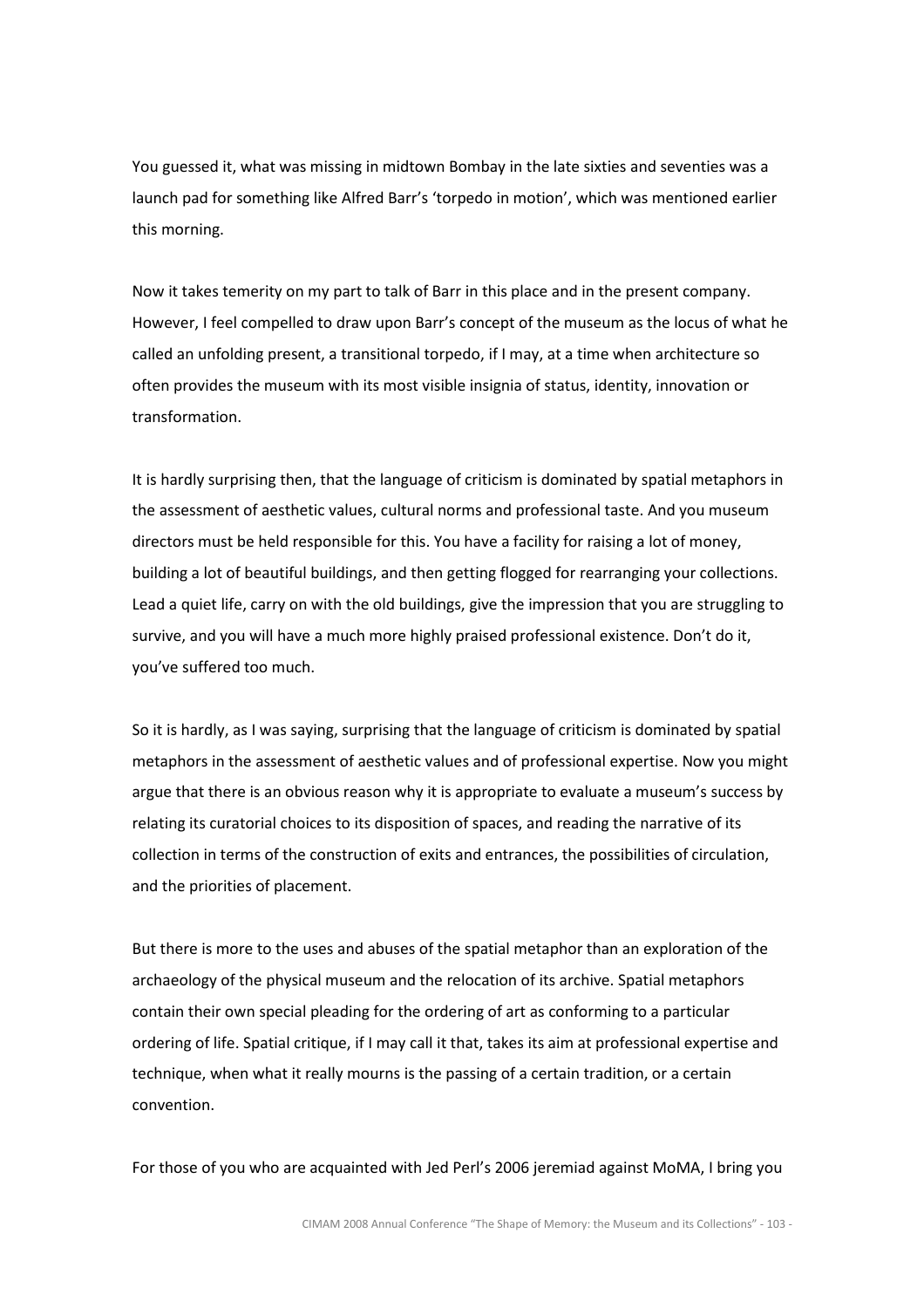You guessed it, what was missing in midtown Bombay in the late sixties and seventies was a launch pad for something like Alfred Barr's 'torpedo in motion', which was mentioned earlier this morning.

Now it takes temerity on my part to talk of Barr in this place and in the present company. However, I feel compelled to draw upon Barr's concept of the museum as the locus of what he called an unfolding present, a transitional torpedo, if I may, at a time when architecture so often provides the museum with its most visible insignia of status, identity, innovation or transformation.

It is hardly surprising then, that the language of criticism is dominated by spatial metaphors in the assessment of aesthetic values, cultural norms and professional taste. And you museum directors must be held responsible for this. You have a facility for raising a lot of money, building a lot of beautiful buildings, and then getting flogged for rearranging your collections. Lead a quiet life, carry on with the old buildings, give the impression that you are struggling to survive, and you will have a much more highly praised professional existence. Don't do it, you've suffered too much.

So it is hardly, as I was saying, surprising that the language of criticism is dominated by spatial metaphors in the assessment of aesthetic values and of professional expertise. Now you might argue that there is an obvious reason why it is appropriate to evaluate a museum's success by relating its curatorial choices to its disposition of spaces, and reading the narrative of its collection in terms of the construction of exits and entrances, the possibilities of circulation, and the priorities of placement.

But there is more to the uses and abuses of the spatial metaphor than an exploration of the archaeology of the physical museum and the relocation of its archive. Spatial metaphors contain their own special pleading for the ordering of art as conforming to a particular ordering of life. Spatial critique, if I may call it that, takes its aim at professional expertise and technique, when what it really mourns is the passing of a certain tradition, or a certain convention.

For those of you who are acquainted with Jed Perl's 2006 jeremiad against MoMA, I bring you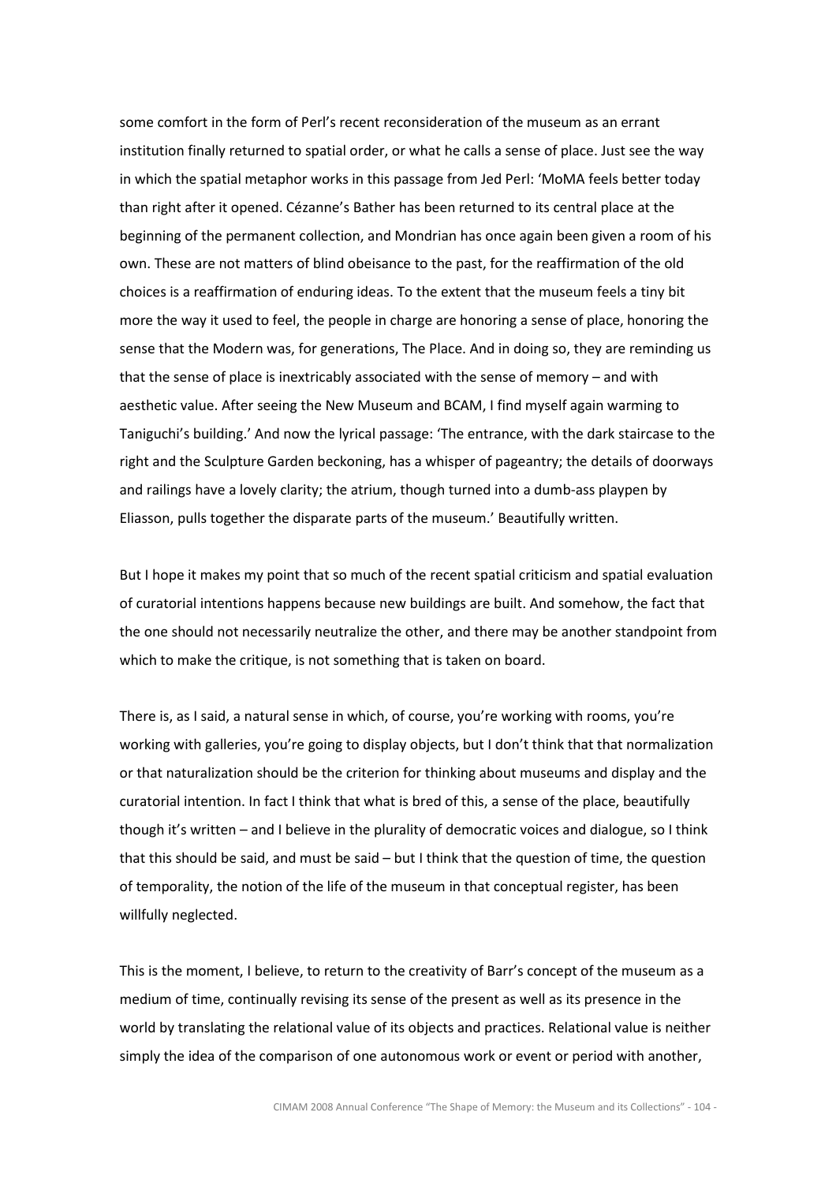some comfort in the form of Perl's recent reconsideration of the museum as an errant institution finally returned to spatial order, or what he calls a sense of place. Just see the way in which the spatial metaphor works in this passage from Jed Perl: 'MoMA feels better today than right after it opened. Cézanne's Bather has been returned to its central place at the beginning of the permanent collection, and Mondrian has once again been given a room of his own. These are not matters of blind obeisance to the past, for the reaffirmation of the old choices is a reaffirmation of enduring ideas. To the extent that the museum feels a tiny bit more the way it used to feel, the people in charge are honoring a sense of place, honoring the sense that the Modern was, for generations, The Place. And in doing so, they are reminding us that the sense of place is inextricably associated with the sense of memory – and with aesthetic value. After seeing the New Museum and BCAM, I find myself again warming to Taniguchi's building.' And now the lyrical passage: 'The entrance, with the dark staircase to the right and the Sculpture Garden beckoning, has a whisper of pageantry; the details of doorways and railings have a lovely clarity; the atrium, though turned into a dumb-ass playpen by Eliasson, pulls together the disparate parts of the museum.' Beautifully written.

But I hope it makes my point that so much of the recent spatial criticism and spatial evaluation of curatorial intentions happens because new buildings are built. And somehow, the fact that the one should not necessarily neutralize the other, and there may be another standpoint from which to make the critique, is not something that is taken on board.

There is, as I said, a natural sense in which, of course, you're working with rooms, you're working with galleries, you're going to display objects, but I don't think that that normalization or that naturalization should be the criterion for thinking about museums and display and the curatorial intention. In fact I think that what is bred of this, a sense of the place, beautifully though it's written – and I believe in the plurality of democratic voices and dialogue, so I think that this should be said, and must be said – but I think that the question of time, the question of temporality, the notion of the life of the museum in that conceptual register, has been willfully neglected.

This is the moment, I believe, to return to the creativity of Barr's concept of the museum as a medium of time, continually revising its sense of the present as well as its presence in the world by translating the relational value of its objects and practices. Relational value is neither simply the idea of the comparison of one autonomous work or event or period with another,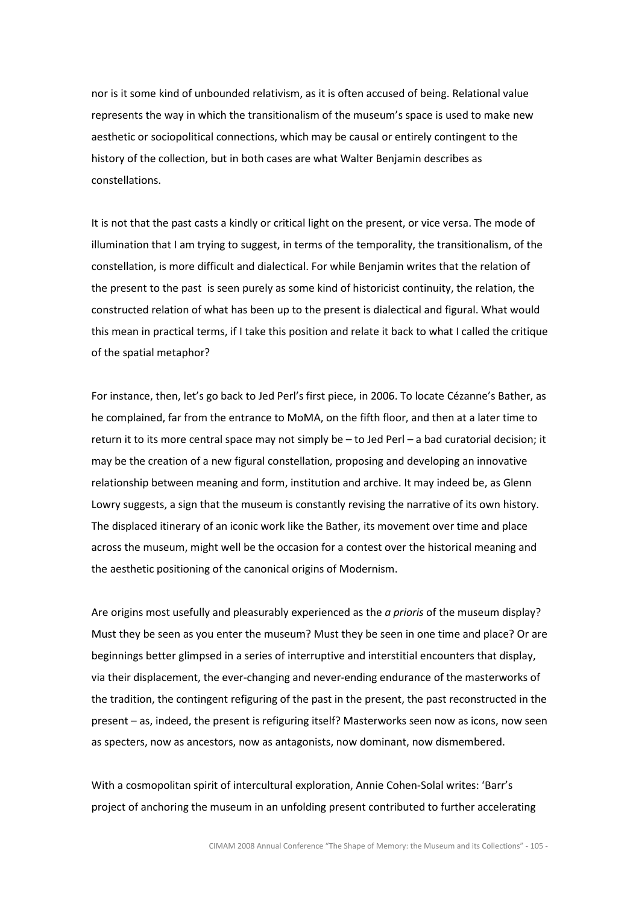nor is it some kind of unbounded relativism, as it is often accused of being. Relational value represents the way in which the transitionalism of the museum's space is used to make new aesthetic or sociopolitical connections, which may be causal or entirely contingent to the history of the collection, but in both cases are what Walter Benjamin describes as constellations.

It is not that the past casts a kindly or critical light on the present, or vice versa. The mode of illumination that I am trying to suggest, in terms of the temporality, the transitionalism, of the constellation, is more difficult and dialectical. For while Benjamin writes that the relation of the present to the past is seen purely as some kind of historicist continuity, the relation, the constructed relation of what has been up to the present is dialectical and figural. What would this mean in practical terms, if I take this position and relate it back to what I called the critique of the spatial metaphor?

For instance, then, let's go back to Jed Perl's first piece, in 2006. To locate Cézanne's Bather, as he complained, far from the entrance to MoMA, on the fifth floor, and then at a later time to return it to its more central space may not simply be – to Jed Perl – a bad curatorial decision; it may be the creation of a new figural constellation, proposing and developing an innovative relationship between meaning and form, institution and archive. It may indeed be, as Glenn Lowry suggests, a sign that the museum is constantly revising the narrative of its own history. The displaced itinerary of an iconic work like the Bather, its movement over time and place across the museum, might well be the occasion for a contest over the historical meaning and the aesthetic positioning of the canonical origins of Modernism.

Are origins most usefully and pleasurably experienced as the *a prioris* of the museum display? Must they be seen as you enter the museum? Must they be seen in one time and place? Or are beginnings better glimpsed in a series of interruptive and interstitial encounters that display, via their displacement, the ever-changing and never-ending endurance of the masterworks of the tradition, the contingent refiguring of the past in the present, the past reconstructed in the present – as, indeed, the present is refiguring itself? Masterworks seen now as icons, now seen as specters, now as ancestors, now as antagonists, now dominant, now dismembered.

With a cosmopolitan spirit of intercultural exploration, Annie Cohen-Solal writes: 'Barr's project of anchoring the museum in an unfolding present contributed to further accelerating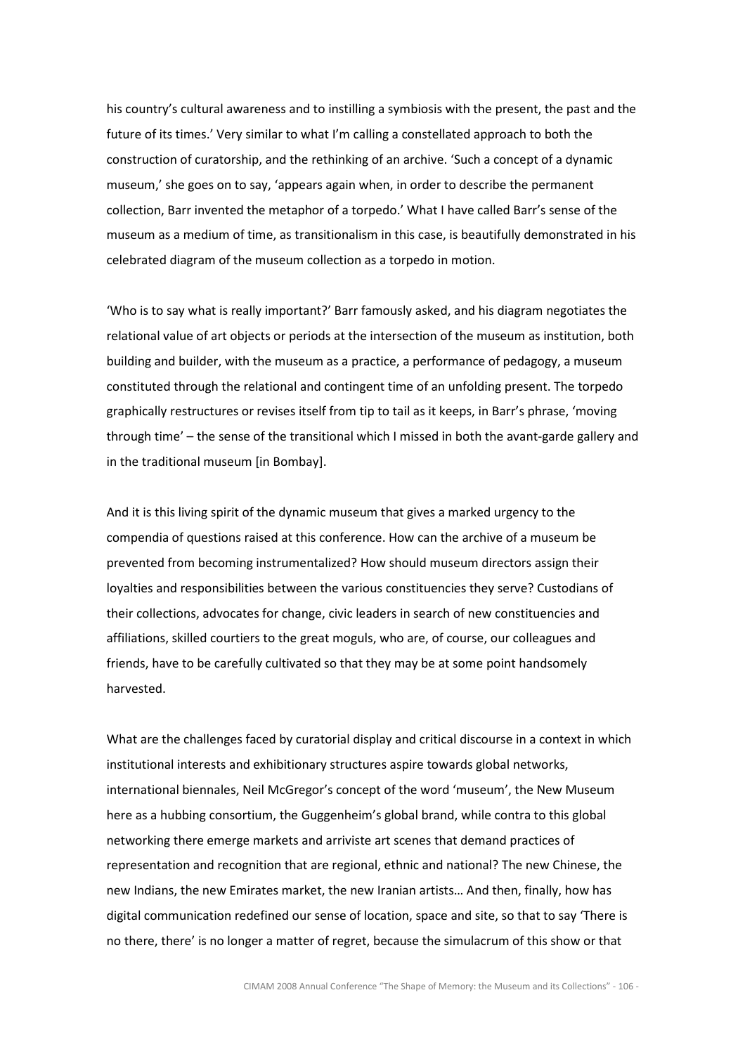his country's cultural awareness and to instilling a symbiosis with the present, the past and the future of its times.' Very similar to what I'm calling a constellated approach to both the construction of curatorship, and the rethinking of an archive. 'Such a concept of a dynamic museum,' she goes on to say, 'appears again when, in order to describe the permanent collection, Barr invented the metaphor of a torpedo.' What I have called Barr's sense of the museum as a medium of time, as transitionalism in this case, is beautifully demonstrated in his celebrated diagram of the museum collection as a torpedo in motion.

'Who is to say what is really important?' Barr famously asked, and his diagram negotiates the relational value of art objects or periods at the intersection of the museum as institution, both building and builder, with the museum as a practice, a performance of pedagogy, a museum constituted through the relational and contingent time of an unfolding present. The torpedo graphically restructures or revises itself from tip to tail as it keeps, in Barr's phrase, 'moving through time' – the sense of the transitional which I missed in both the avant-garde gallery and in the traditional museum [in Bombay].

And it is this living spirit of the dynamic museum that gives a marked urgency to the compendia of questions raised at this conference. How can the archive of a museum be prevented from becoming instrumentalized? How should museum directors assign their loyalties and responsibilities between the various constituencies they serve? Custodians of their collections, advocates for change, civic leaders in search of new constituencies and affiliations, skilled courtiers to the great moguls, who are, of course, our colleagues and friends, have to be carefully cultivated so that they may be at some point handsomely harvested.

What are the challenges faced by curatorial display and critical discourse in a context in which institutional interests and exhibitionary structures aspire towards global networks, international biennales, Neil McGregor's concept of the word 'museum', the New Museum here as a hubbing consortium, the Guggenheim's global brand, while contra to this global networking there emerge markets and arriviste art scenes that demand practices of representation and recognition that are regional, ethnic and national? The new Chinese, the new Indians, the new Emirates market, the new Iranian artists… And then, finally, how has digital communication redefined our sense of location, space and site, so that to say 'There is no there, there' is no longer a matter of regret, because the simulacrum of this show or that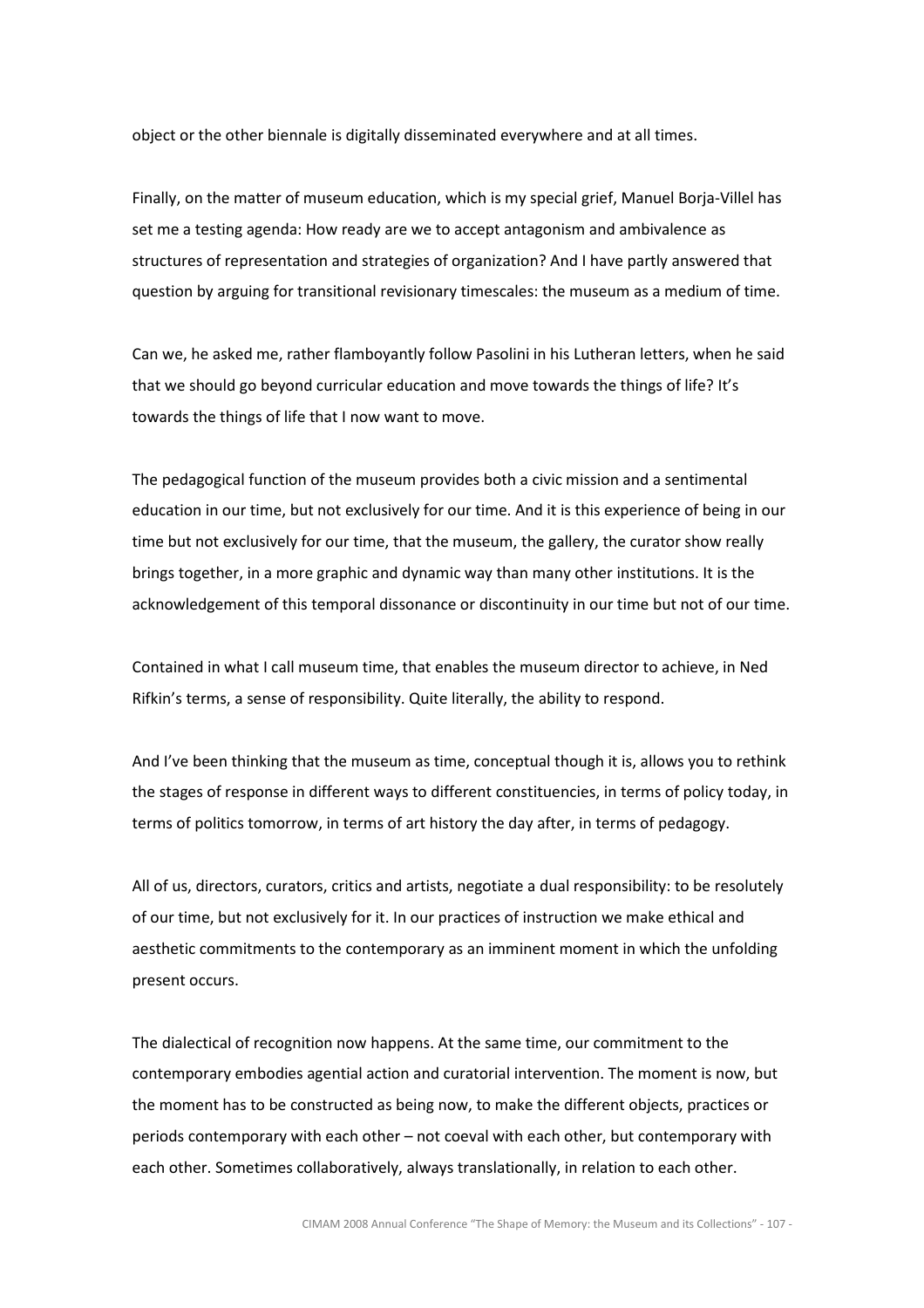object or the other biennale is digitally disseminated everywhere and at all times.

Finally, on the matter of museum education, which is my special grief, Manuel Borja-Villel has set me a testing agenda: How ready are we to accept antagonism and ambivalence as structures of representation and strategies of organization? And I have partly answered that question by arguing for transitional revisionary timescales: the museum as a medium of time.

Can we, he asked me, rather flamboyantly follow Pasolini in his Lutheran letters, when he said that we should go beyond curricular education and move towards the things of life? It's towards the things of life that I now want to move.

The pedagogical function of the museum provides both a civic mission and a sentimental education in our time, but not exclusively for our time. And it is this experience of being in our time but not exclusively for our time, that the museum, the gallery, the curator show really brings together, in a more graphic and dynamic way than many other institutions. It is the acknowledgement of this temporal dissonance or discontinuity in our time but not of our time.

Contained in what I call museum time, that enables the museum director to achieve, in Ned Rifkin's terms, a sense of responsibility. Quite literally, the ability to respond.

And I've been thinking that the museum as time, conceptual though it is, allows you to rethink the stages of response in different ways to different constituencies, in terms of policy today, in terms of politics tomorrow, in terms of art history the day after, in terms of pedagogy.

All of us, directors, curators, critics and artists, negotiate a dual responsibility: to be resolutely of our time, but not exclusively for it. In our practices of instruction we make ethical and aesthetic commitments to the contemporary as an imminent moment in which the unfolding present occurs.

The dialectical of recognition now happens. At the same time, our commitment to the contemporary embodies agential action and curatorial intervention. The moment is now, but the moment has to be constructed as being now, to make the different objects, practices or periods contemporary with each other – not coeval with each other, but contemporary with each other. Sometimes collaboratively, always translationally, in relation to each other.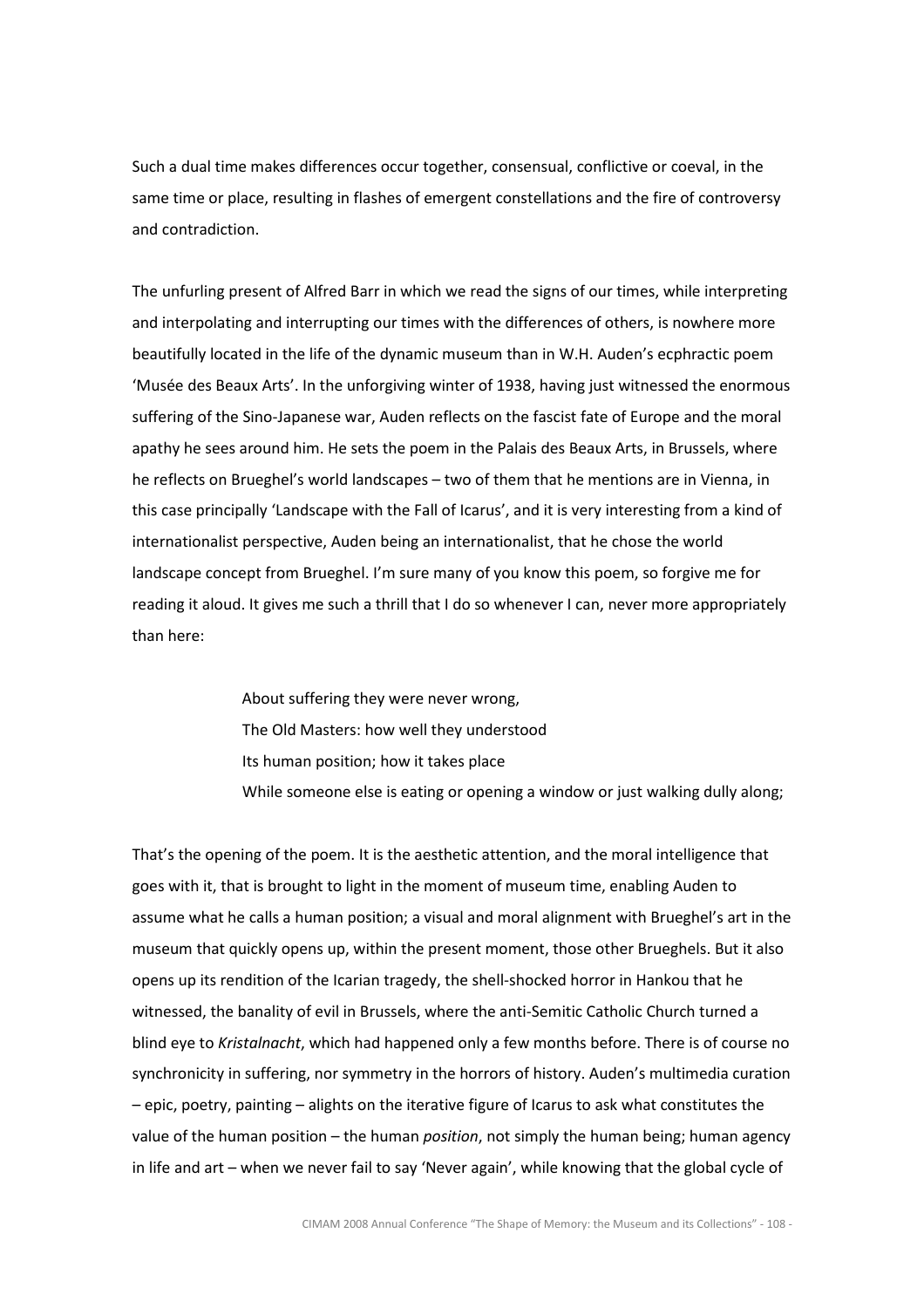Such a dual time makes differences occur together, consensual, conflictive or coeval, in the same time or place, resulting in flashes of emergent constellations and the fire of controversy and contradiction.

The unfurling present of Alfred Barr in which we read the signs of our times, while interpreting and interpolating and interrupting our times with the differences of others, is nowhere more beautifully located in the life of the dynamic museum than in W.H. Auden's ecphractic poem 'Musée des Beaux Arts'. In the unforgiving winter of 1938, having just witnessed the enormous suffering of the Sino-Japanese war, Auden reflects on the fascist fate of Europe and the moral apathy he sees around him. He sets the poem in the Palais des Beaux Arts, in Brussels, where he reflects on Brueghel's world landscapes – two of them that he mentions are in Vienna, in this case principally 'Landscape with the Fall of Icarus', and it is very interesting from a kind of internationalist perspective, Auden being an internationalist, that he chose the world landscape concept from Brueghel. I'm sure many of you know this poem, so forgive me for reading it aloud. It gives me such a thrill that I do so whenever I can, never more appropriately than here:

> About suffering they were never wrong,
> The Old Masters: how well they understood
> Its human position; how it takes place
> While someone else is eating or opening a window or just walking dully along;

That's the opening of the poem. It is the aesthetic attention, and the moral intelligence that goes with it, that is brought to light in the moment of museum time, enabling Auden to assume what he calls a human position; a visual and moral alignment with Brueghel's art in the museum that quickly opens up, within the present moment, those other Brueghels. But it also opens up its rendition of the Icarian tragedy, the shell-shocked horror in Hankou that he witnessed, the banality of evil in Brussels, where the anti-Semitic Catholic Church turned a blind eye to *Kristalnacht*, which had happened only a few months before. There is of course no synchronicity in suffering, nor symmetry in the horrors of history. Auden's multimedia curation – epic, poetry, painting – alights on the iterative figure of Icarus to ask what constitutes the value of the human position – the human *position*, not simply the human being; human agency in life and art – when we never fail to say 'Never again', while knowing that the global cycle of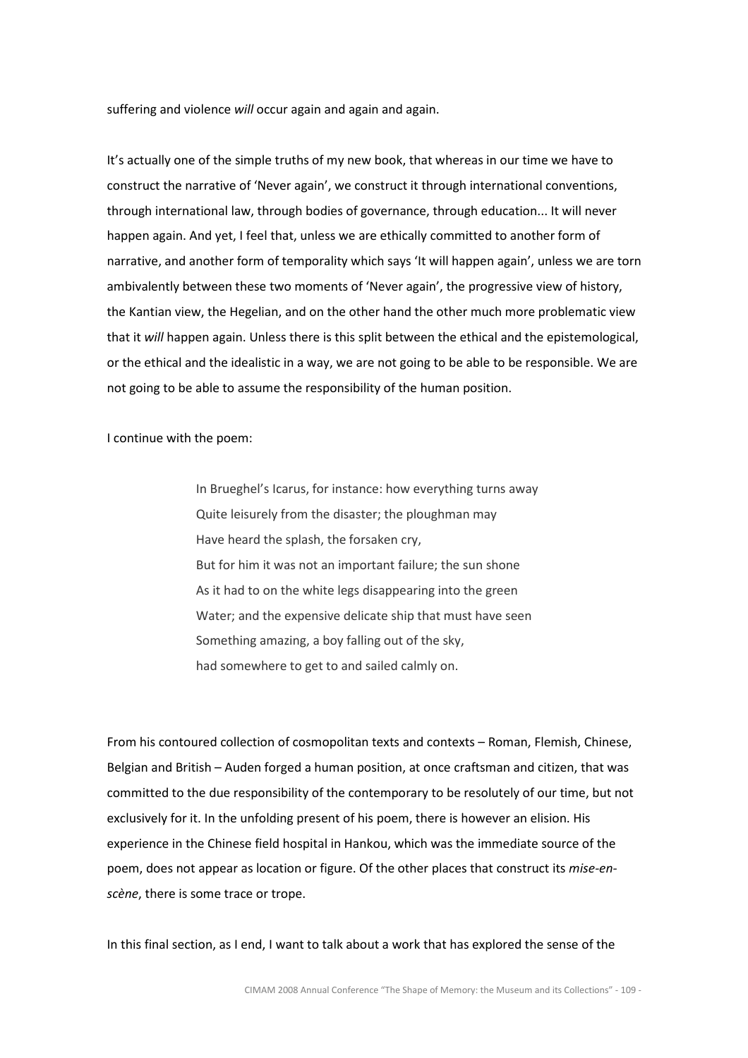suffering and violence *will* occur again and again and again.

It's actually one of the simple truths of my new book, that whereas in our time we have to construct the narrative of 'Never again', we construct it through international conventions, through international law, through bodies of governance, through education... It will never happen again. And yet, I feel that, unless we are ethically committed to another form of narrative, and another form of temporality which says 'It will happen again', unless we are torn ambivalently between these two moments of 'Never again', the progressive view of history, the Kantian view, the Hegelian, and on the other hand the other much more problematic view that it *will* happen again. Unless there is this split between the ethical and the epistemological, or the ethical and the idealistic in a way, we are not going to be able to be responsible. We are not going to be able to assume the responsibility of the human position.

I continue with the poem:

> In Brueghel's Icarus, for instance: how everything turns away
> Quite leisurely from the disaster; the ploughman may
> Have heard the splash, the forsaken cry,
> But for him it was not an important failure; the sun shone
> As it had to on the white legs disappearing into the green
> Water; and the expensive delicate ship that must have seen
> Something amazing, a boy falling out of the sky,
> had somewhere to get to and sailed calmly on.

From his contoured collection of cosmopolitan texts and contexts – Roman, Flemish, Chinese, Belgian and British – Auden forged a human position, at once craftsman and citizen, that was committed to the due responsibility of the contemporary to be resolutely of our time, but not exclusively for it. In the unfolding present of his poem, there is however an elision. His experience in the Chinese field hospital in Hankou, which was the immediate source of the poem, does not appear as location or figure. Of the other places that construct its *mise-en-scène*, there is some trace or trope.

In this final section, as I end, I want to talk about a work that has explored the sense of the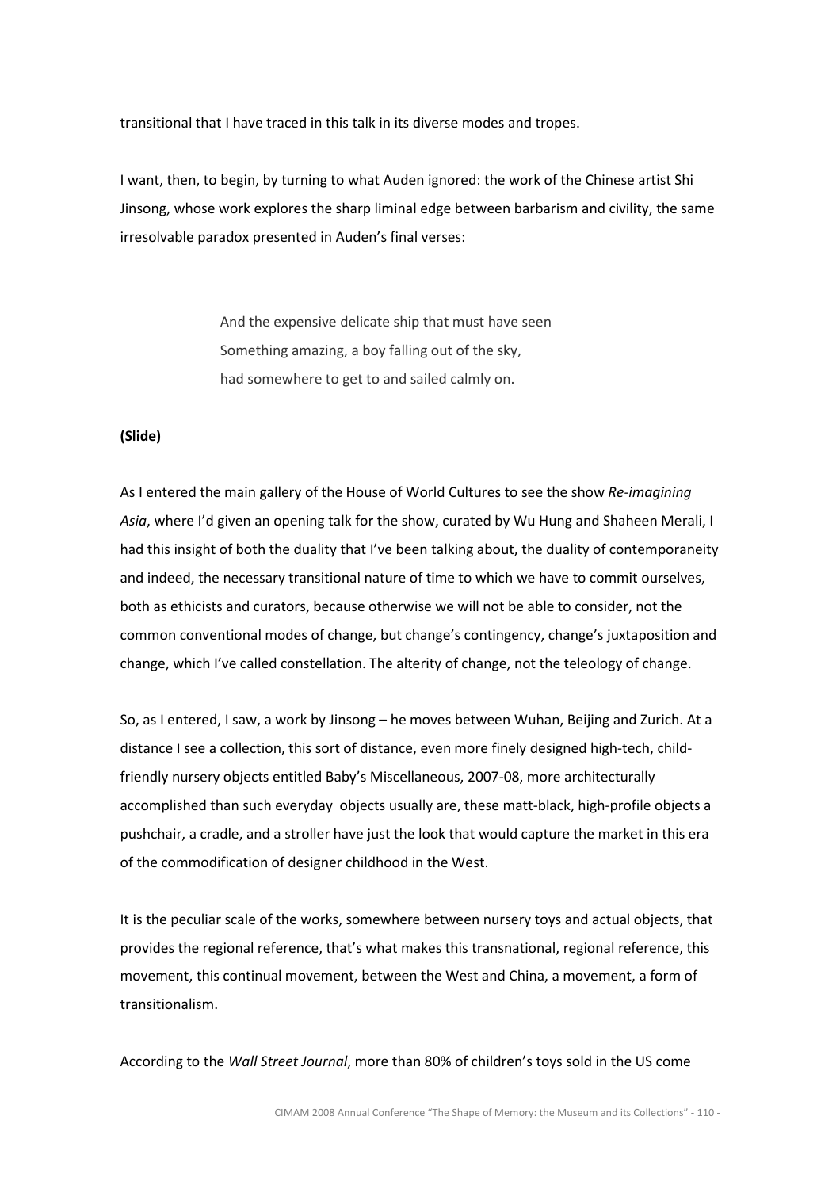transitional that I have traced in this talk in its diverse modes and tropes.

I want, then, to begin, by turning to what Auden ignored: the work of the Chinese artist Shi Jinsong, whose work explores the sharp liminal edge between barbarism and civility, the same irresolvable paradox presented in Auden's final verses:

> And the expensive delicate ship that must have seen
> Something amazing, a boy falling out of the sky,
> had somewhere to get to and sailed calmly on.

**(Slide)**

As I entered the main gallery of the House of World Cultures to see the show *Re-imagining Asia*, where I'd given an opening talk for the show, curated by Wu Hung and Shaheen Merali, I had this insight of both the duality that I've been talking about, the duality of contemporaneity and indeed, the necessary transitional nature of time to which we have to commit ourselves, both as ethicists and curators, because otherwise we will not be able to consider, not the common conventional modes of change, but change's contingency, change's juxtaposition and change, which I've called constellation. The alterity of change, not the teleology of change.

So, as I entered, I saw, a work by Jinsong – he moves between Wuhan, Beijing and Zurich. At a distance I see a collection, this sort of distance, even more finely designed high-tech, child-friendly nursery objects entitled Baby's Miscellaneous, 2007-08, more architecturally accomplished than such everyday objects usually are, these matt-black, high-profile objects a pushchair, a cradle, and a stroller have just the look that would capture the market in this era of the commodification of designer childhood in the West.

It is the peculiar scale of the works, somewhere between nursery toys and actual objects, that provides the regional reference, that's what makes this transnational, regional reference, this movement, this continual movement, between the West and China, a movement, a form of transitionalism.

According to the *Wall Street Journal*, more than 80% of children's toys sold in the US come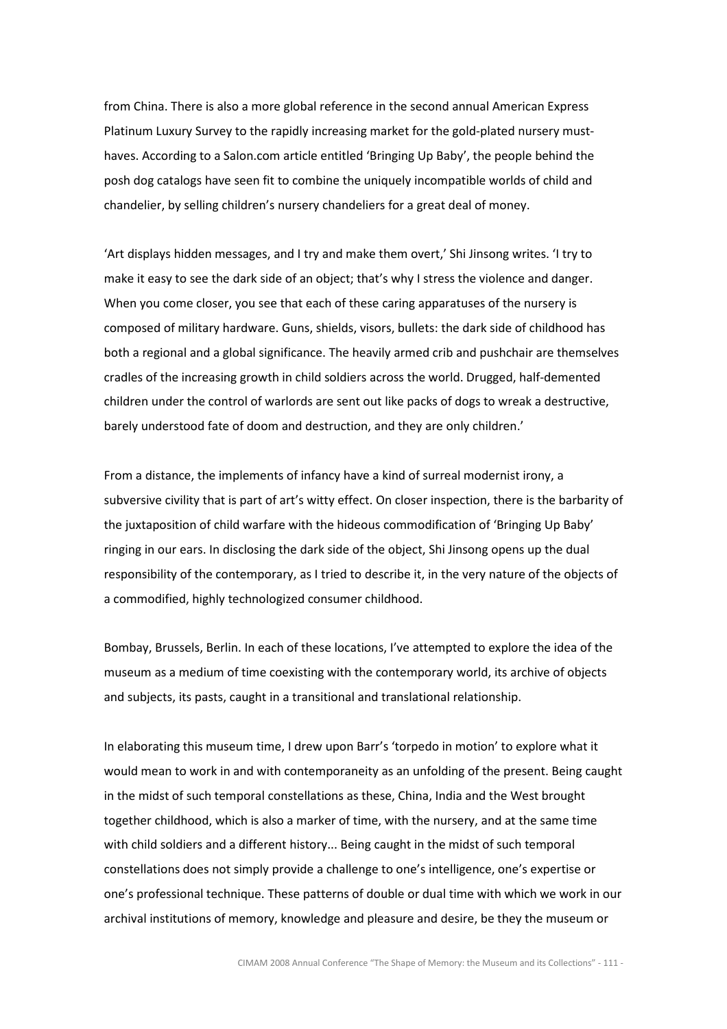from China. There is also a more global reference in the second annual American Express Platinum Luxury Survey to the rapidly increasing market for the gold-plated nursery must-haves. According to a Salon.com article entitled 'Bringing Up Baby', the people behind the posh dog catalogs have seen fit to combine the uniquely incompatible worlds of child and chandelier, by selling children's nursery chandeliers for a great deal of money.

'Art displays hidden messages, and I try and make them overt,' Shi Jinsong writes. 'I try to make it easy to see the dark side of an object; that's why I stress the violence and danger. When you come closer, you see that each of these caring apparatuses of the nursery is composed of military hardware. Guns, shields, visors, bullets: the dark side of childhood has both a regional and a global significance. The heavily armed crib and pushchair are themselves cradles of the increasing growth in child soldiers across the world. Drugged, half-demented children under the control of warlords are sent out like packs of dogs to wreak a destructive, barely understood fate of doom and destruction, and they are only children.'

From a distance, the implements of infancy have a kind of surreal modernist irony, a subversive civility that is part of art's witty effect. On closer inspection, there is the barbarity of the juxtaposition of child warfare with the hideous commodification of 'Bringing Up Baby' ringing in our ears. In disclosing the dark side of the object, Shi Jinsong opens up the dual responsibility of the contemporary, as I tried to describe it, in the very nature of the objects of a commodified, highly technologized consumer childhood.

Bombay, Brussels, Berlin. In each of these locations, I've attempted to explore the idea of the museum as a medium of time coexisting with the contemporary world, its archive of objects and subjects, its pasts, caught in a transitional and translational relationship.

In elaborating this museum time, I drew upon Barr's 'torpedo in motion' to explore what it would mean to work in and with contemporaneity as an unfolding of the present. Being caught in the midst of such temporal constellations as these, China, India and the West brought together childhood, which is also a marker of time, with the nursery, and at the same time with child soldiers and a different history... Being caught in the midst of such temporal constellations does not simply provide a challenge to one's intelligence, one's expertise or one's professional technique. These patterns of double or dual time with which we work in our archival institutions of memory, knowledge and pleasure and desire, be they the museum or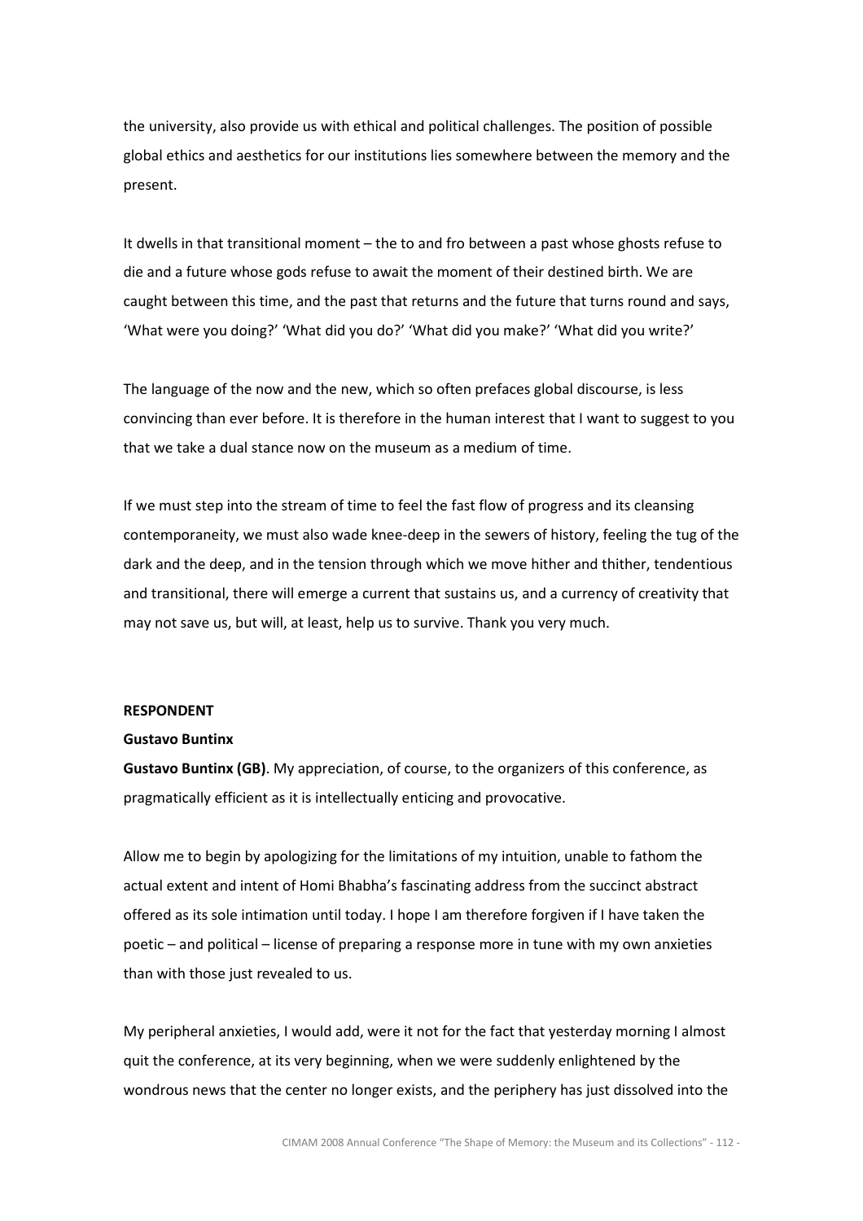the university, also provide us with ethical and political challenges. The position of possible global ethics and aesthetics for our institutions lies somewhere between the memory and the present.

It dwells in that transitional moment – the to and fro between a past whose ghosts refuse to die and a future whose gods refuse to await the moment of their destined birth. We are caught between this time, and the past that returns and the future that turns round and says, 'What were you doing?' 'What did you do?' 'What did you make?' 'What did you write?'

The language of the now and the new, which so often prefaces global discourse, is less convincing than ever before. It is therefore in the human interest that I want to suggest to you that we take a dual stance now on the museum as a medium of time.

If we must step into the stream of time to feel the fast flow of progress and its cleansing contemporaneity, we must also wade knee-deep in the sewers of history, feeling the tug of the dark and the deep, and in the tension through which we move hither and thither, tendentious and transitional, there will emerge a current that sustains us, and a currency of creativity that may not save us, but will, at least, help us to survive. Thank you very much.

**RESPONDENT**

**Gustavo Buntinx**

**Gustavo Buntinx (GB)**. My appreciation, of course, to the organizers of this conference, as pragmatically efficient as it is intellectually enticing and provocative.

Allow me to begin by apologizing for the limitations of my intuition, unable to fathom the actual extent and intent of Homi Bhabha's fascinating address from the succinct abstract offered as its sole intimation until today. I hope I am therefore forgiven if I have taken the poetic – and political – license of preparing a response more in tune with my own anxieties than with those just revealed to us.

My peripheral anxieties, I would add, were it not for the fact that yesterday morning I almost quit the conference, at its very beginning, when we were suddenly enlightened by the wondrous news that the center no longer exists, and the periphery has just dissolved into the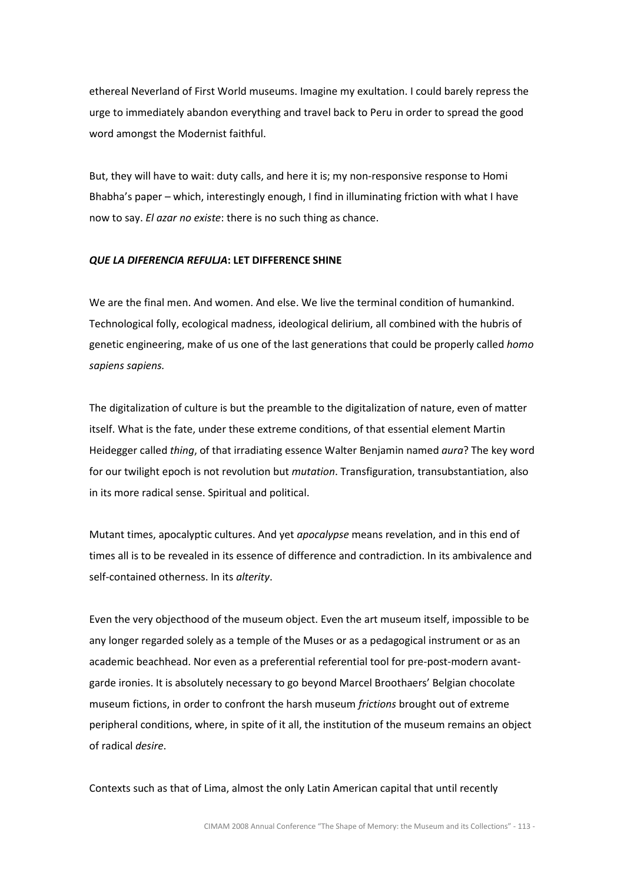ethereal Neverland of First World museums. Imagine my exultation. I could barely repress the urge to immediately abandon everything and travel back to Peru in order to spread the good word amongst the Modernist faithful.

But, they will have to wait: duty calls, and here it is; my non-responsive response to Homi Bhabha's paper – which, interestingly enough, I find in illuminating friction with what I have now to say. *El azar no existe*: there is no such thing as chance.

### ***QUE LA DIFERENCIA REFULJA*: LET DIFFERENCE SHINE**

We are the final men. And women. And else. We live the terminal condition of humankind. Technological folly, ecological madness, ideological delirium, all combined with the hubris of genetic engineering, make of us one of the last generations that could be properly called *homo sapiens sapiens.*

The digitalization of culture is but the preamble to the digitalization of nature, even of matter itself. What is the fate, under these extreme conditions, of that essential element Martin Heidegger called *thing*, of that irradiating essence Walter Benjamin named *aura*? The key word for our twilight epoch is not revolution but *mutation*. Transfiguration, transubstantiation, also in its more radical sense. Spiritual and political.

Mutant times, apocalyptic cultures. And yet *apocalypse* means revelation, and in this end of times all is to be revealed in its essence of difference and contradiction. In its ambivalence and self-contained otherness. In its *alterity*.

Even the very objecthood of the museum object. Even the art museum itself, impossible to be any longer regarded solely as a temple of the Muses or as a pedagogical instrument or as an academic beachhead. Nor even as a preferential referential tool for pre-post-modern avant-garde ironies. It is absolutely necessary to go beyond Marcel Broothaers' Belgian chocolate museum fictions, in order to confront the harsh museum *frictions* brought out of extreme peripheral conditions, where, in spite of it all, the institution of the museum remains an object of radical *desire*.

Contexts such as that of Lima, almost the only Latin American capital that until recently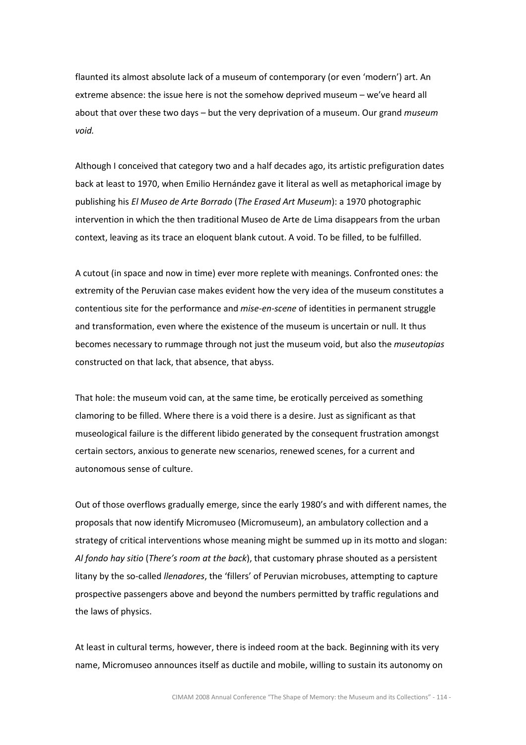flaunted its almost absolute lack of a museum of contemporary (or even 'modern') art. An extreme absence: the issue here is not the somehow deprived museum – we've heard all about that over these two days – but the very deprivation of a museum. Our grand *museum void.*

Although I conceived that category two and a half decades ago, its artistic prefiguration dates back at least to 1970, when Emilio Hernández gave it literal as well as metaphorical image by publishing his *El Museo de Arte Borrado* (*The Erased Art Museum*): a 1970 photographic intervention in which the then traditional Museo de Arte de Lima disappears from the urban context, leaving as its trace an eloquent blank cutout. A void. To be filled, to be fulfilled.

A cutout (in space and now in time) ever more replete with meanings. Confronted ones: the extremity of the Peruvian case makes evident how the very idea of the museum constitutes a contentious site for the performance and *mise-en-scene* of identities in permanent struggle and transformation, even where the existence of the museum is uncertain or null. It thus becomes necessary to rummage through not just the museum void, but also the *museutopias* constructed on that lack, that absence, that abyss.

That hole: the museum void can, at the same time, be erotically perceived as something clamoring to be filled. Where there is a void there is a desire. Just as significant as that museological failure is the different libido generated by the consequent frustration amongst certain sectors, anxious to generate new scenarios, renewed scenes, for a current and autonomous sense of culture.

Out of those overflows gradually emerge, since the early 1980's and with different names, the proposals that now identify Micromuseo (Micromuseum), an ambulatory collection and a strategy of critical interventions whose meaning might be summed up in its motto and slogan: *Al fondo hay sitio* (*There's room at the back*), that customary phrase shouted as a persistent litany by the so-called *llenadores*, the 'fillers' of Peruvian microbuses, attempting to capture prospective passengers above and beyond the numbers permitted by traffic regulations and the laws of physics.

At least in cultural terms, however, there is indeed room at the back. Beginning with its very name, Micromuseo announces itself as ductile and mobile, willing to sustain its autonomy on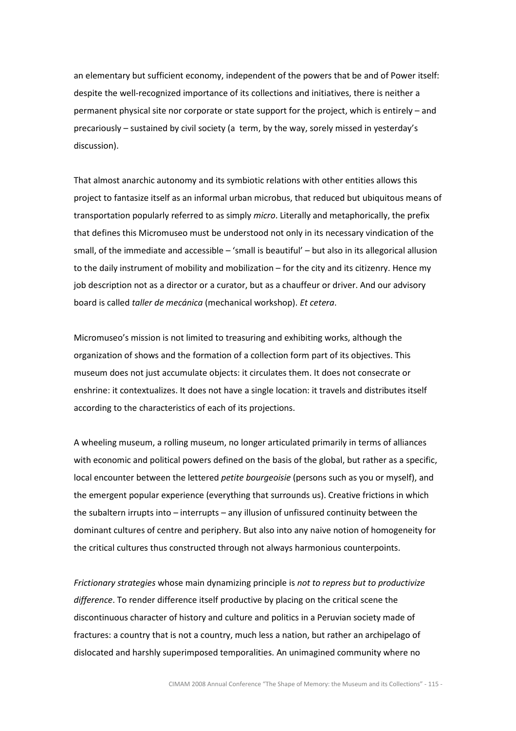an elementary but sufficient economy, independent of the powers that be and of Power itself: despite the well-recognized importance of its collections and initiatives, there is neither a permanent physical site nor corporate or state support for the project, which is entirely – and precariously – sustained by civil society (a term, by the way, sorely missed in yesterday's discussion).

That almost anarchic autonomy and its symbiotic relations with other entities allows this project to fantasize itself as an informal urban microbus, that reduced but ubiquitous means of transportation popularly referred to as simply *micro*. Literally and metaphorically, the prefix that defines this Micromuseo must be understood not only in its necessary vindication of the small, of the immediate and accessible – 'small is beautiful' – but also in its allegorical allusion to the daily instrument of mobility and mobilization – for the city and its citizenry. Hence my job description not as a director or a curator, but as a chauffeur or driver. And our advisory board is called *taller de mecánica* (mechanical workshop). *Et cetera*.

Micromuseo's mission is not limited to treasuring and exhibiting works, although the organization of shows and the formation of a collection form part of its objectives. This museum does not just accumulate objects: it circulates them. It does not consecrate or enshrine: it contextualizes. It does not have a single location: it travels and distributes itself according to the characteristics of each of its projections.

A wheeling museum, a rolling museum, no longer articulated primarily in terms of alliances with economic and political powers defined on the basis of the global, but rather as a specific, local encounter between the lettered *petite bourgeoisie* (persons such as you or myself), and the emergent popular experience (everything that surrounds us). Creative frictions in which the subaltern irrupts into – interrupts – any illusion of unfissured continuity between the dominant cultures of centre and periphery. But also into any naive notion of homogeneity for the critical cultures thus constructed through not always harmonious counterpoints.

*Frictionary strategies* whose main dynamizing principle is *not to repress but to productivize difference*. To render difference itself productive by placing on the critical scene the discontinuous character of history and culture and politics in a Peruvian society made of fractures: a country that is not a country, much less a nation, but rather an archipelago of dislocated and harshly superimposed temporalities. An unimagined community where no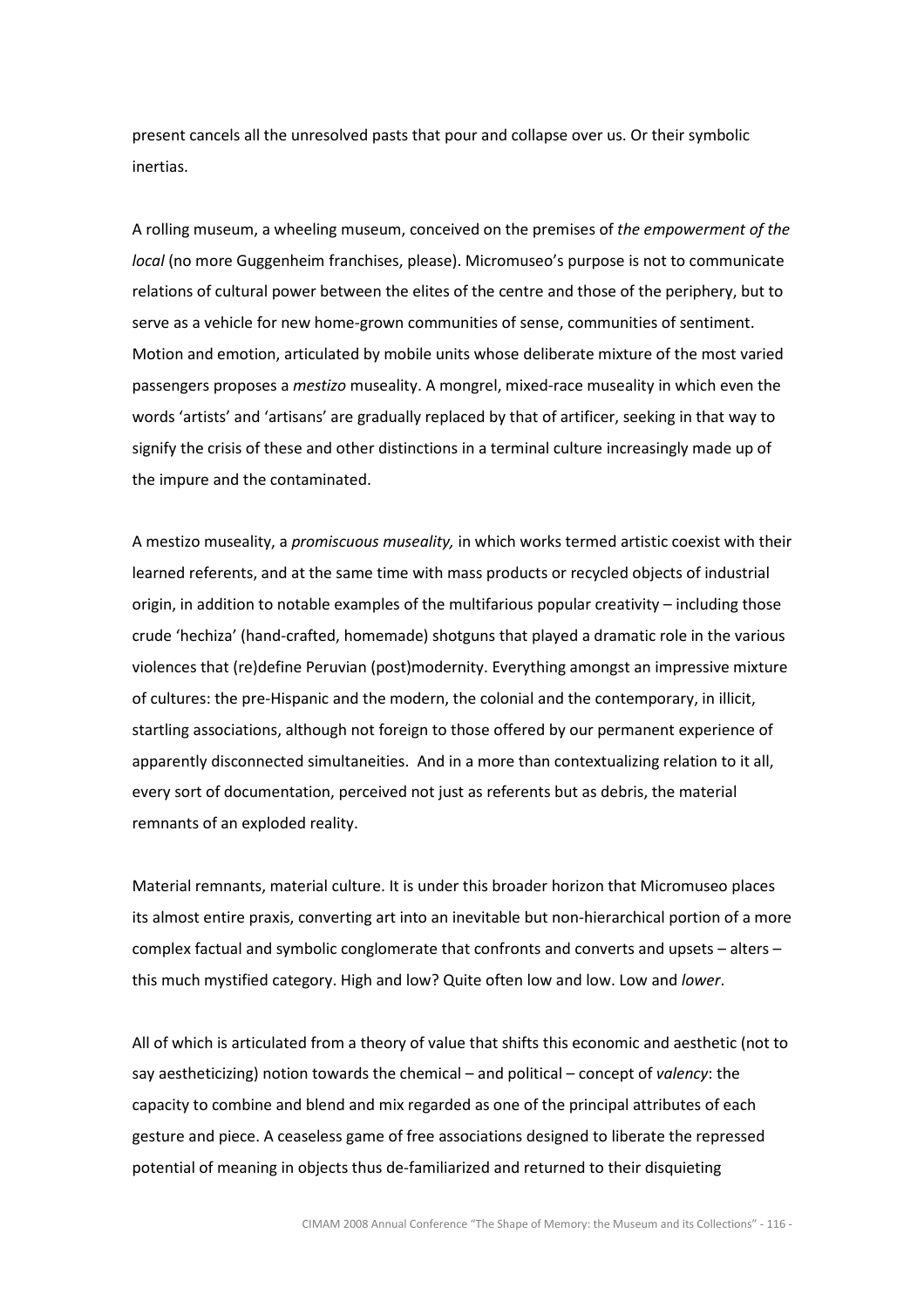present cancels all the unresolved pasts that pour and collapse over us. Or their symbolic inertias.

A rolling museum, a wheeling museum, conceived on the premises of *the empowerment of the local* (no more Guggenheim franchises, please). Micromuseo's purpose is not to communicate relations of cultural power between the elites of the centre and those of the periphery, but to serve as a vehicle for new home-grown communities of sense, communities of sentiment. Motion and emotion, articulated by mobile units whose deliberate mixture of the most varied passengers proposes a *mestizo* museality. A mongrel, mixed-race museality in which even the words 'artists' and 'artisans' are gradually replaced by that of artificer, seeking in that way to signify the crisis of these and other distinctions in a terminal culture increasingly made up of the impure and the contaminated.

A mestizo museality, a *promiscuous museality,* in which works termed artistic coexist with their learned referents, and at the same time with mass products or recycled objects of industrial origin, in addition to notable examples of the multifarious popular creativity – including those crude 'hechiza' (hand-crafted, homemade) shotguns that played a dramatic role in the various violences that (re)define Peruvian (post)modernity. Everything amongst an impressive mixture of cultures: the pre-Hispanic and the modern, the colonial and the contemporary, in illicit, startling associations, although not foreign to those offered by our permanent experience of apparently disconnected simultaneities. And in a more than contextualizing relation to it all, every sort of documentation, perceived not just as referents but as debris, the material remnants of an exploded reality.

Material remnants, material culture. It is under this broader horizon that Micromuseo places its almost entire praxis, converting art into an inevitable but non-hierarchical portion of a more complex factual and symbolic conglomerate that confronts and converts and upsets – alters – this much mystified category. High and low? Quite often low and low. Low and *lower*.

All of which is articulated from a theory of value that shifts this economic and aesthetic (not to say aestheticizing) notion towards the chemical – and political – concept of *valency*: the capacity to combine and blend and mix regarded as one of the principal attributes of each gesture and piece. A ceaseless game of free associations designed to liberate the repressed potential of meaning in objects thus de-familiarized and returned to their disquieting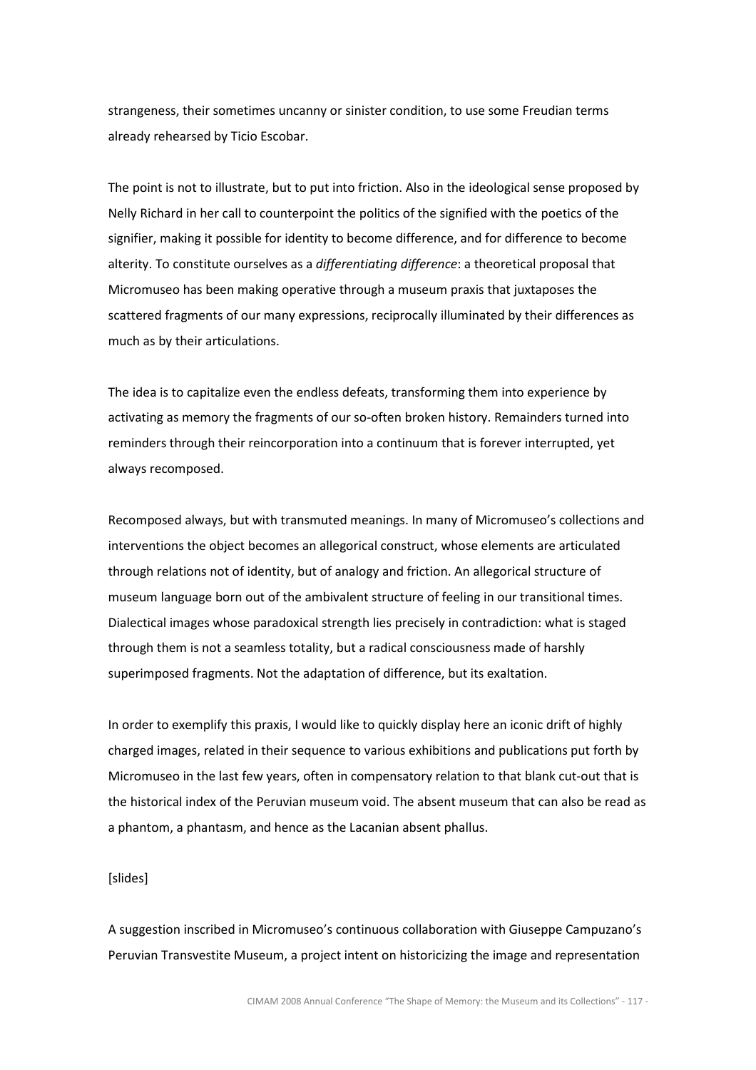strangeness, their sometimes uncanny or sinister condition, to use some Freudian terms already rehearsed by Ticio Escobar.

The point is not to illustrate, but to put into friction. Also in the ideological sense proposed by Nelly Richard in her call to counterpoint the politics of the signified with the poetics of the signifier, making it possible for identity to become difference, and for difference to become alterity. To constitute ourselves as a *differentiating difference*: a theoretical proposal that Micromuseo has been making operative through a museum praxis that juxtaposes the scattered fragments of our many expressions, reciprocally illuminated by their differences as much as by their articulations.

The idea is to capitalize even the endless defeats, transforming them into experience by activating as memory the fragments of our so-often broken history. Remainders turned into reminders through their reincorporation into a continuum that is forever interrupted, yet always recomposed.

Recomposed always, but with transmuted meanings. In many of Micromuseo's collections and interventions the object becomes an allegorical construct, whose elements are articulated through relations not of identity, but of analogy and friction. An allegorical structure of museum language born out of the ambivalent structure of feeling in our transitional times. Dialectical images whose paradoxical strength lies precisely in contradiction: what is staged through them is not a seamless totality, but a radical consciousness made of harshly superimposed fragments. Not the adaptation of difference, but its exaltation.

In order to exemplify this praxis, I would like to quickly display here an iconic drift of highly charged images, related in their sequence to various exhibitions and publications put forth by Micromuseo in the last few years, often in compensatory relation to that blank cut-out that is the historical index of the Peruvian museum void. The absent museum that can also be read as a phantom, a phantasm, and hence as the Lacanian absent phallus.

[slides]

A suggestion inscribed in Micromuseo's continuous collaboration with Giuseppe Campuzano's Peruvian Transvestite Museum, a project intent on historicizing the image and representation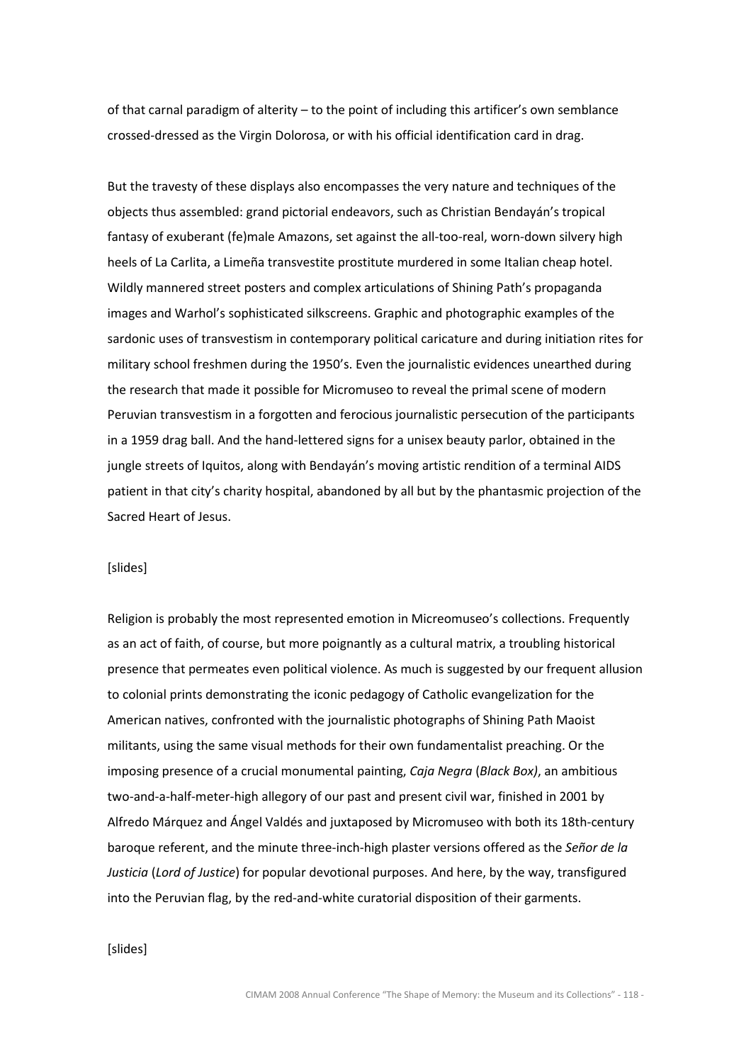of that carnal paradigm of alterity – to the point of including this artificer's own semblance crossed-dressed as the Virgin Dolorosa, or with his official identification card in drag.

But the travesty of these displays also encompasses the very nature and techniques of the objects thus assembled: grand pictorial endeavors, such as Christian Bendayán's tropical fantasy of exuberant (fe)male Amazons, set against the all-too-real, worn-down silvery high heels of La Carlita, a Limeña transvestite prostitute murdered in some Italian cheap hotel. Wildly mannered street posters and complex articulations of Shining Path's propaganda images and Warhol's sophisticated silkscreens. Graphic and photographic examples of the sardonic uses of transvestism in contemporary political caricature and during initiation rites for military school freshmen during the 1950's. Even the journalistic evidences unearthed during the research that made it possible for Micromuseo to reveal the primal scene of modern Peruvian transvestism in a forgotten and ferocious journalistic persecution of the participants in a 1959 drag ball. And the hand-lettered signs for a unisex beauty parlor, obtained in the jungle streets of Iquitos, along with Bendayán's moving artistic rendition of a terminal AIDS patient in that city's charity hospital, abandoned by all but by the phantasmic projection of the Sacred Heart of Jesus.

[slides]

Religion is probably the most represented emotion in Micreomuseo's collections. Frequently as an act of faith, of course, but more poignantly as a cultural matrix, a troubling historical presence that permeates even political violence. As much is suggested by our frequent allusion to colonial prints demonstrating the iconic pedagogy of Catholic evangelization for the American natives, confronted with the journalistic photographs of Shining Path Maoist militants, using the same visual methods for their own fundamentalist preaching. Or the imposing presence of a crucial monumental painting, *Caja Negra* (*Black Box)*, an ambitious two-and-a-half-meter-high allegory of our past and present civil war, finished in 2001 by Alfredo Márquez and Ángel Valdés and juxtaposed by Micromuseo with both its 18th-century baroque referent, and the minute three-inch-high plaster versions offered as the *Señor de la Justicia* (*Lord of Justice*) for popular devotional purposes. And here, by the way, transfigured into the Peruvian flag, by the red-and-white curatorial disposition of their garments.

[slides]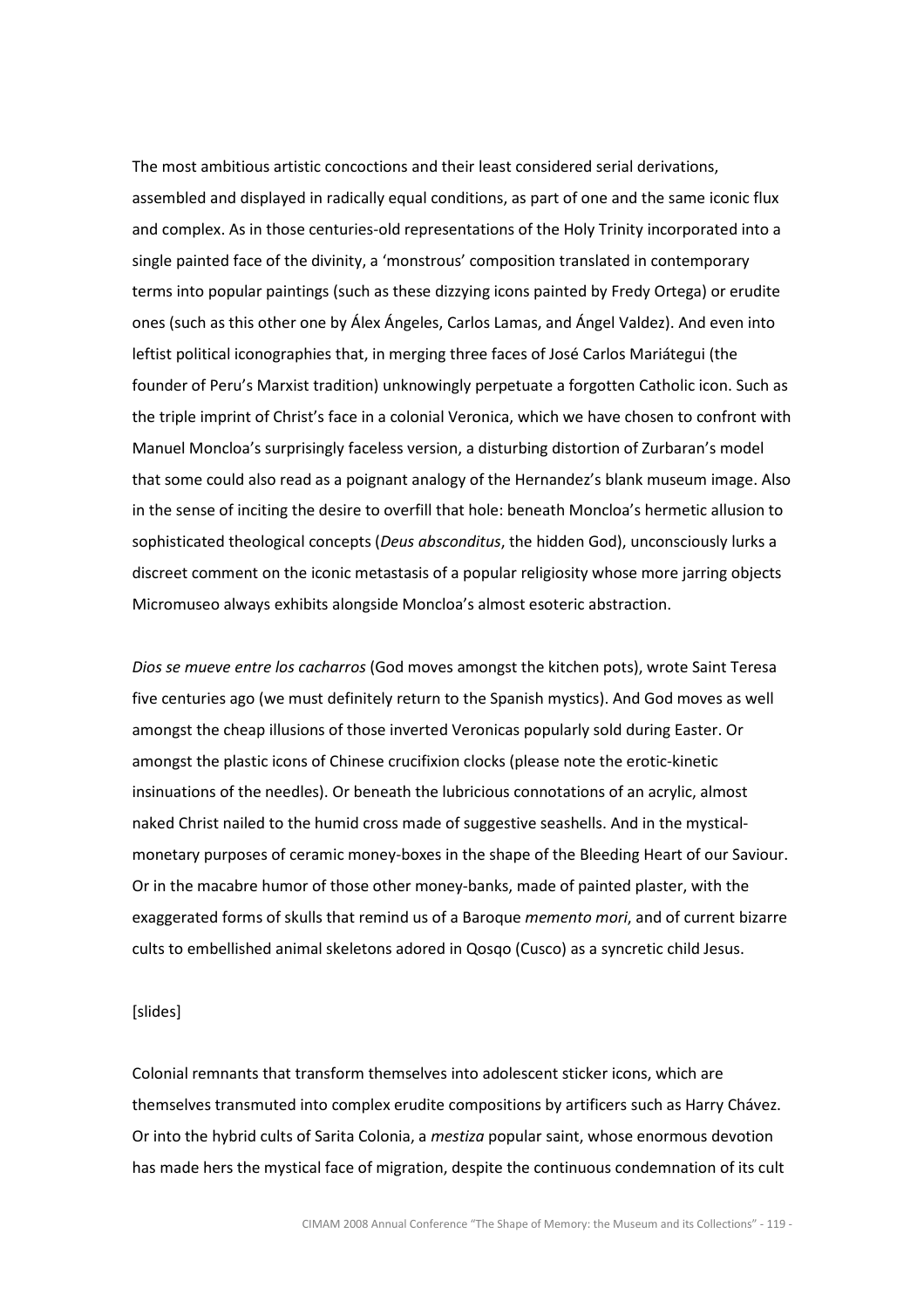The most ambitious artistic concoctions and their least considered serial derivations, assembled and displayed in radically equal conditions, as part of one and the same iconic flux and complex. As in those centuries-old representations of the Holy Trinity incorporated into a single painted face of the divinity, a 'monstrous' composition translated in contemporary terms into popular paintings (such as these dizzying icons painted by Fredy Ortega) or erudite ones (such as this other one by Álex Ángeles, Carlos Lamas, and Ángel Valdez). And even into leftist political iconographies that, in merging three faces of José Carlos Mariátegui (the founder of Peru's Marxist tradition) unknowingly perpetuate a forgotten Catholic icon. Such as the triple imprint of Christ's face in a colonial Veronica, which we have chosen to confront with Manuel Moncloa's surprisingly faceless version, a disturbing distortion of Zurbaran's model that some could also read as a poignant analogy of the Hernandez's blank museum image. Also in the sense of inciting the desire to overfill that hole: beneath Moncloa's hermetic allusion to sophisticated theological concepts (*Deus absconditus*, the hidden God), unconsciously lurks a discreet comment on the iconic metastasis of a popular religiosity whose more jarring objects Micromuseo always exhibits alongside Moncloa's almost esoteric abstraction.

*Dios se mueve entre los cacharros* (God moves amongst the kitchen pots), wrote Saint Teresa five centuries ago (we must definitely return to the Spanish mystics). And God moves as well amongst the cheap illusions of those inverted Veronicas popularly sold during Easter. Or amongst the plastic icons of Chinese crucifixion clocks (please note the erotic-kinetic insinuations of the needles). Or beneath the lubricious connotations of an acrylic, almost naked Christ nailed to the humid cross made of suggestive seashells. And in the mystical-monetary purposes of ceramic money-boxes in the shape of the Bleeding Heart of our Saviour. Or in the macabre humor of those other money-banks, made of painted plaster, with the exaggerated forms of skulls that remind us of a Baroque *memento mori*, and of current bizarre cults to embellished animal skeletons adored in Qosqo (Cusco) as a syncretic child Jesus.

[slides]

Colonial remnants that transform themselves into adolescent sticker icons, which are themselves transmuted into complex erudite compositions by artificers such as Harry Chávez. Or into the hybrid cults of Sarita Colonia, a *mestiza* popular saint, whose enormous devotion has made hers the mystical face of migration, despite the continuous condemnation of its cult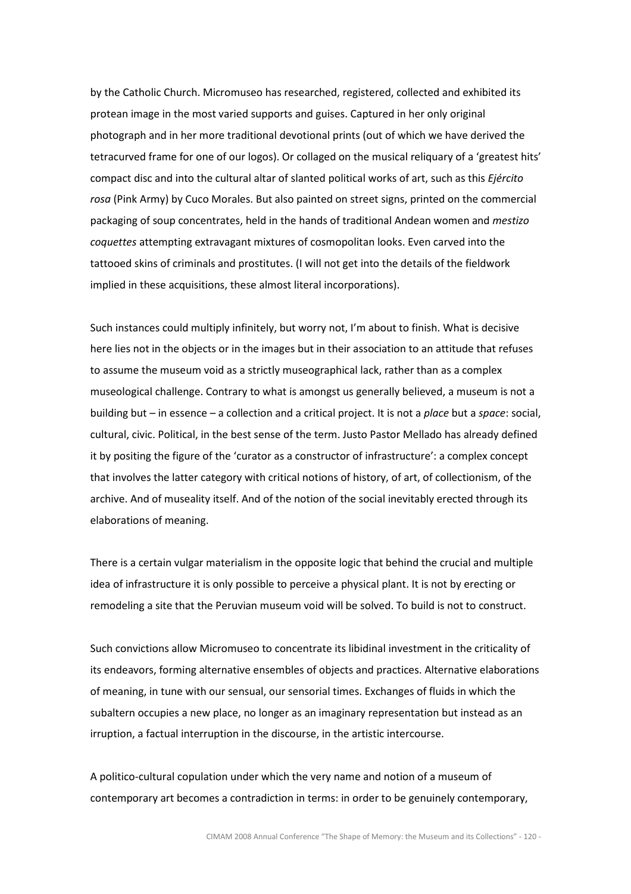by the Catholic Church. Micromuseo has researched, registered, collected and exhibited its protean image in the most varied supports and guises. Captured in her only original photograph and in her more traditional devotional prints (out of which we have derived the tetracurved frame for one of our logos). Or collaged on the musical reliquary of a 'greatest hits' compact disc and into the cultural altar of slanted political works of art, such as this *Ejército rosa* (Pink Army) by Cuco Morales. But also painted on street signs, printed on the commercial packaging of soup concentrates, held in the hands of traditional Andean women and *mestizo coquettes* attempting extravagant mixtures of cosmopolitan looks. Even carved into the tattooed skins of criminals and prostitutes. (I will not get into the details of the fieldwork implied in these acquisitions, these almost literal incorporations).

Such instances could multiply infinitely, but worry not, I'm about to finish. What is decisive here lies not in the objects or in the images but in their association to an attitude that refuses to assume the museum void as a strictly museographical lack, rather than as a complex museological challenge. Contrary to what is amongst us generally believed, a museum is not a building but – in essence – a collection and a critical project. It is not a *place* but a *space*: social, cultural, civic. Political, in the best sense of the term. Justo Pastor Mellado has already defined it by positing the figure of the 'curator as a constructor of infrastructure': a complex concept that involves the latter category with critical notions of history, of art, of collectionism, of the archive. And of museality itself. And of the notion of the social inevitably erected through its elaborations of meaning.

There is a certain vulgar materialism in the opposite logic that behind the crucial and multiple idea of infrastructure it is only possible to perceive a physical plant. It is not by erecting or remodeling a site that the Peruvian museum void will be solved. To build is not to construct.

Such convictions allow Micromuseo to concentrate its libidinal investment in the criticality of its endeavors, forming alternative ensembles of objects and practices. Alternative elaborations of meaning, in tune with our sensual, our sensorial times. Exchanges of fluids in which the subaltern occupies a new place, no longer as an imaginary representation but instead as an irruption, a factual interruption in the discourse, in the artistic intercourse.

A politico-cultural copulation under which the very name and notion of a museum of contemporary art becomes a contradiction in terms: in order to be genuinely contemporary,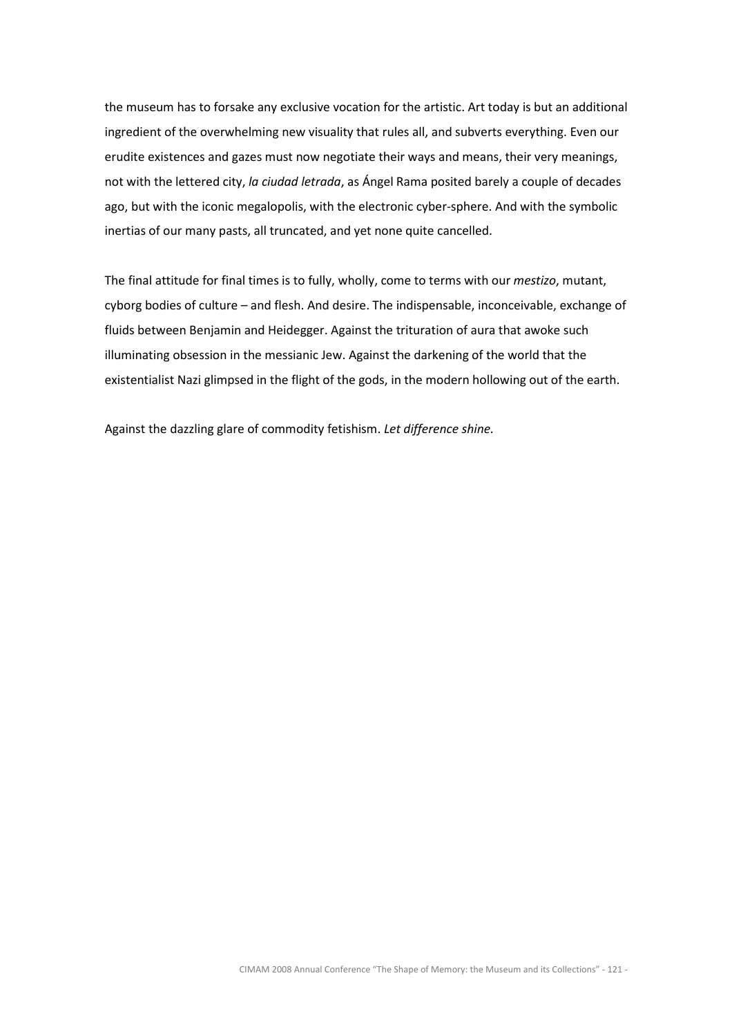the museum has to forsake any exclusive vocation for the artistic. Art today is but an additional ingredient of the overwhelming new visuality that rules all, and subverts everything. Even our erudite existences and gazes must now negotiate their ways and means, their very meanings, not with the lettered city, *la ciudad letrada*, as Ángel Rama posited barely a couple of decades ago, but with the iconic megalopolis, with the electronic cyber-sphere. And with the symbolic inertias of our many pasts, all truncated, and yet none quite cancelled.

The final attitude for final times is to fully, wholly, come to terms with our *mestizo*, mutant, cyborg bodies of culture – and flesh. And desire. The indispensable, inconceivable, exchange of fluids between Benjamin and Heidegger. Against the trituration of aura that awoke such illuminating obsession in the messianic Jew. Against the darkening of the world that the existentialist Nazi glimpsed in the flight of the gods, in the modern hollowing out of the earth.

Against the dazzling glare of commodity fetishism. *Let difference shine.*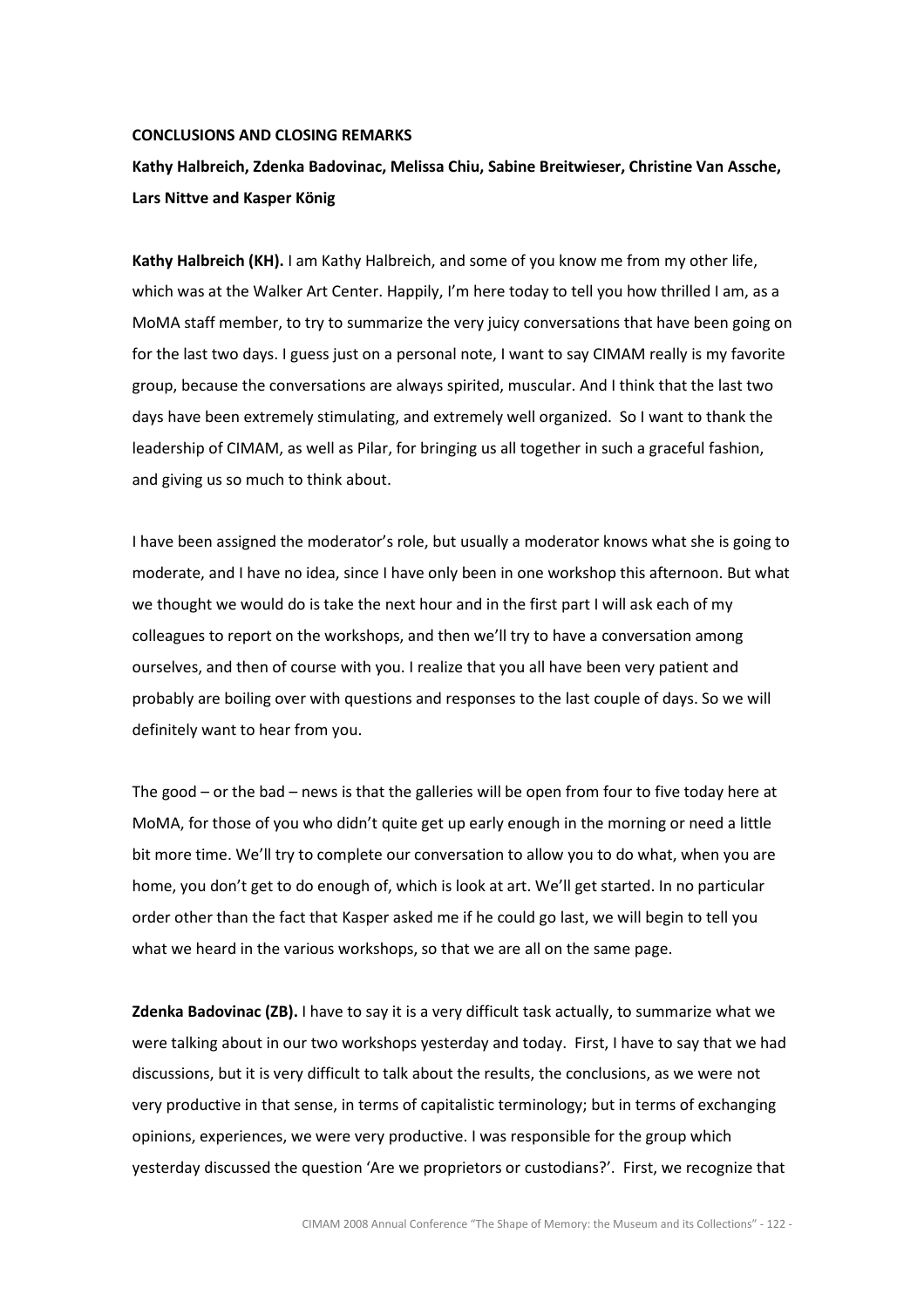**CONCLUSIONS AND CLOSING REMARKS**

**Kathy Halbreich, Zdenka Badovinac, Melissa Chiu, Sabine Breitwieser, Christine Van Assche, Lars Nittve and Kasper König**

**Kathy Halbreich (KH).** I am Kathy Halbreich, and some of you know me from my other life, which was at the Walker Art Center. Happily, I'm here today to tell you how thrilled I am, as a MoMA staff member, to try to summarize the very juicy conversations that have been going on for the last two days. I guess just on a personal note, I want to say CIMAM really is my favorite group, because the conversations are always spirited, muscular. And I think that the last two days have been extremely stimulating, and extremely well organized. So I want to thank the leadership of CIMAM, as well as Pilar, for bringing us all together in such a graceful fashion, and giving us so much to think about.

I have been assigned the moderator's role, but usually a moderator knows what she is going to moderate, and I have no idea, since I have only been in one workshop this afternoon. But what we thought we would do is take the next hour and in the first part I will ask each of my colleagues to report on the workshops, and then we'll try to have a conversation among ourselves, and then of course with you. I realize that you all have been very patient and probably are boiling over with questions and responses to the last couple of days. So we will definitely want to hear from you.

The good – or the bad – news is that the galleries will be open from four to five today here at MoMA, for those of you who didn't quite get up early enough in the morning or need a little bit more time. We'll try to complete our conversation to allow you to do what, when you are home, you don't get to do enough of, which is look at art. We'll get started. In no particular order other than the fact that Kasper asked me if he could go last, we will begin to tell you what we heard in the various workshops, so that we are all on the same page.

**Zdenka Badovinac (ZB).** I have to say it is a very difficult task actually, to summarize what we were talking about in our two workshops yesterday and today. First, I have to say that we had discussions, but it is very difficult to talk about the results, the conclusions, as we were not very productive in that sense, in terms of capitalistic terminology; but in terms of exchanging opinions, experiences, we were very productive. I was responsible for the group which yesterday discussed the question 'Are we proprietors or custodians?'. First, we recognize that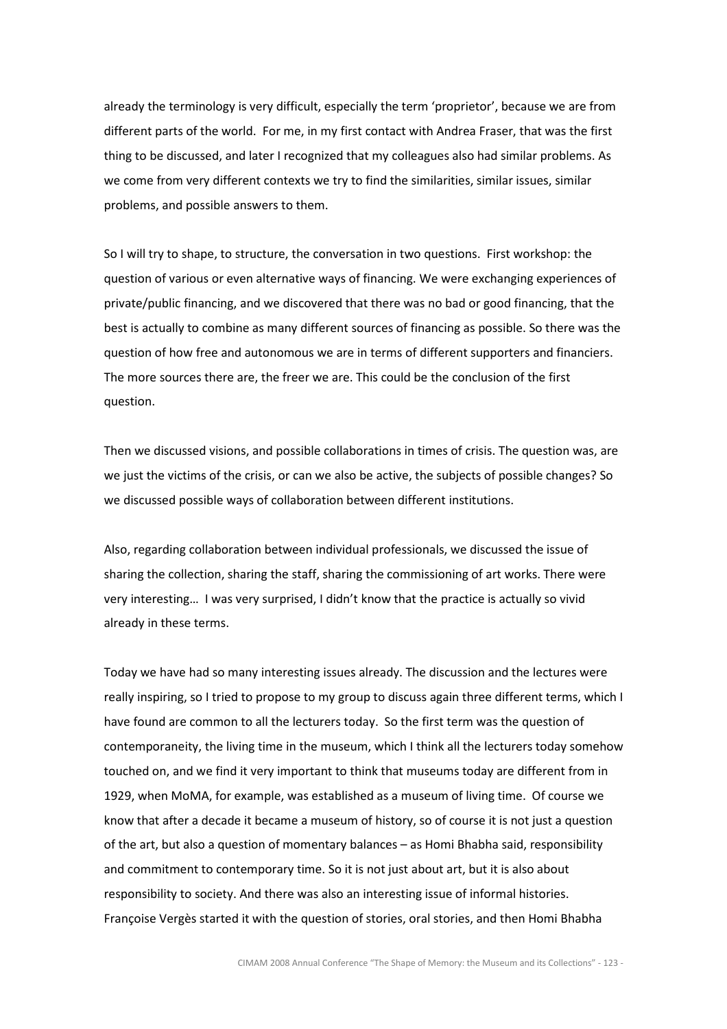already the terminology is very difficult, especially the term 'proprietor', because we are from different parts of the world. For me, in my first contact with Andrea Fraser, that was the first thing to be discussed, and later I recognized that my colleagues also had similar problems. As we come from very different contexts we try to find the similarities, similar issues, similar problems, and possible answers to them.

So I will try to shape, to structure, the conversation in two questions. First workshop: the question of various or even alternative ways of financing. We were exchanging experiences of private/public financing, and we discovered that there was no bad or good financing, that the best is actually to combine as many different sources of financing as possible. So there was the question of how free and autonomous we are in terms of different supporters and financiers. The more sources there are, the freer we are. This could be the conclusion of the first question.

Then we discussed visions, and possible collaborations in times of crisis. The question was, are we just the victims of the crisis, or can we also be active, the subjects of possible changes? So we discussed possible ways of collaboration between different institutions.

Also, regarding collaboration between individual professionals, we discussed the issue of sharing the collection, sharing the staff, sharing the commissioning of art works. There were very interesting… I was very surprised, I didn't know that the practice is actually so vivid already in these terms.

Today we have had so many interesting issues already. The discussion and the lectures were really inspiring, so I tried to propose to my group to discuss again three different terms, which I have found are common to all the lecturers today. So the first term was the question of contemporaneity, the living time in the museum, which I think all the lecturers today somehow touched on, and we find it very important to think that museums today are different from in 1929, when MoMA, for example, was established as a museum of living time. Of course we know that after a decade it became a museum of history, so of course it is not just a question of the art, but also a question of momentary balances – as Homi Bhabha said, responsibility and commitment to contemporary time. So it is not just about art, but it is also about responsibility to society. And there was also an interesting issue of informal histories. Françoise Vergès started it with the question of stories, oral stories, and then Homi Bhabha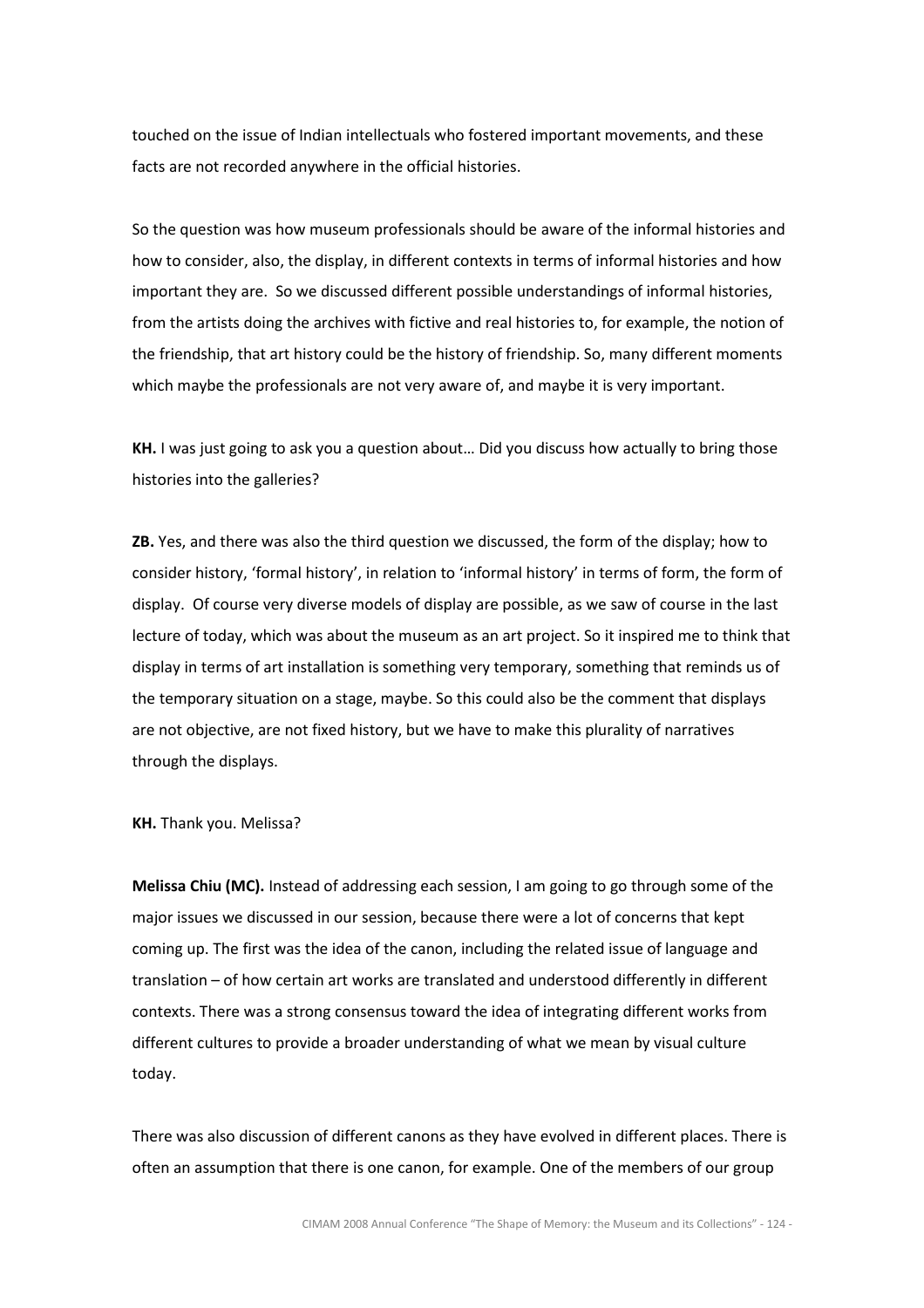touched on the issue of Indian intellectuals who fostered important movements, and these facts are not recorded anywhere in the official histories.

So the question was how museum professionals should be aware of the informal histories and how to consider, also, the display, in different contexts in terms of informal histories and how important they are. So we discussed different possible understandings of informal histories, from the artists doing the archives with fictive and real histories to, for example, the notion of the friendship, that art history could be the history of friendship. So, many different moments which maybe the professionals are not very aware of, and maybe it is very important.

**KH.** I was just going to ask you a question about… Did you discuss how actually to bring those histories into the galleries?

**ZB.** Yes, and there was also the third question we discussed, the form of the display; how to consider history, 'formal history', in relation to 'informal history' in terms of form, the form of display. Of course very diverse models of display are possible, as we saw of course in the last lecture of today, which was about the museum as an art project. So it inspired me to think that display in terms of art installation is something very temporary, something that reminds us of the temporary situation on a stage, maybe. So this could also be the comment that displays are not objective, are not fixed history, but we have to make this plurality of narratives through the displays.

**KH.** Thank you. Melissa?

**Melissa Chiu (MC).** Instead of addressing each session, I am going to go through some of the major issues we discussed in our session, because there were a lot of concerns that kept coming up. The first was the idea of the canon, including the related issue of language and translation – of how certain art works are translated and understood differently in different contexts. There was a strong consensus toward the idea of integrating different works from different cultures to provide a broader understanding of what we mean by visual culture today.

There was also discussion of different canons as they have evolved in different places. There is often an assumption that there is one canon, for example. One of the members of our group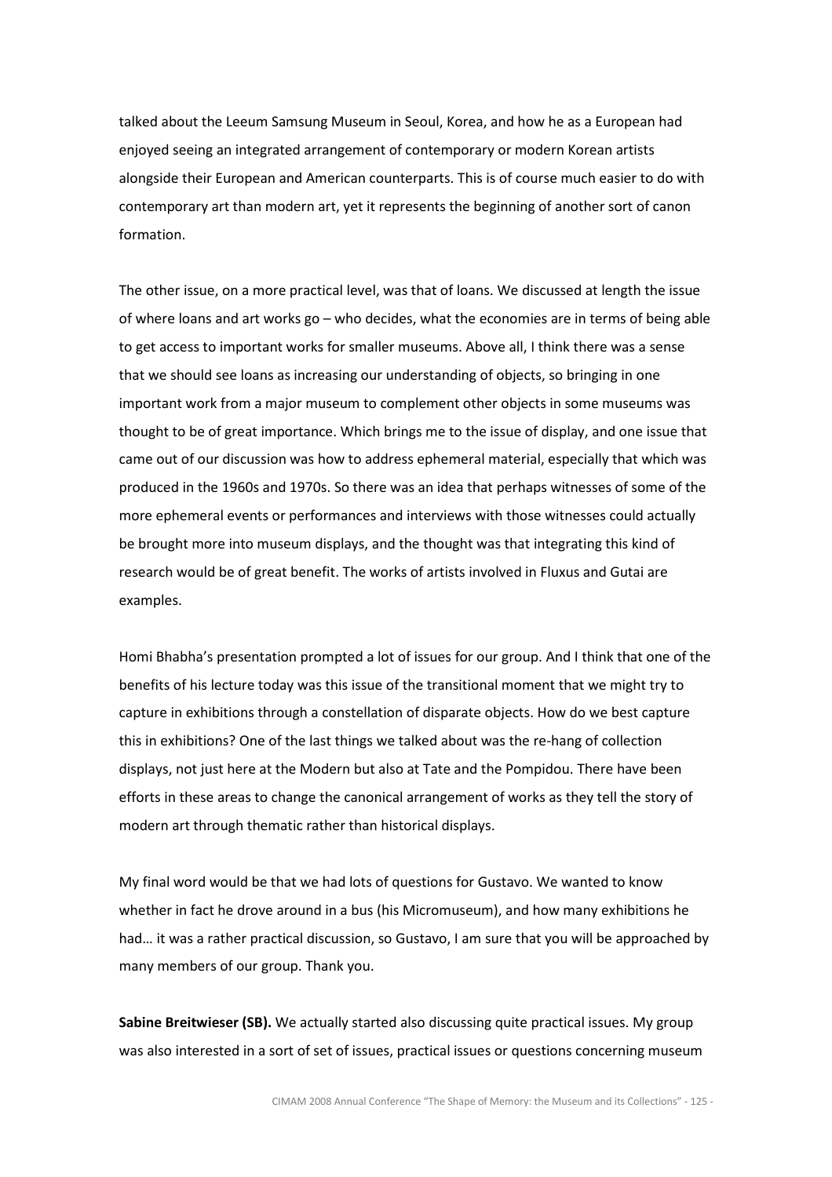talked about the Leeum Samsung Museum in Seoul, Korea, and how he as a European had enjoyed seeing an integrated arrangement of contemporary or modern Korean artists alongside their European and American counterparts. This is of course much easier to do with contemporary art than modern art, yet it represents the beginning of another sort of canon formation.

The other issue, on a more practical level, was that of loans. We discussed at length the issue of where loans and art works go – who decides, what the economies are in terms of being able to get access to important works for smaller museums. Above all, I think there was a sense that we should see loans as increasing our understanding of objects, so bringing in one important work from a major museum to complement other objects in some museums was thought to be of great importance. Which brings me to the issue of display, and one issue that came out of our discussion was how to address ephemeral material, especially that which was produced in the 1960s and 1970s. So there was an idea that perhaps witnesses of some of the more ephemeral events or performances and interviews with those witnesses could actually be brought more into museum displays, and the thought was that integrating this kind of research would be of great benefit. The works of artists involved in Fluxus and Gutai are examples.

Homi Bhabha's presentation prompted a lot of issues for our group. And I think that one of the benefits of his lecture today was this issue of the transitional moment that we might try to capture in exhibitions through a constellation of disparate objects. How do we best capture this in exhibitions? One of the last things we talked about was the re-hang of collection displays, not just here at the Modern but also at Tate and the Pompidou. There have been efforts in these areas to change the canonical arrangement of works as they tell the story of modern art through thematic rather than historical displays.

My final word would be that we had lots of questions for Gustavo. We wanted to know whether in fact he drove around in a bus (his Micromuseum), and how many exhibitions he had… it was a rather practical discussion, so Gustavo, I am sure that you will be approached by many members of our group. Thank you.

**Sabine Breitwieser (SB).** We actually started also discussing quite practical issues. My group was also interested in a sort of set of issues, practical issues or questions concerning museum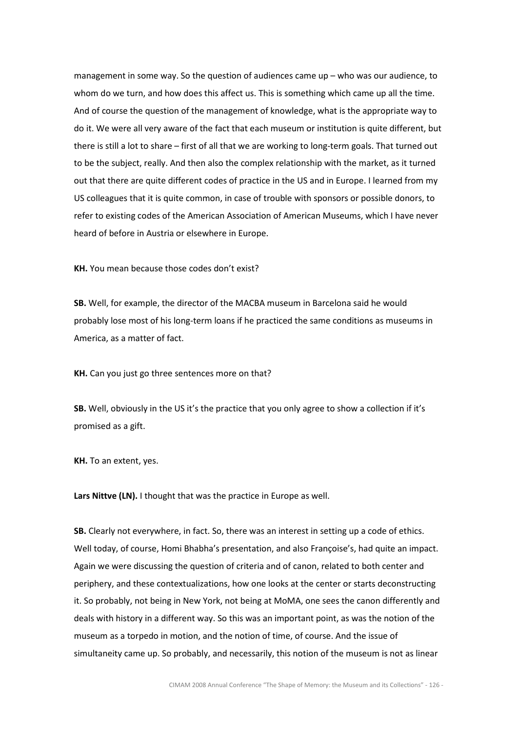management in some way. So the question of audiences came up – who was our audience, to whom do we turn, and how does this affect us. This is something which came up all the time. And of course the question of the management of knowledge, what is the appropriate way to do it. We were all very aware of the fact that each museum or institution is quite different, but there is still a lot to share – first of all that we are working to long-term goals. That turned out to be the subject, really. And then also the complex relationship with the market, as it turned out that there are quite different codes of practice in the US and in Europe. I learned from my US colleagues that it is quite common, in case of trouble with sponsors or possible donors, to refer to existing codes of the American Association of American Museums, which I have never heard of before in Austria or elsewhere in Europe.

**KH.** You mean because those codes don't exist?

**SB.** Well, for example, the director of the MACBA museum in Barcelona said he would probably lose most of his long-term loans if he practiced the same conditions as museums in America, as a matter of fact.

**KH.** Can you just go three sentences more on that?

**SB.** Well, obviously in the US it's the practice that you only agree to show a collection if it's promised as a gift.

**KH.** To an extent, yes.

**Lars Nittve (LN).** I thought that was the practice in Europe as well.

**SB.** Clearly not everywhere, in fact. So, there was an interest in setting up a code of ethics. Well today, of course, Homi Bhabha's presentation, and also Françoise's, had quite an impact. Again we were discussing the question of criteria and of canon, related to both center and periphery, and these contextualizations, how one looks at the center or starts deconstructing it. So probably, not being in New York, not being at MoMA, one sees the canon differently and deals with history in a different way. So this was an important point, as was the notion of the museum as a torpedo in motion, and the notion of time, of course. And the issue of simultaneity came up. So probably, and necessarily, this notion of the museum is not as linear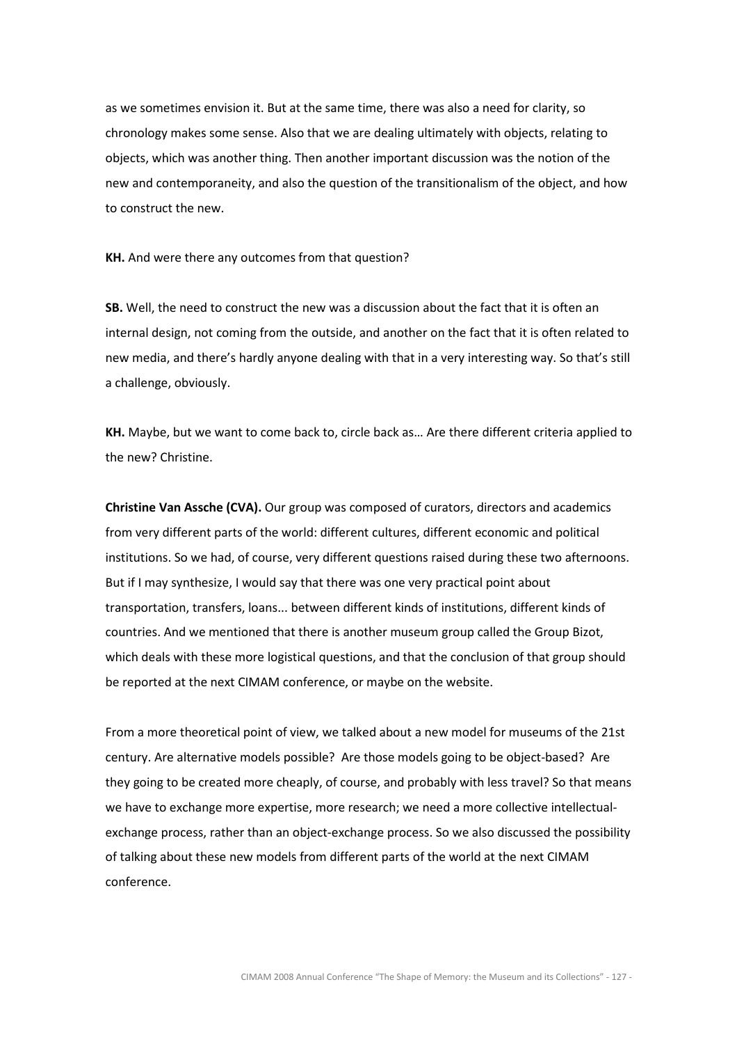as we sometimes envision it. But at the same time, there was also a need for clarity, so chronology makes some sense. Also that we are dealing ultimately with objects, relating to objects, which was another thing. Then another important discussion was the notion of the new and contemporaneity, and also the question of the transitionalism of the object, and how to construct the new.

**KH.** And were there any outcomes from that question?

**SB.** Well, the need to construct the new was a discussion about the fact that it is often an internal design, not coming from the outside, and another on the fact that it is often related to new media, and there's hardly anyone dealing with that in a very interesting way. So that's still a challenge, obviously.

**KH.** Maybe, but we want to come back to, circle back as… Are there different criteria applied to the new? Christine.

**Christine Van Assche (CVA).** Our group was composed of curators, directors and academics from very different parts of the world: different cultures, different economic and political institutions. So we had, of course, very different questions raised during these two afternoons. But if I may synthesize, I would say that there was one very practical point about transportation, transfers, loans... between different kinds of institutions, different kinds of countries. And we mentioned that there is another museum group called the Group Bizot, which deals with these more logistical questions, and that the conclusion of that group should be reported at the next CIMAM conference, or maybe on the website.

From a more theoretical point of view, we talked about a new model for museums of the 21st century. Are alternative models possible? Are those models going to be object-based? Are they going to be created more cheaply, of course, and probably with less travel? So that means we have to exchange more expertise, more research; we need a more collective intellectual-exchange process, rather than an object-exchange process. So we also discussed the possibility of talking about these new models from different parts of the world at the next CIMAM conference.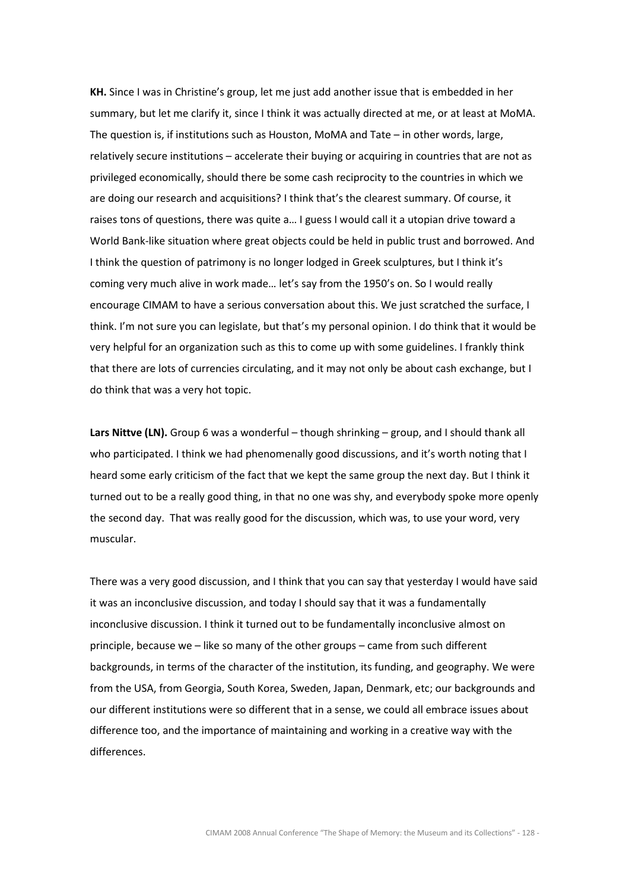**KH.** Since I was in Christine's group, let me just add another issue that is embedded in her summary, but let me clarify it, since I think it was actually directed at me, or at least at MoMA. The question is, if institutions such as Houston, MoMA and Tate – in other words, large, relatively secure institutions – accelerate their buying or acquiring in countries that are not as privileged economically, should there be some cash reciprocity to the countries in which we are doing our research and acquisitions? I think that's the clearest summary. Of course, it raises tons of questions, there was quite a… I guess I would call it a utopian drive toward a World Bank-like situation where great objects could be held in public trust and borrowed. And I think the question of patrimony is no longer lodged in Greek sculptures, but I think it's coming very much alive in work made… let's say from the 1950's on. So I would really encourage CIMAM to have a serious conversation about this. We just scratched the surface, I think. I'm not sure you can legislate, but that's my personal opinion. I do think that it would be very helpful for an organization such as this to come up with some guidelines. I frankly think that there are lots of currencies circulating, and it may not only be about cash exchange, but I do think that was a very hot topic.

**Lars Nittve (LN).** Group 6 was a wonderful – though shrinking – group, and I should thank all who participated. I think we had phenomenally good discussions, and it's worth noting that I heard some early criticism of the fact that we kept the same group the next day. But I think it turned out to be a really good thing, in that no one was shy, and everybody spoke more openly the second day. That was really good for the discussion, which was, to use your word, very muscular.

There was a very good discussion, and I think that you can say that yesterday I would have said it was an inconclusive discussion, and today I should say that it was a fundamentally inconclusive discussion. I think it turned out to be fundamentally inconclusive almost on principle, because we – like so many of the other groups – came from such different backgrounds, in terms of the character of the institution, its funding, and geography. We were from the USA, from Georgia, South Korea, Sweden, Japan, Denmark, etc; our backgrounds and our different institutions were so different that in a sense, we could all embrace issues about difference too, and the importance of maintaining and working in a creative way with the differences.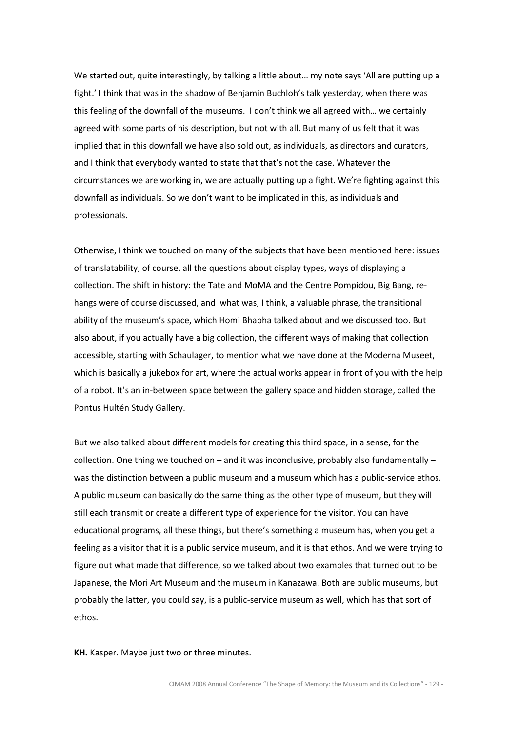We started out, quite interestingly, by talking a little about… my note says 'All are putting up a fight.' I think that was in the shadow of Benjamin Buchloh's talk yesterday, when there was this feeling of the downfall of the museums. I don't think we all agreed with… we certainly agreed with some parts of his description, but not with all. But many of us felt that it was implied that in this downfall we have also sold out, as individuals, as directors and curators, and I think that everybody wanted to state that that's not the case. Whatever the circumstances we are working in, we are actually putting up a fight. We're fighting against this downfall as individuals. So we don't want to be implicated in this, as individuals and professionals.

Otherwise, I think we touched on many of the subjects that have been mentioned here: issues of translatability, of course, all the questions about display types, ways of displaying a collection. The shift in history: the Tate and MoMA and the Centre Pompidou, Big Bang, re-hangs were of course discussed, and what was, I think, a valuable phrase, the transitional ability of the museum's space, which Homi Bhabha talked about and we discussed too. But also about, if you actually have a big collection, the different ways of making that collection accessible, starting with Schaulager, to mention what we have done at the Moderna Museet, which is basically a jukebox for art, where the actual works appear in front of you with the help of a robot. It's an in-between space between the gallery space and hidden storage, called the Pontus Hultén Study Gallery.

But we also talked about different models for creating this third space, in a sense, for the collection. One thing we touched on – and it was inconclusive, probably also fundamentally – was the distinction between a public museum and a museum which has a public-service ethos. A public museum can basically do the same thing as the other type of museum, but they will still each transmit or create a different type of experience for the visitor. You can have educational programs, all these things, but there's something a museum has, when you get a feeling as a visitor that it is a public service museum, and it is that ethos. And we were trying to figure out what made that difference, so we talked about two examples that turned out to be Japanese, the Mori Art Museum and the museum in Kanazawa. Both are public museums, but probably the latter, you could say, is a public-service museum as well, which has that sort of ethos.

**KH.** Kasper. Maybe just two or three minutes.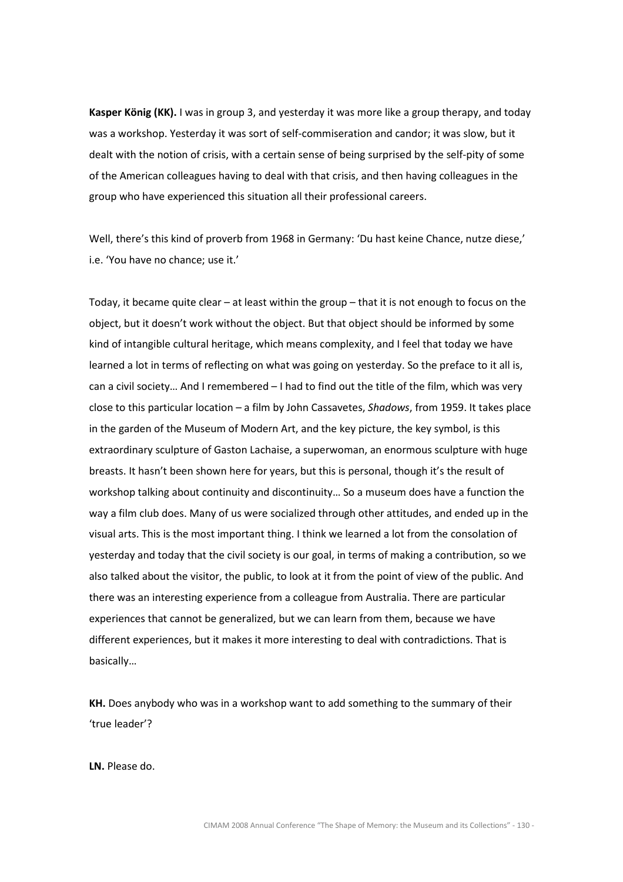**Kasper König (KK).** I was in group 3, and yesterday it was more like a group therapy, and today was a workshop. Yesterday it was sort of self-commiseration and candor; it was slow, but it dealt with the notion of crisis, with a certain sense of being surprised by the self-pity of some of the American colleagues having to deal with that crisis, and then having colleagues in the group who have experienced this situation all their professional careers.

Well, there's this kind of proverb from 1968 in Germany: 'Du hast keine Chance, nutze diese,' i.e. 'You have no chance; use it.'

Today, it became quite clear – at least within the group – that it is not enough to focus on the object, but it doesn't work without the object. But that object should be informed by some kind of intangible cultural heritage, which means complexity, and I feel that today we have learned a lot in terms of reflecting on what was going on yesterday. So the preface to it all is, can a civil society… And I remembered – I had to find out the title of the film, which was very close to this particular location – a film by John Cassavetes, *Shadows*, from 1959. It takes place in the garden of the Museum of Modern Art, and the key picture, the key symbol, is this extraordinary sculpture of Gaston Lachaise, a superwoman, an enormous sculpture with huge breasts. It hasn't been shown here for years, but this is personal, though it's the result of workshop talking about continuity and discontinuity… So a museum does have a function the way a film club does. Many of us were socialized through other attitudes, and ended up in the visual arts. This is the most important thing. I think we learned a lot from the consolation of yesterday and today that the civil society is our goal, in terms of making a contribution, so we also talked about the visitor, the public, to look at it from the point of view of the public. And there was an interesting experience from a colleague from Australia. There are particular experiences that cannot be generalized, but we can learn from them, because we have different experiences, but it makes it more interesting to deal with contradictions. That is basically…

**KH.** Does anybody who was in a workshop want to add something to the summary of their 'true leader'?

**LN.** Please do.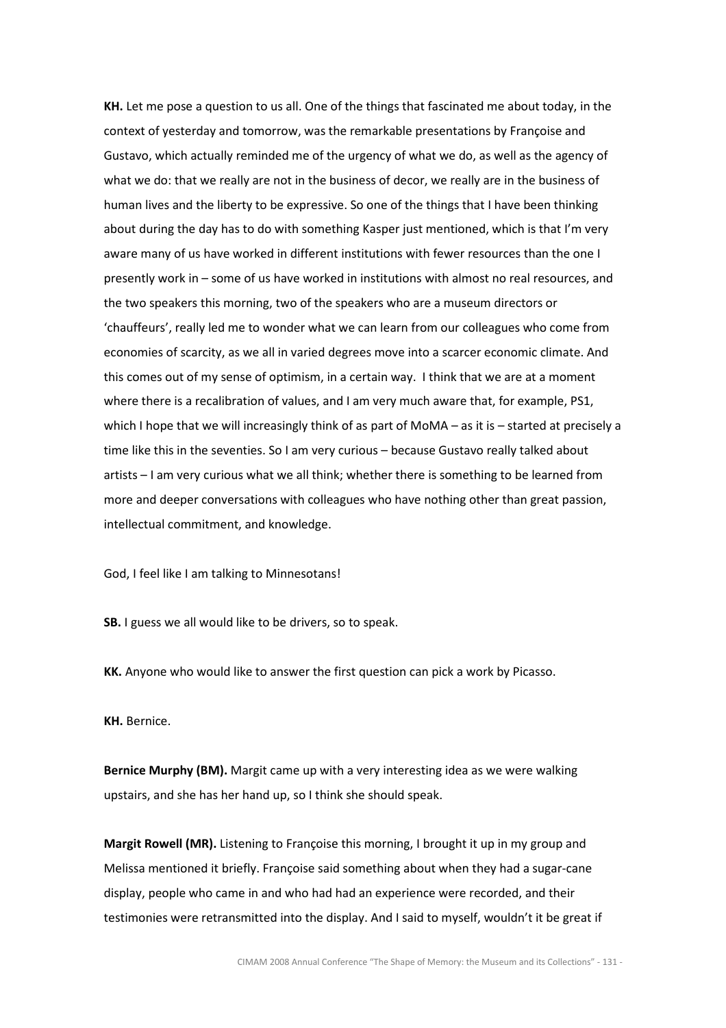**KH.** Let me pose a question to us all. One of the things that fascinated me about today, in the context of yesterday and tomorrow, was the remarkable presentations by Françoise and Gustavo, which actually reminded me of the urgency of what we do, as well as the agency of what we do: that we really are not in the business of decor, we really are in the business of human lives and the liberty to be expressive. So one of the things that I have been thinking about during the day has to do with something Kasper just mentioned, which is that I'm very aware many of us have worked in different institutions with fewer resources than the one I presently work in – some of us have worked in institutions with almost no real resources, and the two speakers this morning, two of the speakers who are a museum directors or 'chauffeurs', really led me to wonder what we can learn from our colleagues who come from economies of scarcity, as we all in varied degrees move into a scarcer economic climate. And this comes out of my sense of optimism, in a certain way. I think that we are at a moment where there is a recalibration of values, and I am very much aware that, for example, PS1, which I hope that we will increasingly think of as part of MoMA – as it is – started at precisely a time like this in the seventies. So I am very curious – because Gustavo really talked about artists – I am very curious what we all think; whether there is something to be learned from more and deeper conversations with colleagues who have nothing other than great passion, intellectual commitment, and knowledge.

God, I feel like I am talking to Minnesotans!

**SB.** I guess we all would like to be drivers, so to speak.

**KK.** Anyone who would like to answer the first question can pick a work by Picasso.

**KH.** Bernice.

**Bernice Murphy (BM).** Margit came up with a very interesting idea as we were walking upstairs, and she has her hand up, so I think she should speak.

**Margit Rowell (MR).** Listening to Françoise this morning, I brought it up in my group and Melissa mentioned it briefly. Françoise said something about when they had a sugar-cane display, people who came in and who had had an experience were recorded, and their testimonies were retransmitted into the display. And I said to myself, wouldn't it be great if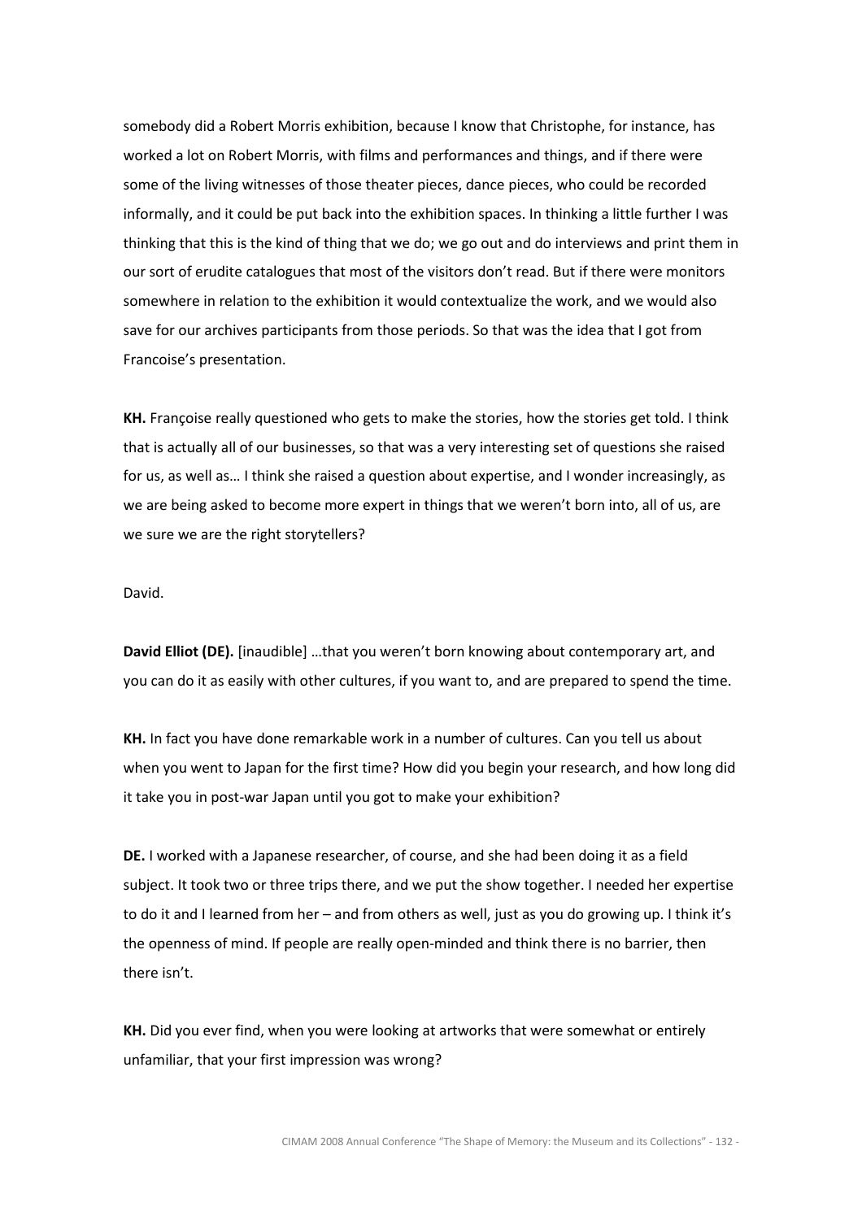somebody did a Robert Morris exhibition, because I know that Christophe, for instance, has worked a lot on Robert Morris, with films and performances and things, and if there were some of the living witnesses of those theater pieces, dance pieces, who could be recorded informally, and it could be put back into the exhibition spaces. In thinking a little further I was thinking that this is the kind of thing that we do; we go out and do interviews and print them in our sort of erudite catalogues that most of the visitors don't read. But if there were monitors somewhere in relation to the exhibition it would contextualize the work, and we would also save for our archives participants from those periods. So that was the idea that I got from Francoise's presentation.

**KH.** Françoise really questioned who gets to make the stories, how the stories get told. I think that is actually all of our businesses, so that was a very interesting set of questions she raised for us, as well as… I think she raised a question about expertise, and I wonder increasingly, as we are being asked to become more expert in things that we weren't born into, all of us, are we sure we are the right storytellers?

David.

**David Elliot (DE).** [inaudible] …that you weren't born knowing about contemporary art, and you can do it as easily with other cultures, if you want to, and are prepared to spend the time.

**KH.** In fact you have done remarkable work in a number of cultures. Can you tell us about when you went to Japan for the first time? How did you begin your research, and how long did it take you in post-war Japan until you got to make your exhibition?

**DE.** I worked with a Japanese researcher, of course, and she had been doing it as a field subject. It took two or three trips there, and we put the show together. I needed her expertise to do it and I learned from her – and from others as well, just as you do growing up. I think it's the openness of mind. If people are really open-minded and think there is no barrier, then there isn't.

**KH.** Did you ever find, when you were looking at artworks that were somewhat or entirely unfamiliar, that your first impression was wrong?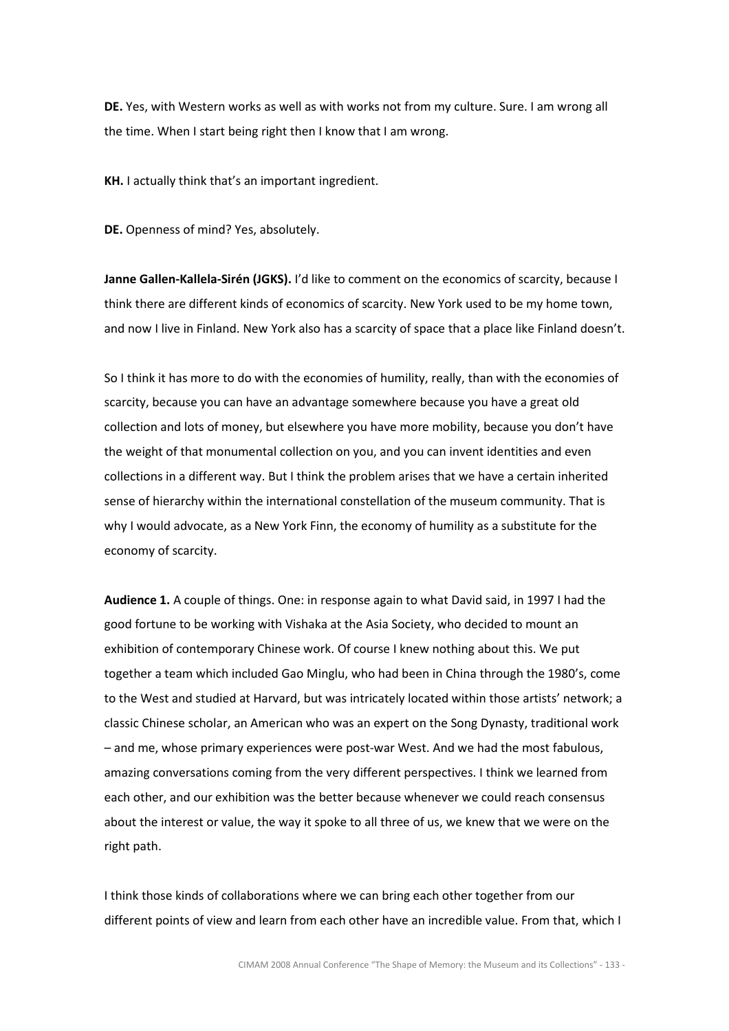**DE.** Yes, with Western works as well as with works not from my culture. Sure. I am wrong all the time. When I start being right then I know that I am wrong.

**KH.** I actually think that's an important ingredient.

**DE.** Openness of mind? Yes, absolutely.

**Janne Gallen-Kallela-Sirén (JGKS).** I'd like to comment on the economics of scarcity, because I think there are different kinds of economics of scarcity. New York used to be my home town, and now I live in Finland. New York also has a scarcity of space that a place like Finland doesn't.

So I think it has more to do with the economies of humility, really, than with the economies of scarcity, because you can have an advantage somewhere because you have a great old collection and lots of money, but elsewhere you have more mobility, because you don't have the weight of that monumental collection on you, and you can invent identities and even collections in a different way. But I think the problem arises that we have a certain inherited sense of hierarchy within the international constellation of the museum community. That is why I would advocate, as a New York Finn, the economy of humility as a substitute for the economy of scarcity.

**Audience 1.** A couple of things. One: in response again to what David said, in 1997 I had the good fortune to be working with Vishaka at the Asia Society, who decided to mount an exhibition of contemporary Chinese work. Of course I knew nothing about this. We put together a team which included Gao Minglu, who had been in China through the 1980's, come to the West and studied at Harvard, but was intricately located within those artists' network; a classic Chinese scholar, an American who was an expert on the Song Dynasty, traditional work – and me, whose primary experiences were post-war West. And we had the most fabulous, amazing conversations coming from the very different perspectives. I think we learned from each other, and our exhibition was the better because whenever we could reach consensus about the interest or value, the way it spoke to all three of us, we knew that we were on the right path.

I think those kinds of collaborations where we can bring each other together from our different points of view and learn from each other have an incredible value. From that, which I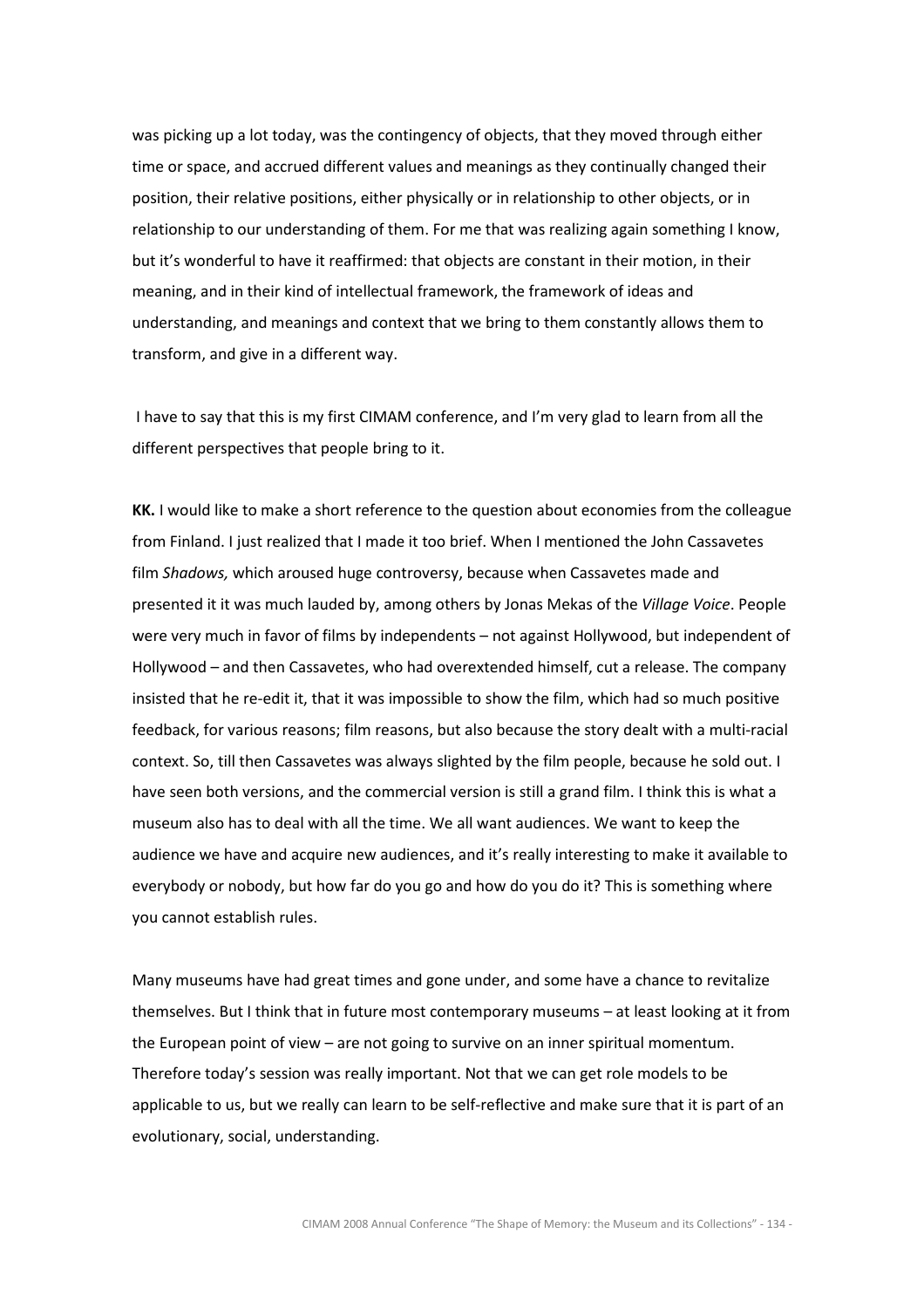was picking up a lot today, was the contingency of objects, that they moved through either time or space, and accrued different values and meanings as they continually changed their position, their relative positions, either physically or in relationship to other objects, or in relationship to our understanding of them. For me that was realizing again something I know, but it's wonderful to have it reaffirmed: that objects are constant in their motion, in their meaning, and in their kind of intellectual framework, the framework of ideas and understanding, and meanings and context that we bring to them constantly allows them to transform, and give in a different way.

I have to say that this is my first CIMAM conference, and I'm very glad to learn from all the different perspectives that people bring to it.

**KK.** I would like to make a short reference to the question about economies from the colleague from Finland. I just realized that I made it too brief. When I mentioned the John Cassavetes film *Shadows,* which aroused huge controversy, because when Cassavetes made and presented it it was much lauded by, among others by Jonas Mekas of the *Village Voice*. People were very much in favor of films by independents – not against Hollywood, but independent of Hollywood – and then Cassavetes, who had overextended himself, cut a release. The company insisted that he re-edit it, that it was impossible to show the film, which had so much positive feedback, for various reasons; film reasons, but also because the story dealt with a multi-racial context. So, till then Cassavetes was always slighted by the film people, because he sold out. I have seen both versions, and the commercial version is still a grand film. I think this is what a museum also has to deal with all the time. We all want audiences. We want to keep the audience we have and acquire new audiences, and it's really interesting to make it available to everybody or nobody, but how far do you go and how do you do it? This is something where you cannot establish rules.

Many museums have had great times and gone under, and some have a chance to revitalize themselves. But I think that in future most contemporary museums – at least looking at it from the European point of view – are not going to survive on an inner spiritual momentum. Therefore today's session was really important. Not that we can get role models to be applicable to us, but we really can learn to be self-reflective and make sure that it is part of an evolutionary, social, understanding.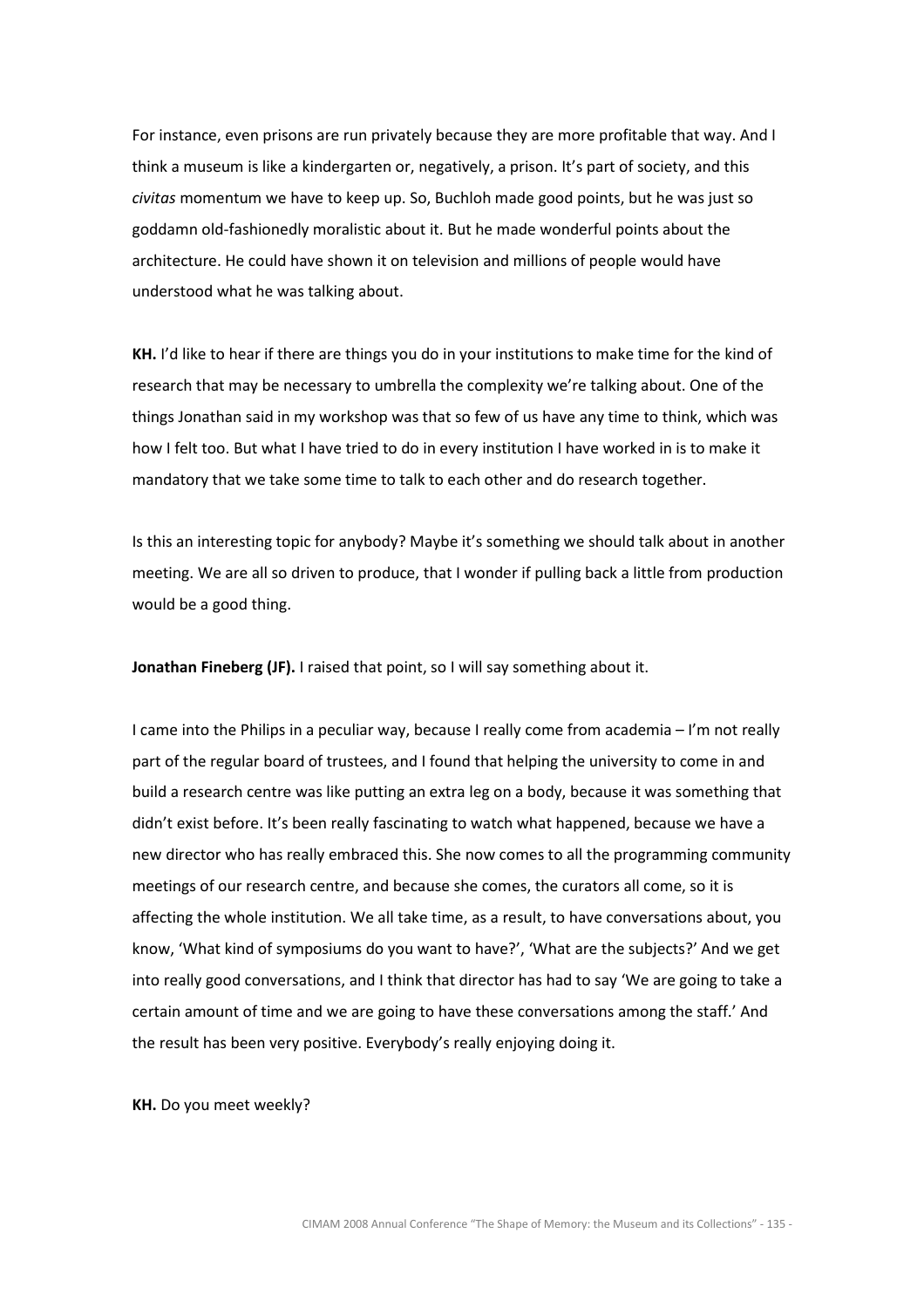For instance, even prisons are run privately because they are more profitable that way. And I think a museum is like a kindergarten or, negatively, a prison. It's part of society, and this *civitas* momentum we have to keep up. So, Buchloh made good points, but he was just so goddamn old-fashionedly moralistic about it. But he made wonderful points about the architecture. He could have shown it on television and millions of people would have understood what he was talking about.

**KH.** I'd like to hear if there are things you do in your institutions to make time for the kind of research that may be necessary to umbrella the complexity we're talking about. One of the things Jonathan said in my workshop was that so few of us have any time to think, which was how I felt too. But what I have tried to do in every institution I have worked in is to make it mandatory that we take some time to talk to each other and do research together.

Is this an interesting topic for anybody? Maybe it's something we should talk about in another meeting. We are all so driven to produce, that I wonder if pulling back a little from production would be a good thing.

**Jonathan Fineberg (JF).** I raised that point, so I will say something about it.

I came into the Philips in a peculiar way, because I really come from academia – I'm not really part of the regular board of trustees, and I found that helping the university to come in and build a research centre was like putting an extra leg on a body, because it was something that didn't exist before. It's been really fascinating to watch what happened, because we have a new director who has really embraced this. She now comes to all the programming community meetings of our research centre, and because she comes, the curators all come, so it is affecting the whole institution. We all take time, as a result, to have conversations about, you know, 'What kind of symposiums do you want to have?', 'What are the subjects?' And we get into really good conversations, and I think that director has had to say 'We are going to take a certain amount of time and we are going to have these conversations among the staff.' And the result has been very positive. Everybody's really enjoying doing it.

**KH.** Do you meet weekly?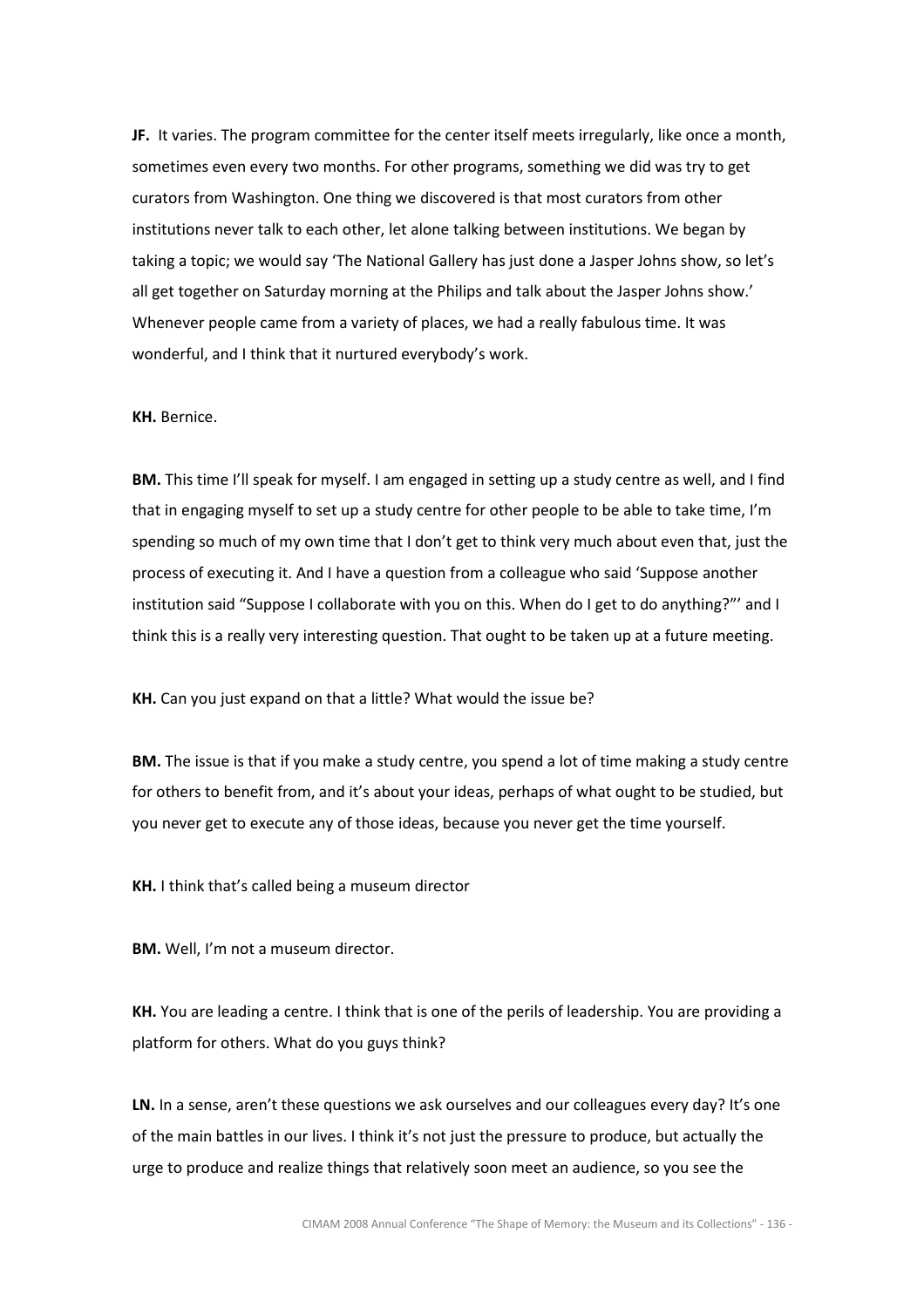**JF.** It varies. The program committee for the center itself meets irregularly, like once a month, sometimes even every two months. For other programs, something we did was try to get curators from Washington. One thing we discovered is that most curators from other institutions never talk to each other, let alone talking between institutions. We began by taking a topic; we would say 'The National Gallery has just done a Jasper Johns show, so let's all get together on Saturday morning at the Philips and talk about the Jasper Johns show.' Whenever people came from a variety of places, we had a really fabulous time. It was wonderful, and I think that it nurtured everybody's work.

**KH.** Bernice.

**BM.** This time I'll speak for myself. I am engaged in setting up a study centre as well, and I find that in engaging myself to set up a study centre for other people to be able to take time, I'm spending so much of my own time that I don't get to think very much about even that, just the process of executing it. And I have a question from a colleague who said 'Suppose another institution said "Suppose I collaborate with you on this. When do I get to do anything?"' and I think this is a really very interesting question. That ought to be taken up at a future meeting.

**KH.** Can you just expand on that a little? What would the issue be?

**BM.** The issue is that if you make a study centre, you spend a lot of time making a study centre for others to benefit from, and it's about your ideas, perhaps of what ought to be studied, but you never get to execute any of those ideas, because you never get the time yourself.

**KH.** I think that's called being a museum director

**BM.** Well, I'm not a museum director.

**KH.** You are leading a centre. I think that is one of the perils of leadership. You are providing a platform for others. What do you guys think?

**LN.** In a sense, aren't these questions we ask ourselves and our colleagues every day? It's one of the main battles in our lives. I think it's not just the pressure to produce, but actually the urge to produce and realize things that relatively soon meet an audience, so you see the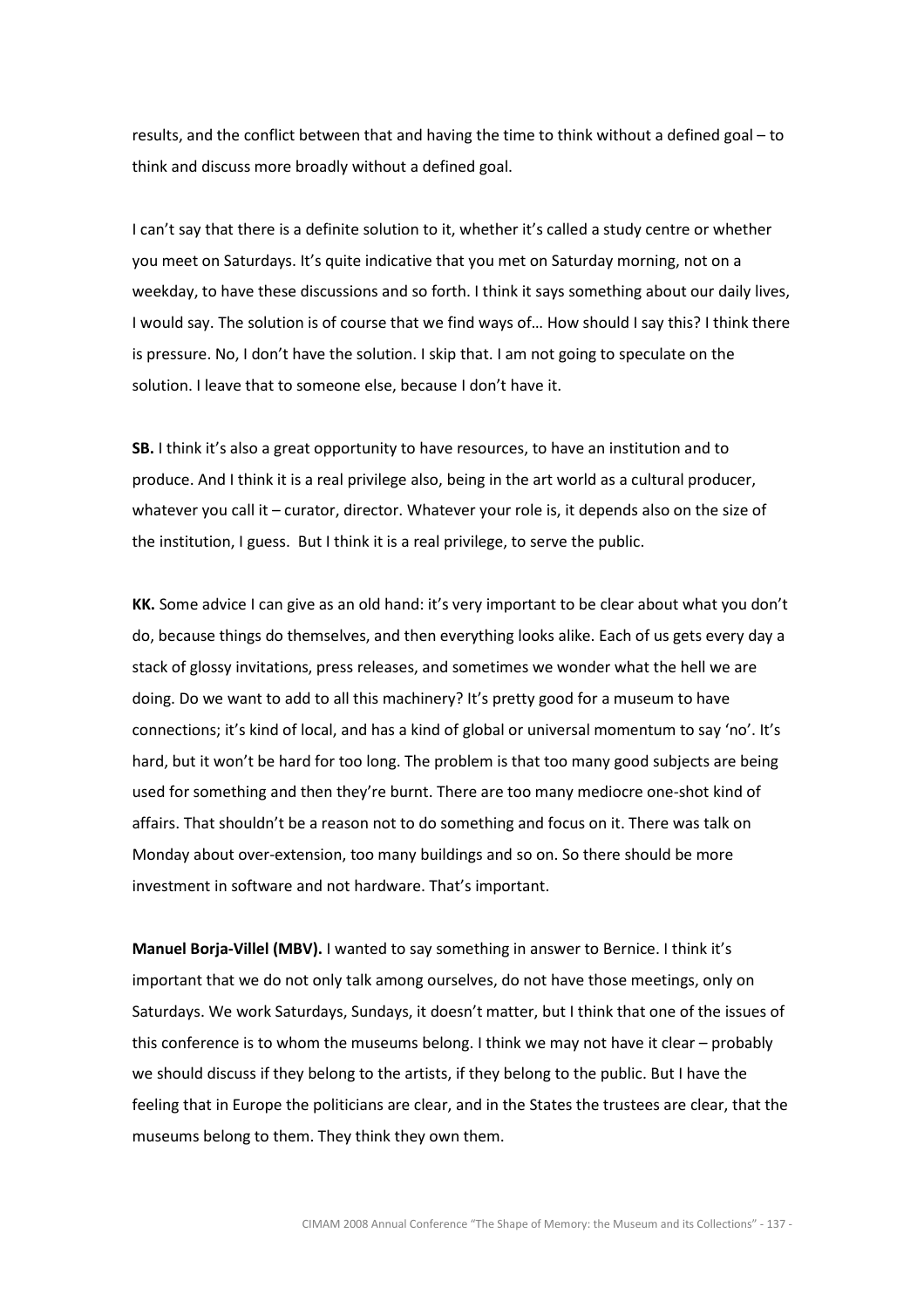results, and the conflict between that and having the time to think without a defined goal – to think and discuss more broadly without a defined goal.

I can't say that there is a definite solution to it, whether it's called a study centre or whether you meet on Saturdays. It's quite indicative that you met on Saturday morning, not on a weekday, to have these discussions and so forth. I think it says something about our daily lives, I would say. The solution is of course that we find ways of… How should I say this? I think there is pressure. No, I don't have the solution. I skip that. I am not going to speculate on the solution. I leave that to someone else, because I don't have it.

**SB.** I think it's also a great opportunity to have resources, to have an institution and to produce. And I think it is a real privilege also, being in the art world as a cultural producer, whatever you call it – curator, director. Whatever your role is, it depends also on the size of the institution, I guess. But I think it is a real privilege, to serve the public.

**KK.** Some advice I can give as an old hand: it's very important to be clear about what you don't do, because things do themselves, and then everything looks alike. Each of us gets every day a stack of glossy invitations, press releases, and sometimes we wonder what the hell we are doing. Do we want to add to all this machinery? It's pretty good for a museum to have connections; it's kind of local, and has a kind of global or universal momentum to say 'no'. It's hard, but it won't be hard for too long. The problem is that too many good subjects are being used for something and then they're burnt. There are too many mediocre one-shot kind of affairs. That shouldn't be a reason not to do something and focus on it. There was talk on Monday about over-extension, too many buildings and so on. So there should be more investment in software and not hardware. That's important.

**Manuel Borja-Villel (MBV).** I wanted to say something in answer to Bernice. I think it's important that we do not only talk among ourselves, do not have those meetings, only on Saturdays. We work Saturdays, Sundays, it doesn't matter, but I think that one of the issues of this conference is to whom the museums belong. I think we may not have it clear – probably we should discuss if they belong to the artists, if they belong to the public. But I have the feeling that in Europe the politicians are clear, and in the States the trustees are clear, that the museums belong to them. They think they own them.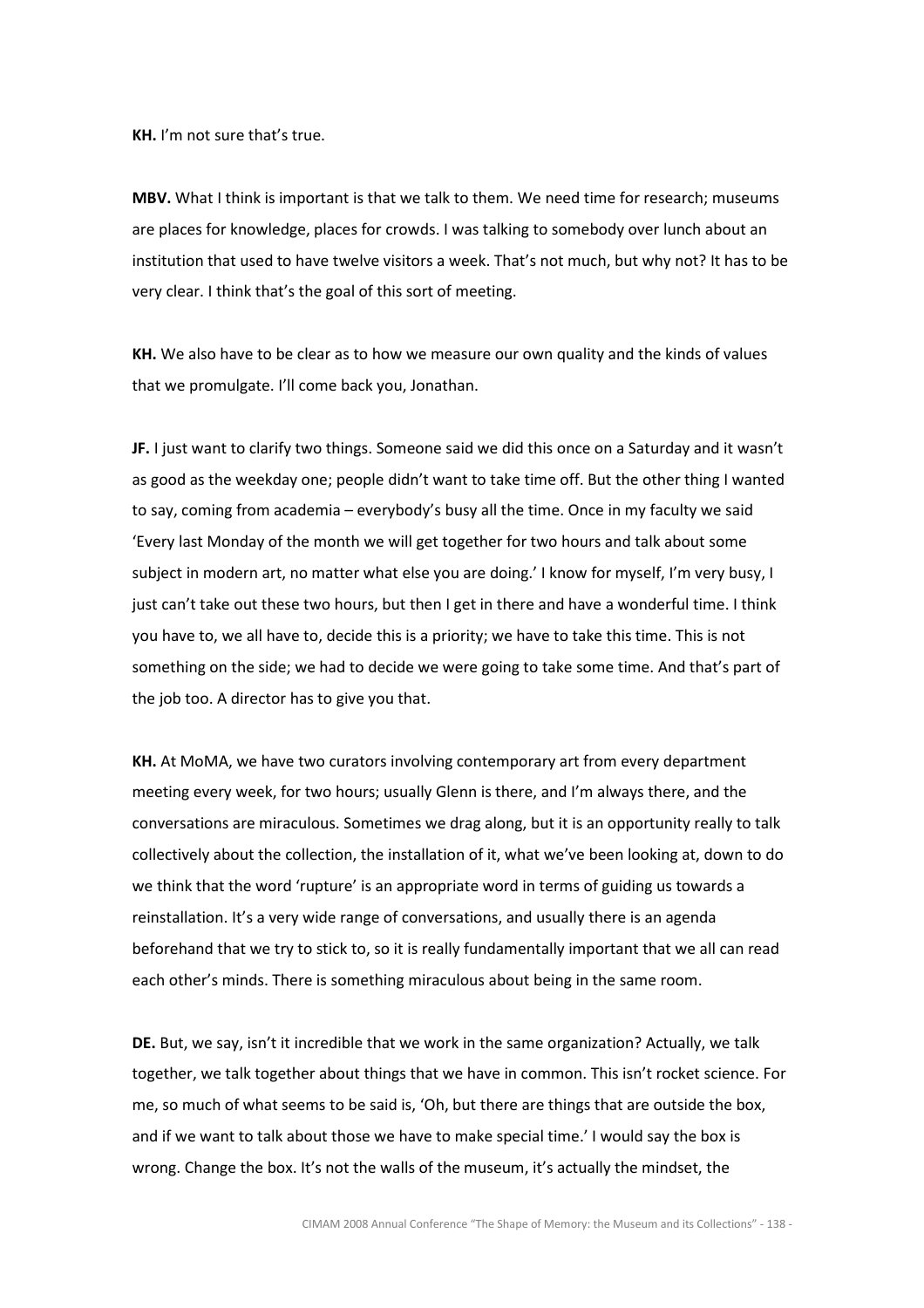**KH.** I'm not sure that's true.

**MBV.** What I think is important is that we talk to them. We need time for research; museums are places for knowledge, places for crowds. I was talking to somebody over lunch about an institution that used to have twelve visitors a week. That's not much, but why not? It has to be very clear. I think that's the goal of this sort of meeting.

**KH.** We also have to be clear as to how we measure our own quality and the kinds of values that we promulgate. I'll come back you, Jonathan.

**JF.** I just want to clarify two things. Someone said we did this once on a Saturday and it wasn't as good as the weekday one; people didn't want to take time off. But the other thing I wanted to say, coming from academia – everybody's busy all the time. Once in my faculty we said 'Every last Monday of the month we will get together for two hours and talk about some subject in modern art, no matter what else you are doing.' I know for myself, I'm very busy, I just can't take out these two hours, but then I get in there and have a wonderful time. I think you have to, we all have to, decide this is a priority; we have to take this time. This is not something on the side; we had to decide we were going to take some time. And that's part of the job too. A director has to give you that.

**KH.** At MoMA, we have two curators involving contemporary art from every department meeting every week, for two hours; usually Glenn is there, and I'm always there, and the conversations are miraculous. Sometimes we drag along, but it is an opportunity really to talk collectively about the collection, the installation of it, what we've been looking at, down to do we think that the word 'rupture' is an appropriate word in terms of guiding us towards a reinstallation. It's a very wide range of conversations, and usually there is an agenda beforehand that we try to stick to, so it is really fundamentally important that we all can read each other's minds. There is something miraculous about being in the same room.

**DE.** But, we say, isn't it incredible that we work in the same organization? Actually, we talk together, we talk together about things that we have in common. This isn't rocket science. For me, so much of what seems to be said is, 'Oh, but there are things that are outside the box, and if we want to talk about those we have to make special time.' I would say the box is wrong. Change the box. It's not the walls of the museum, it's actually the mindset, the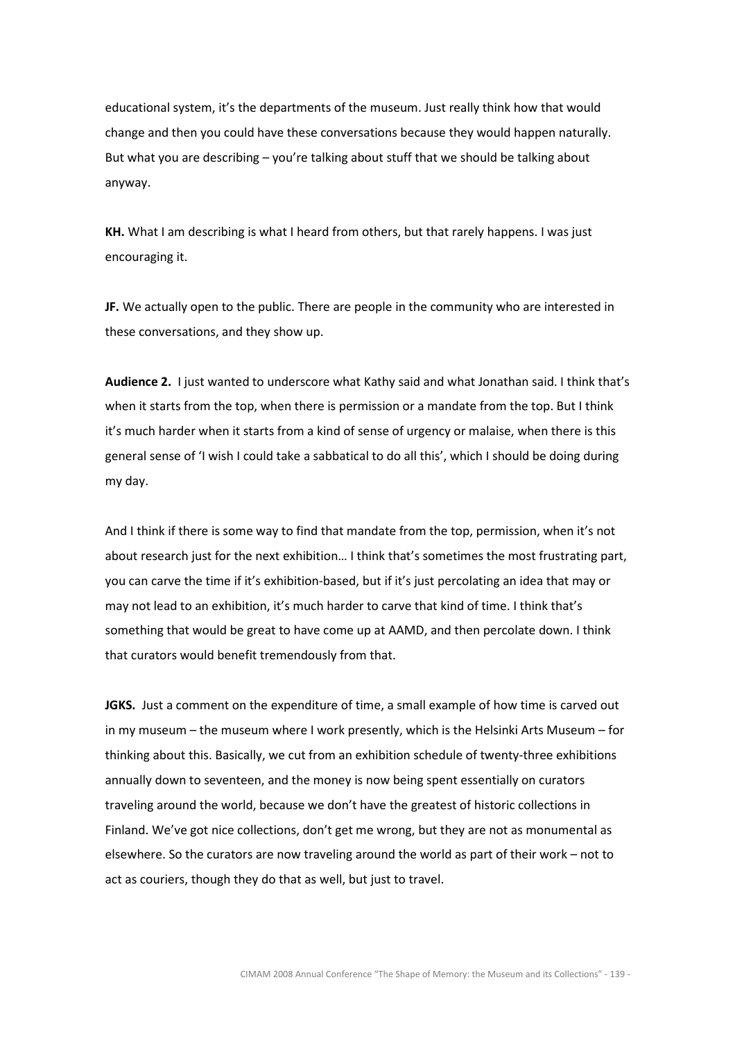educational system, it's the departments of the museum. Just really think how that would change and then you could have these conversations because they would happen naturally. But what you are describing – you're talking about stuff that we should be talking about anyway.

**KH.** What I am describing is what I heard from others, but that rarely happens. I was just encouraging it.

**JF.** We actually open to the public. There are people in the community who are interested in these conversations, and they show up.

**Audience 2.** I just wanted to underscore what Kathy said and what Jonathan said. I think that's when it starts from the top, when there is permission or a mandate from the top. But I think it's much harder when it starts from a kind of sense of urgency or malaise, when there is this general sense of 'I wish I could take a sabbatical to do all this', which I should be doing during my day.

And I think if there is some way to find that mandate from the top, permission, when it's not about research just for the next exhibition… I think that's sometimes the most frustrating part, you can carve the time if it's exhibition-based, but if it's just percolating an idea that may or may not lead to an exhibition, it's much harder to carve that kind of time. I think that's something that would be great to have come up at AAMD, and then percolate down. I think that curators would benefit tremendously from that.

**JGKS.** Just a comment on the expenditure of time, a small example of how time is carved out in my museum – the museum where I work presently, which is the Helsinki Arts Museum – for thinking about this. Basically, we cut from an exhibition schedule of twenty-three exhibitions annually down to seventeen, and the money is now being spent essentially on curators traveling around the world, because we don't have the greatest of historic collections in Finland. We've got nice collections, don't get me wrong, but they are not as monumental as elsewhere. So the curators are now traveling around the world as part of their work – not to act as couriers, though they do that as well, but just to travel.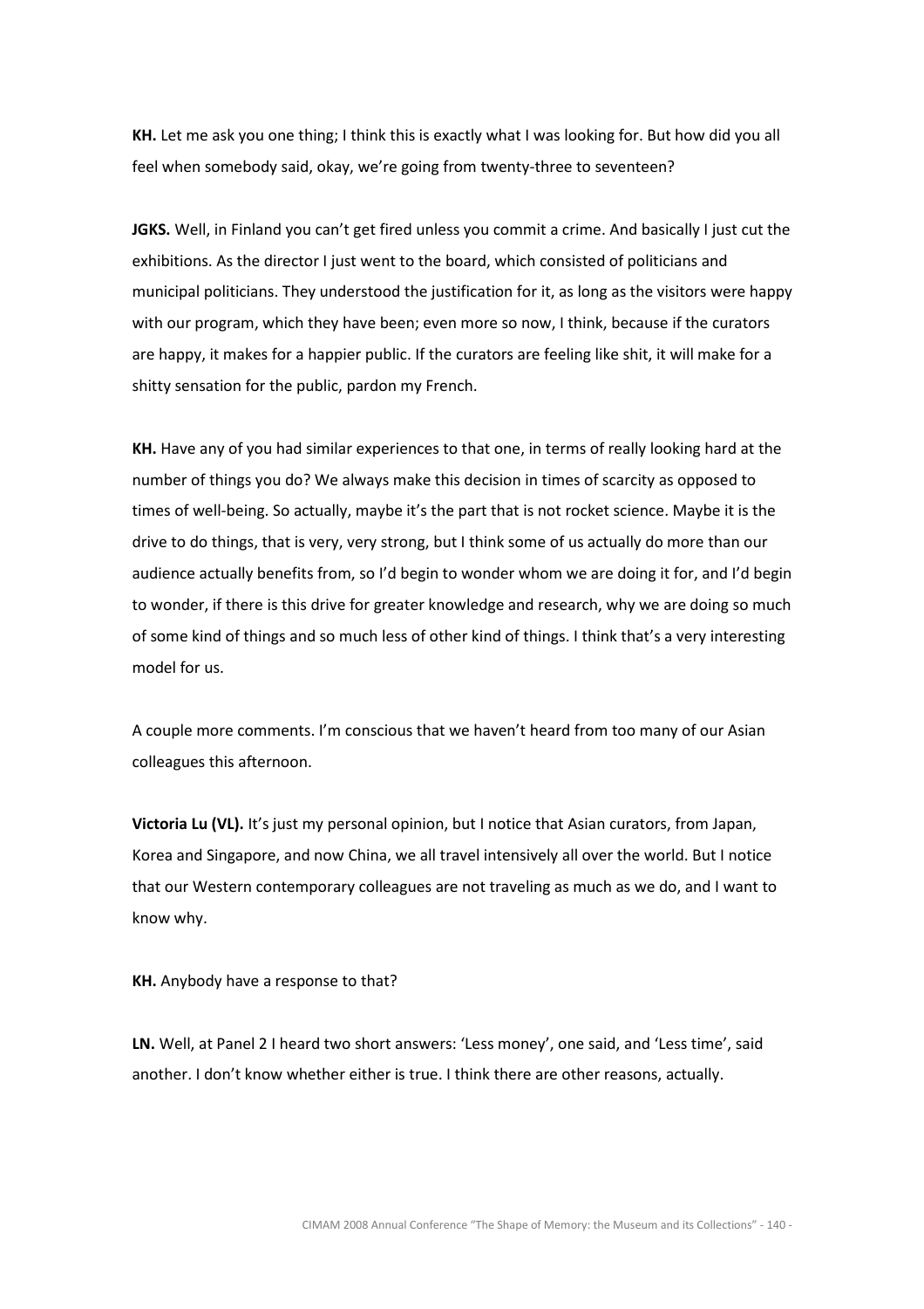**KH.** Let me ask you one thing; I think this is exactly what I was looking for. But how did you all feel when somebody said, okay, we're going from twenty-three to seventeen?

**JGKS.** Well, in Finland you can't get fired unless you commit a crime. And basically I just cut the exhibitions. As the director I just went to the board, which consisted of politicians and municipal politicians. They understood the justification for it, as long as the visitors were happy with our program, which they have been; even more so now, I think, because if the curators are happy, it makes for a happier public. If the curators are feeling like shit, it will make for a shitty sensation for the public, pardon my French.

**KH.** Have any of you had similar experiences to that one, in terms of really looking hard at the number of things you do? We always make this decision in times of scarcity as opposed to times of well-being. So actually, maybe it's the part that is not rocket science. Maybe it is the drive to do things, that is very, very strong, but I think some of us actually do more than our audience actually benefits from, so I'd begin to wonder whom we are doing it for, and I'd begin to wonder, if there is this drive for greater knowledge and research, why we are doing so much of some kind of things and so much less of other kind of things. I think that's a very interesting model for us.

A couple more comments. I'm conscious that we haven't heard from too many of our Asian colleagues this afternoon.

**Victoria Lu (VL).** It's just my personal opinion, but I notice that Asian curators, from Japan, Korea and Singapore, and now China, we all travel intensively all over the world. But I notice that our Western contemporary colleagues are not traveling as much as we do, and I want to know why.

**KH.** Anybody have a response to that?

**LN.** Well, at Panel 2 I heard two short answers: 'Less money', one said, and 'Less time', said another. I don't know whether either is true. I think there are other reasons, actually.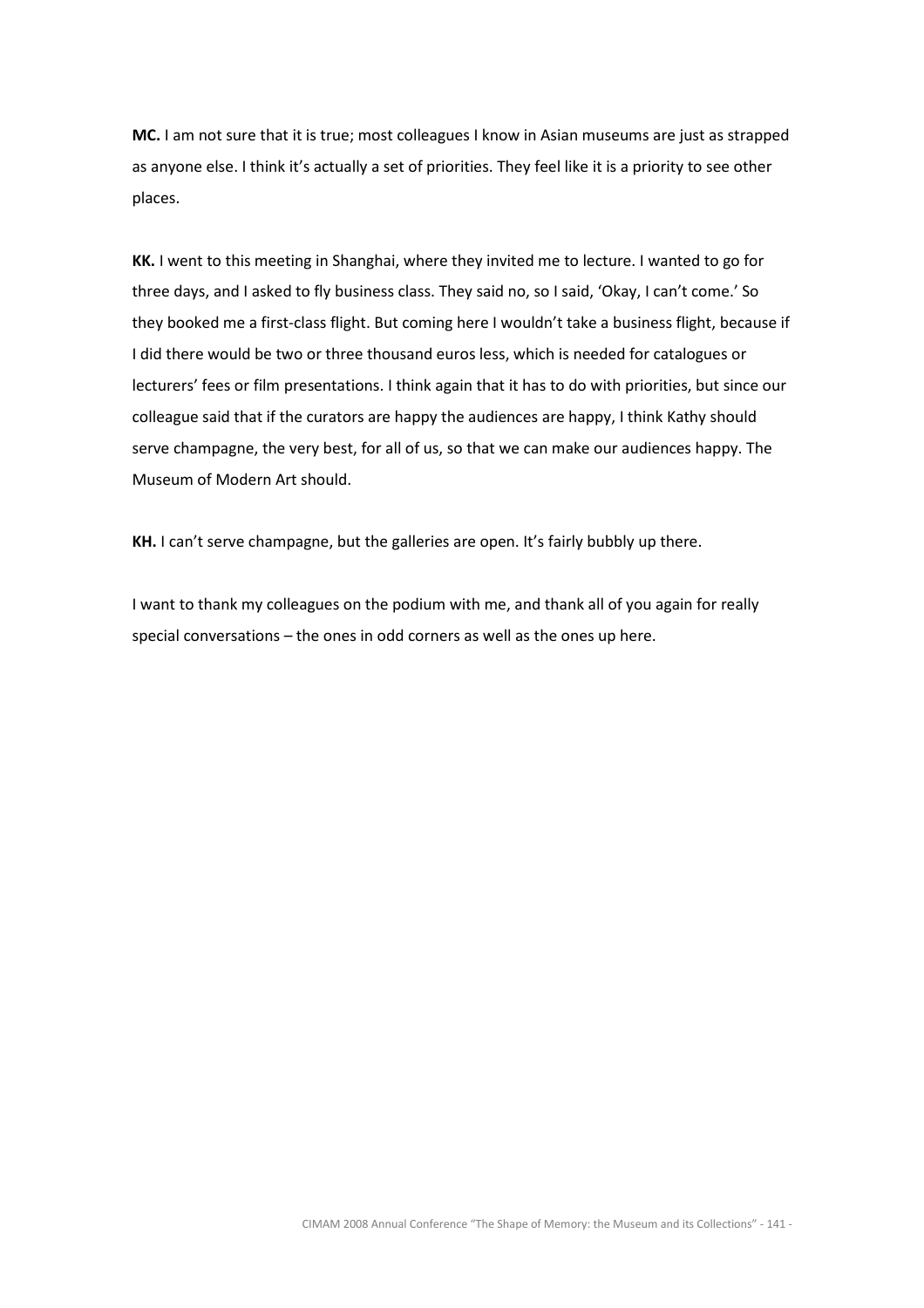**MC.** I am not sure that it is true; most colleagues I know in Asian museums are just as strapped as anyone else. I think it's actually a set of priorities. They feel like it is a priority to see other places.

**KK.** I went to this meeting in Shanghai, where they invited me to lecture. I wanted to go for three days, and I asked to fly business class. They said no, so I said, 'Okay, I can't come.' So they booked me a first-class flight. But coming here I wouldn't take a business flight, because if I did there would be two or three thousand euros less, which is needed for catalogues or lecturers' fees or film presentations. I think again that it has to do with priorities, but since our colleague said that if the curators are happy the audiences are happy, I think Kathy should serve champagne, the very best, for all of us, so that we can make our audiences happy. The Museum of Modern Art should.

**KH.** I can't serve champagne, but the galleries are open. It's fairly bubbly up there.

I want to thank my colleagues on the podium with me, and thank all of you again for really special conversations – the ones in odd corners as well as the ones up here.